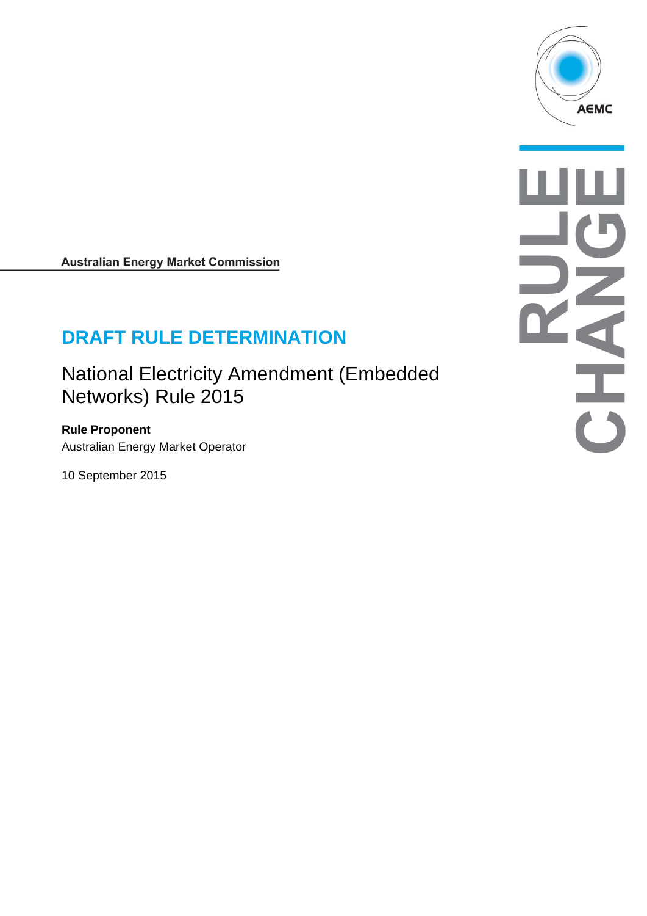AEMC

RULE CHANGE

**Australian Energy Market Commission**

# DRAFT RULE DETERMINATION

## National Electricity Amendment (Embedded Networks) Rule 2015

**Rule Proponent**

Australian Energy Market Operator

10 September 2015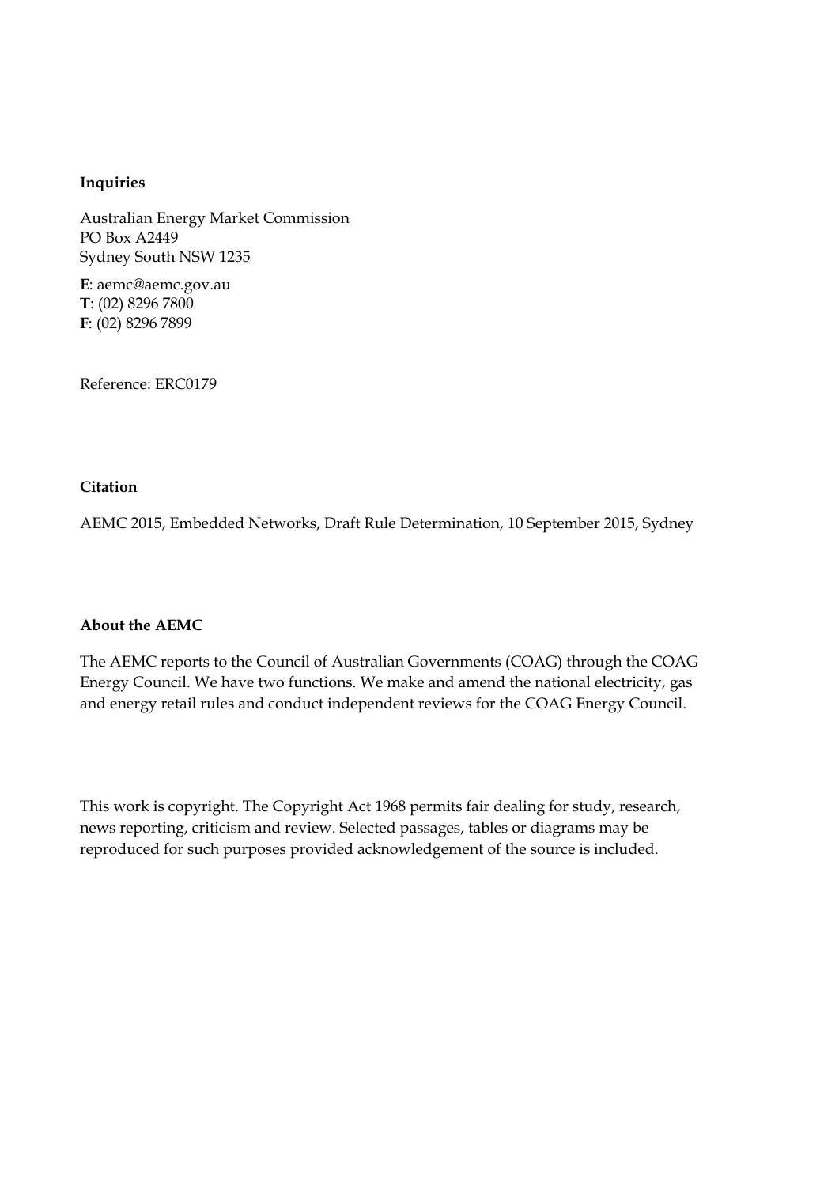**Inquiries**

Australian Energy Market Commission
PO Box A2449
Sydney South NSW 1235

**E**: aemc@aemc.gov.au
**T**: (02) 8296 7800
**F**: (02) 8296 7899

Reference: ERC0179

**Citation**

AEMC 2015, Embedded Networks, Draft Rule Determination, 10 September 2015, Sydney

**About the AEMC**

The AEMC reports to the Council of Australian Governments (COAG) through the COAG Energy Council. We have two functions. We make and amend the national electricity, gas and energy retail rules and conduct independent reviews for the COAG Energy Council.

This work is copyright. The Copyright Act 1968 permits fair dealing for study, research, news reporting, criticism and review. Selected passages, tables or diagrams may be reproduced for such purposes provided acknowledgement of the source is included.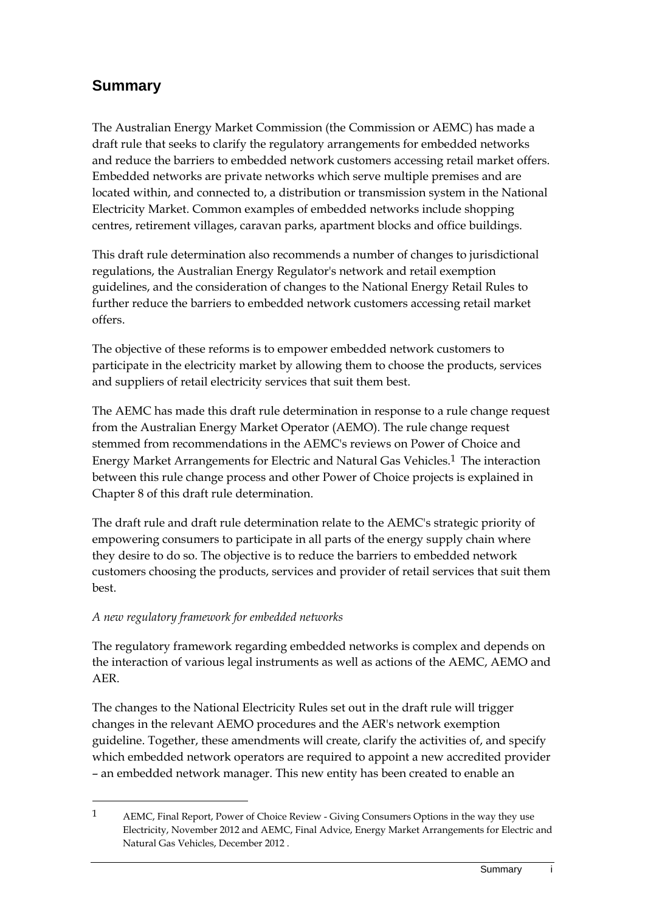## Summary

The Australian Energy Market Commission (the Commission or AEMC) has made a draft rule that seeks to clarify the regulatory arrangements for embedded networks and reduce the barriers to embedded network customers accessing retail market offers. Embedded networks are private networks which serve multiple premises and are located within, and connected to, a distribution or transmission system in the National Electricity Market. Common examples of embedded networks include shopping centres, retirement villages, caravan parks, apartment blocks and office buildings.

This draft rule determination also recommends a number of changes to jurisdictional regulations, the Australian Energy Regulator's network and retail exemption guidelines, and the consideration of changes to the National Energy Retail Rules to further reduce the barriers to embedded network customers accessing retail market offers.

The objective of these reforms is to empower embedded network customers to participate in the electricity market by allowing them to choose the products, services and suppliers of retail electricity services that suit them best.

The AEMC has made this draft rule determination in response to a rule change request from the Australian Energy Market Operator (AEMO). The rule change request stemmed from recommendations in the AEMC's reviews on Power of Choice and Energy Market Arrangements for Electric and Natural Gas Vehicles.[1] The interaction between this rule change process and other Power of Choice projects is explained in Chapter 8 of this draft rule determination.

The draft rule and draft rule determination relate to the AEMC's strategic priority of empowering consumers to participate in all parts of the energy supply chain where they desire to do so. The objective is to reduce the barriers to embedded network customers choosing the products, services and provider of retail services that suit them best.

*A new regulatory framework for embedded networks*

The regulatory framework regarding embedded networks is complex and depends on the interaction of various legal instruments as well as actions of the AEMC, AEMO and AER.

The changes to the National Electricity Rules set out in the draft rule will trigger changes in the relevant AEMO procedures and the AER's network exemption guideline. Together, these amendments will create, clarify the activities of, and specify which embedded network operators are required to appoint a new accredited provider – an embedded network manager. This new entity has been created to enable an

[1] AEMC, Final Report, Power of Choice Review - Giving Consumers Options in the way they use Electricity, November 2012 and AEMC, Final Advice, Energy Market Arrangements for Electric and Natural Gas Vehicles, December 2012 .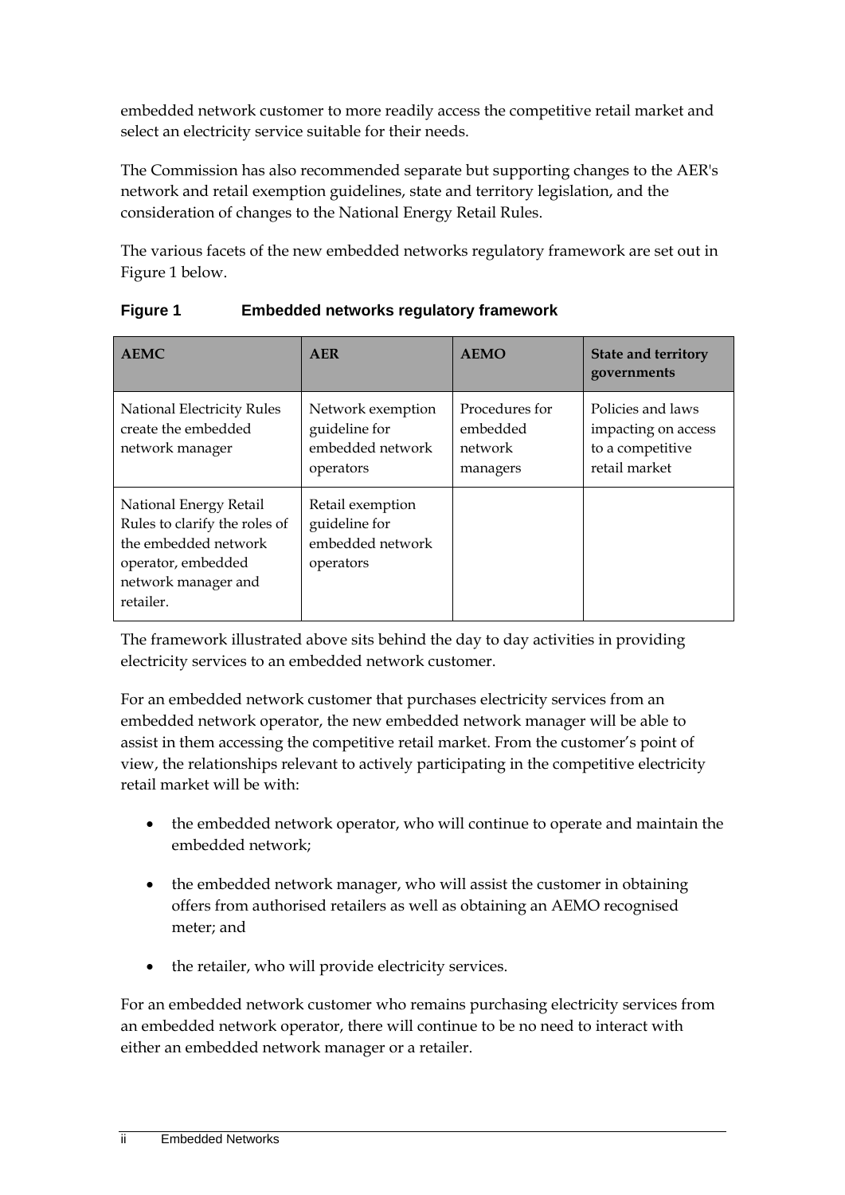embedded network customer to more readily access the competitive retail market and select an electricity service suitable for their needs.

The Commission has also recommended separate but supporting changes to the AER's network and retail exemption guidelines, state and territory legislation, and the consideration of changes to the National Energy Retail Rules.

The various facets of the new embedded networks regulatory framework are set out in Figure 1 below.

**Figure 1 Embedded networks regulatory framework**

| AEMC | AER | AEMO | State and territory governments |
|---|---|---|---|
| National Electricity Rules create the embedded network manager | Network exemption guideline for embedded network operators | Procedures for embedded network managers | Policies and laws impacting on access to a competitive retail market |
| National Energy Retail Rules to clarify the roles of the embedded network operator, embedded network manager and retailer. | Retail exemption guideline for embedded network operators | | |

The framework illustrated above sits behind the day to day activities in providing electricity services to an embedded network customer.

For an embedded network customer that purchases electricity services from an embedded network operator, the new embedded network manager will be able to assist in them accessing the competitive retail market. From the customer's point of view, the relationships relevant to actively participating in the competitive electricity retail market will be with:

- the embedded network operator, who will continue to operate and maintain the embedded network;
- the embedded network manager, who will assist the customer in obtaining offers from authorised retailers as well as obtaining an AEMO recognised meter; and
- the retailer, who will provide electricity services.

For an embedded network customer who remains purchasing electricity services from an embedded network operator, there will continue to be no need to interact with either an embedded network manager or a retailer.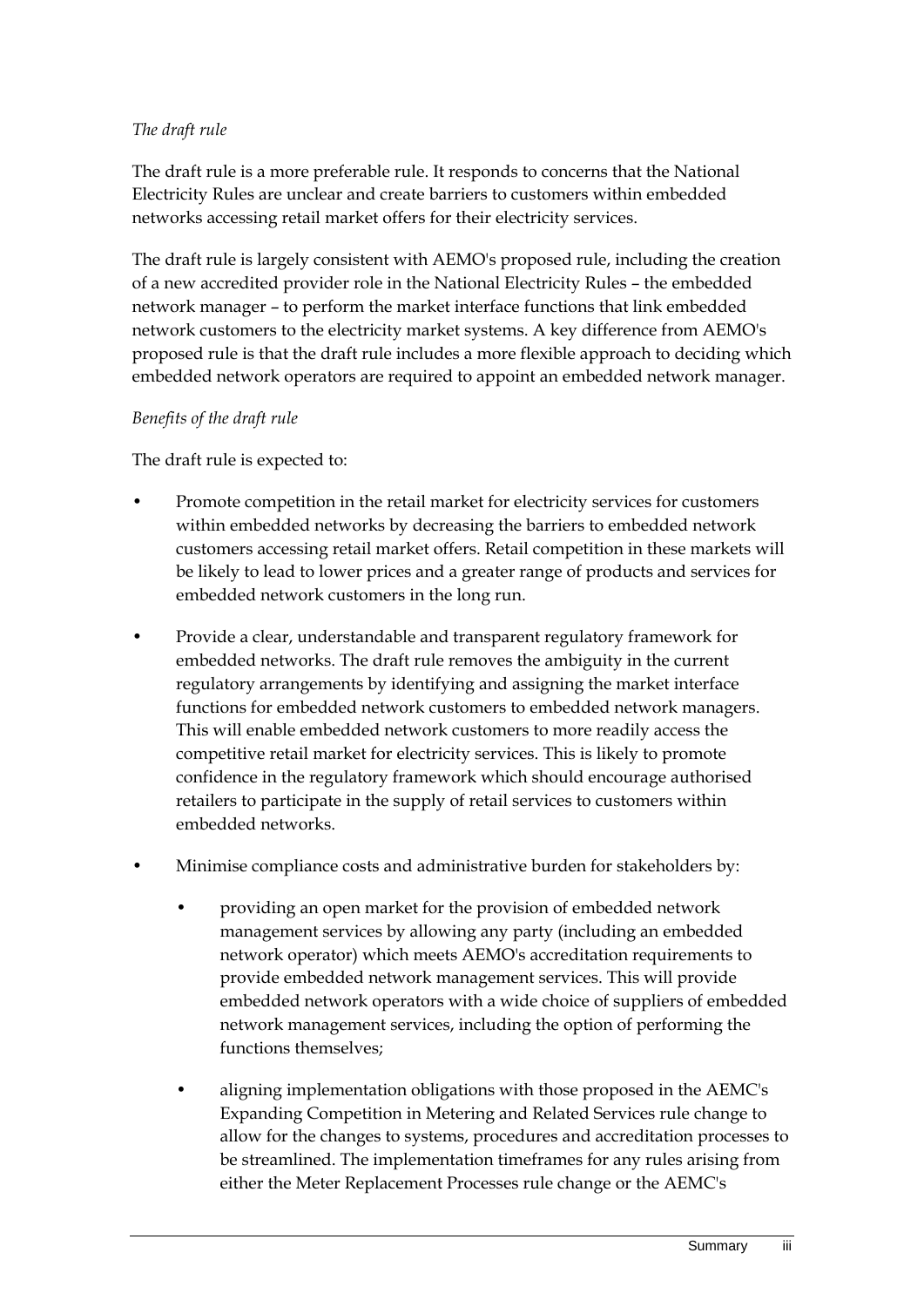*The draft rule*

The draft rule is a more preferable rule. It responds to concerns that the National Electricity Rules are unclear and create barriers to customers within embedded networks accessing retail market offers for their electricity services.

The draft rule is largely consistent with AEMO's proposed rule, including the creation of a new accredited provider role in the National Electricity Rules – the embedded network manager – to perform the market interface functions that link embedded network customers to the electricity market systems. A key difference from AEMO's proposed rule is that the draft rule includes a more flexible approach to deciding which embedded network operators are required to appoint an embedded network manager.

*Benefits of the draft rule*

The draft rule is expected to:

- Promote competition in the retail market for electricity services for customers within embedded networks by decreasing the barriers to embedded network customers accessing retail market offers. Retail competition in these markets will be likely to lead to lower prices and a greater range of products and services for embedded network customers in the long run.
- Provide a clear, understandable and transparent regulatory framework for embedded networks. The draft rule removes the ambiguity in the current regulatory arrangements by identifying and assigning the market interface functions for embedded network customers to embedded network managers. This will enable embedded network customers to more readily access the competitive retail market for electricity services. This is likely to promote confidence in the regulatory framework which should encourage authorised retailers to participate in the supply of retail services to customers within embedded networks.
- Minimise compliance costs and administrative burden for stakeholders by:
  - providing an open market for the provision of embedded network management services by allowing any party (including an embedded network operator) which meets AEMO's accreditation requirements to provide embedded network management services. This will provide embedded network operators with a wide choice of suppliers of embedded network management services, including the option of performing the functions themselves;
  - aligning implementation obligations with those proposed in the AEMC's Expanding Competition in Metering and Related Services rule change to allow for the changes to systems, procedures and accreditation processes to be streamlined. The implementation timeframes for any rules arising from either the Meter Replacement Processes rule change or the AEMC's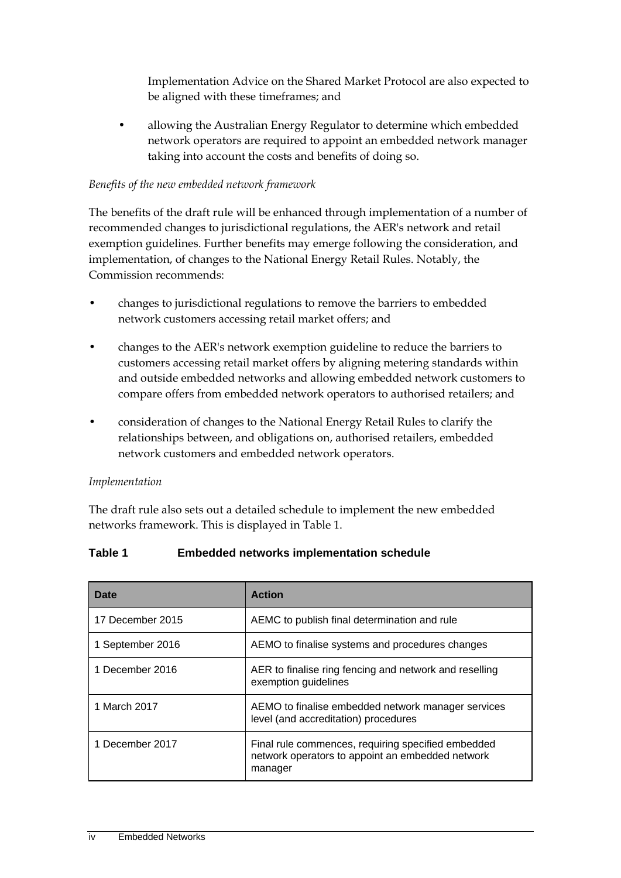Implementation Advice on the Shared Market Protocol are also expected to be aligned with these timeframes; and

- allowing the Australian Energy Regulator to determine which embedded network operators are required to appoint an embedded network manager taking into account the costs and benefits of doing so.

*Benefits of the new embedded network framework*

The benefits of the draft rule will be enhanced through implementation of a number of recommended changes to jurisdictional regulations, the AER's network and retail exemption guidelines. Further benefits may emerge following the consideration, and implementation, of changes to the National Energy Retail Rules. Notably, the Commission recommends:

- changes to jurisdictional regulations to remove the barriers to embedded network customers accessing retail market offers; and
- changes to the AER's network exemption guideline to reduce the barriers to customers accessing retail market offers by aligning metering standards within and outside embedded networks and allowing embedded network customers to compare offers from embedded network operators to authorised retailers; and
- consideration of changes to the National Energy Retail Rules to clarify the relationships between, and obligations on, authorised retailers, embedded network customers and embedded network operators.

*Implementation*

The draft rule also sets out a detailed schedule to implement the new embedded networks framework. This is displayed in Table 1.

**Table 1 Embedded networks implementation schedule**

| Date | Action |
|---|---|
| 17 December 2015 | AEMC to publish final determination and rule |
| 1 September 2016 | AEMO to finalise systems and procedures changes |
| 1 December 2016 | AER to finalise ring fencing and network and reselling exemption guidelines |
| 1 March 2017 | AEMO to finalise embedded network manager services level (and accreditation) procedures |
| 1 December 2017 | Final rule commences, requiring specified embedded network operators to appoint an embedded network manager |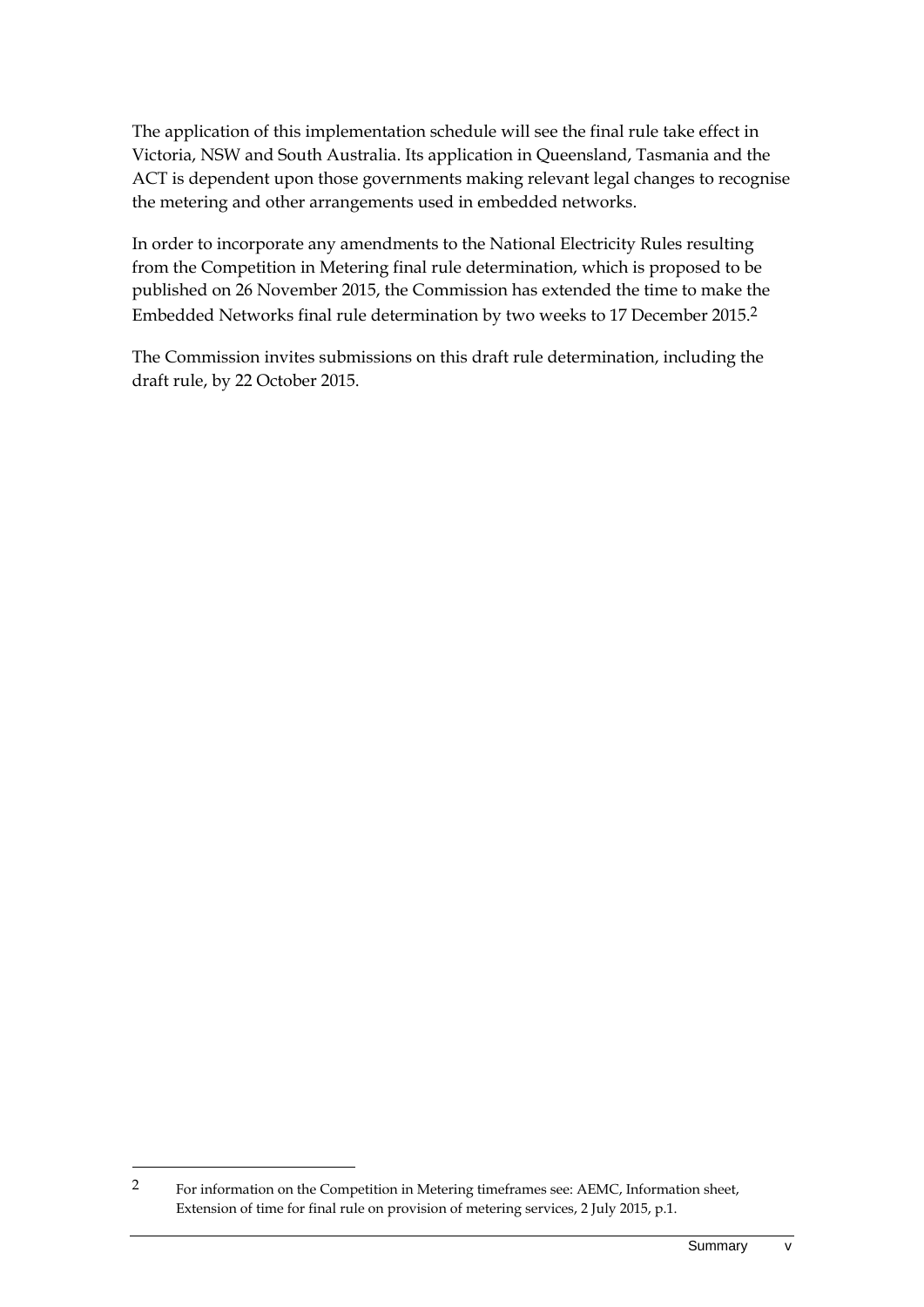The application of this implementation schedule will see the final rule take effect in Victoria, NSW and South Australia. Its application in Queensland, Tasmania and the ACT is dependent upon those governments making relevant legal changes to recognise the metering and other arrangements used in embedded networks.

In order to incorporate any amendments to the National Electricity Rules resulting from the Competition in Metering final rule determination, which is proposed to be published on 26 November 2015, the Commission has extended the time to make the Embedded Networks final rule determination by two weeks to 17 December 2015.[2]

The Commission invites submissions on this draft rule determination, including the draft rule, by 22 October 2015.

---

[2] For information on the Competition in Metering timeframes see: AEMC, Information sheet, Extension of time for final rule on provision of metering services, 2 July 2015, p.1.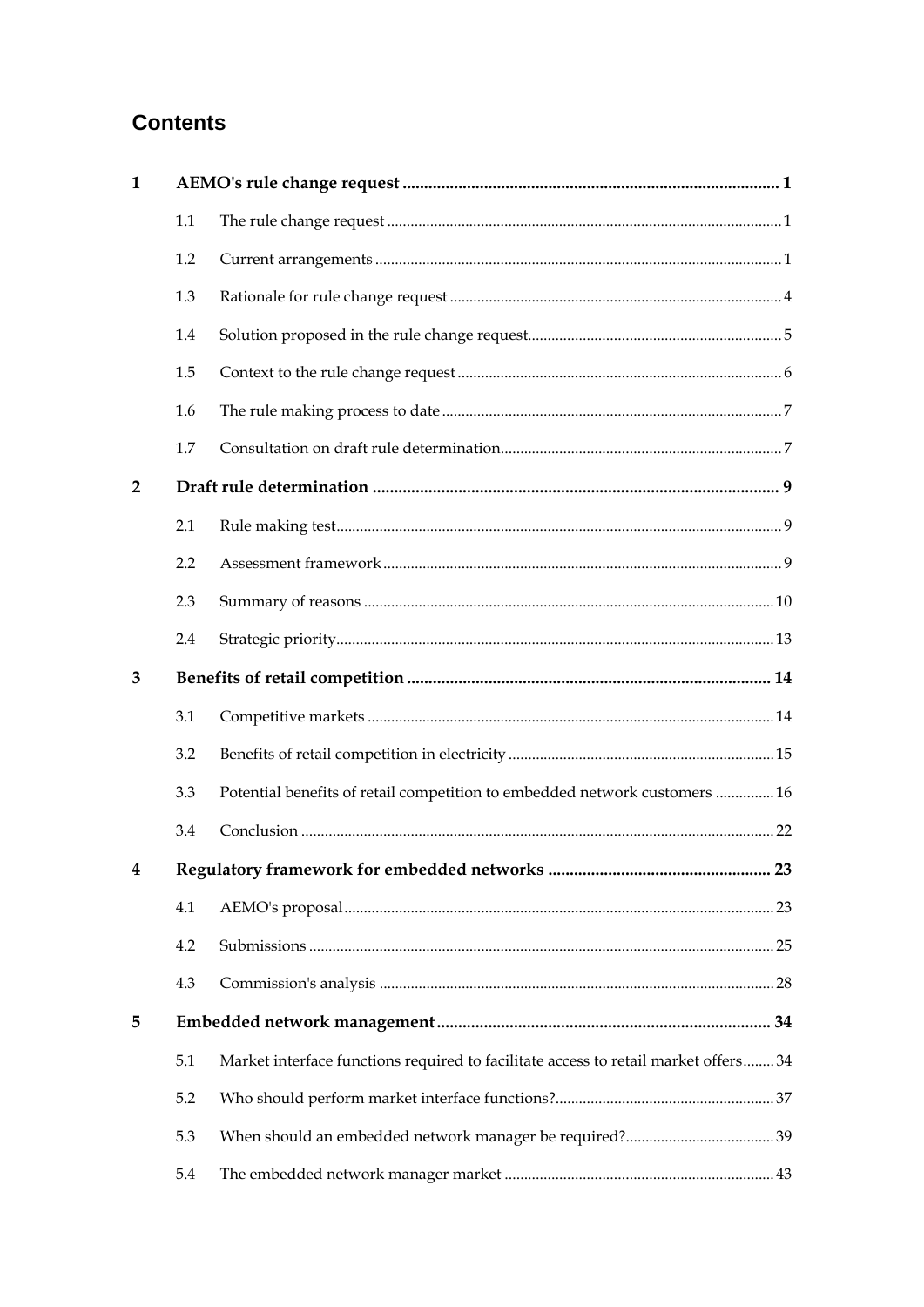## Contents

| | | | |
|---|---|---|---|
| **1** | **AEMO's rule change request** | | **1** |
| | 1.1 | The rule change request | 1 |
| | 1.2 | Current arrangements | 1 |
| | 1.3 | Rationale for rule change request | 4 |
| | 1.4 | Solution proposed in the rule change request | 5 |
| | 1.5 | Context to the rule change request | 6 |
| | 1.6 | The rule making process to date | 7 |
| | 1.7 | Consultation on draft rule determination | 7 |
| **2** | **Draft rule determination** | | **9** |
| | 2.1 | Rule making test | 9 |
| | 2.2 | Assessment framework | 9 |
| | 2.3 | Summary of reasons | 10 |
| | 2.4 | Strategic priority | 13 |
| **3** | **Benefits of retail competition** | | **14** |
| | 3.1 | Competitive markets | 14 |
| | 3.2 | Benefits of retail competition in electricity | 15 |
| | 3.3 | Potential benefits of retail competition to embedded network customers | 16 |
| | 3.4 | Conclusion | 22 |
| **4** | **Regulatory framework for embedded networks** | | **23** |
| | 4.1 | AEMO's proposal | 23 |
| | 4.2 | Submissions | 25 |
| | 4.3 | Commission's analysis | 28 |
| **5** | **Embedded network management** | | **34** |
| | 5.1 | Market interface functions required to facilitate access to retail market offers | 34 |
| | 5.2 | Who should perform market interface functions? | 37 |
| | 5.3 | When should an embedded network manager be required? | 39 |
| | 5.4 | The embedded network manager market | 43 |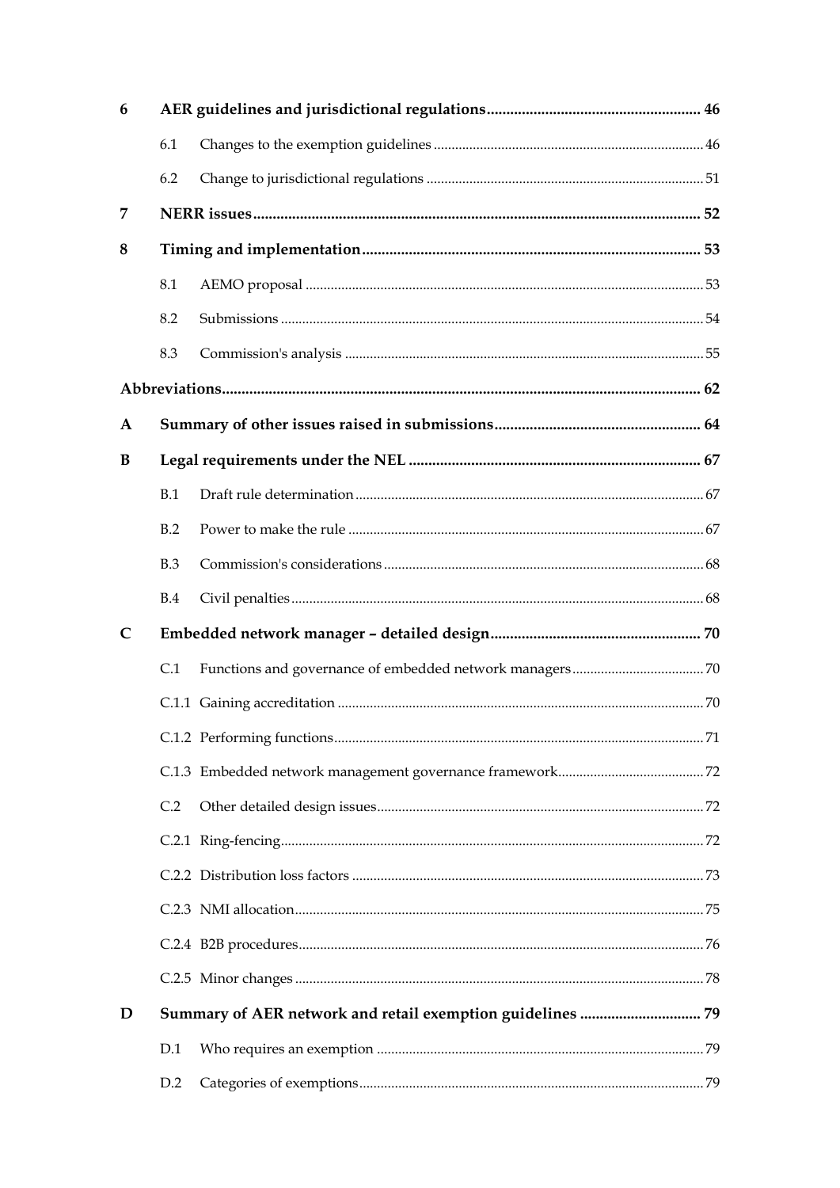| | | |
|---|---|---|
| **6** | **AER guidelines and jurisdictional regulations** | **46** |
| 6.1 | Changes to the exemption guidelines | 46 |
| 6.2 | Change to jurisdictional regulations | 51 |
| **7** | **NERR issues** | **52** |
| **8** | **Timing and implementation** | **53** |
| 8.1 | AEMO proposal | 53 |
| 8.2 | Submissions | 54 |
| 8.3 | Commission's analysis | 55 |
| **Abbreviations** | | **62** |
| **A** | **Summary of other issues raised in submissions** | **64** |
| **B** | **Legal requirements under the NEL** | **67** |
| B.1 | Draft rule determination | 67 |
| B.2 | Power to make the rule | 67 |
| B.3 | Commission's considerations | 68 |
| B.4 | Civil penalties | 68 |
| **C** | **Embedded network manager – detailed design** | **70** |
| C.1 | Functions and governance of embedded network managers | 70 |
| C.1.1 | Gaining accreditation | 70 |
| C.1.2 | Performing functions | 71 |
| C.1.3 | Embedded network management governance framework | 72 |
| C.2 | Other detailed design issues | 72 |
| C.2.1 | Ring-fencing | 72 |
| C.2.2 | Distribution loss factors | 73 |
| C.2.3 | NMI allocation | 75 |
| C.2.4 | B2B procedures | 76 |
| C.2.5 | Minor changes | 78 |
| **D** | **Summary of AER network and retail exemption guidelines** | **79** |
| D.1 | Who requires an exemption | 79 |
| D.2 | Categories of exemptions | 79 |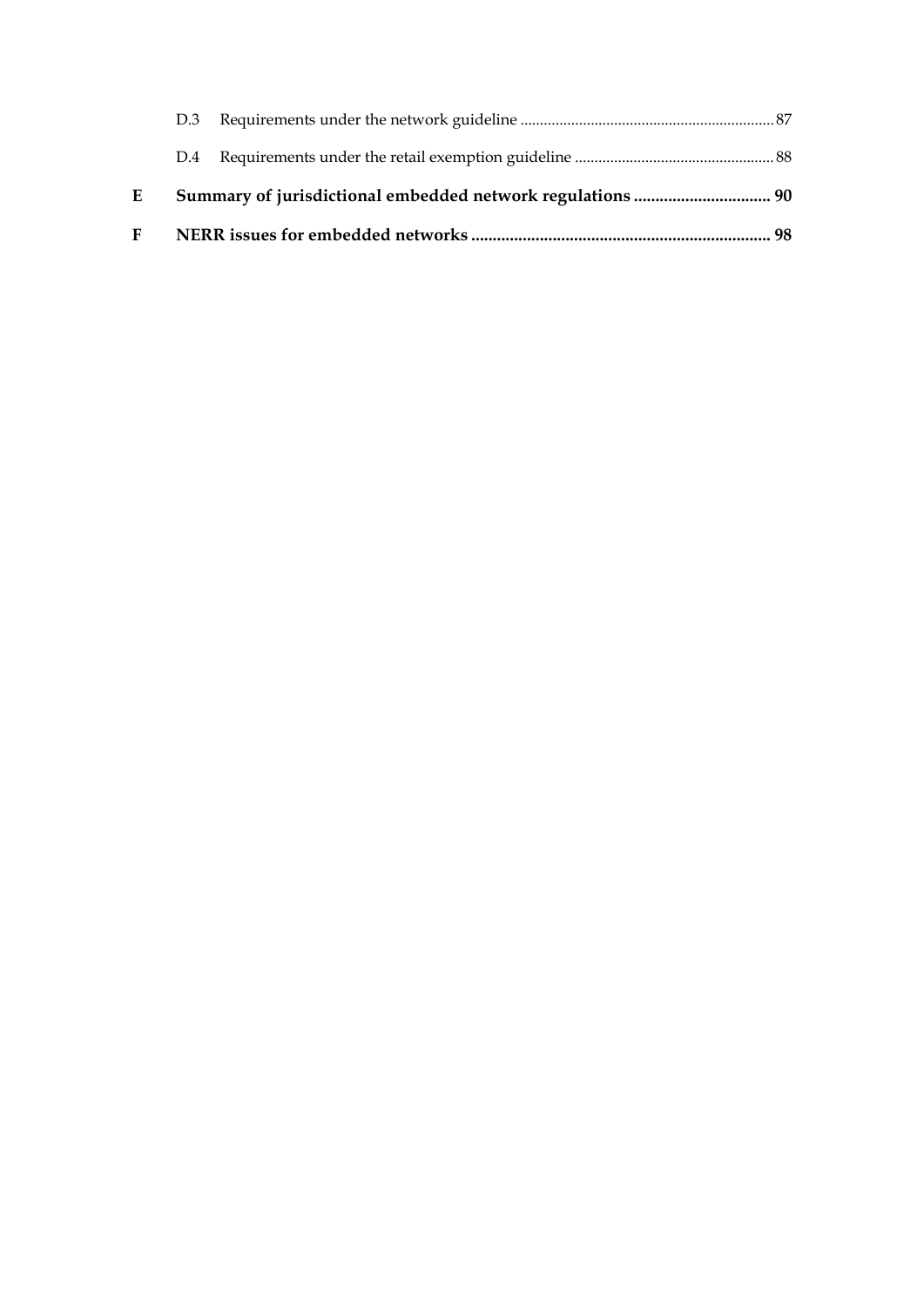D.3 Requirements under the network guideline ............................................................... 87

D.4 Requirements under the retail exemption guideline .................................................. 88

**E Summary of jurisdictional embedded network regulations ............................... 90**

**F NERR issues for embedded networks ..................................................................... 98**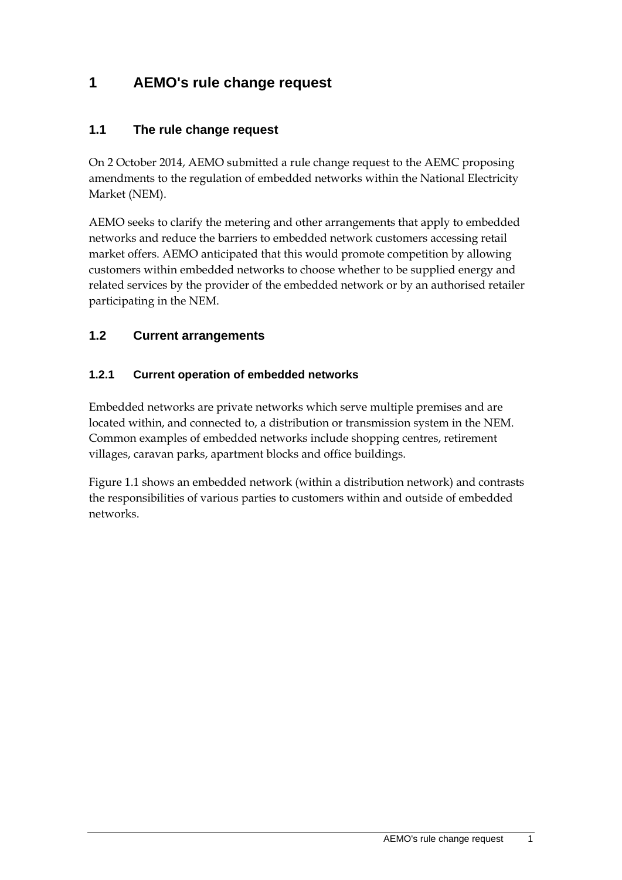# 1 AEMO's rule change request

## 1.1 The rule change request

On 2 October 2014, AEMO submitted a rule change request to the AEMC proposing amendments to the regulation of embedded networks within the National Electricity Market (NEM).

AEMO seeks to clarify the metering and other arrangements that apply to embedded networks and reduce the barriers to embedded network customers accessing retail market offers. AEMO anticipated that this would promote competition by allowing customers within embedded networks to choose whether to be supplied energy and related services by the provider of the embedded network or by an authorised retailer participating in the NEM.

## 1.2 Current arrangements

### 1.2.1 Current operation of embedded networks

Embedded networks are private networks which serve multiple premises and are located within, and connected to, a distribution or transmission system in the NEM. Common examples of embedded networks include shopping centres, retirement villages, caravan parks, apartment blocks and office buildings.

Figure 1.1 shows an embedded network (within a distribution network) and contrasts the responsibilities of various parties to customers within and outside of embedded networks.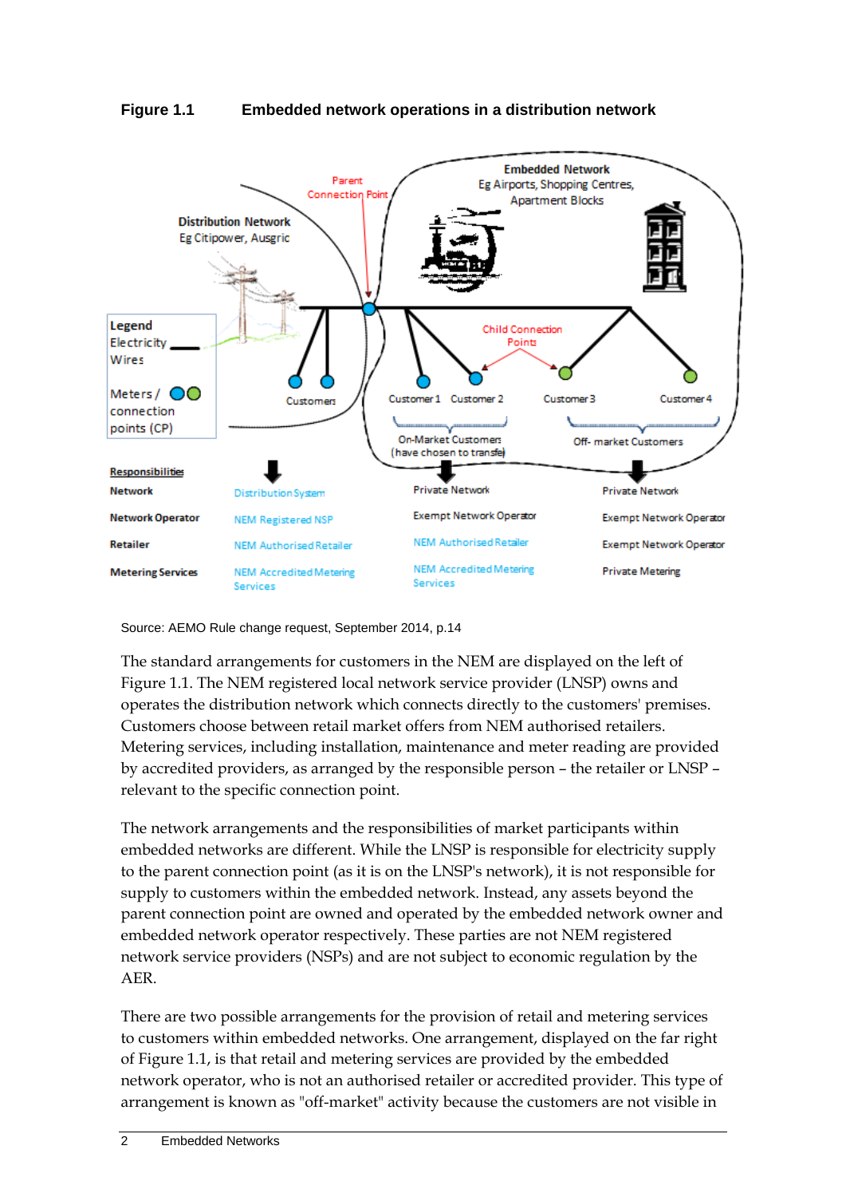**Figure 1.1 Embedded network operations in a distribution network**

| Responsibilities | Distribution Network | On-Market Customers (have chosen to transfer) | Off-market Customers |
|---|---|---|---|
| Network | Distribution System | Private Network | Private Network |
| Network Operator | NEM Registered NSP | Exempt Network Operator | Exempt Network Operator |
| Retailer | NEM Authorised Retailer | NEM Authorised Retailer | Exempt Network Operator |
| Metering Services | NEM Accredited Metering Services | NEM Accredited Metering Services | Private Metering |

Source: AEMO Rule change request, September 2014, p.14

The standard arrangements for customers in the NEM are displayed on the left of Figure 1.1. The NEM registered local network service provider (LNSP) owns and operates the distribution network which connects directly to the customers' premises. Customers choose between retail market offers from NEM authorised retailers. Metering services, including installation, maintenance and meter reading are provided by accredited providers, as arranged by the responsible person – the retailer or LNSP – relevant to the specific connection point.

The network arrangements and the responsibilities of market participants within embedded networks are different. While the LNSP is responsible for electricity supply to the parent connection point (as it is on the LNSP's network), it is not responsible for supply to customers within the embedded network. Instead, any assets beyond the parent connection point are owned and operated by the embedded network owner and embedded network operator respectively. These parties are not NEM registered network service providers (NSPs) and are not subject to economic regulation by the AER.

There are two possible arrangements for the provision of retail and metering services to customers within embedded networks. One arrangement, displayed on the far right of Figure 1.1, is that retail and metering services are provided by the embedded network operator, who is not an authorised retailer or accredited provider. This type of arrangement is known as "off-market" activity because the customers are not visible in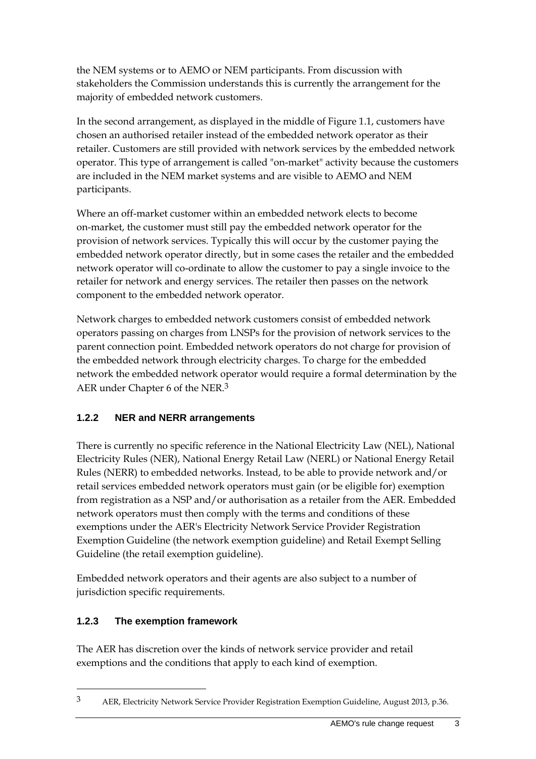the NEM systems or to AEMO or NEM participants. From discussion with stakeholders the Commission understands this is currently the arrangement for the majority of embedded network customers.

In the second arrangement, as displayed in the middle of Figure 1.1, customers have chosen an authorised retailer instead of the embedded network operator as their retailer. Customers are still provided with network services by the embedded network operator. This type of arrangement is called "on-market" activity because the customers are included in the NEM market systems and are visible to AEMO and NEM participants.

Where an off-market customer within an embedded network elects to become on-market, the customer must still pay the embedded network operator for the provision of network services. Typically this will occur by the customer paying the embedded network operator directly, but in some cases the retailer and the embedded network operator will co-ordinate to allow the customer to pay a single invoice to the retailer for network and energy services. The retailer then passes on the network component to the embedded network operator.

Network charges to embedded network customers consist of embedded network operators passing on charges from LNSPs for the provision of network services to the parent connection point. Embedded network operators do not charge for provision of the embedded network through electricity charges. To charge for the embedded network the embedded network operator would require a formal determination by the AER under Chapter 6 of the NER.[3]

### 1.2.2 NER and NERR arrangements

There is currently no specific reference in the National Electricity Law (NEL), National Electricity Rules (NER), National Energy Retail Law (NERL) or National Energy Retail Rules (NERR) to embedded networks. Instead, to be able to provide network and/or retail services embedded network operators must gain (or be eligible for) exemption from registration as a NSP and/or authorisation as a retailer from the AER. Embedded network operators must then comply with the terms and conditions of these exemptions under the AER's Electricity Network Service Provider Registration Exemption Guideline (the network exemption guideline) and Retail Exempt Selling Guideline (the retail exemption guideline).

Embedded network operators and their agents are also subject to a number of jurisdiction specific requirements.

### 1.2.3 The exemption framework

The AER has discretion over the kinds of network service provider and retail exemptions and the conditions that apply to each kind of exemption.

[3] AER, Electricity Network Service Provider Registration Exemption Guideline, August 2013, p.36.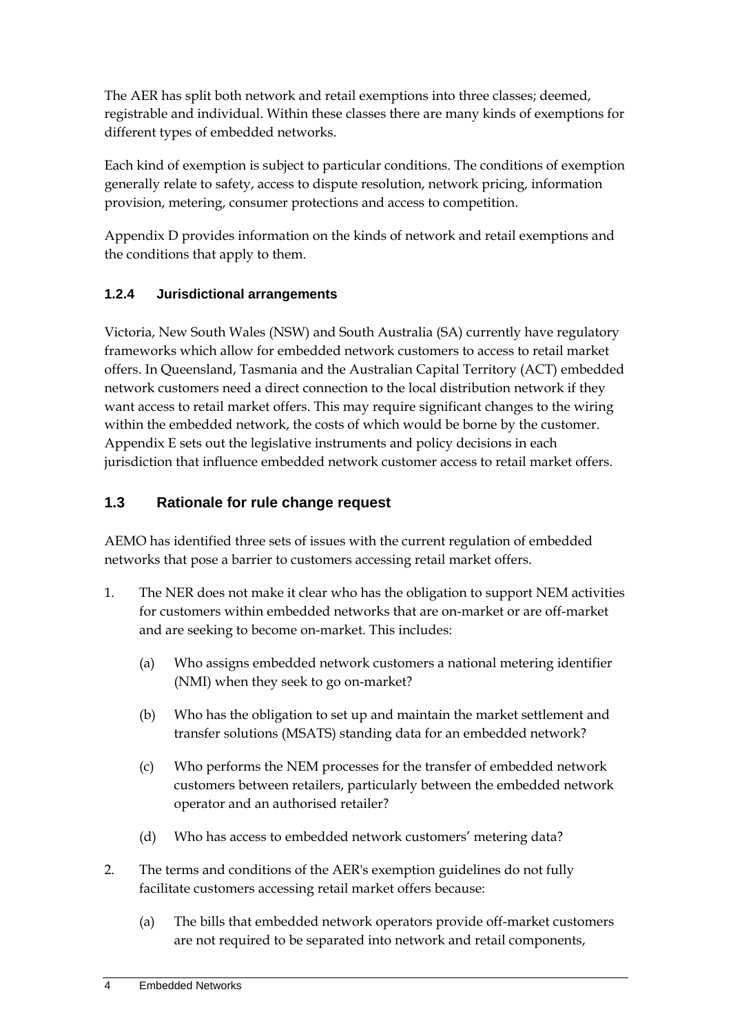The AER has split both network and retail exemptions into three classes; deemed, registrable and individual. Within these classes there are many kinds of exemptions for different types of embedded networks.

Each kind of exemption is subject to particular conditions. The conditions of exemption generally relate to safety, access to dispute resolution, network pricing, information provision, metering, consumer protections and access to competition.

Appendix D provides information on the kinds of network and retail exemptions and the conditions that apply to them.

### 1.2.4 Jurisdictional arrangements

Victoria, New South Wales (NSW) and South Australia (SA) currently have regulatory frameworks which allow for embedded network customers to access to retail market offers. In Queensland, Tasmania and the Australian Capital Territory (ACT) embedded network customers need a direct connection to the local distribution network if they want access to retail market offers. This may require significant changes to the wiring within the embedded network, the costs of which would be borne by the customer. Appendix E sets out the legislative instruments and policy decisions in each jurisdiction that influence embedded network customer access to retail market offers.

## 1.3 Rationale for rule change request

AEMO has identified three sets of issues with the current regulation of embedded networks that pose a barrier to customers accessing retail market offers.

1. The NER does not make it clear who has the obligation to support NEM activities for customers within embedded networks that are on-market or are off-market and are seeking to become on-market. This includes:
   (a) Who assigns embedded network customers a national metering identifier (NMI) when they seek to go on-market?
   (b) Who has the obligation to set up and maintain the market settlement and transfer solutions (MSATS) standing data for an embedded network?
   (c) Who performs the NEM processes for the transfer of embedded network customers between retailers, particularly between the embedded network operator and an authorised retailer?
   (d) Who has access to embedded network customers' metering data?
2. The terms and conditions of the AER's exemption guidelines do not fully facilitate customers accessing retail market offers because:
   (a) The bills that embedded network operators provide off-market customers are not required to be separated into network and retail components,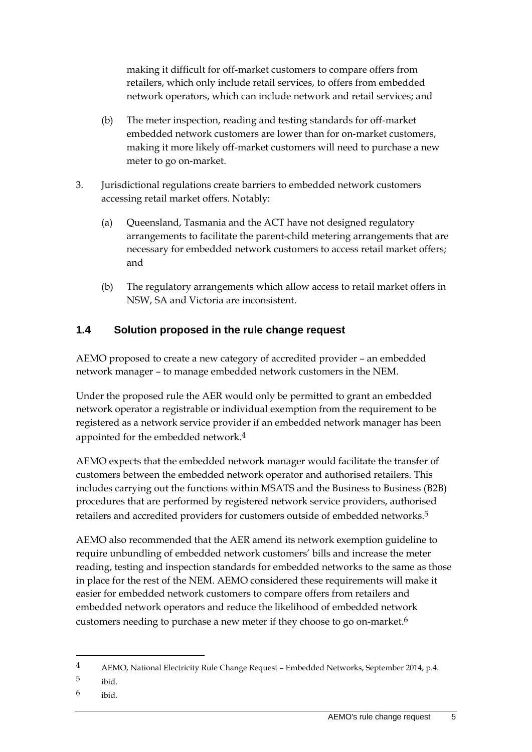making it difficult for off-market customers to compare offers from retailers, which only include retail services, to offers from embedded network operators, which can include network and retail services; and

(b) The meter inspection, reading and testing standards for off-market embedded network customers are lower than for on-market customers, making it more likely off-market customers will need to purchase a new meter to go on-market.

3. Jurisdictional regulations create barriers to embedded network customers accessing retail market offers. Notably:

   (a) Queensland, Tasmania and the ACT have not designed regulatory arrangements to facilitate the parent-child metering arrangements that are necessary for embedded network customers to access retail market offers; and

   (b) The regulatory arrangements which allow access to retail market offers in NSW, SA and Victoria are inconsistent.

## 1.4 Solution proposed in the rule change request

AEMO proposed to create a new category of accredited provider – an embedded network manager – to manage embedded network customers in the NEM.

Under the proposed rule the AER would only be permitted to grant an embedded network operator a registrable or individual exemption from the requirement to be registered as a network service provider if an embedded network manager has been appointed for the embedded network.[4]

AEMO expects that the embedded network manager would facilitate the transfer of customers between the embedded network operator and authorised retailers. This includes carrying out the functions within MSATS and the Business to Business (B2B) procedures that are performed by registered network service providers, authorised retailers and accredited providers for customers outside of embedded networks.[5]

AEMO also recommended that the AER amend its network exemption guideline to require unbundling of embedded network customers' bills and increase the meter reading, testing and inspection standards for embedded networks to the same as those in place for the rest of the NEM. AEMO considered these requirements will make it easier for embedded network customers to compare offers from retailers and embedded network operators and reduce the likelihood of embedded network customers needing to purchase a new meter if they choose to go on-market.[6]

---

4 AEMO, National Electricity Rule Change Request – Embedded Networks, September 2014, p.4.

5 ibid.

6 ibid.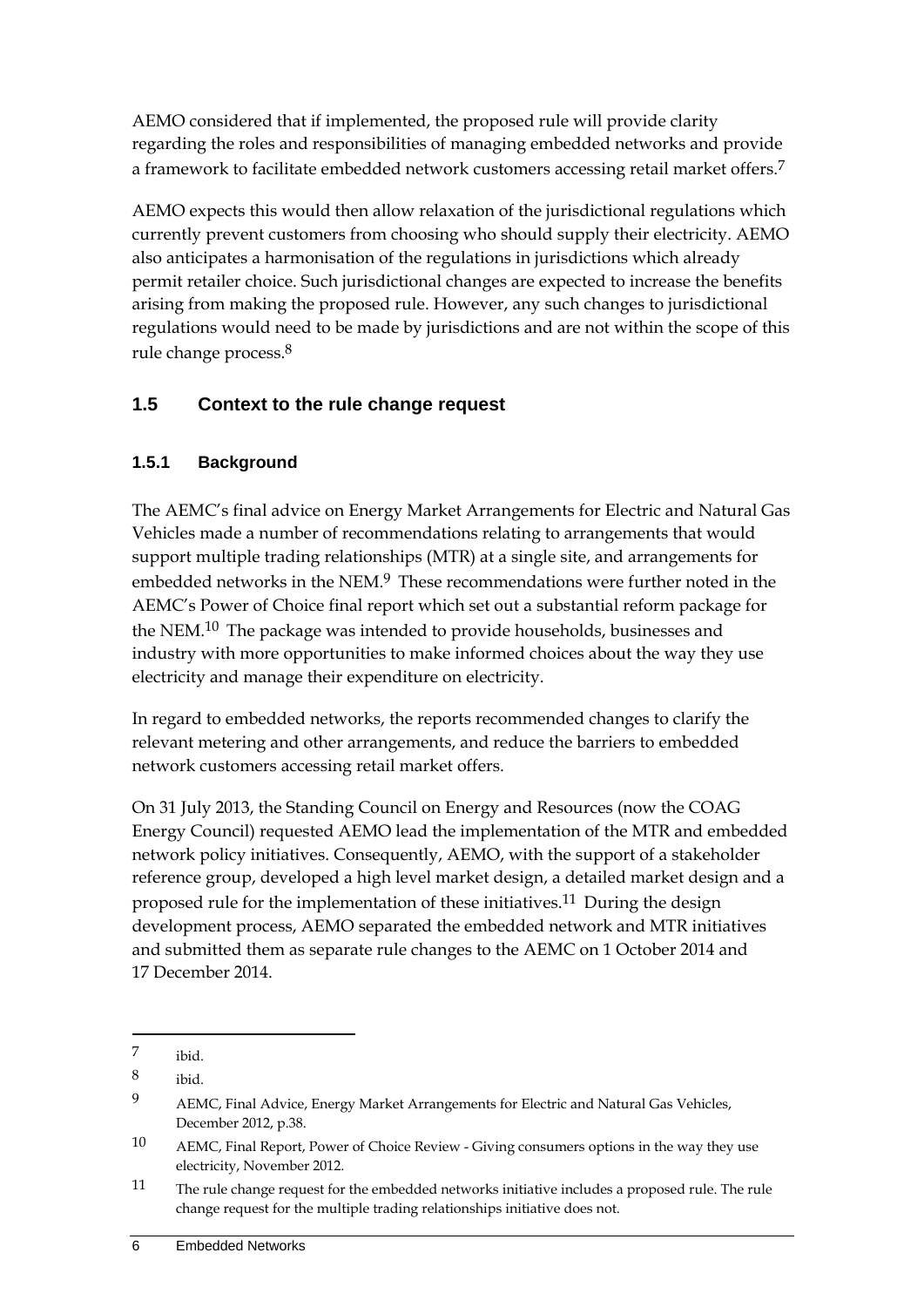AEMO considered that if implemented, the proposed rule will provide clarity regarding the roles and responsibilities of managing embedded networks and provide a framework to facilitate embedded network customers accessing retail market offers.[7]

AEMO expects this would then allow relaxation of the jurisdictional regulations which currently prevent customers from choosing who should supply their electricity. AEMO also anticipates a harmonisation of the regulations in jurisdictions which already permit retailer choice. Such jurisdictional changes are expected to increase the benefits arising from making the proposed rule. However, any such changes to jurisdictional regulations would need to be made by jurisdictions and are not within the scope of this rule change process.[8]

## 1.5 Context to the rule change request

### 1.5.1 Background

The AEMC's final advice on Energy Market Arrangements for Electric and Natural Gas Vehicles made a number of recommendations relating to arrangements that would support multiple trading relationships (MTR) at a single site, and arrangements for embedded networks in the NEM.[9] These recommendations were further noted in the AEMC's Power of Choice final report which set out a substantial reform package for the NEM.[10] The package was intended to provide households, businesses and industry with more opportunities to make informed choices about the way they use electricity and manage their expenditure on electricity.

In regard to embedded networks, the reports recommended changes to clarify the relevant metering and other arrangements, and reduce the barriers to embedded network customers accessing retail market offers.

On 31 July 2013, the Standing Council on Energy and Resources (now the COAG Energy Council) requested AEMO lead the implementation of the MTR and embedded network policy initiatives. Consequently, AEMO, with the support of a stakeholder reference group, developed a high level market design, a detailed market design and a proposed rule for the implementation of these initiatives.[11] During the design development process, AEMO separated the embedded network and MTR initiatives and submitted them as separate rule changes to the AEMC on 1 October 2014 and 17 December 2014.

---

7 ibid.

8 ibid.

9 AEMC, Final Advice, Energy Market Arrangements for Electric and Natural Gas Vehicles, December 2012, p.38.

10 AEMC, Final Report, Power of Choice Review - Giving consumers options in the way they use electricity, November 2012.

11 The rule change request for the embedded networks initiative includes a proposed rule. The rule change request for the multiple trading relationships initiative does not.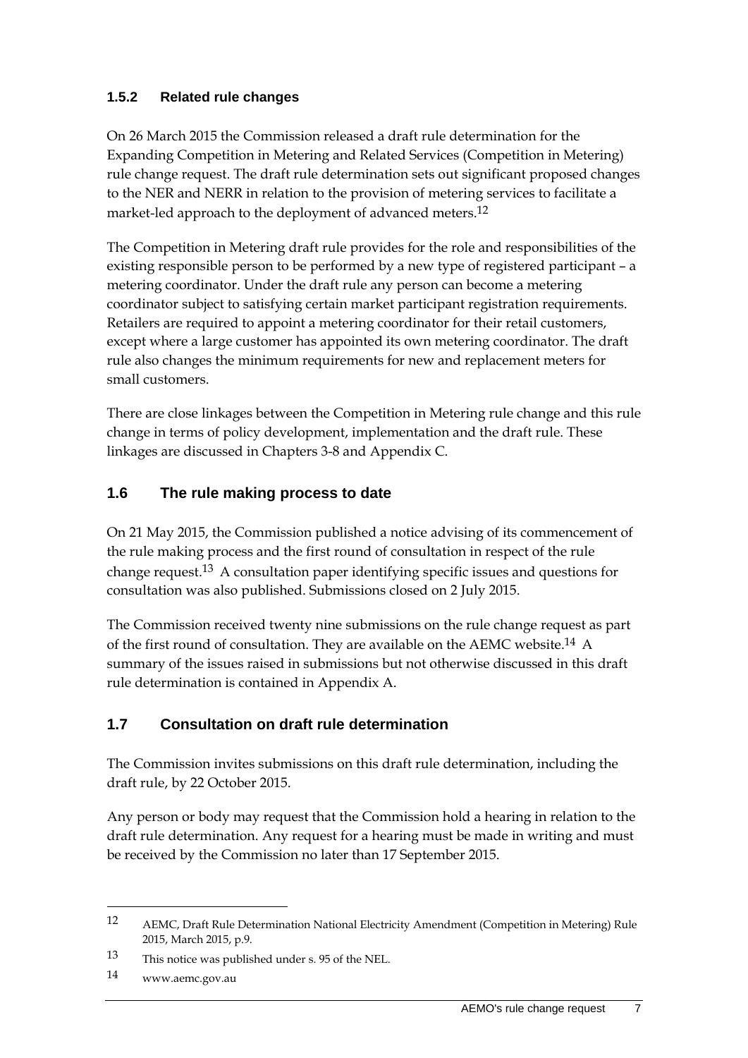### 1.5.2 Related rule changes

On 26 March 2015 the Commission released a draft rule determination for the Expanding Competition in Metering and Related Services (Competition in Metering) rule change request. The draft rule determination sets out significant proposed changes to the NER and NERR in relation to the provision of metering services to facilitate a market-led approach to the deployment of advanced meters.[12]

The Competition in Metering draft rule provides for the role and responsibilities of the existing responsible person to be performed by a new type of registered participant – a metering coordinator. Under the draft rule any person can become a metering coordinator subject to satisfying certain market participant registration requirements. Retailers are required to appoint a metering coordinator for their retail customers, except where a large customer has appointed its own metering coordinator. The draft rule also changes the minimum requirements for new and replacement meters for small customers.

There are close linkages between the Competition in Metering rule change and this rule change in terms of policy development, implementation and the draft rule. These linkages are discussed in Chapters 3-8 and Appendix C.

## 1.6 The rule making process to date

On 21 May 2015, the Commission published a notice advising of its commencement of the rule making process and the first round of consultation in respect of the rule change request.[13] A consultation paper identifying specific issues and questions for consultation was also published. Submissions closed on 2 July 2015.

The Commission received twenty nine submissions on the rule change request as part of the first round of consultation. They are available on the AEMC website.[14] A summary of the issues raised in submissions but not otherwise discussed in this draft rule determination is contained in Appendix A.

## 1.7 Consultation on draft rule determination

The Commission invites submissions on this draft rule determination, including the draft rule, by 22 October 2015.

Any person or body may request that the Commission hold a hearing in relation to the draft rule determination. Any request for a hearing must be made in writing and must be received by the Commission no later than 17 September 2015.

---

12 AEMC, Draft Rule Determination National Electricity Amendment (Competition in Metering) Rule 2015, March 2015, p.9.

13 This notice was published under s. 95 of the NEL.

14 www.aemc.gov.au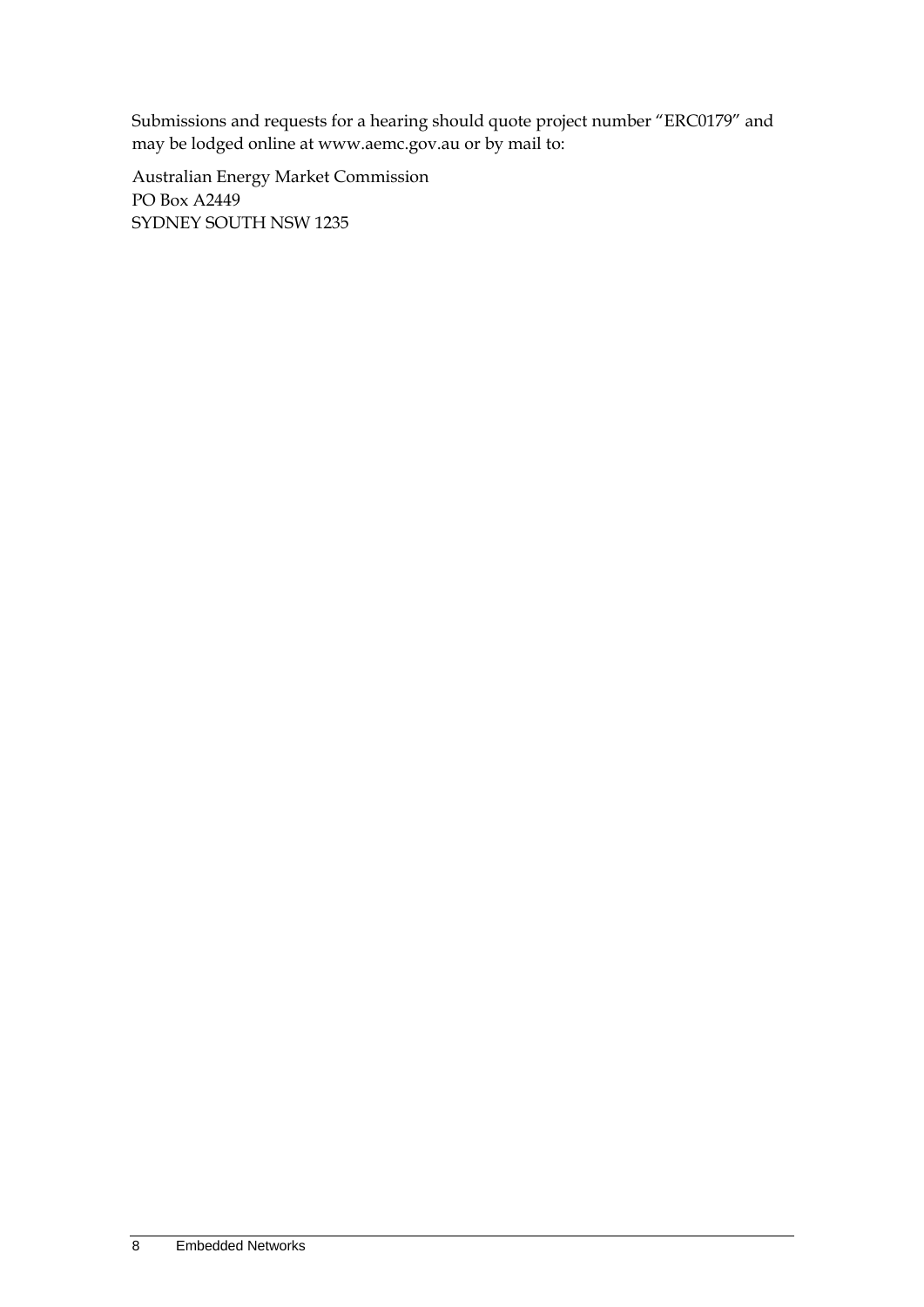Submissions and requests for a hearing should quote project number “ERC0179” and may be lodged online at www.aemc.gov.au or by mail to:

Australian Energy Market Commission
PO Box A2449
SYDNEY SOUTH NSW 1235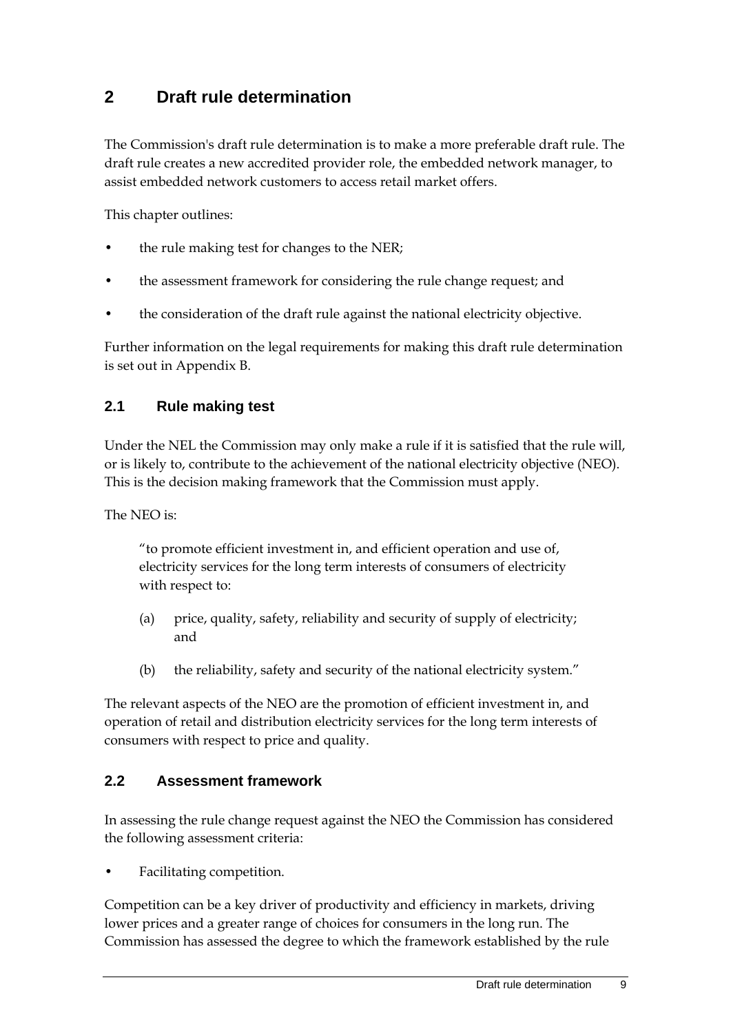# 2 Draft rule determination

The Commission's draft rule determination is to make a more preferable draft rule. The draft rule creates a new accredited provider role, the embedded network manager, to assist embedded network customers to access retail market offers.

This chapter outlines:

- the rule making test for changes to the NER;
- the assessment framework for considering the rule change request; and
- the consideration of the draft rule against the national electricity objective.

Further information on the legal requirements for making this draft rule determination is set out in Appendix B.

## 2.1 Rule making test

Under the NEL the Commission may only make a rule if it is satisfied that the rule will, or is likely to, contribute to the achievement of the national electricity objective (NEO). This is the decision making framework that the Commission must apply.

The NEO is:

> "to promote efficient investment in, and efficient operation and use of, electricity services for the long term interests of consumers of electricity with respect to:
>
> (a) price, quality, safety, reliability and security of supply of electricity; and
>
> (b) the reliability, safety and security of the national electricity system."

The relevant aspects of the NEO are the promotion of efficient investment in, and operation of retail and distribution electricity services for the long term interests of consumers with respect to price and quality.

## 2.2 Assessment framework

In assessing the rule change request against the NEO the Commission has considered the following assessment criteria:

- Facilitating competition.

Competition can be a key driver of productivity and efficiency in markets, driving lower prices and a greater range of choices for consumers in the long run. The Commission has assessed the degree to which the framework established by the rule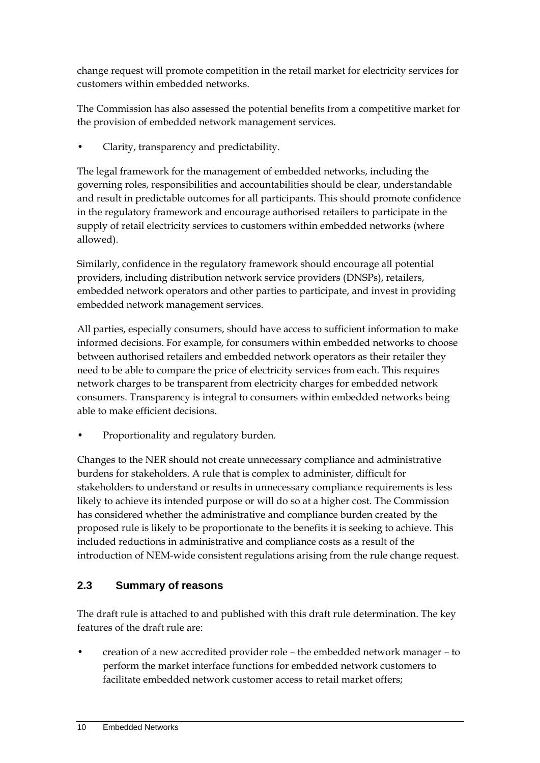change request will promote competition in the retail market for electricity services for customers within embedded networks.

The Commission has also assessed the potential benefits from a competitive market for the provision of embedded network management services.

- Clarity, transparency and predictability.

The legal framework for the management of embedded networks, including the governing roles, responsibilities and accountabilities should be clear, understandable and result in predictable outcomes for all participants. This should promote confidence in the regulatory framework and encourage authorised retailers to participate in the supply of retail electricity services to customers within embedded networks (where allowed).

Similarly, confidence in the regulatory framework should encourage all potential providers, including distribution network service providers (DNSPs), retailers, embedded network operators and other parties to participate, and invest in providing embedded network management services.

All parties, especially consumers, should have access to sufficient information to make informed decisions. For example, for consumers within embedded networks to choose between authorised retailers and embedded network operators as their retailer they need to be able to compare the price of electricity services from each. This requires network charges to be transparent from electricity charges for embedded network consumers. Transparency is integral to consumers within embedded networks being able to make efficient decisions.

- Proportionality and regulatory burden.

Changes to the NER should not create unnecessary compliance and administrative burdens for stakeholders. A rule that is complex to administer, difficult for stakeholders to understand or results in unnecessary compliance requirements is less likely to achieve its intended purpose or will do so at a higher cost. The Commission has considered whether the administrative and compliance burden created by the proposed rule is likely to be proportionate to the benefits it is seeking to achieve. This included reductions in administrative and compliance costs as a result of the introduction of NEM-wide consistent regulations arising from the rule change request.

## 2.3 Summary of reasons

The draft rule is attached to and published with this draft rule determination. The key features of the draft rule are:

- creation of a new accredited provider role – the embedded network manager – to perform the market interface functions for embedded network customers to facilitate embedded network customer access to retail market offers;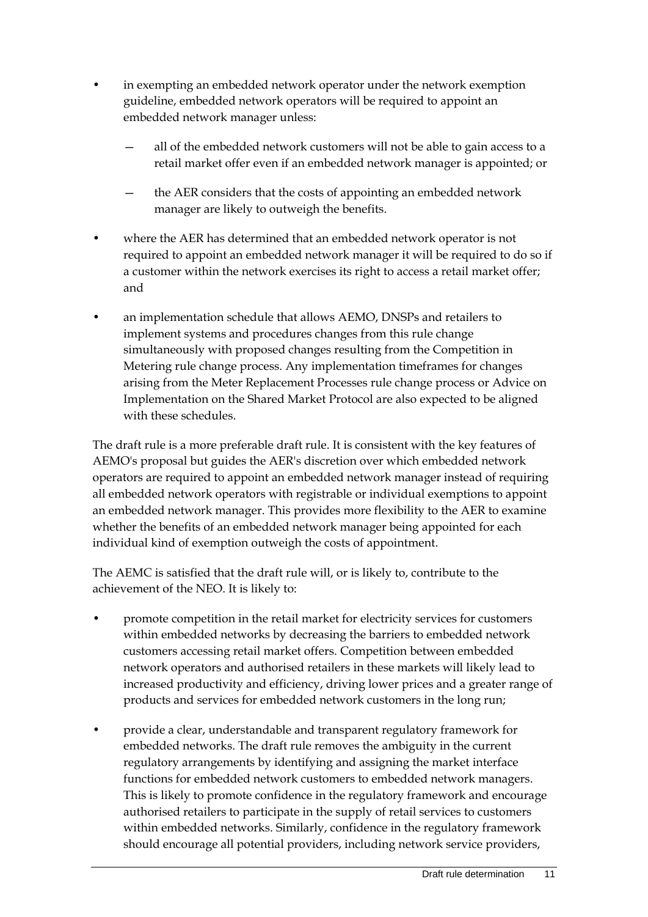- in exempting an embedded network operator under the network exemption guideline, embedded network operators will be required to appoint an embedded network manager unless:
  - all of the embedded network customers will not be able to gain access to a retail market offer even if an embedded network manager is appointed; or
  - the AER considers that the costs of appointing an embedded network manager are likely to outweigh the benefits.
- where the AER has determined that an embedded network operator is not required to appoint an embedded network manager it will be required to do so if a customer within the network exercises its right to access a retail market offer; and
- an implementation schedule that allows AEMO, DNSPs and retailers to implement systems and procedures changes from this rule change simultaneously with proposed changes resulting from the Competition in Metering rule change process. Any implementation timeframes for changes arising from the Meter Replacement Processes rule change process or Advice on Implementation on the Shared Market Protocol are also expected to be aligned with these schedules.

The draft rule is a more preferable draft rule. It is consistent with the key features of AEMO's proposal but guides the AER's discretion over which embedded network operators are required to appoint an embedded network manager instead of requiring all embedded network operators with registrable or individual exemptions to appoint an embedded network manager. This provides more flexibility to the AER to examine whether the benefits of an embedded network manager being appointed for each individual kind of exemption outweigh the costs of appointment.

The AEMC is satisfied that the draft rule will, or is likely to, contribute to the achievement of the NEO. It is likely to:

- promote competition in the retail market for electricity services for customers within embedded networks by decreasing the barriers to embedded network customers accessing retail market offers. Competition between embedded network operators and authorised retailers in these markets will likely lead to increased productivity and efficiency, driving lower prices and a greater range of products and services for embedded network customers in the long run;
- provide a clear, understandable and transparent regulatory framework for embedded networks. The draft rule removes the ambiguity in the current regulatory arrangements by identifying and assigning the market interface functions for embedded network customers to embedded network managers. This is likely to promote confidence in the regulatory framework and encourage authorised retailers to participate in the supply of retail services to customers within embedded networks. Similarly, confidence in the regulatory framework should encourage all potential providers, including network service providers,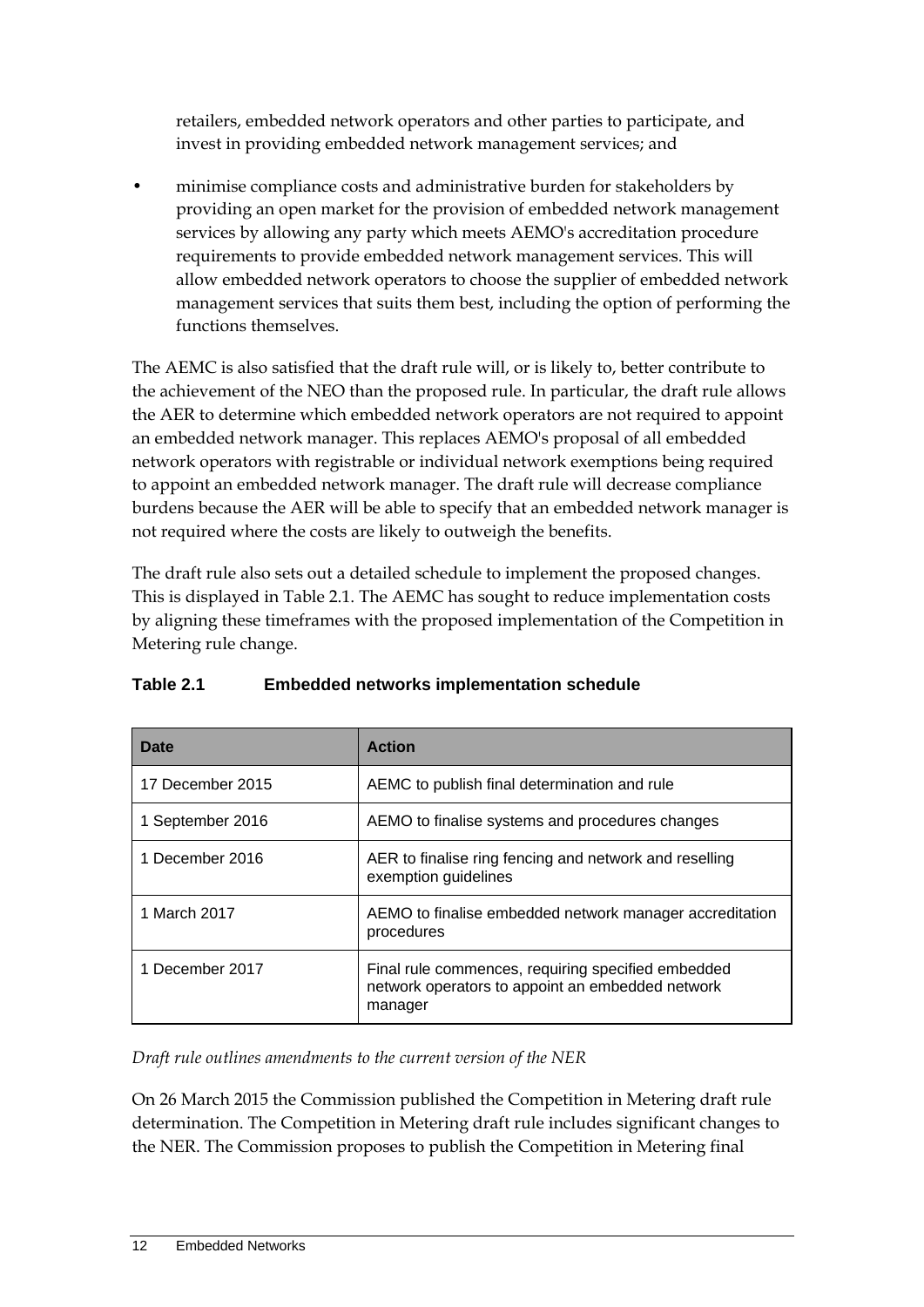retailers, embedded network operators and other parties to participate, and invest in providing embedded network management services; and

- minimise compliance costs and administrative burden for stakeholders by providing an open market for the provision of embedded network management services by allowing any party which meets AEMO's accreditation procedure requirements to provide embedded network management services. This will allow embedded network operators to choose the supplier of embedded network management services that suits them best, including the option of performing the functions themselves.

The AEMC is also satisfied that the draft rule will, or is likely to, better contribute to the achievement of the NEO than the proposed rule. In particular, the draft rule allows the AER to determine which embedded network operators are not required to appoint an embedded network manager. This replaces AEMO's proposal of all embedded network operators with registrable or individual network exemptions being required to appoint an embedded network manager. The draft rule will decrease compliance burdens because the AER will be able to specify that an embedded network manager is not required where the costs are likely to outweigh the benefits.

The draft rule also sets out a detailed schedule to implement the proposed changes. This is displayed in Table 2.1. The AEMC has sought to reduce implementation costs by aligning these timeframes with the proposed implementation of the Competition in Metering rule change.

**Table 2.1 Embedded networks implementation schedule**

| Date | Action |
|---|---|
| 17 December 2015 | AEMC to publish final determination and rule |
| 1 September 2016 | AEMO to finalise systems and procedures changes |
| 1 December 2016 | AER to finalise ring fencing and network and reselling exemption guidelines |
| 1 March 2017 | AEMO to finalise embedded network manager accreditation procedures |
| 1 December 2017 | Final rule commences, requiring specified embedded network operators to appoint an embedded network manager |

*Draft rule outlines amendments to the current version of the NER*

On 26 March 2015 the Commission published the Competition in Metering draft rule determination. The Competition in Metering draft rule includes significant changes to the NER. The Commission proposes to publish the Competition in Metering final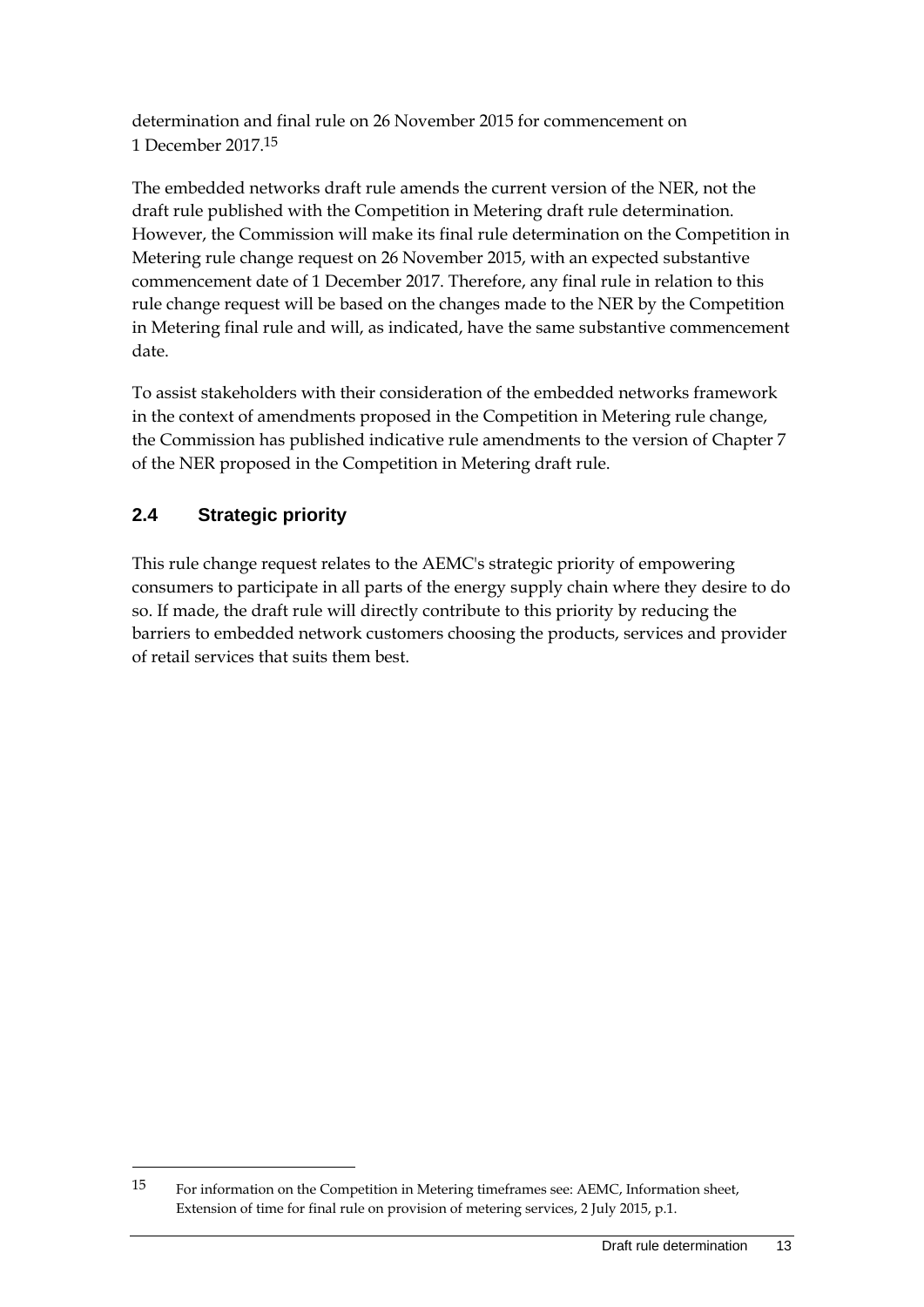determination and final rule on 26 November 2015 for commencement on 1 December 2017.[15]

The embedded networks draft rule amends the current version of the NER, not the draft rule published with the Competition in Metering draft rule determination. However, the Commission will make its final rule determination on the Competition in Metering rule change request on 26 November 2015, with an expected substantive commencement date of 1 December 2017. Therefore, any final rule in relation to this rule change request will be based on the changes made to the NER by the Competition in Metering final rule and will, as indicated, have the same substantive commencement date.

To assist stakeholders with their consideration of the embedded networks framework in the context of amendments proposed in the Competition in Metering rule change, the Commission has published indicative rule amendments to the version of Chapter 7 of the NER proposed in the Competition in Metering draft rule.

## 2.4 Strategic priority

This rule change request relates to the AEMC's strategic priority of empowering consumers to participate in all parts of the energy supply chain where they desire to do so. If made, the draft rule will directly contribute to this priority by reducing the barriers to embedded network customers choosing the products, services and provider of retail services that suits them best.

---

15 For information on the Competition in Metering timeframes see: AEMC, Information sheet, Extension of time for final rule on provision of metering services, 2 July 2015, p.1.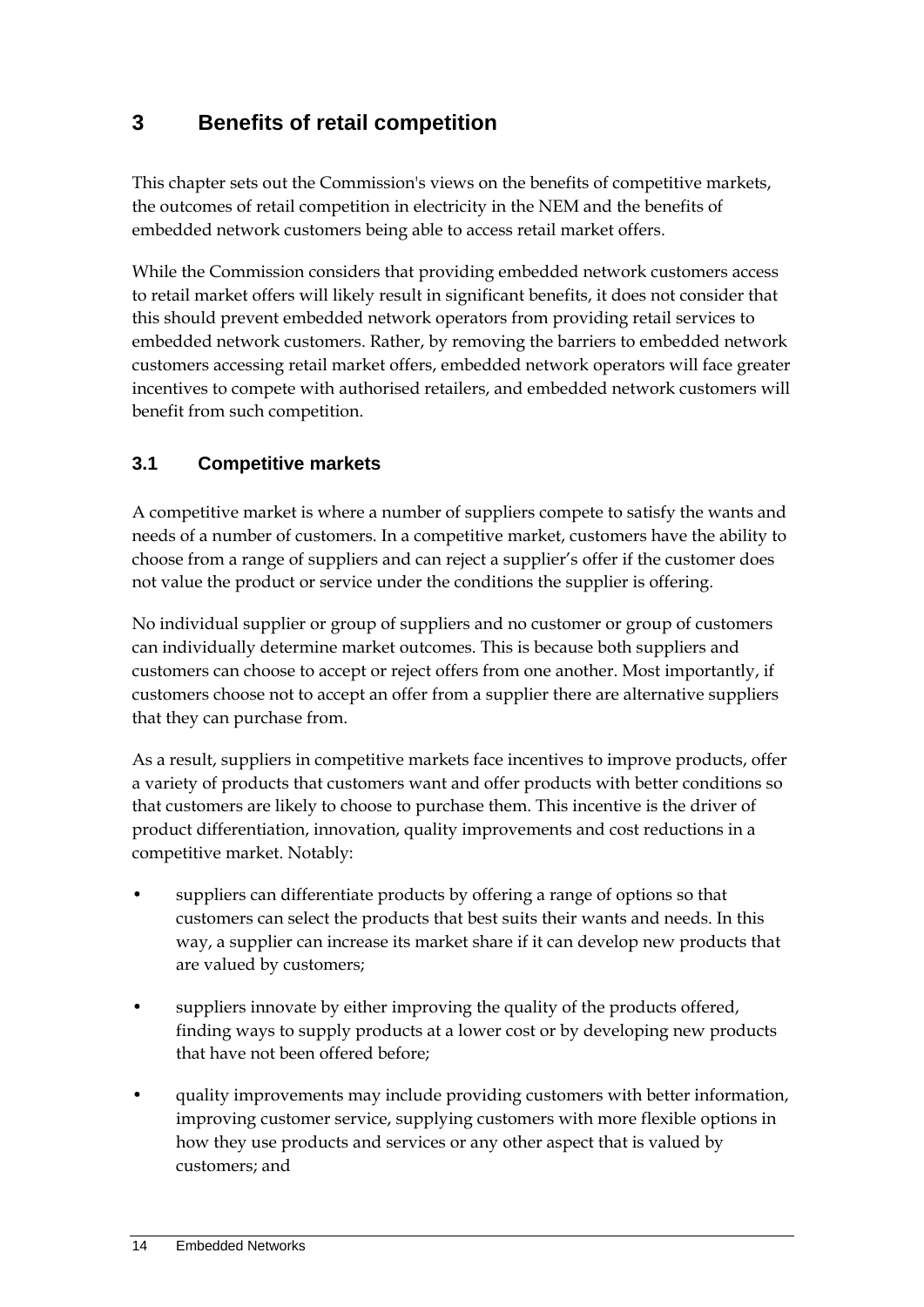# 3 Benefits of retail competition

This chapter sets out the Commission's views on the benefits of competitive markets, the outcomes of retail competition in electricity in the NEM and the benefits of embedded network customers being able to access retail market offers.

While the Commission considers that providing embedded network customers access to retail market offers will likely result in significant benefits, it does not consider that this should prevent embedded network operators from providing retail services to embedded network customers. Rather, by removing the barriers to embedded network customers accessing retail market offers, embedded network operators will face greater incentives to compete with authorised retailers, and embedded network customers will benefit from such competition.

## 3.1 Competitive markets

A competitive market is where a number of suppliers compete to satisfy the wants and needs of a number of customers. In a competitive market, customers have the ability to choose from a range of suppliers and can reject a supplier's offer if the customer does not value the product or service under the conditions the supplier is offering.

No individual supplier or group of suppliers and no customer or group of customers can individually determine market outcomes. This is because both suppliers and customers can choose to accept or reject offers from one another. Most importantly, if customers choose not to accept an offer from a supplier there are alternative suppliers that they can purchase from.

As a result, suppliers in competitive markets face incentives to improve products, offer a variety of products that customers want and offer products with better conditions so that customers are likely to choose to purchase them. This incentive is the driver of product differentiation, innovation, quality improvements and cost reductions in a competitive market. Notably:

- suppliers can differentiate products by offering a range of options so that customers can select the products that best suits their wants and needs. In this way, a supplier can increase its market share if it can develop new products that are valued by customers;
- suppliers innovate by either improving the quality of the products offered, finding ways to supply products at a lower cost or by developing new products that have not been offered before;
- quality improvements may include providing customers with better information, improving customer service, supplying customers with more flexible options in how they use products and services or any other aspect that is valued by customers; and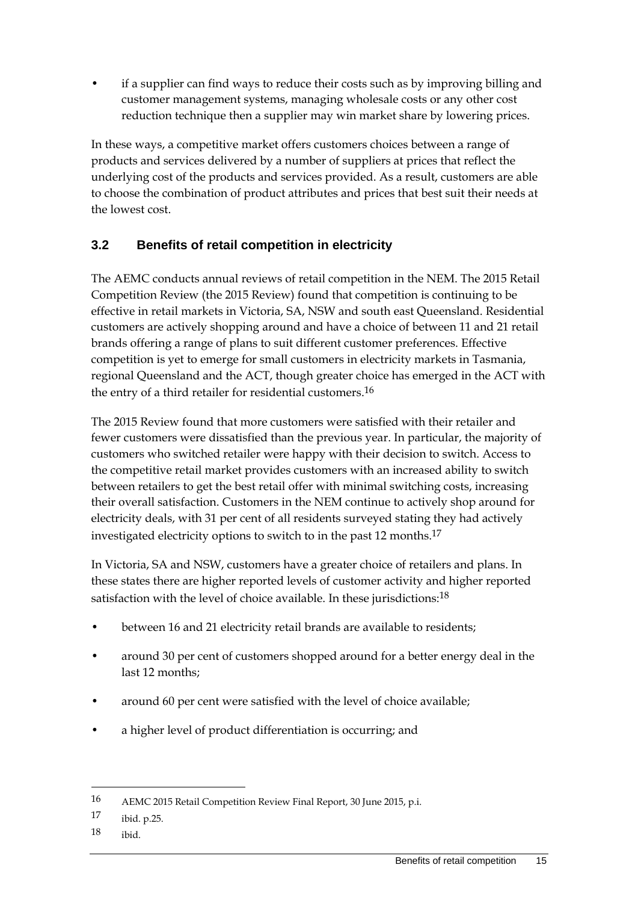- if a supplier can find ways to reduce their costs such as by improving billing and customer management systems, managing wholesale costs or any other cost reduction technique then a supplier may win market share by lowering prices.

In these ways, a competitive market offers customers choices between a range of products and services delivered by a number of suppliers at prices that reflect the underlying cost of the products and services provided. As a result, customers are able to choose the combination of product attributes and prices that best suit their needs at the lowest cost.

## 3.2 Benefits of retail competition in electricity

The AEMC conducts annual reviews of retail competition in the NEM. The 2015 Retail Competition Review (the 2015 Review) found that competition is continuing to be effective in retail markets in Victoria, SA, NSW and south east Queensland. Residential customers are actively shopping around and have a choice of between 11 and 21 retail brands offering a range of plans to suit different customer preferences. Effective competition is yet to emerge for small customers in electricity markets in Tasmania, regional Queensland and the ACT, though greater choice has emerged in the ACT with the entry of a third retailer for residential customers.[16]

The 2015 Review found that more customers were satisfied with their retailer and fewer customers were dissatisfied than the previous year. In particular, the majority of customers who switched retailer were happy with their decision to switch. Access to the competitive retail market provides customers with an increased ability to switch between retailers to get the best retail offer with minimal switching costs, increasing their overall satisfaction. Customers in the NEM continue to actively shop around for electricity deals, with 31 per cent of all residents surveyed stating they had actively investigated electricity options to switch to in the past 12 months.[17]

In Victoria, SA and NSW, customers have a greater choice of retailers and plans. In these states there are higher reported levels of customer activity and higher reported satisfaction with the level of choice available. In these jurisdictions:[18]

- between 16 and 21 electricity retail brands are available to residents;
- around 30 per cent of customers shopped around for a better energy deal in the last 12 months;
- around 60 per cent were satisfied with the level of choice available;
- a higher level of product differentiation is occurring; and

---

16 AEMC 2015 Retail Competition Review Final Report, 30 June 2015, p.i.

17 ibid. p.25.

18 ibid.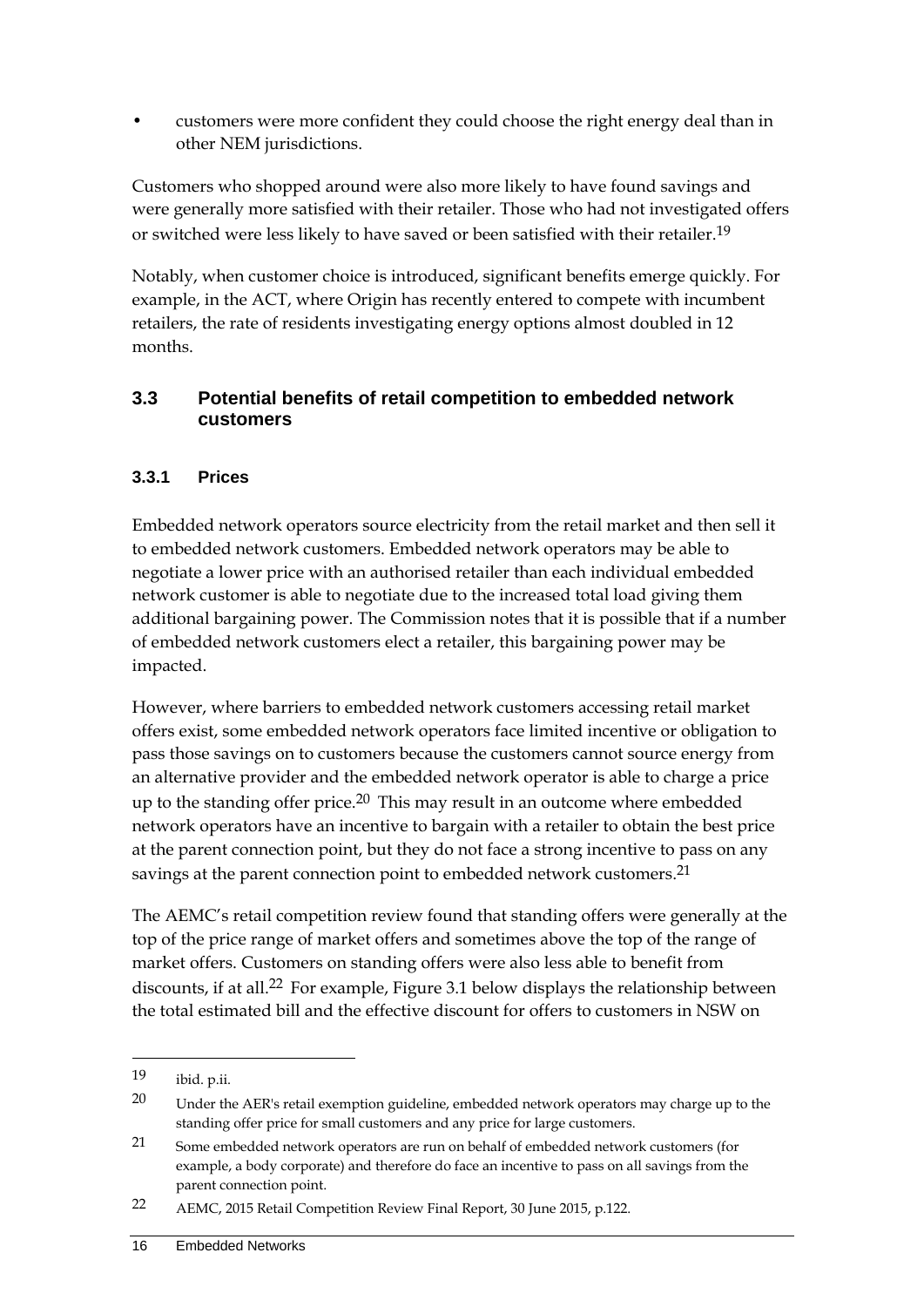- customers were more confident they could choose the right energy deal than in other NEM jurisdictions.

Customers who shopped around were also more likely to have found savings and were generally more satisfied with their retailer. Those who had not investigated offers or switched were less likely to have saved or been satisfied with their retailer.[19]

Notably, when customer choice is introduced, significant benefits emerge quickly. For example, in the ACT, where Origin has recently entered to compete with incumbent retailers, the rate of residents investigating energy options almost doubled in 12 months.

## 3.3 Potential benefits of retail competition to embedded network customers

### 3.3.1 Prices

Embedded network operators source electricity from the retail market and then sell it to embedded network customers. Embedded network operators may be able to negotiate a lower price with an authorised retailer than each individual embedded network customer is able to negotiate due to the increased total load giving them additional bargaining power. The Commission notes that it is possible that if a number of embedded network customers elect a retailer, this bargaining power may be impacted.

However, where barriers to embedded network customers accessing retail market offers exist, some embedded network operators face limited incentive or obligation to pass those savings on to customers because the customers cannot source energy from an alternative provider and the embedded network operator is able to charge a price up to the standing offer price.[20] This may result in an outcome where embedded network operators have an incentive to bargain with a retailer to obtain the best price at the parent connection point, but they do not face a strong incentive to pass on any savings at the parent connection point to embedded network customers.[21]

The AEMC's retail competition review found that standing offers were generally at the top of the price range of market offers and sometimes above the top of the range of market offers. Customers on standing offers were also less able to benefit from discounts, if at all.[22] For example, Figure 3.1 below displays the relationship between the total estimated bill and the effective discount for offers to customers in NSW on

---

19 ibid. p.ii.

20 Under the AER's retail exemption guideline, embedded network operators may charge up to the standing offer price for small customers and any price for large customers.

21 Some embedded network operators are run on behalf of embedded network customers (for example, a body corporate) and therefore do face an incentive to pass on all savings from the parent connection point.

22 AEMC, 2015 Retail Competition Review Final Report, 30 June 2015, p.122.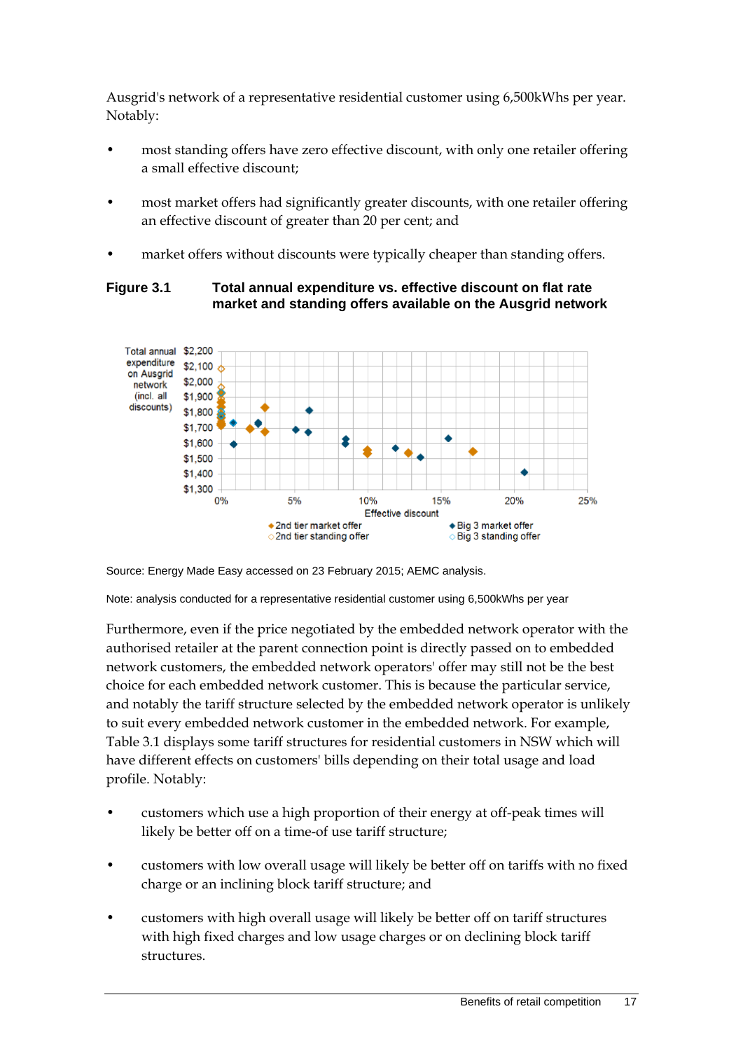Ausgrid's network of a representative residential customer using 6,500kWhs per year. Notably:

- most standing offers have zero effective discount, with only one retailer offering a small effective discount;
- most market offers had significantly greater discounts, with one retailer offering an effective discount of greater than 20 per cent; and
- market offers without discounts were typically cheaper than standing offers.

**Figure 3.1 Total annual expenditure vs. effective discount on flat rate market and standing offers available on the Ausgrid network**

Source: Energy Made Easy accessed on 23 February 2015; AEMC analysis.

Note: analysis conducted for a representative residential customer using 6,500kWhs per year

Furthermore, even if the price negotiated by the embedded network operator with the authorised retailer at the parent connection point is directly passed on to embedded network customers, the embedded network operators' offer may still not be the best choice for each embedded network customer. This is because the particular service, and notably the tariff structure selected by the embedded network operator is unlikely to suit every embedded network customer in the embedded network. For example, Table 3.1 displays some tariff structures for residential customers in NSW which will have different effects on customers' bills depending on their total usage and load profile. Notably:

- customers which use a high proportion of their energy at off-peak times will likely be better off on a time-of use tariff structure;
- customers with low overall usage will likely be better off on tariffs with no fixed charge or an inclining block tariff structure; and
- customers with high overall usage will likely be better off on tariff structures with high fixed charges and low usage charges or on declining block tariff structures.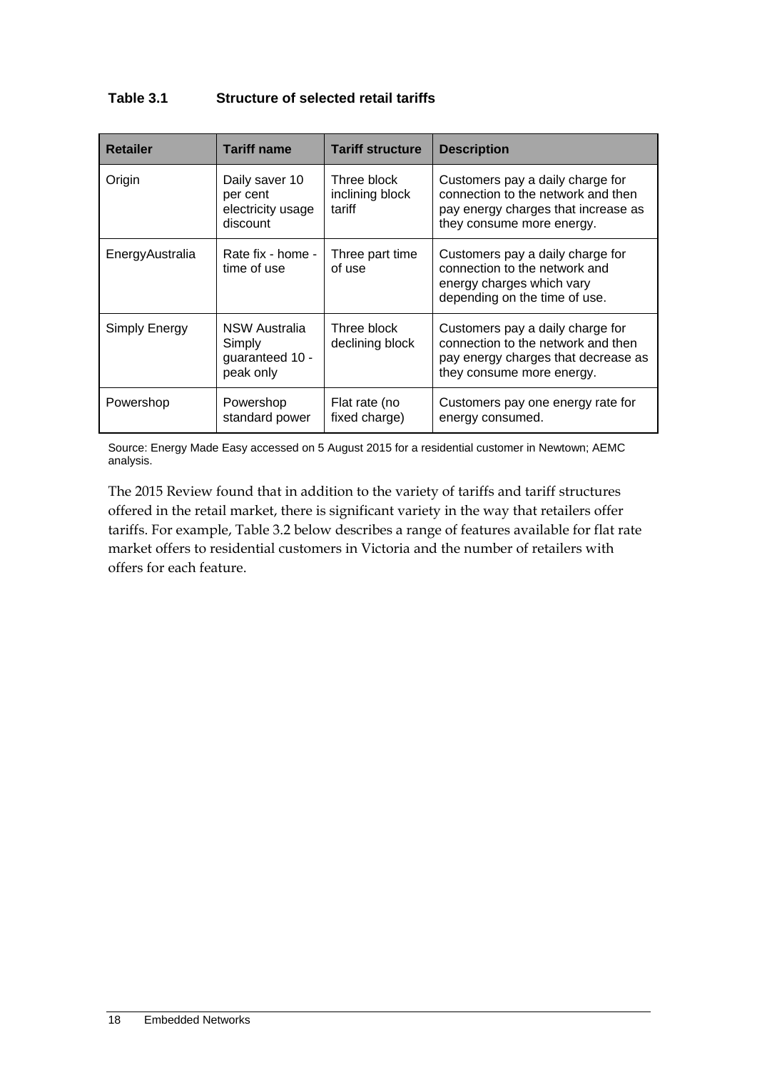**Table 3.1 Structure of selected retail tariffs**

| Retailer | Tariff name | Tariff structure | Description |
|---|---|---|---|
| Origin | Daily saver 10 per cent electricity usage discount | Three block inclining block tariff | Customers pay a daily charge for connection to the network and then pay energy charges that increase as they consume more energy. |
| EnergyAustralia | Rate fix - home - time of use | Three part time of use | Customers pay a daily charge for connection to the network and energy charges which vary depending on the time of use. |
| Simply Energy | NSW Australia Simply guaranteed 10 - peak only | Three block declining block | Customers pay a daily charge for connection to the network and then pay energy charges that decrease as they consume more energy. |
| Powershop | Powershop standard power | Flat rate (no fixed charge) | Customers pay one energy rate for energy consumed. |

Source: Energy Made Easy accessed on 5 August 2015 for a residential customer in Newtown; AEMC analysis.

The 2015 Review found that in addition to the variety of tariffs and tariff structures offered in the retail market, there is significant variety in the way that retailers offer tariffs. For example, Table 3.2 below describes a range of features available for flat rate market offers to residential customers in Victoria and the number of retailers with offers for each feature.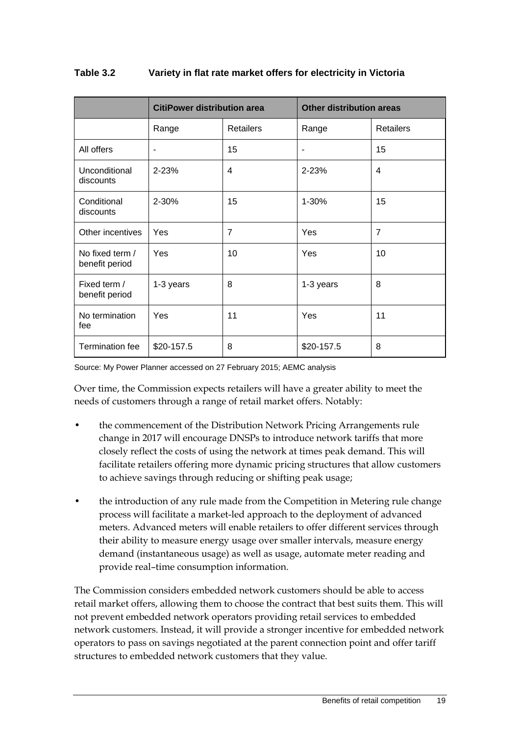**Table 3.2 Variety in flat rate market offers for electricity in Victoria**

| | CitiPower distribution area | | Other distribution areas | |
|---|---|---|---|---|
| | Range | Retailers | Range | Retailers |
| All offers | - | 15 | - | 15 |
| Unconditional discounts | 2-23% | 4 | 2-23% | 4 |
| Conditional discounts | 2-30% | 15 | 1-30% | 15 |
| Other incentives | Yes | 7 | Yes | 7 |
| No fixed term / benefit period | Yes | 10 | Yes | 10 |
| Fixed term / benefit period | 1-3 years | 8 | 1-3 years | 8 |
| No termination fee | Yes | 11 | Yes | 11 |
| Termination fee | $20-157.5 | 8 | $20-157.5 | 8 |

Source: My Power Planner accessed on 27 February 2015; AEMC analysis

Over time, the Commission expects retailers will have a greater ability to meet the needs of customers through a range of retail market offers. Notably:

- the commencement of the Distribution Network Pricing Arrangements rule change in 2017 will encourage DNSPs to introduce network tariffs that more closely reflect the costs of using the network at times peak demand. This will facilitate retailers offering more dynamic pricing structures that allow customers to achieve savings through reducing or shifting peak usage;
- the introduction of any rule made from the Competition in Metering rule change process will facilitate a market-led approach to the deployment of advanced meters. Advanced meters will enable retailers to offer different services through their ability to measure energy usage over smaller intervals, measure energy demand (instantaneous usage) as well as usage, automate meter reading and provide real–time consumption information.

The Commission considers embedded network customers should be able to access retail market offers, allowing them to choose the contract that best suits them. This will not prevent embedded network operators providing retail services to embedded network customers. Instead, it will provide a stronger incentive for embedded network operators to pass on savings negotiated at the parent connection point and offer tariff structures to embedded network customers that they value.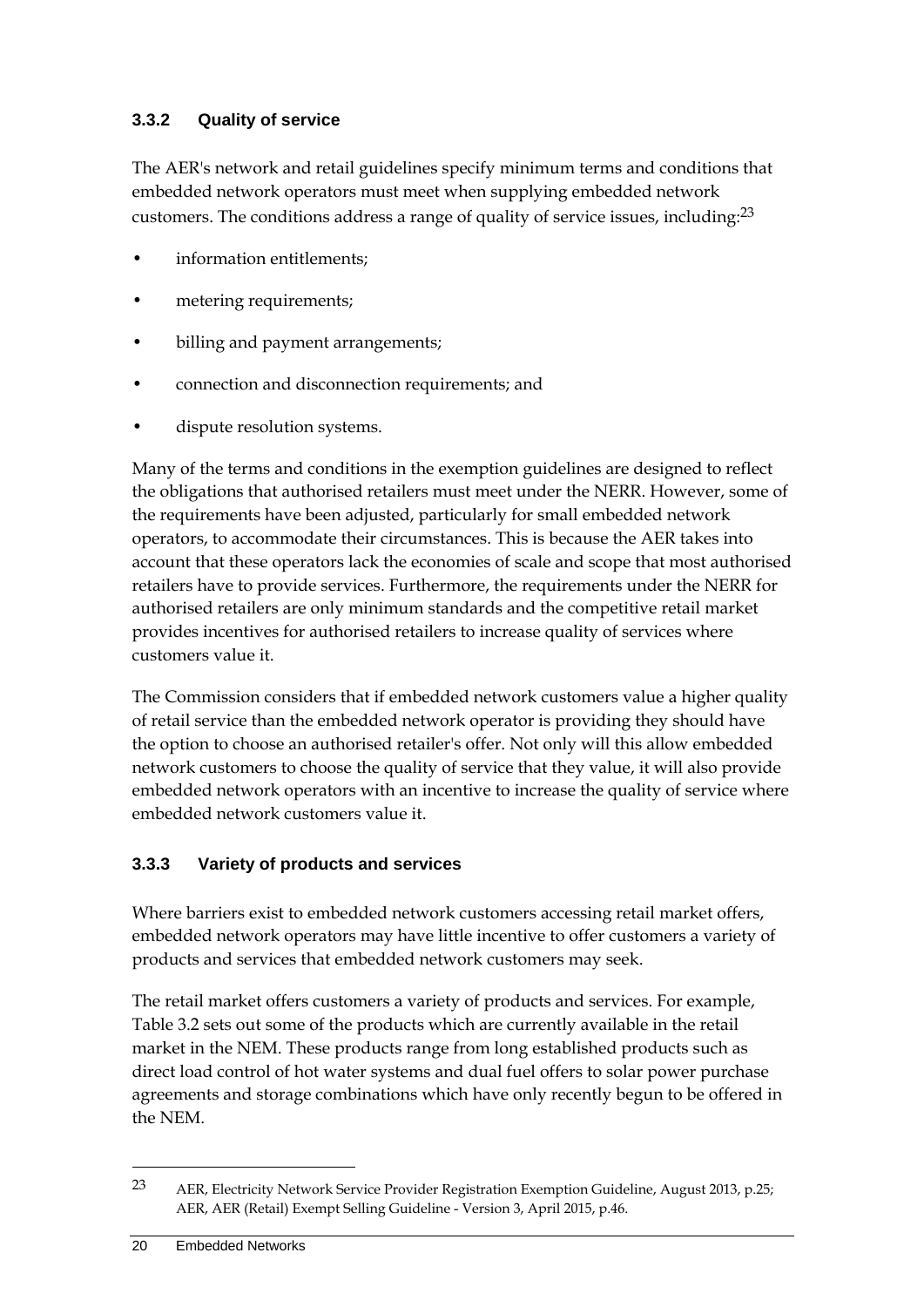### 3.3.2 Quality of service

The AER's network and retail guidelines specify minimum terms and conditions that embedded network operators must meet when supplying embedded network customers. The conditions address a range of quality of service issues, including:[23]

- information entitlements;
- metering requirements;
- billing and payment arrangements;
- connection and disconnection requirements; and
- dispute resolution systems.

Many of the terms and conditions in the exemption guidelines are designed to reflect the obligations that authorised retailers must meet under the NERR. However, some of the requirements have been adjusted, particularly for small embedded network operators, to accommodate their circumstances. This is because the AER takes into account that these operators lack the economies of scale and scope that most authorised retailers have to provide services. Furthermore, the requirements under the NERR for authorised retailers are only minimum standards and the competitive retail market provides incentives for authorised retailers to increase quality of services where customers value it.

The Commission considers that if embedded network customers value a higher quality of retail service than the embedded network operator is providing they should have the option to choose an authorised retailer's offer. Not only will this allow embedded network customers to choose the quality of service that they value, it will also provide embedded network operators with an incentive to increase the quality of service where embedded network customers value it.

### 3.3.3 Variety of products and services

Where barriers exist to embedded network customers accessing retail market offers, embedded network operators may have little incentive to offer customers a variety of products and services that embedded network customers may seek.

The retail market offers customers a variety of products and services. For example, Table 3.2 sets out some of the products which are currently available in the retail market in the NEM. These products range from long established products such as direct load control of hot water systems and dual fuel offers to solar power purchase agreements and storage combinations which have only recently begun to be offered in the NEM.

[23] AER, Electricity Network Service Provider Registration Exemption Guideline, August 2013, p.25; AER, AER (Retail) Exempt Selling Guideline - Version 3, April 2015, p.46.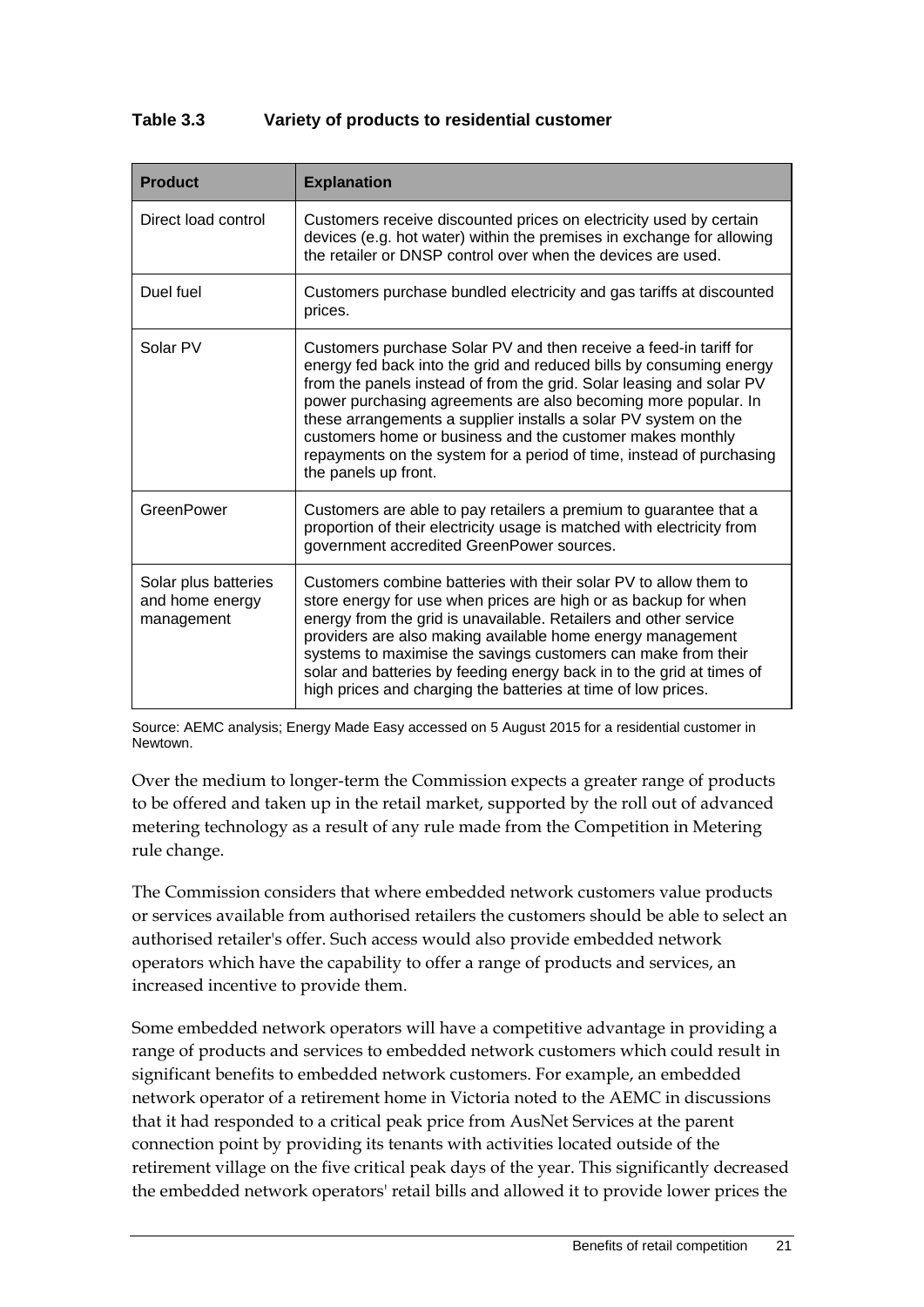**Table 3.3 Variety of products to residential customer**

| Product | Explanation |
|---|---|
| Direct load control | Customers receive discounted prices on electricity used by certain devices (e.g. hot water) within the premises in exchange for allowing the retailer or DNSP control over when the devices are used. |
| Duel fuel | Customers purchase bundled electricity and gas tariffs at discounted prices. |
| Solar PV | Customers purchase Solar PV and then receive a feed-in tariff for energy fed back into the grid and reduced bills by consuming energy from the panels instead of from the grid. Solar leasing and solar PV power purchasing agreements are also becoming more popular. In these arrangements a supplier installs a solar PV system on the customers home or business and the customer makes monthly repayments on the system for a period of time, instead of purchasing the panels up front. |
| GreenPower | Customers are able to pay retailers a premium to guarantee that a proportion of their electricity usage is matched with electricity from government accredited GreenPower sources. |
| Solar plus batteries and home energy management | Customers combine batteries with their solar PV to allow them to store energy for use when prices are high or as backup for when energy from the grid is unavailable. Retailers and other service providers are also making available home energy management systems to maximise the savings customers can make from their solar and batteries by feeding energy back in to the grid at times of high prices and charging the batteries at time of low prices. |

Source: AEMC analysis; Energy Made Easy accessed on 5 August 2015 for a residential customer in Newtown.

Over the medium to longer-term the Commission expects a greater range of products to be offered and taken up in the retail market, supported by the roll out of advanced metering technology as a result of any rule made from the Competition in Metering rule change.

The Commission considers that where embedded network customers value products or services available from authorised retailers the customers should be able to select an authorised retailer's offer. Such access would also provide embedded network operators which have the capability to offer a range of products and services, an increased incentive to provide them.

Some embedded network operators will have a competitive advantage in providing a range of products and services to embedded network customers which could result in significant benefits to embedded network customers. For example, an embedded network operator of a retirement home in Victoria noted to the AEMC in discussions that it had responded to a critical peak price from AusNet Services at the parent connection point by providing its tenants with activities located outside of the retirement village on the five critical peak days of the year. This significantly decreased the embedded network operators' retail bills and allowed it to provide lower prices the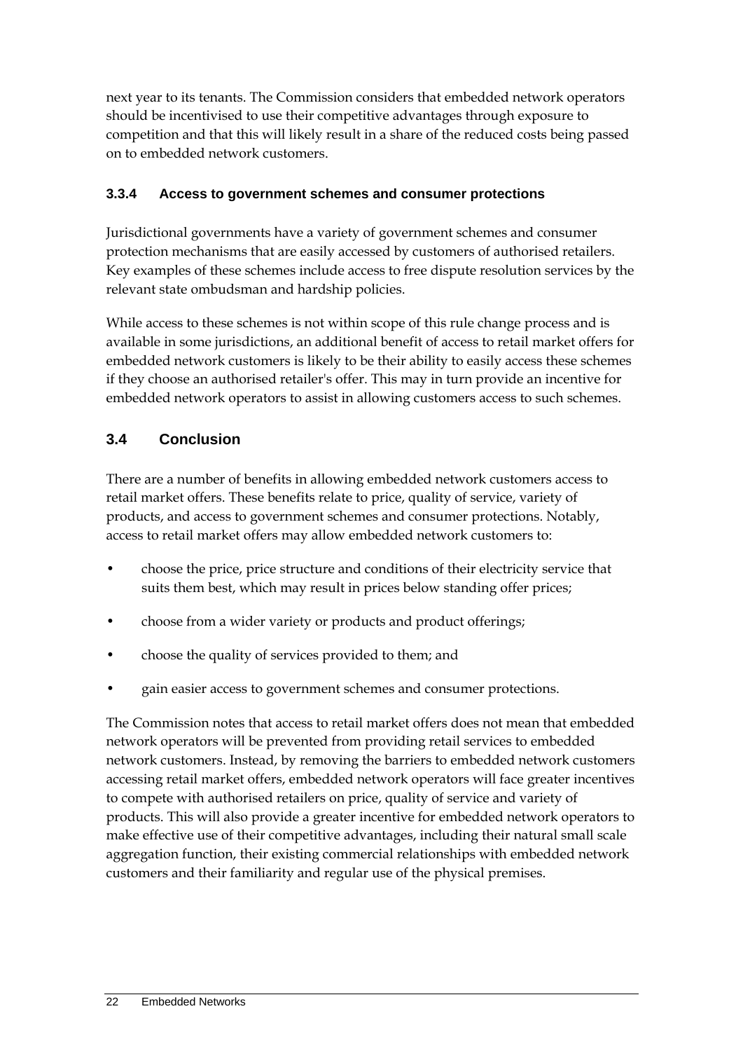next year to its tenants. The Commission considers that embedded network operators should be incentivised to use their competitive advantages through exposure to competition and that this will likely result in a share of the reduced costs being passed on to embedded network customers.

### 3.3.4 Access to government schemes and consumer protections

Jurisdictional governments have a variety of government schemes and consumer protection mechanisms that are easily accessed by customers of authorised retailers. Key examples of these schemes include access to free dispute resolution services by the relevant state ombudsman and hardship policies.

While access to these schemes is not within scope of this rule change process and is available in some jurisdictions, an additional benefit of access to retail market offers for embedded network customers is likely to be their ability to easily access these schemes if they choose an authorised retailer's offer. This may in turn provide an incentive for embedded network operators to assist in allowing customers access to such schemes.

## 3.4 Conclusion

There are a number of benefits in allowing embedded network customers access to retail market offers. These benefits relate to price, quality of service, variety of products, and access to government schemes and consumer protections. Notably, access to retail market offers may allow embedded network customers to:

- choose the price, price structure and conditions of their electricity service that suits them best, which may result in prices below standing offer prices;
- choose from a wider variety or products and product offerings;
- choose the quality of services provided to them; and
- gain easier access to government schemes and consumer protections.

The Commission notes that access to retail market offers does not mean that embedded network operators will be prevented from providing retail services to embedded network customers. Instead, by removing the barriers to embedded network customers accessing retail market offers, embedded network operators will face greater incentives to compete with authorised retailers on price, quality of service and variety of products. This will also provide a greater incentive for embedded network operators to make effective use of their competitive advantages, including their natural small scale aggregation function, their existing commercial relationships with embedded network customers and their familiarity and regular use of the physical premises.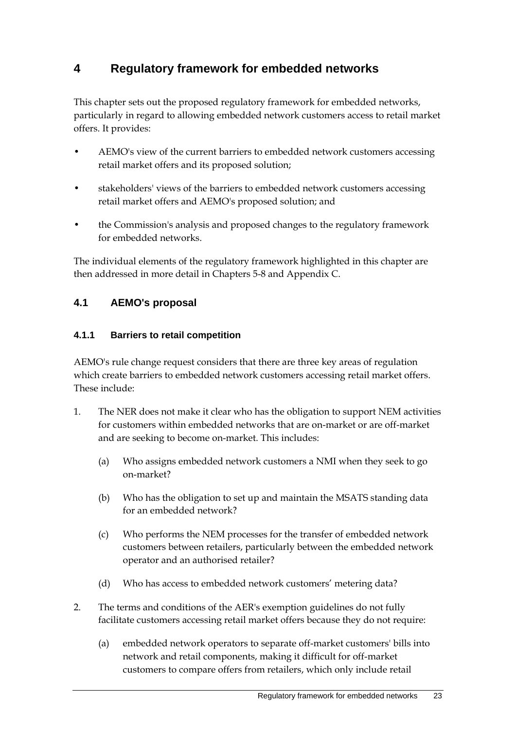# 4 Regulatory framework for embedded networks

This chapter sets out the proposed regulatory framework for embedded networks, particularly in regard to allowing embedded network customers access to retail market offers. It provides:

- AEMO's view of the current barriers to embedded network customers accessing retail market offers and its proposed solution;
- stakeholders' views of the barriers to embedded network customers accessing retail market offers and AEMO's proposed solution; and
- the Commission's analysis and proposed changes to the regulatory framework for embedded networks.

The individual elements of the regulatory framework highlighted in this chapter are then addressed in more detail in Chapters 5-8 and Appendix C.

## 4.1 AEMO's proposal

### 4.1.1 Barriers to retail competition

AEMO's rule change request considers that there are three key areas of regulation which create barriers to embedded network customers accessing retail market offers. These include:

1. The NER does not make it clear who has the obligation to support NEM activities for customers within embedded networks that are on-market or are off-market and are seeking to become on-market. This includes:
   (a) Who assigns embedded network customers a NMI when they seek to go on-market?
   (b) Who has the obligation to set up and maintain the MSATS standing data for an embedded network?
   (c) Who performs the NEM processes for the transfer of embedded network customers between retailers, particularly between the embedded network operator and an authorised retailer?
   (d) Who has access to embedded network customers' metering data?
2. The terms and conditions of the AER's exemption guidelines do not fully facilitate customers accessing retail market offers because they do not require:
   (a) embedded network operators to separate off-market customers' bills into network and retail components, making it difficult for off-market customers to compare offers from retailers, which only include retail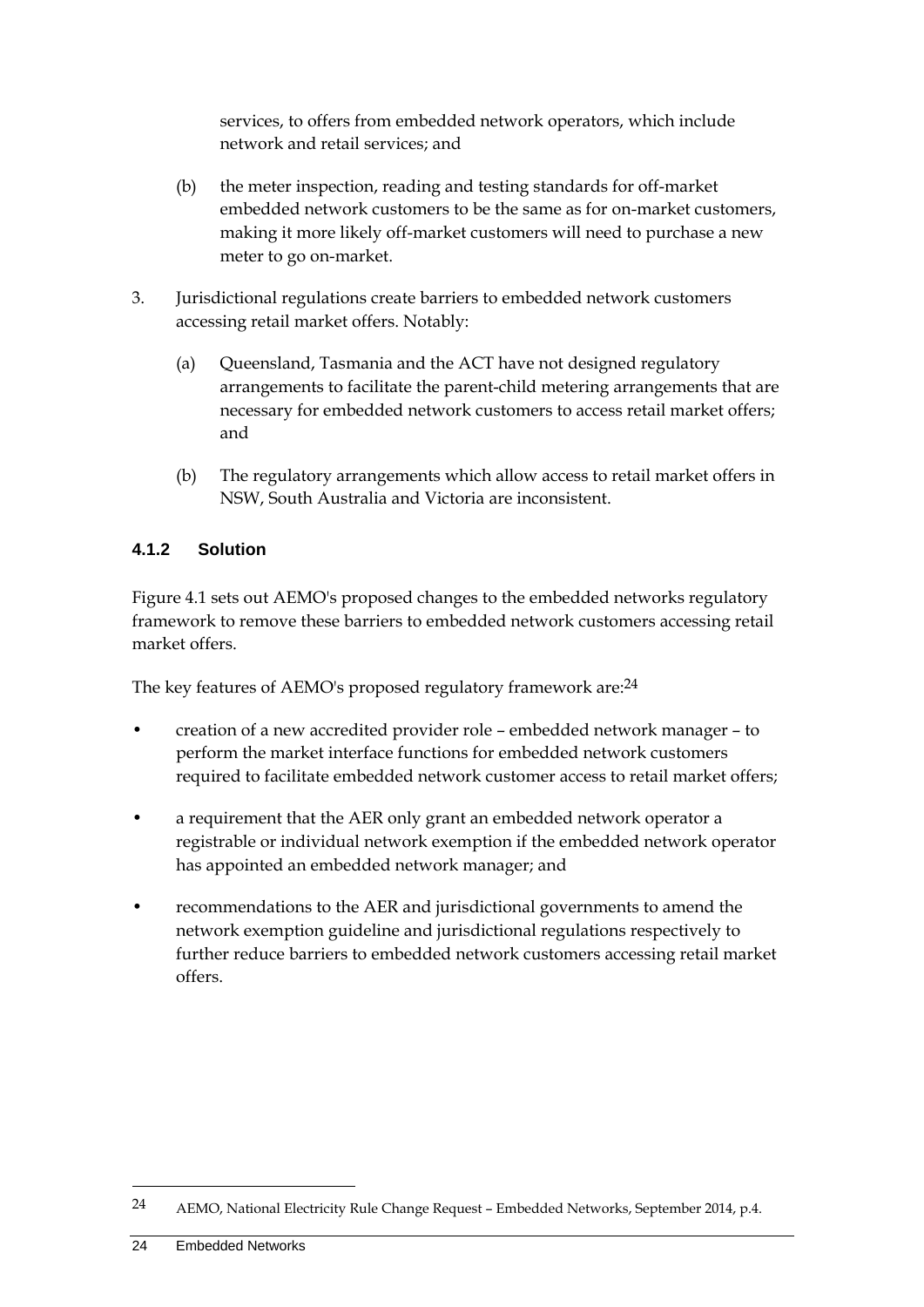services, to offers from embedded network operators, which include network and retail services; and

(b) the meter inspection, reading and testing standards for off-market embedded network customers to be the same as for on-market customers, making it more likely off-market customers will need to purchase a new meter to go on-market.

3. Jurisdictional regulations create barriers to embedded network customers accessing retail market offers. Notably:

   (a) Queensland, Tasmania and the ACT have not designed regulatory arrangements to facilitate the parent-child metering arrangements that are necessary for embedded network customers to access retail market offers; and

   (b) The regulatory arrangements which allow access to retail market offers in NSW, South Australia and Victoria are inconsistent.

### 4.1.2 Solution

Figure 4.1 sets out AEMO's proposed changes to the embedded networks regulatory framework to remove these barriers to embedded network customers accessing retail market offers.

The key features of AEMO's proposed regulatory framework are:[24]

- creation of a new accredited provider role – embedded network manager – to perform the market interface functions for embedded network customers required to facilitate embedded network customer access to retail market offers;
- a requirement that the AER only grant an embedded network operator a registrable or individual network exemption if the embedded network operator has appointed an embedded network manager; and
- recommendations to the AER and jurisdictional governments to amend the network exemption guideline and jurisdictional regulations respectively to further reduce barriers to embedded network customers accessing retail market offers.

[24] AEMO, National Electricity Rule Change Request – Embedded Networks, September 2014, p.4.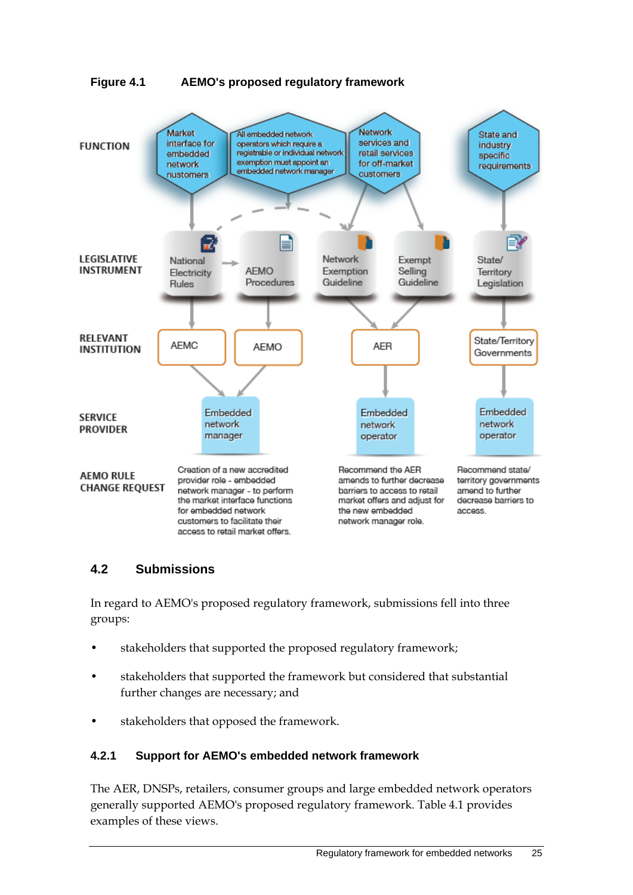**Figure 4.1 AEMO's proposed regulatory framework**

| | | | | | |
|---|---|---|---|---|---|
| **FUNCTION** | Market interface for embedded network customers | All embedded network operators which require a registrable or individual network exemption must appoint an embedded network manager | Network services and retail services for off-market customers | | State and industry specific requirements |
| **LEGISLATIVE INSTRUMENT** | National Electricity Rules | AEMO Procedures | Network Exemption Guideline | Exempt Selling Guideline | State/ Territory Legislation |
| **RELEVANT INSTITUTION** | AEMC | AEMO | AER | | State/Territory Governments |
| **SERVICE PROVIDER** | Embedded network manager | | Embedded network operator | | Embedded network operator |
| **AEMO RULE CHANGE REQUEST** | Creation of a new accredited provider role - embedded network manager - to perform the market interface functions for embedded network customers to facilitate their access to retail market offers. | | Recommend the AER amends to further decrease barriers to access to retail market offers and adjust for the new embedded network manager role. | | Recommend state/ territory governments amend to further decrease barriers to access. |

## 4.2 Submissions

In regard to AEMO's proposed regulatory framework, submissions fell into three groups:

- stakeholders that supported the proposed regulatory framework;
- stakeholders that supported the framework but considered that substantial further changes are necessary; and
- stakeholders that opposed the framework.

### 4.2.1 Support for AEMO's embedded network framework

The AER, DNSPs, retailers, consumer groups and large embedded network operators generally supported AEMO's proposed regulatory framework. Table 4.1 provides examples of these views.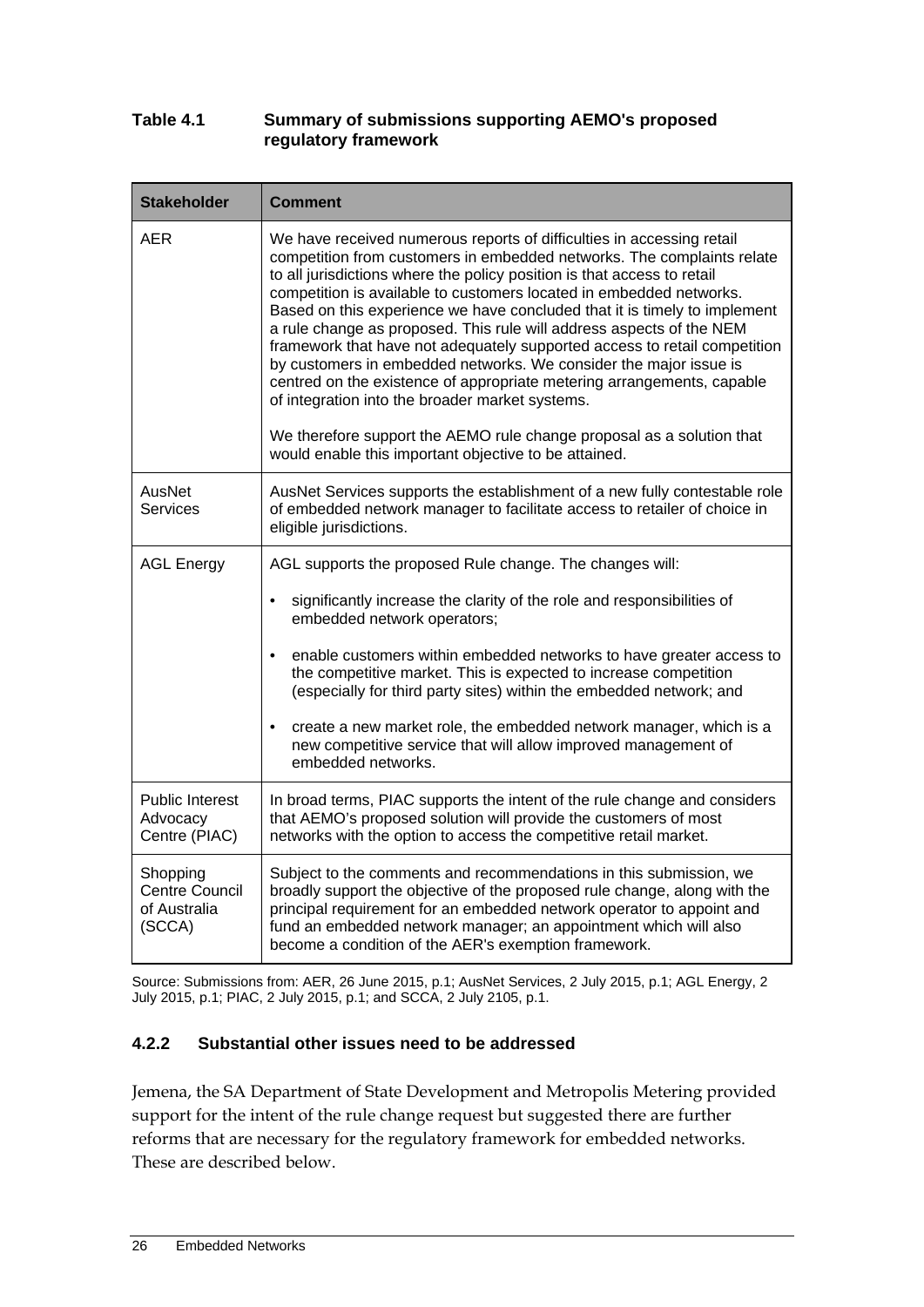**Table 4.1 Summary of submissions supporting AEMO's proposed regulatory framework**

| Stakeholder | Comment |
|---|---|
| AER | We have received numerous reports of difficulties in accessing retail competition from customers in embedded networks. The complaints relate to all jurisdictions where the policy position is that access to retail competition is available to customers located in embedded networks. Based on this experience we have concluded that it is timely to implement a rule change as proposed. This rule will address aspects of the NEM framework that have not adequately supported access to retail competition by customers in embedded networks. We consider the major issue is centred on the existence of appropriate metering arrangements, capable of integration into the broader market systems.<br><br>We therefore support the AEMO rule change proposal as a solution that would enable this important objective to be attained. |
| AusNet Services | AusNet Services supports the establishment of a new fully contestable role of embedded network manager to facilitate access to retailer of choice in eligible jurisdictions. |
| AGL Energy | AGL supports the proposed Rule change. The changes will:<br><br>• significantly increase the clarity of the role and responsibilities of embedded network operators;<br><br>• enable customers within embedded networks to have greater access to the competitive market. This is expected to increase competition (especially for third party sites) within the embedded network; and<br><br>• create a new market role, the embedded network manager, which is a new competitive service that will allow improved management of embedded networks. |
| Public Interest Advocacy Centre (PIAC) | In broad terms, PIAC supports the intent of the rule change and considers that AEMO's proposed solution will provide the customers of most networks with the option to access the competitive retail market. |
| Shopping Centre Council of Australia (SCCA) | Subject to the comments and recommendations in this submission, we broadly support the objective of the proposed rule change, along with the principal requirement for an embedded network operator to appoint and fund an embedded network manager; an appointment which will also become a condition of the AER's exemption framework. |

Source: Submissions from: AER, 26 June 2015, p.1; AusNet Services, 2 July 2015, p.1; AGL Energy, 2 July 2015, p.1; PIAC, 2 July 2015, p.1; and SCCA, 2 July 2105, p.1.

### 4.2.2 Substantial other issues need to be addressed

Jemena, the SA Department of State Development and Metropolis Metering provided support for the intent of the rule change request but suggested there are further reforms that are necessary for the regulatory framework for embedded networks. These are described below.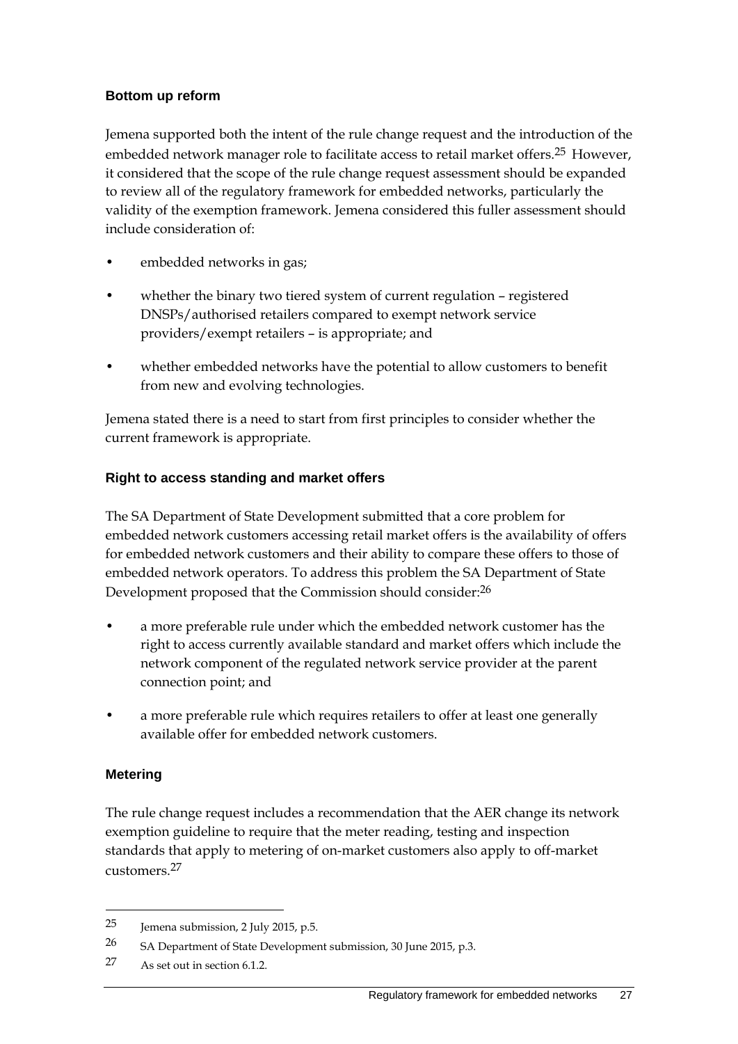### Bottom up reform

Jemena supported both the intent of the rule change request and the introduction of the embedded network manager role to facilitate access to retail market offers.[25] However, it considered that the scope of the rule change request assessment should be expanded to review all of the regulatory framework for embedded networks, particularly the validity of the exemption framework. Jemena considered this fuller assessment should include consideration of:

- embedded networks in gas;
- whether the binary two tiered system of current regulation – registered DNSPs/authorised retailers compared to exempt network service providers/exempt retailers – is appropriate; and
- whether embedded networks have the potential to allow customers to benefit from new and evolving technologies.

Jemena stated there is a need to start from first principles to consider whether the current framework is appropriate.

### Right to access standing and market offers

The SA Department of State Development submitted that a core problem for embedded network customers accessing retail market offers is the availability of offers for embedded network customers and their ability to compare these offers to those of embedded network operators. To address this problem the SA Department of State Development proposed that the Commission should consider:[26]

- a more preferable rule under which the embedded network customer has the right to access currently available standard and market offers which include the network component of the regulated network service provider at the parent connection point; and
- a more preferable rule which requires retailers to offer at least one generally available offer for embedded network customers.

### Metering

The rule change request includes a recommendation that the AER change its network exemption guideline to require that the meter reading, testing and inspection standards that apply to metering of on-market customers also apply to off-market customers.[27]

---

25 Jemena submission, 2 July 2015, p.5.

26 SA Department of State Development submission, 30 June 2015, p.3.

27 As set out in section 6.1.2.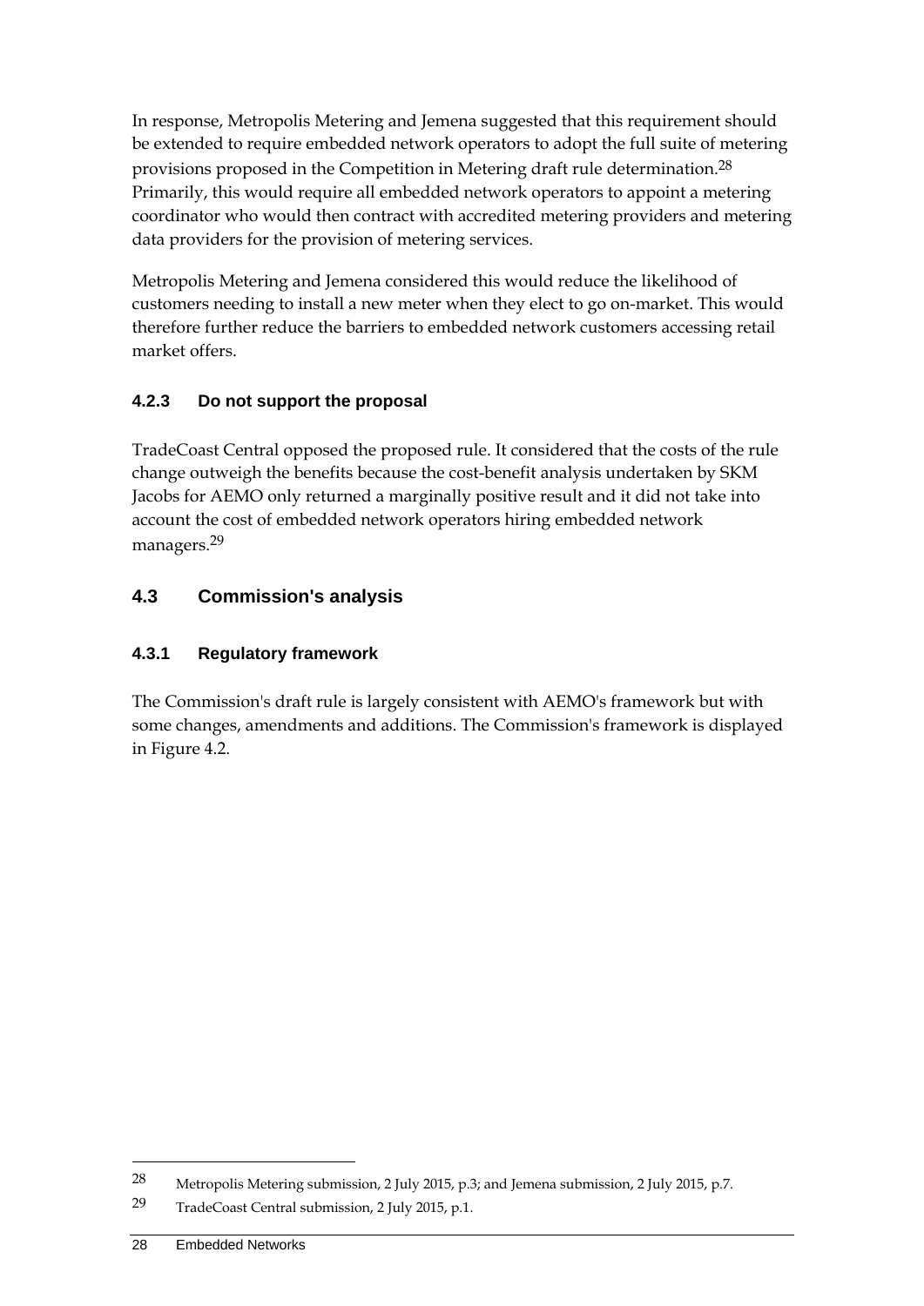In response, Metropolis Metering and Jemena suggested that this requirement should be extended to require embedded network operators to adopt the full suite of metering provisions proposed in the Competition in Metering draft rule determination.[28] Primarily, this would require all embedded network operators to appoint a metering coordinator who would then contract with accredited metering providers and metering data providers for the provision of metering services.

Metropolis Metering and Jemena considered this would reduce the likelihood of customers needing to install a new meter when they elect to go on-market. This would therefore further reduce the barriers to embedded network customers accessing retail market offers.

### 4.2.3 Do not support the proposal

TradeCoast Central opposed the proposed rule. It considered that the costs of the rule change outweigh the benefits because the cost-benefit analysis undertaken by SKM Jacobs for AEMO only returned a marginally positive result and it did not take into account the cost of embedded network operators hiring embedded network managers.[29]

## 4.3 Commission's analysis

### 4.3.1 Regulatory framework

The Commission's draft rule is largely consistent with AEMO's framework but with some changes, amendments and additions. The Commission's framework is displayed in Figure 4.2.

---

28 Metropolis Metering submission, 2 July 2015, p.3; and Jemena submission, 2 July 2015, p.7.

29 TradeCoast Central submission, 2 July 2015, p.1.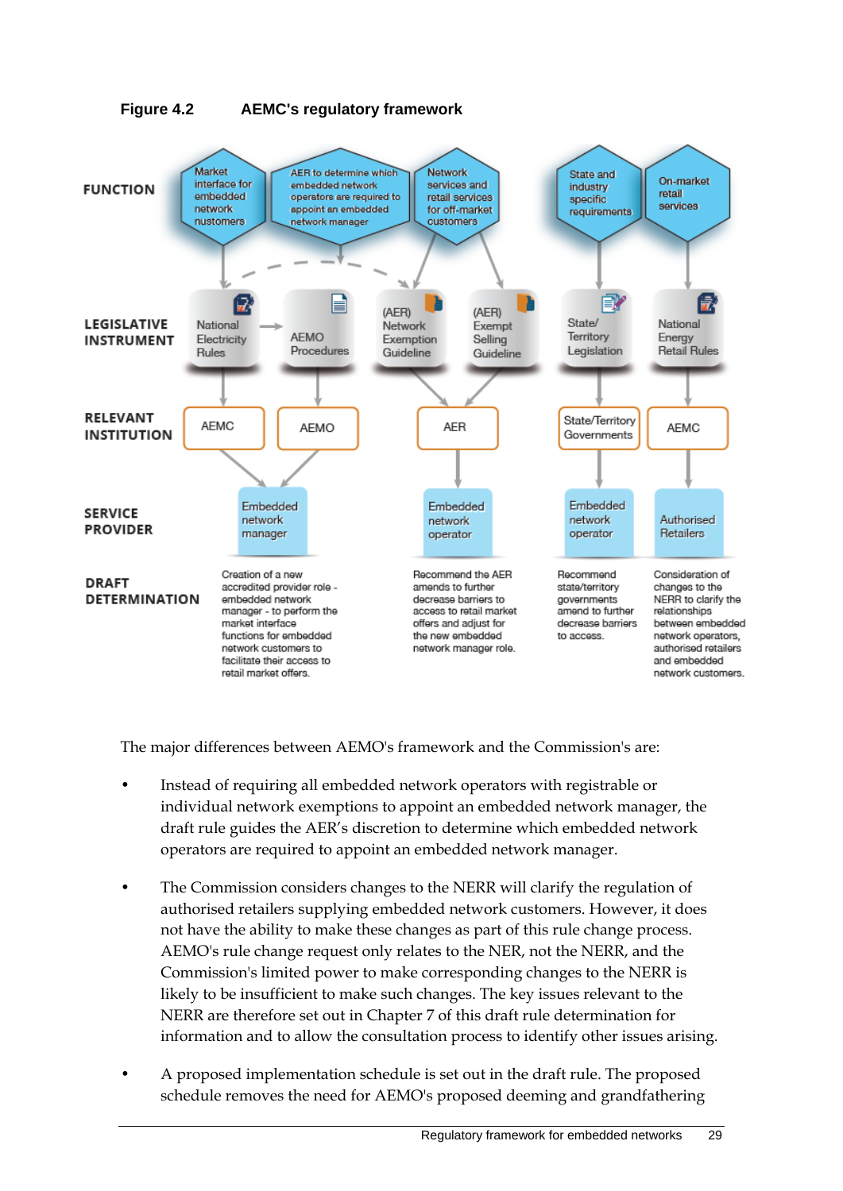**Figure 4.2 AEMC's regulatory framework**

| | | | | | | | |
|---|---|---|---|---|---|---|---|
| **FUNCTION** | Market interface for embedded network customers | AER to determine which embedded network operators are required to appoint an embedded network manager | Network services and retail services for off-market customers | | State and industry specific requirements | On-market retail services |
| **LEGISLATIVE INSTRUMENT** | National Electricity Rules | AEMO Procedures | (AER) Network Exemption Guideline | (AER) Exempt Selling Guideline | State/ Territory Legislation | National Energy Retail Rules |
| **RELEVANT INSTITUTION** | AEMC | AEMO | AER | | State/Territory Governments | AEMC |
| **SERVICE PROVIDER** | Embedded network manager | | Embedded network operator | | Embedded network operator | Authorised Retailers |
| **DRAFT DETERMINATION** | Creation of a new accredited provider role - embedded network manager - to perform the market interface functions for embedded network customers to facilitate their access to retail market offers. | | Recommend the AER amends to further decrease barriers to access to retail market offers and adjust for the new embedded network manager role. | | Recommend state/territory governments amend to further decrease barriers to access. | Consideration of changes to the NERR to clarify the relationships between embedded network operators, authorised retailers and embedded network customers. |

The major differences between AEMO's framework and the Commission's are:

- Instead of requiring all embedded network operators with registrable or individual network exemptions to appoint an embedded network manager, the draft rule guides the AER's discretion to determine which embedded network operators are required to appoint an embedded network manager.

- The Commission considers changes to the NERR will clarify the regulation of authorised retailers supplying embedded network customers. However, it does not have the ability to make these changes as part of this rule change process. AEMO's rule change request only relates to the NER, not the NERR, and the Commission's limited power to make corresponding changes to the NERR is likely to be insufficient to make such changes. The key issues relevant to the NERR are therefore set out in Chapter 7 of this draft rule determination for information and to allow the consultation process to identify other issues arising.

- A proposed implementation schedule is set out in the draft rule. The proposed schedule removes the need for AEMO's proposed deeming and grandfathering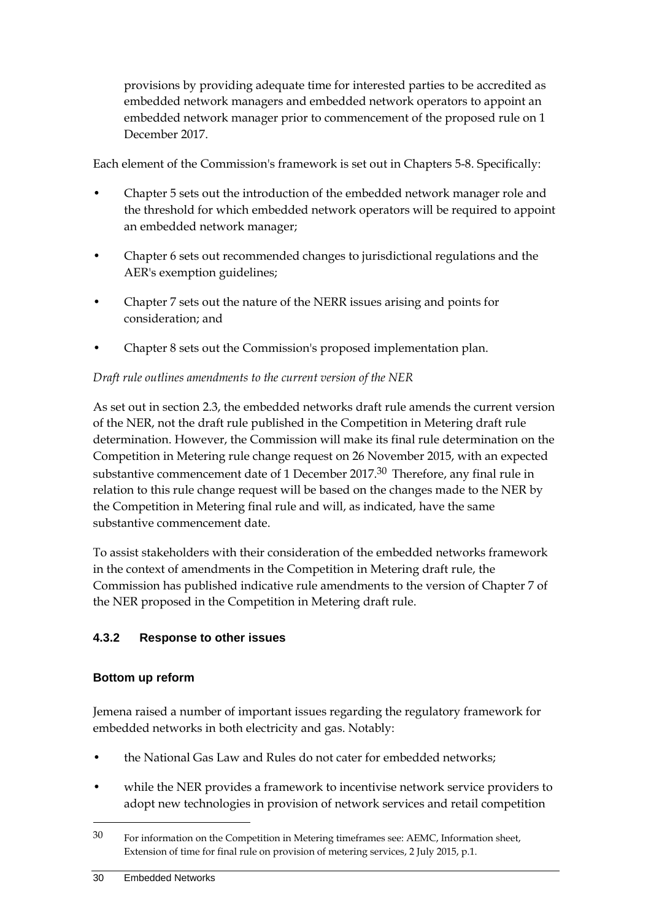provisions by providing adequate time for interested parties to be accredited as embedded network managers and embedded network operators to appoint an embedded network manager prior to commencement of the proposed rule on 1 December 2017.

Each element of the Commission's framework is set out in Chapters 5-8. Specifically:

- Chapter 5 sets out the introduction of the embedded network manager role and the threshold for which embedded network operators will be required to appoint an embedded network manager;
- Chapter 6 sets out recommended changes to jurisdictional regulations and the AER's exemption guidelines;
- Chapter 7 sets out the nature of the NERR issues arising and points for consideration; and
- Chapter 8 sets out the Commission's proposed implementation plan.

*Draft rule outlines amendments to the current version of the NER*

As set out in section 2.3, the embedded networks draft rule amends the current version of the NER, not the draft rule published in the Competition in Metering draft rule determination. However, the Commission will make its final rule determination on the Competition in Metering rule change request on 26 November 2015, with an expected substantive commencement date of 1 December 2017.[30] Therefore, any final rule in relation to this rule change request will be based on the changes made to the NER by the Competition in Metering final rule and will, as indicated, have the same substantive commencement date.

To assist stakeholders with their consideration of the embedded networks framework in the context of amendments in the Competition in Metering draft rule, the Commission has published indicative rule amendments to the version of Chapter 7 of the NER proposed in the Competition in Metering draft rule.

### 4.3.2 Response to other issues

#### Bottom up reform

Jemena raised a number of important issues regarding the regulatory framework for embedded networks in both electricity and gas. Notably:

- the National Gas Law and Rules do not cater for embedded networks;
- while the NER provides a framework to incentivise network service providers to adopt new technologies in provision of network services and retail competition

[30] For information on the Competition in Metering timeframes see: AEMC, Information sheet, Extension of time for final rule on provision of metering services, 2 July 2015, p.1.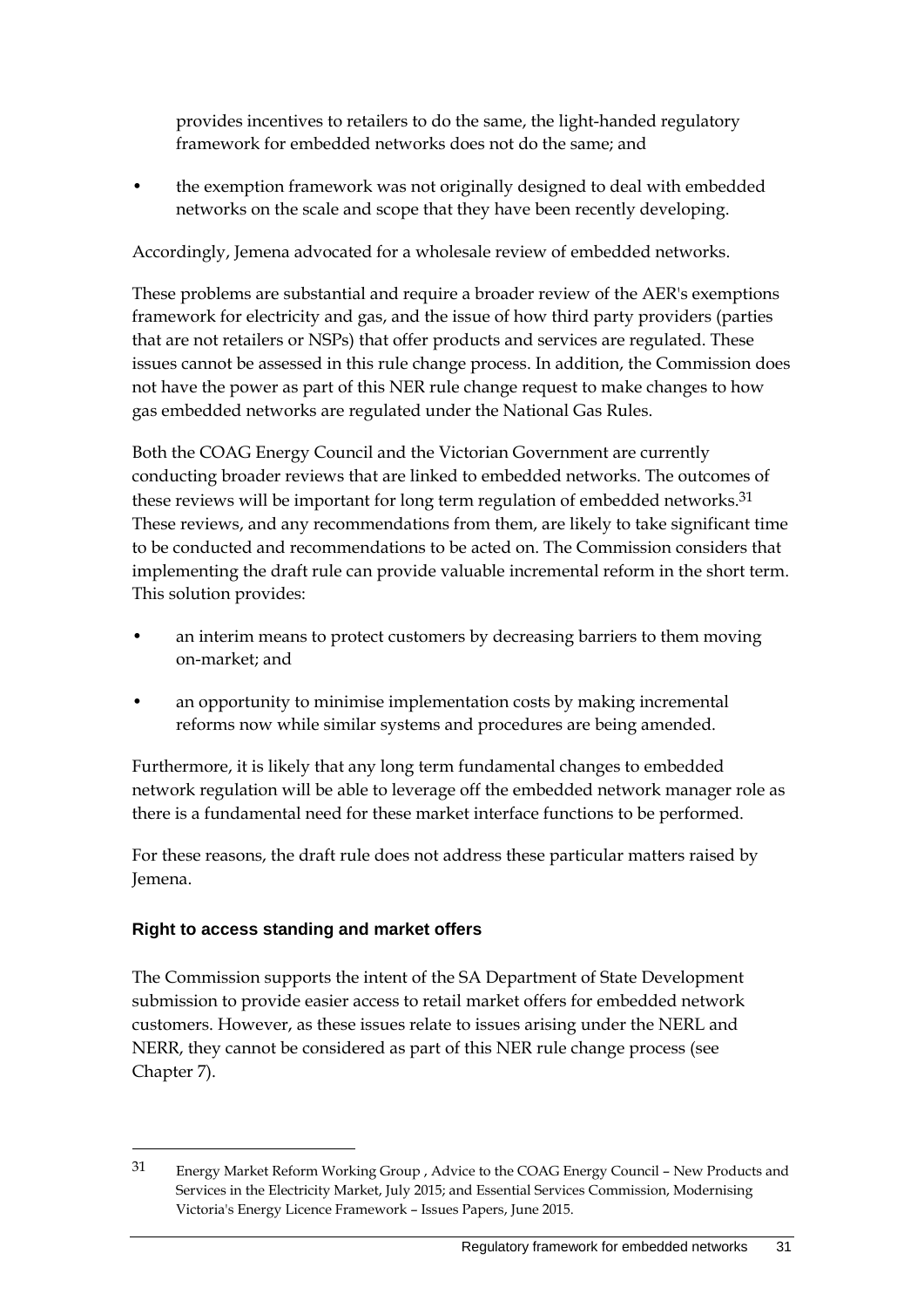provides incentives to retailers to do the same, the light-handed regulatory framework for embedded networks does not do the same; and

- the exemption framework was not originally designed to deal with embedded networks on the scale and scope that they have been recently developing.

Accordingly, Jemena advocated for a wholesale review of embedded networks.

These problems are substantial and require a broader review of the AER's exemptions framework for electricity and gas, and the issue of how third party providers (parties that are not retailers or NSPs) that offer products and services are regulated. These issues cannot be assessed in this rule change process. In addition, the Commission does not have the power as part of this NER rule change request to make changes to how gas embedded networks are regulated under the National Gas Rules.

Both the COAG Energy Council and the Victorian Government are currently conducting broader reviews that are linked to embedded networks. The outcomes of these reviews will be important for long term regulation of embedded networks.[31] These reviews, and any recommendations from them, are likely to take significant time to be conducted and recommendations to be acted on. The Commission considers that implementing the draft rule can provide valuable incremental reform in the short term. This solution provides:

- an interim means to protect customers by decreasing barriers to them moving on-market; and
- an opportunity to minimise implementation costs by making incremental reforms now while similar systems and procedures are being amended.

Furthermore, it is likely that any long term fundamental changes to embedded network regulation will be able to leverage off the embedded network manager role as there is a fundamental need for these market interface functions to be performed.

For these reasons, the draft rule does not address these particular matters raised by Jemena.

### Right to access standing and market offers

The Commission supports the intent of the SA Department of State Development submission to provide easier access to retail market offers for embedded network customers. However, as these issues relate to issues arising under the NERL and NERR, they cannot be considered as part of this NER rule change process (see Chapter 7).

[31] Energy Market Reform Working Group , Advice to the COAG Energy Council – New Products and Services in the Electricity Market, July 2015; and Essential Services Commission, Modernising Victoria's Energy Licence Framework – Issues Papers, June 2015.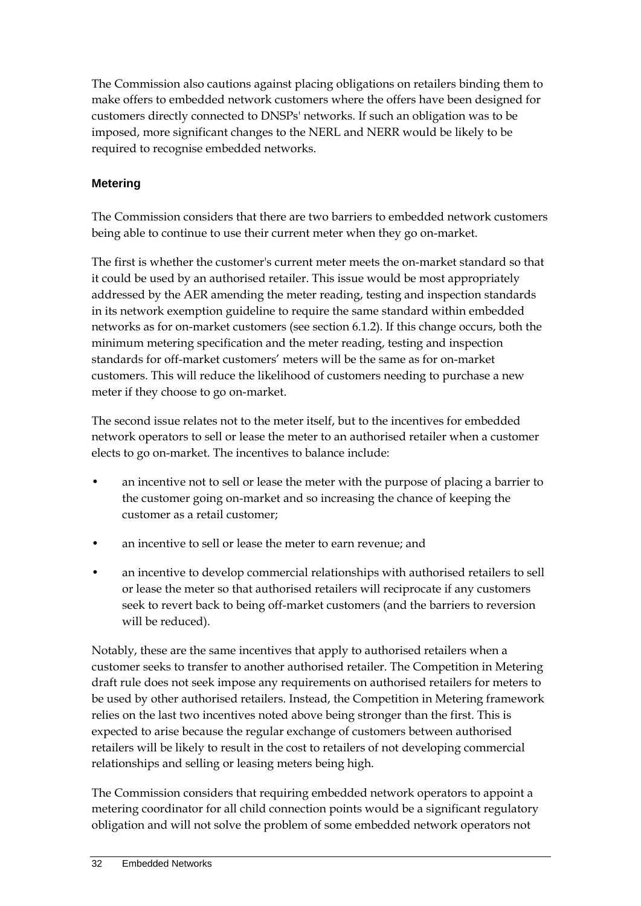The Commission also cautions against placing obligations on retailers binding them to make offers to embedded network customers where the offers have been designed for customers directly connected to DNSPs' networks. If such an obligation was to be imposed, more significant changes to the NERL and NERR would be likely to be required to recognise embedded networks.

### Metering

The Commission considers that there are two barriers to embedded network customers being able to continue to use their current meter when they go on-market.

The first is whether the customer's current meter meets the on-market standard so that it could be used by an authorised retailer. This issue would be most appropriately addressed by the AER amending the meter reading, testing and inspection standards in its network exemption guideline to require the same standard within embedded networks as for on-market customers (see section 6.1.2). If this change occurs, both the minimum metering specification and the meter reading, testing and inspection standards for off-market customers' meters will be the same as for on-market customers. This will reduce the likelihood of customers needing to purchase a new meter if they choose to go on-market.

The second issue relates not to the meter itself, but to the incentives for embedded network operators to sell or lease the meter to an authorised retailer when a customer elects to go on-market. The incentives to balance include:

- an incentive not to sell or lease the meter with the purpose of placing a barrier to the customer going on-market and so increasing the chance of keeping the customer as a retail customer;
- an incentive to sell or lease the meter to earn revenue; and
- an incentive to develop commercial relationships with authorised retailers to sell or lease the meter so that authorised retailers will reciprocate if any customers seek to revert back to being off-market customers (and the barriers to reversion will be reduced).

Notably, these are the same incentives that apply to authorised retailers when a customer seeks to transfer to another authorised retailer. The Competition in Metering draft rule does not seek impose any requirements on authorised retailers for meters to be used by other authorised retailers. Instead, the Competition in Metering framework relies on the last two incentives noted above being stronger than the first. This is expected to arise because the regular exchange of customers between authorised retailers will be likely to result in the cost to retailers of not developing commercial relationships and selling or leasing meters being high.

The Commission considers that requiring embedded network operators to appoint a metering coordinator for all child connection points would be a significant regulatory obligation and will not solve the problem of some embedded network operators not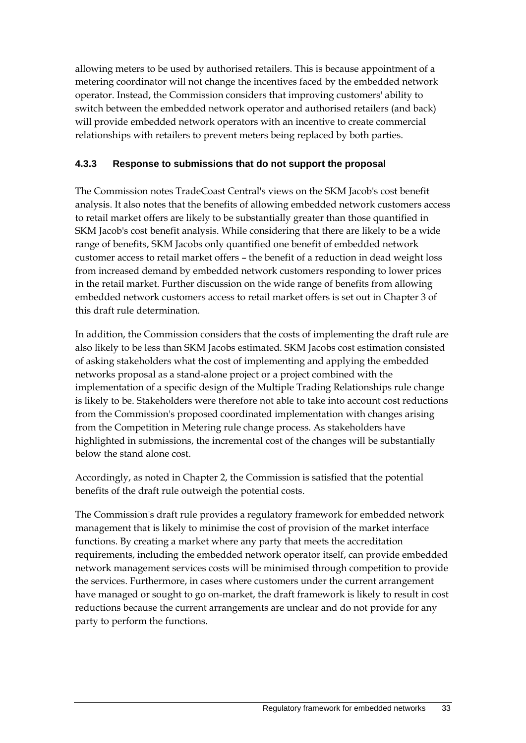allowing meters to be used by authorised retailers. This is because appointment of a metering coordinator will not change the incentives faced by the embedded network operator. Instead, the Commission considers that improving customers' ability to switch between the embedded network operator and authorised retailers (and back) will provide embedded network operators with an incentive to create commercial relationships with retailers to prevent meters being replaced by both parties.

### 4.3.3 Response to submissions that do not support the proposal

The Commission notes TradeCoast Central's views on the SKM Jacob's cost benefit analysis. It also notes that the benefits of allowing embedded network customers access to retail market offers are likely to be substantially greater than those quantified in SKM Jacob's cost benefit analysis. While considering that there are likely to be a wide range of benefits, SKM Jacobs only quantified one benefit of embedded network customer access to retail market offers – the benefit of a reduction in dead weight loss from increased demand by embedded network customers responding to lower prices in the retail market. Further discussion on the wide range of benefits from allowing embedded network customers access to retail market offers is set out in Chapter 3 of this draft rule determination.

In addition, the Commission considers that the costs of implementing the draft rule are also likely to be less than SKM Jacobs estimated. SKM Jacobs cost estimation consisted of asking stakeholders what the cost of implementing and applying the embedded networks proposal as a stand-alone project or a project combined with the implementation of a specific design of the Multiple Trading Relationships rule change is likely to be. Stakeholders were therefore not able to take into account cost reductions from the Commission's proposed coordinated implementation with changes arising from the Competition in Metering rule change process. As stakeholders have highlighted in submissions, the incremental cost of the changes will be substantially below the stand alone cost.

Accordingly, as noted in Chapter 2, the Commission is satisfied that the potential benefits of the draft rule outweigh the potential costs.

The Commission's draft rule provides a regulatory framework for embedded network management that is likely to minimise the cost of provision of the market interface functions. By creating a market where any party that meets the accreditation requirements, including the embedded network operator itself, can provide embedded network management services costs will be minimised through competition to provide the services. Furthermore, in cases where customers under the current arrangement have managed or sought to go on-market, the draft framework is likely to result in cost reductions because the current arrangements are unclear and do not provide for any party to perform the functions.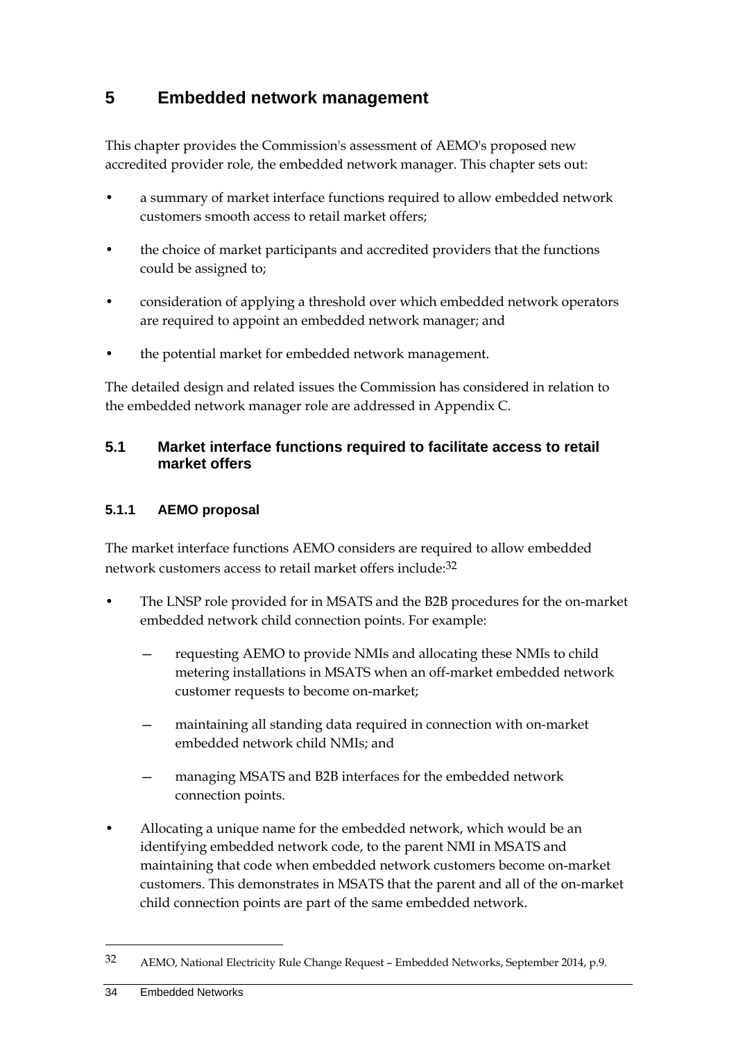# 5 Embedded network management

This chapter provides the Commission's assessment of AEMO's proposed new accredited provider role, the embedded network manager. This chapter sets out:

- a summary of market interface functions required to allow embedded network customers smooth access to retail market offers;
- the choice of market participants and accredited providers that the functions could be assigned to;
- consideration of applying a threshold over which embedded network operators are required to appoint an embedded network manager; and
- the potential market for embedded network management.

The detailed design and related issues the Commission has considered in relation to the embedded network manager role are addressed in Appendix C.

## 5.1 Market interface functions required to facilitate access to retail market offers

### 5.1.1 AEMO proposal

The market interface functions AEMO considers are required to allow embedded network customers access to retail market offers include:[32]

- The LNSP role provided for in MSATS and the B2B procedures for the on-market embedded network child connection points. For example:
  - requesting AEMO to provide NMIs and allocating these NMIs to child metering installations in MSATS when an off-market embedded network customer requests to become on-market;
  - maintaining all standing data required in connection with on-market embedded network child NMIs; and
  - managing MSATS and B2B interfaces for the embedded network connection points.
- Allocating a unique name for the embedded network, which would be an identifying embedded network code, to the parent NMI in MSATS and maintaining that code when embedded network customers become on-market customers. This demonstrates in MSATS that the parent and all of the on-market child connection points are part of the same embedded network.

---

32 AEMO, National Electricity Rule Change Request – Embedded Networks, September 2014, p.9.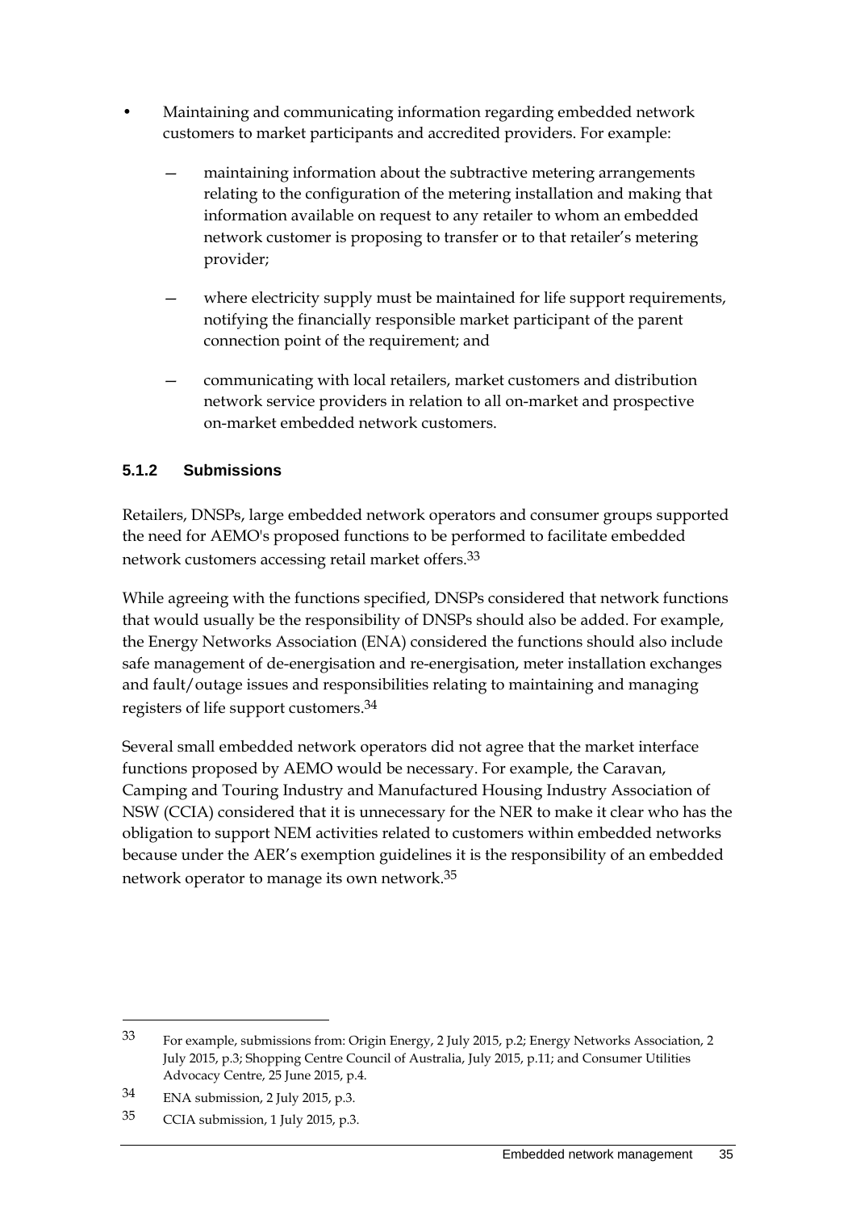- Maintaining and communicating information regarding embedded network customers to market participants and accredited providers. For example:
  - maintaining information about the subtractive metering arrangements relating to the configuration of the metering installation and making that information available on request to any retailer to whom an embedded network customer is proposing to transfer or to that retailer's metering provider;
  - where electricity supply must be maintained for life support requirements, notifying the financially responsible market participant of the parent connection point of the requirement; and
  - communicating with local retailers, market customers and distribution network service providers in relation to all on-market and prospective on-market embedded network customers.

### 5.1.2 Submissions

Retailers, DNSPs, large embedded network operators and consumer groups supported the need for AEMO's proposed functions to be performed to facilitate embedded network customers accessing retail market offers.[33]

While agreeing with the functions specified, DNSPs considered that network functions that would usually be the responsibility of DNSPs should also be added. For example, the Energy Networks Association (ENA) considered the functions should also include safe management of de-energisation and re-energisation, meter installation exchanges and fault/outage issues and responsibilities relating to maintaining and managing registers of life support customers.[34]

Several small embedded network operators did not agree that the market interface functions proposed by AEMO would be necessary. For example, the Caravan, Camping and Touring Industry and Manufactured Housing Industry Association of NSW (CCIA) considered that it is unnecessary for the NER to make it clear who has the obligation to support NEM activities related to customers within embedded networks because under the AER's exemption guidelines it is the responsibility of an embedded network operator to manage its own network.[35]

---

[33] For example, submissions from: Origin Energy, 2 July 2015, p.2; Energy Networks Association, 2 July 2015, p.3; Shopping Centre Council of Australia, July 2015, p.11; and Consumer Utilities Advocacy Centre, 25 June 2015, p.4.

[34] ENA submission, 2 July 2015, p.3.

[35] CCIA submission, 1 July 2015, p.3.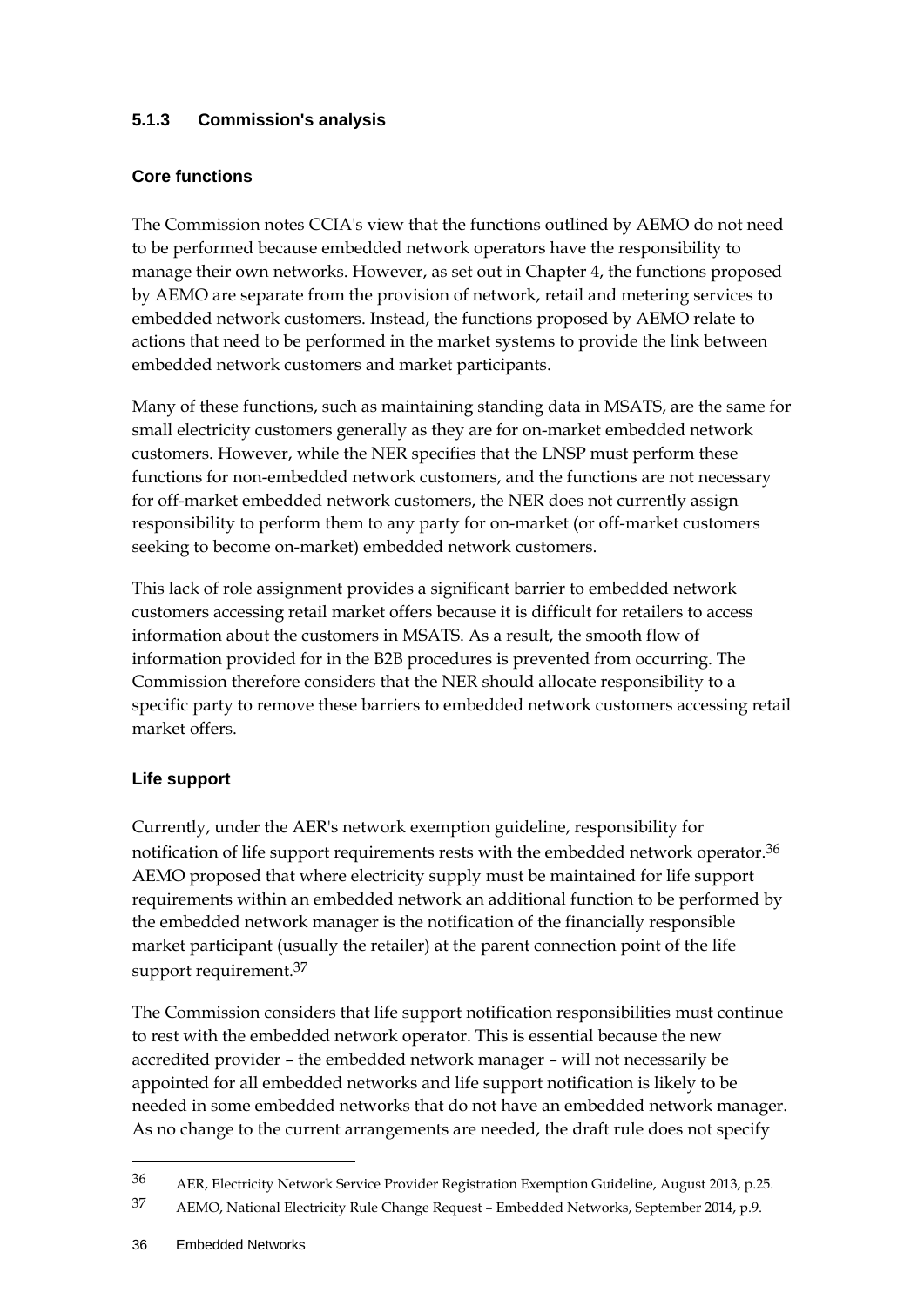### 5.1.3 Commission's analysis

#### Core functions

The Commission notes CCIA's view that the functions outlined by AEMO do not need to be performed because embedded network operators have the responsibility to manage their own networks. However, as set out in Chapter 4, the functions proposed by AEMO are separate from the provision of network, retail and metering services to embedded network customers. Instead, the functions proposed by AEMO relate to actions that need to be performed in the market systems to provide the link between embedded network customers and market participants.

Many of these functions, such as maintaining standing data in MSATS, are the same for small electricity customers generally as they are for on-market embedded network customers. However, while the NER specifies that the LNSP must perform these functions for non-embedded network customers, and the functions are not necessary for off-market embedded network customers, the NER does not currently assign responsibility to perform them to any party for on-market (or off-market customers seeking to become on-market) embedded network customers.

This lack of role assignment provides a significant barrier to embedded network customers accessing retail market offers because it is difficult for retailers to access information about the customers in MSATS. As a result, the smooth flow of information provided for in the B2B procedures is prevented from occurring. The Commission therefore considers that the NER should allocate responsibility to a specific party to remove these barriers to embedded network customers accessing retail market offers.

#### Life support

Currently, under the AER's network exemption guideline, responsibility for notification of life support requirements rests with the embedded network operator.[36] AEMO proposed that where electricity supply must be maintained for life support requirements within an embedded network an additional function to be performed by the embedded network manager is the notification of the financially responsible market participant (usually the retailer) at the parent connection point of the life support requirement.[37]

The Commission considers that life support notification responsibilities must continue to rest with the embedded network operator. This is essential because the new accredited provider – the embedded network manager – will not necessarily be appointed for all embedded networks and life support notification is likely to be needed in some embedded networks that do not have an embedded network manager. As no change to the current arrangements are needed, the draft rule does not specify

---

[36] AER, Electricity Network Service Provider Registration Exemption Guideline, August 2013, p.25.

[37] AEMO, National Electricity Rule Change Request – Embedded Networks, September 2014, p.9.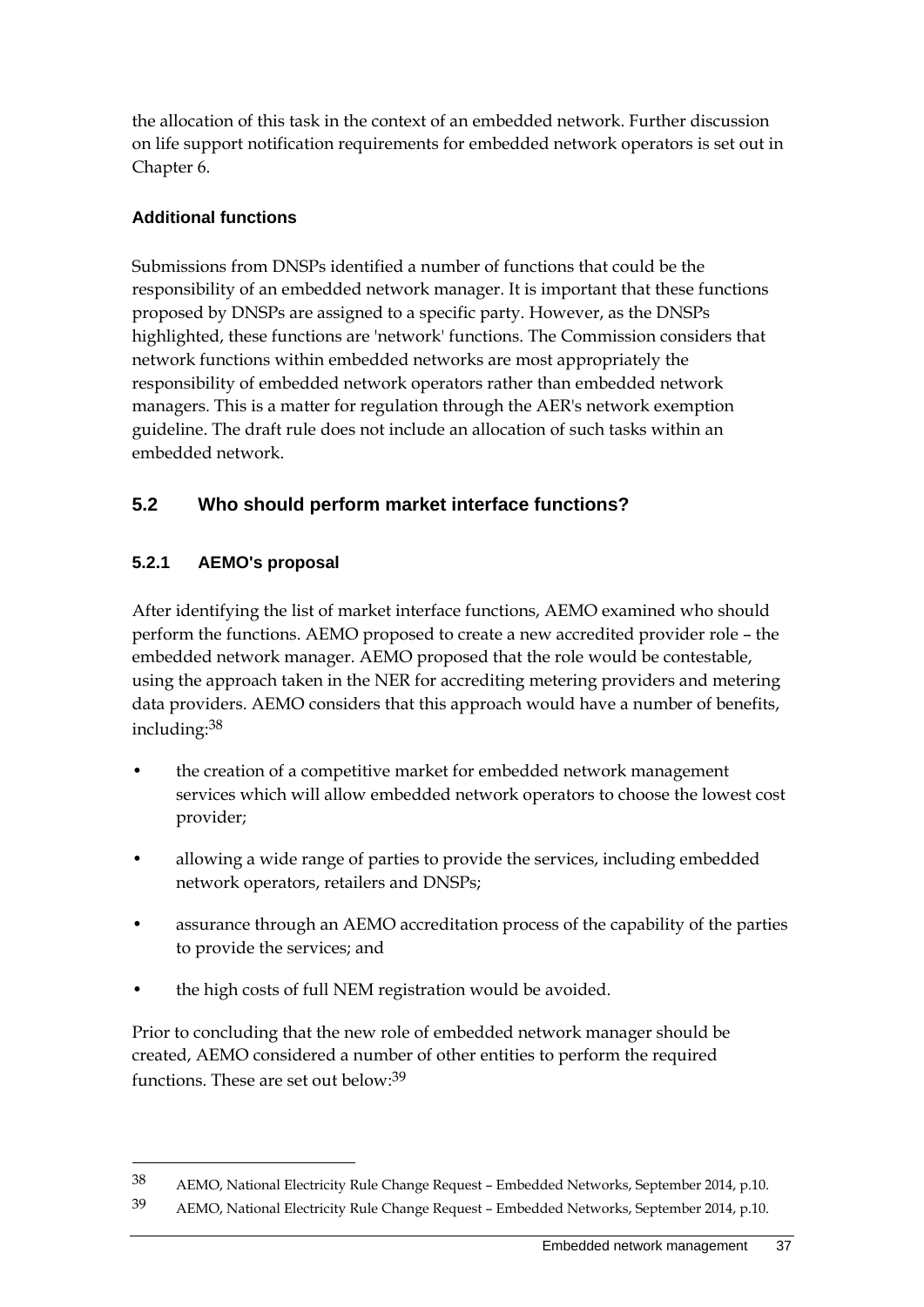the allocation of this task in the context of an embedded network. Further discussion on life support notification requirements for embedded network operators is set out in Chapter 6.

**Additional functions**

Submissions from DNSPs identified a number of functions that could be the responsibility of an embedded network manager. It is important that these functions proposed by DNSPs are assigned to a specific party. However, as the DNSPs highlighted, these functions are 'network' functions. The Commission considers that network functions within embedded networks are most appropriately the responsibility of embedded network operators rather than embedded network managers. This is a matter for regulation through the AER's network exemption guideline. The draft rule does not include an allocation of such tasks within an embedded network.

## 5.2 Who should perform market interface functions?

### 5.2.1 AEMO's proposal

After identifying the list of market interface functions, AEMO examined who should perform the functions. AEMO proposed to create a new accredited provider role – the embedded network manager. AEMO proposed that the role would be contestable, using the approach taken in the NER for accrediting metering providers and metering data providers. AEMO considers that this approach would have a number of benefits, including:[38]

- the creation of a competitive market for embedded network management services which will allow embedded network operators to choose the lowest cost provider;
- allowing a wide range of parties to provide the services, including embedded network operators, retailers and DNSPs;
- assurance through an AEMO accreditation process of the capability of the parties to provide the services; and
- the high costs of full NEM registration would be avoided.

Prior to concluding that the new role of embedded network manager should be created, AEMO considered a number of other entities to perform the required functions. These are set out below:[39]

---

[38] AEMO, National Electricity Rule Change Request – Embedded Networks, September 2014, p.10.

[39] AEMO, National Electricity Rule Change Request – Embedded Networks, September 2014, p.10.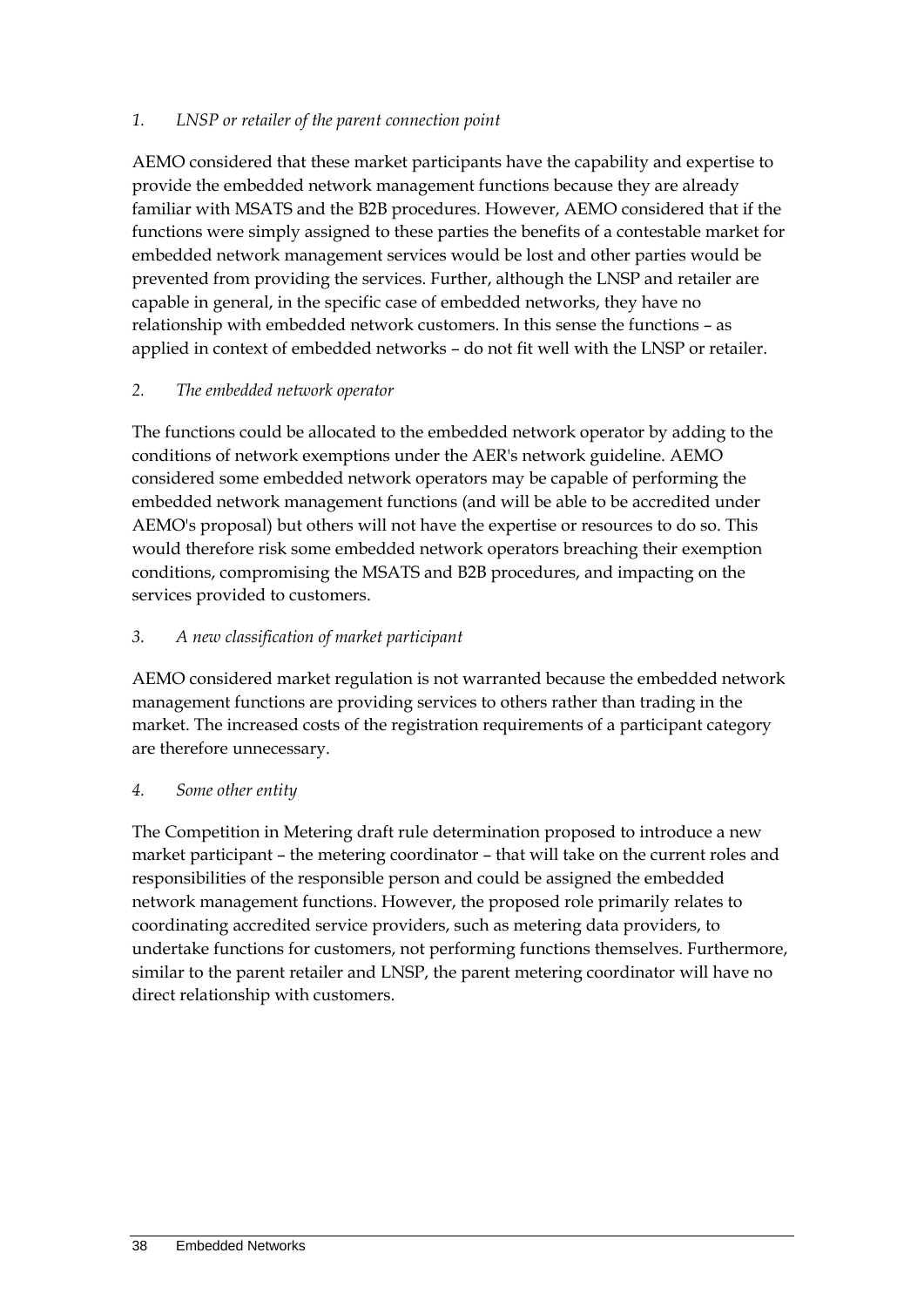*1. LNSP or retailer of the parent connection point*

AEMO considered that these market participants have the capability and expertise to provide the embedded network management functions because they are already familiar with MSATS and the B2B procedures. However, AEMO considered that if the functions were simply assigned to these parties the benefits of a contestable market for embedded network management services would be lost and other parties would be prevented from providing the services. Further, although the LNSP and retailer are capable in general, in the specific case of embedded networks, they have no relationship with embedded network customers. In this sense the functions – as applied in context of embedded networks – do not fit well with the LNSP or retailer.

*2. The embedded network operator*

The functions could be allocated to the embedded network operator by adding to the conditions of network exemptions under the AER's network guideline. AEMO considered some embedded network operators may be capable of performing the embedded network management functions (and will be able to be accredited under AEMO's proposal) but others will not have the expertise or resources to do so. This would therefore risk some embedded network operators breaching their exemption conditions, compromising the MSATS and B2B procedures, and impacting on the services provided to customers.

*3. A new classification of market participant*

AEMO considered market regulation is not warranted because the embedded network management functions are providing services to others rather than trading in the market. The increased costs of the registration requirements of a participant category are therefore unnecessary.

*4. Some other entity*

The Competition in Metering draft rule determination proposed to introduce a new market participant – the metering coordinator – that will take on the current roles and responsibilities of the responsible person and could be assigned the embedded network management functions. However, the proposed role primarily relates to coordinating accredited service providers, such as metering data providers, to undertake functions for customers, not performing functions themselves. Furthermore, similar to the parent retailer and LNSP, the parent metering coordinator will have no direct relationship with customers.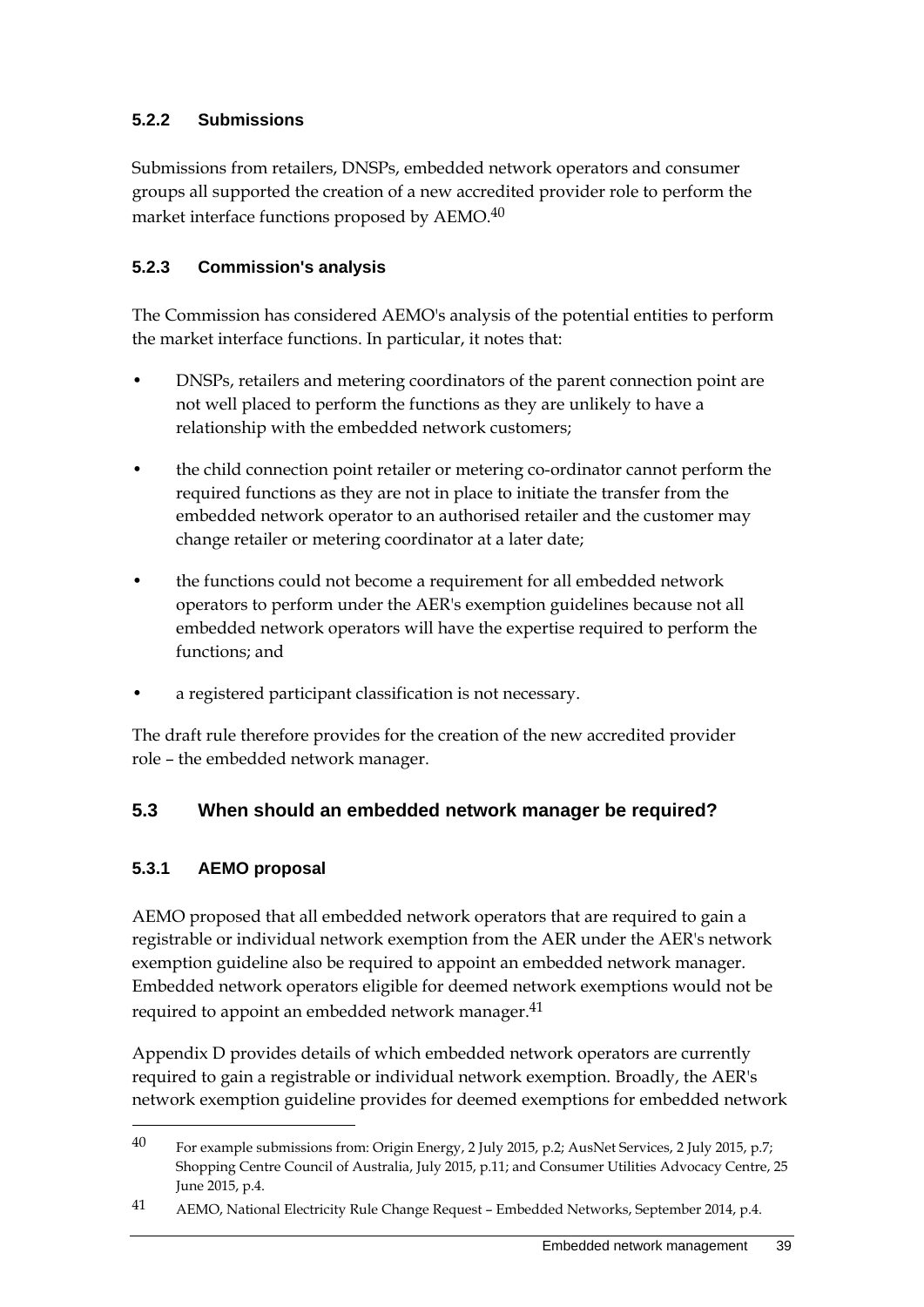### 5.2.2 Submissions

Submissions from retailers, DNSPs, embedded network operators and consumer groups all supported the creation of a new accredited provider role to perform the market interface functions proposed by AEMO.[40]

### 5.2.3 Commission's analysis

The Commission has considered AEMO's analysis of the potential entities to perform the market interface functions. In particular, it notes that:

- DNSPs, retailers and metering coordinators of the parent connection point are not well placed to perform the functions as they are unlikely to have a relationship with the embedded network customers;
- the child connection point retailer or metering co-ordinator cannot perform the required functions as they are not in place to initiate the transfer from the embedded network operator to an authorised retailer and the customer may change retailer or metering coordinator at a later date;
- the functions could not become a requirement for all embedded network operators to perform under the AER's exemption guidelines because not all embedded network operators will have the expertise required to perform the functions; and
- a registered participant classification is not necessary.

The draft rule therefore provides for the creation of the new accredited provider role – the embedded network manager.

## 5.3 When should an embedded network manager be required?

### 5.3.1 AEMO proposal

AEMO proposed that all embedded network operators that are required to gain a registrable or individual network exemption from the AER under the AER's network exemption guideline also be required to appoint an embedded network manager. Embedded network operators eligible for deemed network exemptions would not be required to appoint an embedded network manager.[41]

Appendix D provides details of which embedded network operators are currently required to gain a registrable or individual network exemption. Broadly, the AER's network exemption guideline provides for deemed exemptions for embedded network

---

[40] For example submissions from: Origin Energy, 2 July 2015, p.2; AusNet Services, 2 July 2015, p.7; Shopping Centre Council of Australia, July 2015, p.11; and Consumer Utilities Advocacy Centre, 25 June 2015, p.4.

[41] AEMO, National Electricity Rule Change Request – Embedded Networks, September 2014, p.4.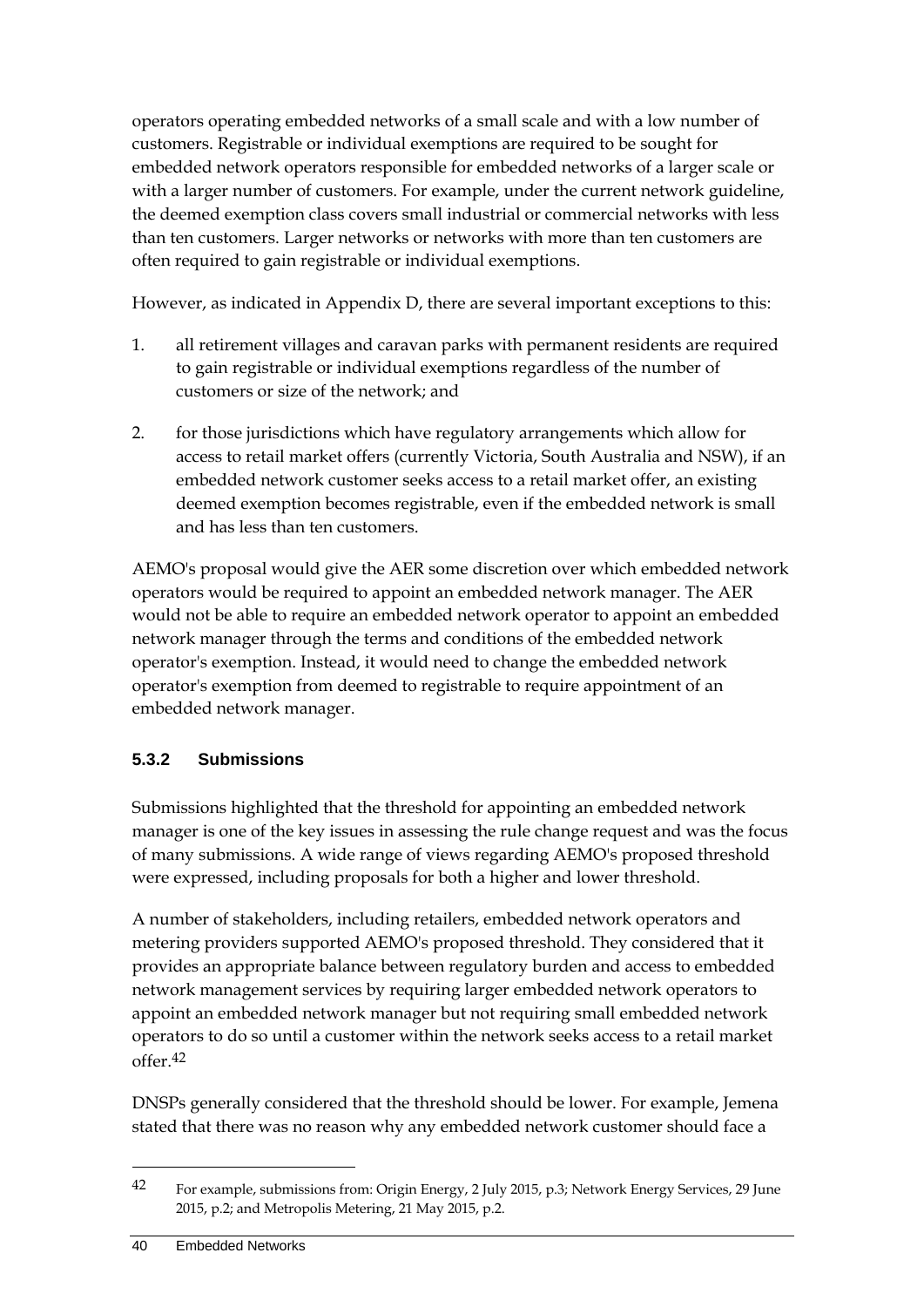operators operating embedded networks of a small scale and with a low number of customers. Registrable or individual exemptions are required to be sought for embedded network operators responsible for embedded networks of a larger scale or with a larger number of customers. For example, under the current network guideline, the deemed exemption class covers small industrial or commercial networks with less than ten customers. Larger networks or networks with more than ten customers are often required to gain registrable or individual exemptions.

However, as indicated in Appendix D, there are several important exceptions to this:

1. all retirement villages and caravan parks with permanent residents are required to gain registrable or individual exemptions regardless of the number of customers or size of the network; and

2. for those jurisdictions which have regulatory arrangements which allow for access to retail market offers (currently Victoria, South Australia and NSW), if an embedded network customer seeks access to a retail market offer, an existing deemed exemption becomes registrable, even if the embedded network is small and has less than ten customers.

AEMO's proposal would give the AER some discretion over which embedded network operators would be required to appoint an embedded network manager. The AER would not be able to require an embedded network operator to appoint an embedded network manager through the terms and conditions of the embedded network operator's exemption. Instead, it would need to change the embedded network operator's exemption from deemed to registrable to require appointment of an embedded network manager.

### 5.3.2 Submissions

Submissions highlighted that the threshold for appointing an embedded network manager is one of the key issues in assessing the rule change request and was the focus of many submissions. A wide range of views regarding AEMO's proposed threshold were expressed, including proposals for both a higher and lower threshold.

A number of stakeholders, including retailers, embedded network operators and metering providers supported AEMO's proposed threshold. They considered that it provides an appropriate balance between regulatory burden and access to embedded network management services by requiring larger embedded network operators to appoint an embedded network manager but not requiring small embedded network operators to do so until a customer within the network seeks access to a retail market offer.[42]

DNSPs generally considered that the threshold should be lower. For example, Jemena stated that there was no reason why any embedded network customer should face a

[42] For example, submissions from: Origin Energy, 2 July 2015, p.3; Network Energy Services, 29 June 2015, p.2; and Metropolis Metering, 21 May 2015, p.2.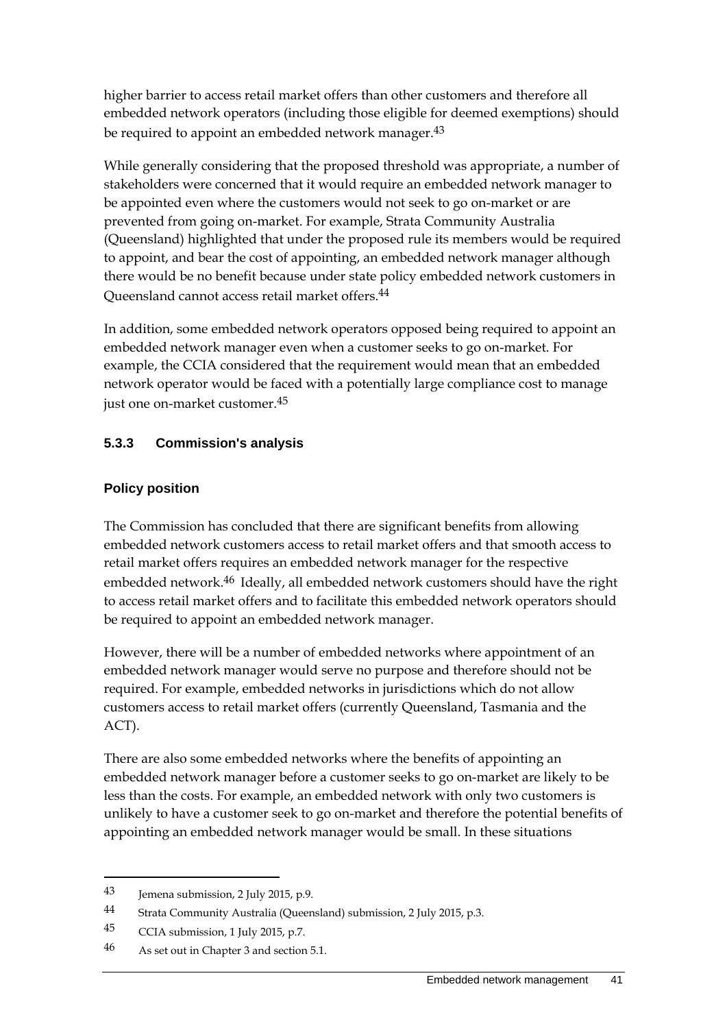higher barrier to access retail market offers than other customers and therefore all embedded network operators (including those eligible for deemed exemptions) should be required to appoint an embedded network manager.[43]

While generally considering that the proposed threshold was appropriate, a number of stakeholders were concerned that it would require an embedded network manager to be appointed even where the customers would not seek to go on-market or are prevented from going on-market. For example, Strata Community Australia (Queensland) highlighted that under the proposed rule its members would be required to appoint, and bear the cost of appointing, an embedded network manager although there would be no benefit because under state policy embedded network customers in Queensland cannot access retail market offers.[44]

In addition, some embedded network operators opposed being required to appoint an embedded network manager even when a customer seeks to go on-market. For example, the CCIA considered that the requirement would mean that an embedded network operator would be faced with a potentially large compliance cost to manage just one on-market customer.[45]

### 5.3.3 Commission's analysis

#### Policy position

The Commission has concluded that there are significant benefits from allowing embedded network customers access to retail market offers and that smooth access to retail market offers requires an embedded network manager for the respective embedded network.[46] Ideally, all embedded network customers should have the right to access retail market offers and to facilitate this embedded network operators should be required to appoint an embedded network manager.

However, there will be a number of embedded networks where appointment of an embedded network manager would serve no purpose and therefore should not be required. For example, embedded networks in jurisdictions which do not allow customers access to retail market offers (currently Queensland, Tasmania and the ACT).

There are also some embedded networks where the benefits of appointing an embedded network manager before a customer seeks to go on-market are likely to be less than the costs. For example, an embedded network with only two customers is unlikely to have a customer seek to go on-market and therefore the potential benefits of appointing an embedded network manager would be small. In these situations

---

43 Jemena submission, 2 July 2015, p.9.

44 Strata Community Australia (Queensland) submission, 2 July 2015, p.3.

45 CCIA submission, 1 July 2015, p.7.

46 As set out in Chapter 3 and section 5.1.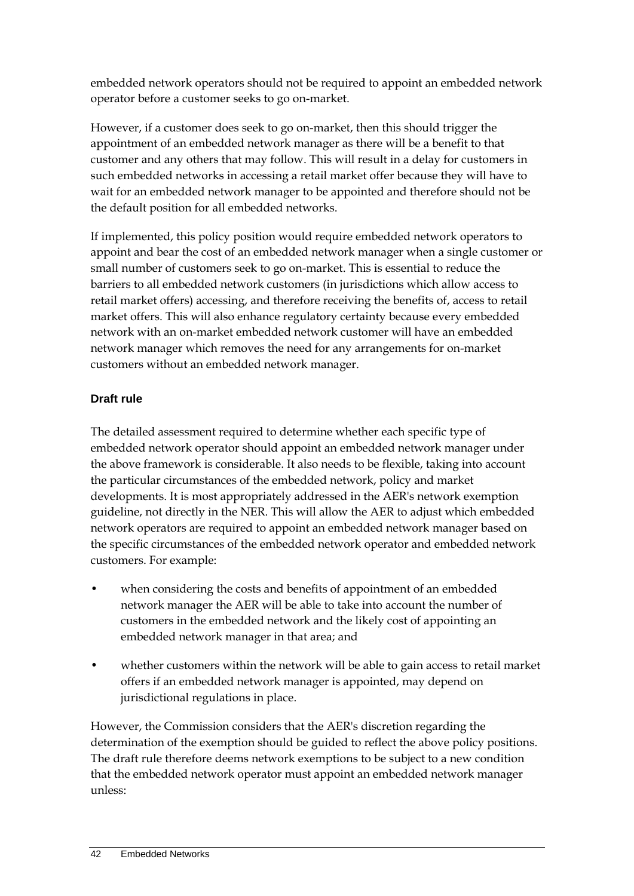embedded network operators should not be required to appoint an embedded network operator before a customer seeks to go on-market.

However, if a customer does seek to go on-market, then this should trigger the appointment of an embedded network manager as there will be a benefit to that customer and any others that may follow. This will result in a delay for customers in such embedded networks in accessing a retail market offer because they will have to wait for an embedded network manager to be appointed and therefore should not be the default position for all embedded networks.

If implemented, this policy position would require embedded network operators to appoint and bear the cost of an embedded network manager when a single customer or small number of customers seek to go on-market. This is essential to reduce the barriers to all embedded network customers (in jurisdictions which allow access to retail market offers) accessing, and therefore receiving the benefits of, access to retail market offers. This will also enhance regulatory certainty because every embedded network with an on-market embedded network customer will have an embedded network manager which removes the need for any arrangements for on-market customers without an embedded network manager.

#### Draft rule

The detailed assessment required to determine whether each specific type of embedded network operator should appoint an embedded network manager under the above framework is considerable. It also needs to be flexible, taking into account the particular circumstances of the embedded network, policy and market developments. It is most appropriately addressed in the AER's network exemption guideline, not directly in the NER. This will allow the AER to adjust which embedded network operators are required to appoint an embedded network manager based on the specific circumstances of the embedded network operator and embedded network customers. For example:

- when considering the costs and benefits of appointment of an embedded network manager the AER will be able to take into account the number of customers in the embedded network and the likely cost of appointing an embedded network manager in that area; and
- whether customers within the network will be able to gain access to retail market offers if an embedded network manager is appointed, may depend on jurisdictional regulations in place.

However, the Commission considers that the AER's discretion regarding the determination of the exemption should be guided to reflect the above policy positions. The draft rule therefore deems network exemptions to be subject to a new condition that the embedded network operator must appoint an embedded network manager unless: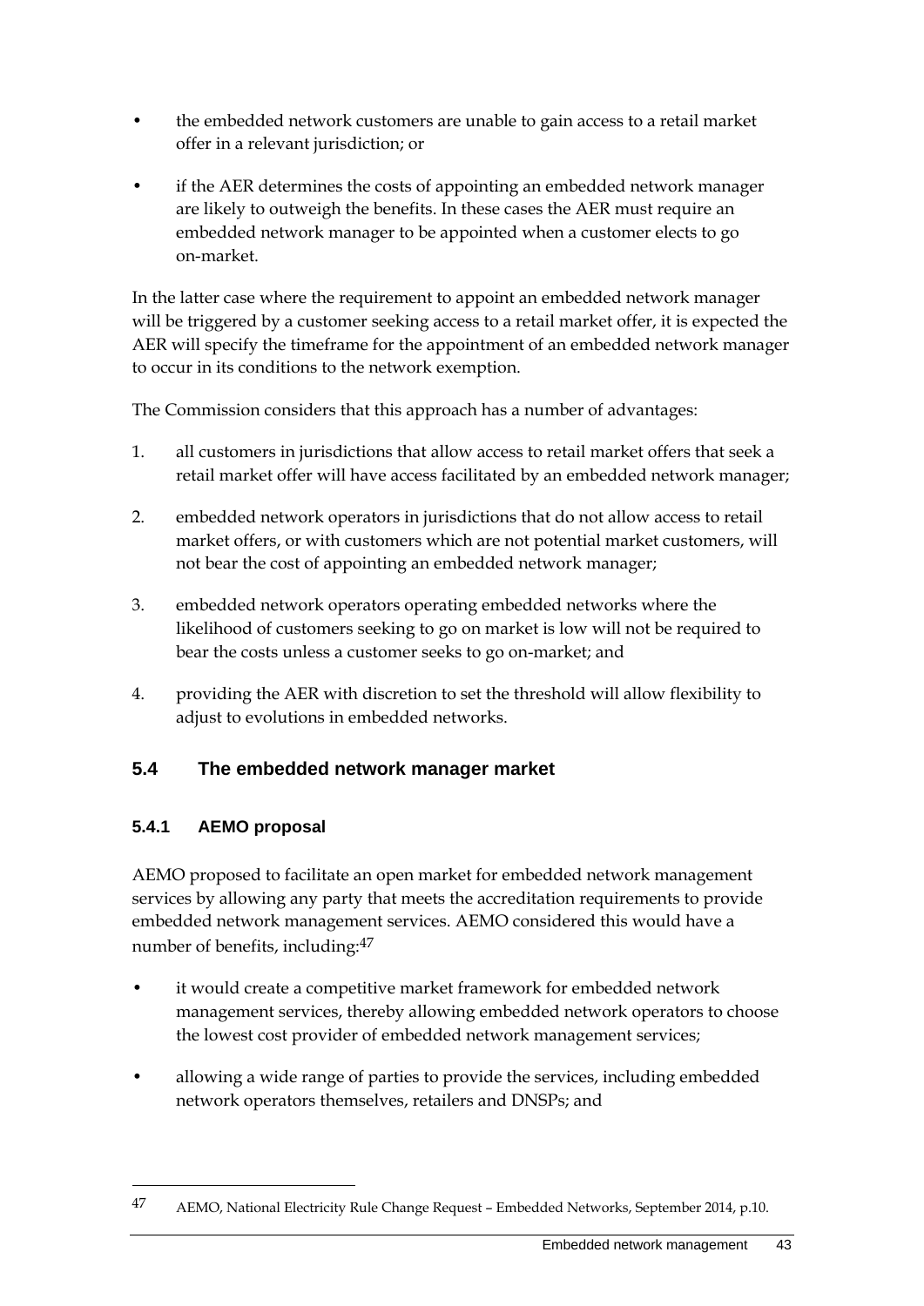- the embedded network customers are unable to gain access to a retail market offer in a relevant jurisdiction; or
- if the AER determines the costs of appointing an embedded network manager are likely to outweigh the benefits. In these cases the AER must require an embedded network manager to be appointed when a customer elects to go on-market.

In the latter case where the requirement to appoint an embedded network manager will be triggered by a customer seeking access to a retail market offer, it is expected the AER will specify the timeframe for the appointment of an embedded network manager to occur in its conditions to the network exemption.

The Commission considers that this approach has a number of advantages:

1. all customers in jurisdictions that allow access to retail market offers that seek a retail market offer will have access facilitated by an embedded network manager;
2. embedded network operators in jurisdictions that do not allow access to retail market offers, or with customers which are not potential market customers, will not bear the cost of appointing an embedded network manager;
3. embedded network operators operating embedded networks where the likelihood of customers seeking to go on market is low will not be required to bear the costs unless a customer seeks to go on-market; and
4. providing the AER with discretion to set the threshold will allow flexibility to adjust to evolutions in embedded networks.

## 5.4 The embedded network manager market

### 5.4.1 AEMO proposal

AEMO proposed to facilitate an open market for embedded network management services by allowing any party that meets the accreditation requirements to provide embedded network management services. AEMO considered this would have a number of benefits, including:[47]

- it would create a competitive market framework for embedded network management services, thereby allowing embedded network operators to choose the lowest cost provider of embedded network management services;
- allowing a wide range of parties to provide the services, including embedded network operators themselves, retailers and DNSPs; and

---

47 AEMO, National Electricity Rule Change Request – Embedded Networks, September 2014, p.10.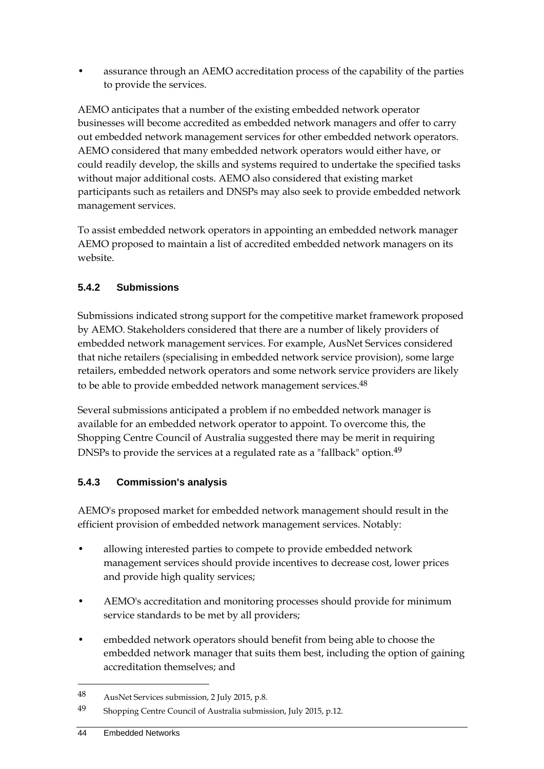- assurance through an AEMO accreditation process of the capability of the parties to provide the services.

AEMO anticipates that a number of the existing embedded network operator businesses will become accredited as embedded network managers and offer to carry out embedded network management services for other embedded network operators. AEMO considered that many embedded network operators would either have, or could readily develop, the skills and systems required to undertake the specified tasks without major additional costs. AEMO also considered that existing market participants such as retailers and DNSPs may also seek to provide embedded network management services.

To assist embedded network operators in appointing an embedded network manager AEMO proposed to maintain a list of accredited embedded network managers on its website.

### 5.4.2 Submissions

Submissions indicated strong support for the competitive market framework proposed by AEMO. Stakeholders considered that there are a number of likely providers of embedded network management services. For example, AusNet Services considered that niche retailers (specialising in embedded network service provision), some large retailers, embedded network operators and some network service providers are likely to be able to provide embedded network management services.[48]

Several submissions anticipated a problem if no embedded network manager is available for an embedded network operator to appoint. To overcome this, the Shopping Centre Council of Australia suggested there may be merit in requiring DNSPs to provide the services at a regulated rate as a "fallback" option.[49]

### 5.4.3 Commission's analysis

AEMO's proposed market for embedded network management should result in the efficient provision of embedded network management services. Notably:

- allowing interested parties to compete to provide embedded network management services should provide incentives to decrease cost, lower prices and provide high quality services;
- AEMO's accreditation and monitoring processes should provide for minimum service standards to be met by all providers;
- embedded network operators should benefit from being able to choose the embedded network manager that suits them best, including the option of gaining accreditation themselves; and

---

48 AusNet Services submission, 2 July 2015, p.8.

49 Shopping Centre Council of Australia submission, July 2015, p.12.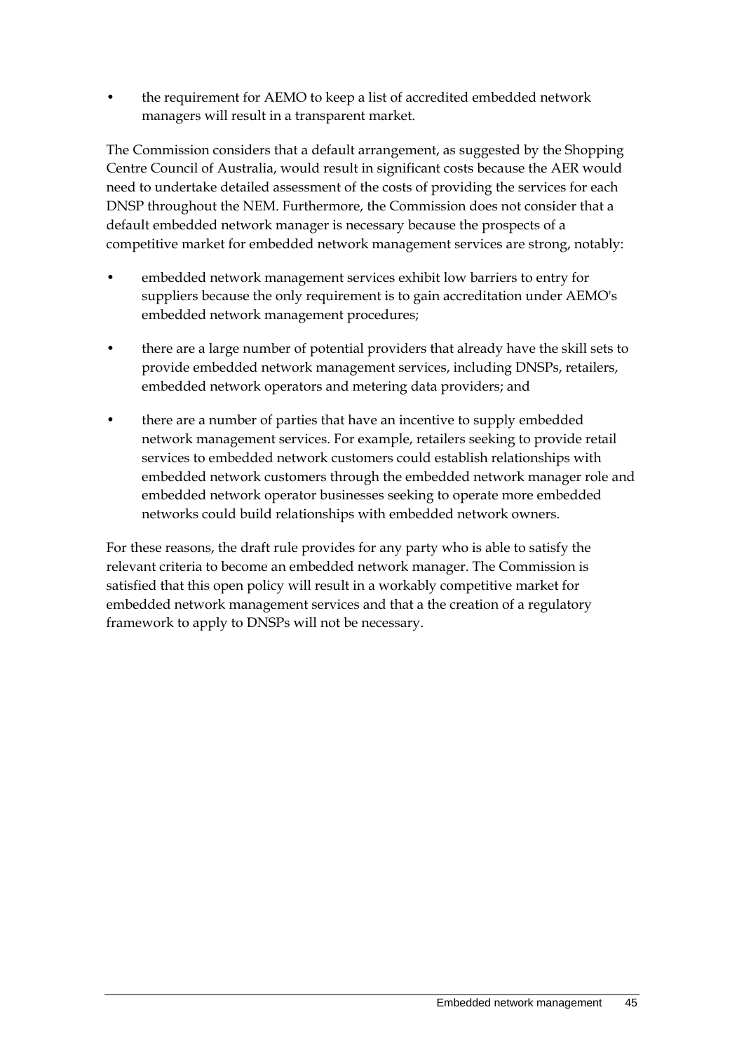- the requirement for AEMO to keep a list of accredited embedded network managers will result in a transparent market.

The Commission considers that a default arrangement, as suggested by the Shopping Centre Council of Australia, would result in significant costs because the AER would need to undertake detailed assessment of the costs of providing the services for each DNSP throughout the NEM. Furthermore, the Commission does not consider that a default embedded network manager is necessary because the prospects of a competitive market for embedded network management services are strong, notably:

- embedded network management services exhibit low barriers to entry for suppliers because the only requirement is to gain accreditation under AEMO's embedded network management procedures;
- there are a large number of potential providers that already have the skill sets to provide embedded network management services, including DNSPs, retailers, embedded network operators and metering data providers; and
- there are a number of parties that have an incentive to supply embedded network management services. For example, retailers seeking to provide retail services to embedded network customers could establish relationships with embedded network customers through the embedded network manager role and embedded network operator businesses seeking to operate more embedded networks could build relationships with embedded network owners.

For these reasons, the draft rule provides for any party who is able to satisfy the relevant criteria to become an embedded network manager. The Commission is satisfied that this open policy will result in a workably competitive market for embedded network management services and that a the creation of a regulatory framework to apply to DNSPs will not be necessary.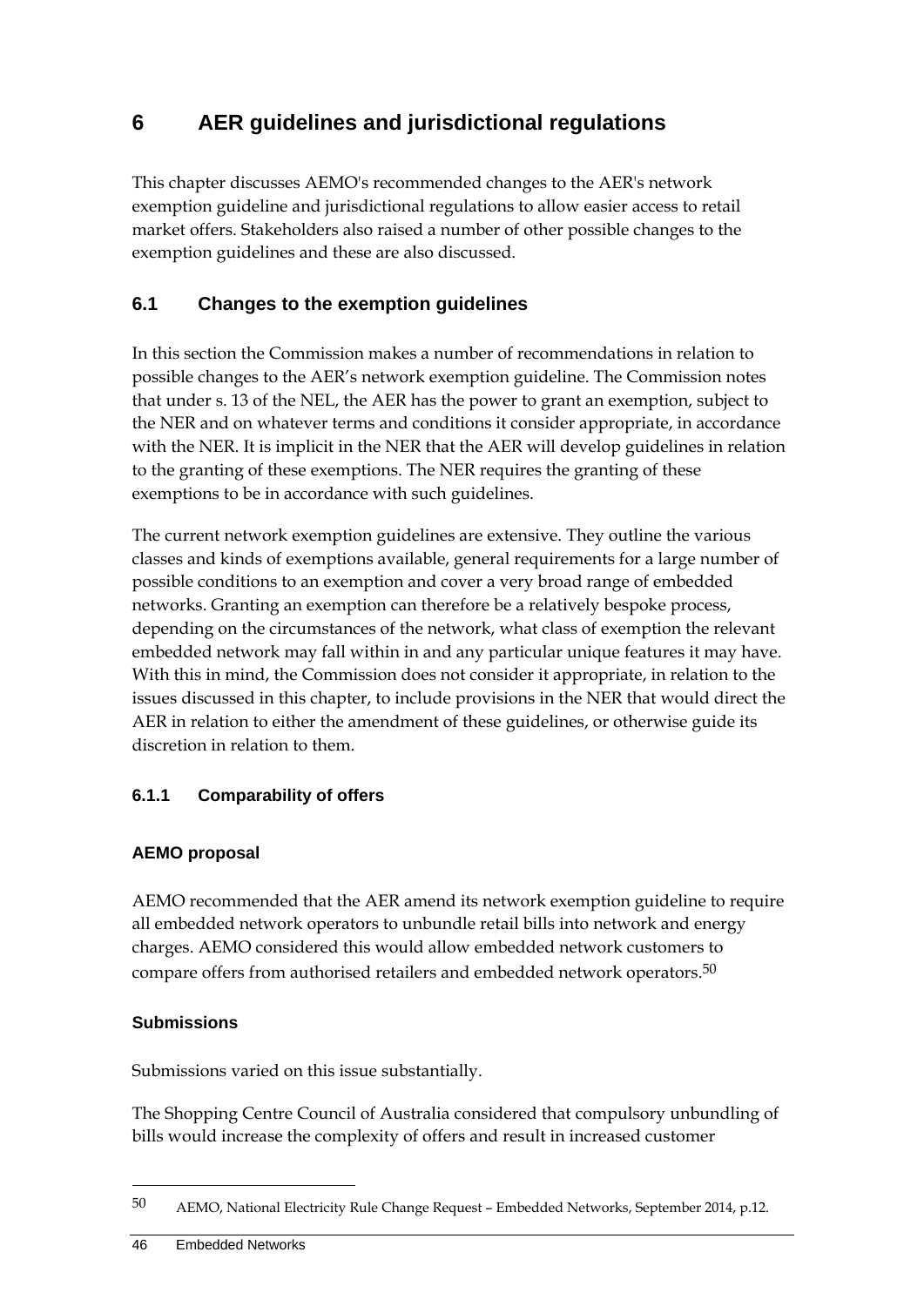# 6 AER guidelines and jurisdictional regulations

This chapter discusses AEMO's recommended changes to the AER's network exemption guideline and jurisdictional regulations to allow easier access to retail market offers. Stakeholders also raised a number of other possible changes to the exemption guidelines and these are also discussed.

## 6.1 Changes to the exemption guidelines

In this section the Commission makes a number of recommendations in relation to possible changes to the AER's network exemption guideline. The Commission notes that under s. 13 of the NEL, the AER has the power to grant an exemption, subject to the NER and on whatever terms and conditions it consider appropriate, in accordance with the NER. It is implicit in the NER that the AER will develop guidelines in relation to the granting of these exemptions. The NER requires the granting of these exemptions to be in accordance with such guidelines.

The current network exemption guidelines are extensive. They outline the various classes and kinds of exemptions available, general requirements for a large number of possible conditions to an exemption and cover a very broad range of embedded networks. Granting an exemption can therefore be a relatively bespoke process, depending on the circumstances of the network, what class of exemption the relevant embedded network may fall within in and any particular unique features it may have. With this in mind, the Commission does not consider it appropriate, in relation to the issues discussed in this chapter, to include provisions in the NER that would direct the AER in relation to either the amendment of these guidelines, or otherwise guide its discretion in relation to them.

### 6.1.1 Comparability of offers

#### AEMO proposal

AEMO recommended that the AER amend its network exemption guideline to require all embedded network operators to unbundle retail bills into network and energy charges. AEMO considered this would allow embedded network customers to compare offers from authorised retailers and embedded network operators.[50]

#### Submissions

Submissions varied on this issue substantially.

The Shopping Centre Council of Australia considered that compulsory unbundling of bills would increase the complexity of offers and result in increased customer

---

[50] AEMO, National Electricity Rule Change Request – Embedded Networks, September 2014, p.12.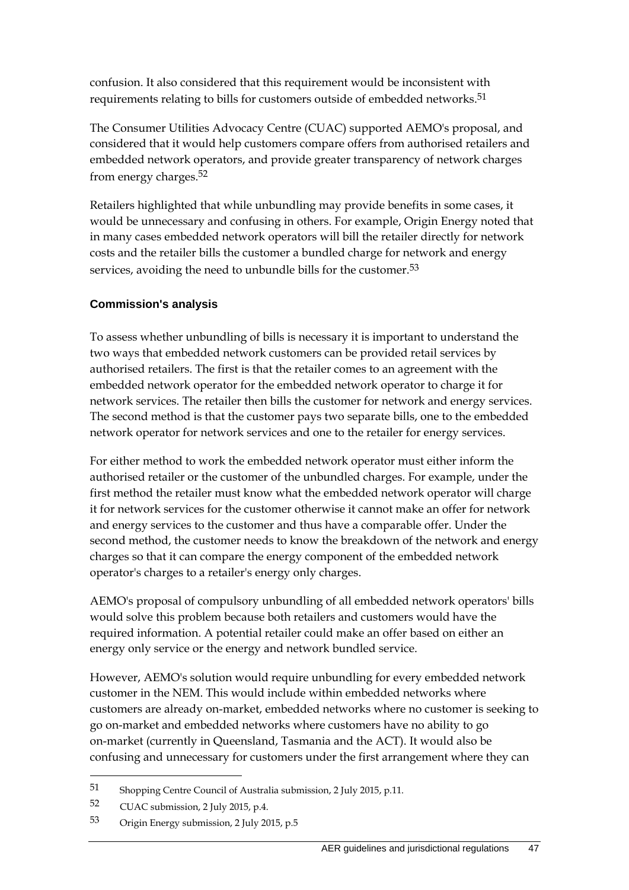confusion. It also considered that this requirement would be inconsistent with requirements relating to bills for customers outside of embedded networks.[51]

The Consumer Utilities Advocacy Centre (CUAC) supported AEMO's proposal, and considered that it would help customers compare offers from authorised retailers and embedded network operators, and provide greater transparency of network charges from energy charges.[52]

Retailers highlighted that while unbundling may provide benefits in some cases, it would be unnecessary and confusing in others. For example, Origin Energy noted that in many cases embedded network operators will bill the retailer directly for network costs and the retailer bills the customer a bundled charge for network and energy services, avoiding the need to unbundle bills for the customer.[53]

### Commission's analysis

To assess whether unbundling of bills is necessary it is important to understand the two ways that embedded network customers can be provided retail services by authorised retailers. The first is that the retailer comes to an agreement with the embedded network operator for the embedded network operator to charge it for network services. The retailer then bills the customer for network and energy services. The second method is that the customer pays two separate bills, one to the embedded network operator for network services and one to the retailer for energy services.

For either method to work the embedded network operator must either inform the authorised retailer or the customer of the unbundled charges. For example, under the first method the retailer must know what the embedded network operator will charge it for network services for the customer otherwise it cannot make an offer for network and energy services to the customer and thus have a comparable offer. Under the second method, the customer needs to know the breakdown of the network and energy charges so that it can compare the energy component of the embedded network operator's charges to a retailer's energy only charges.

AEMO's proposal of compulsory unbundling of all embedded network operators' bills would solve this problem because both retailers and customers would have the required information. A potential retailer could make an offer based on either an energy only service or the energy and network bundled service.

However, AEMO's solution would require unbundling for every embedded network customer in the NEM. This would include within embedded networks where customers are already on-market, embedded networks where no customer is seeking to go on-market and embedded networks where customers have no ability to go on-market (currently in Queensland, Tasmania and the ACT). It would also be confusing and unnecessary for customers under the first arrangement where they can

---

51 Shopping Centre Council of Australia submission, 2 July 2015, p.11.

52 CUAC submission, 2 July 2015, p.4.

53 Origin Energy submission, 2 July 2015, p.5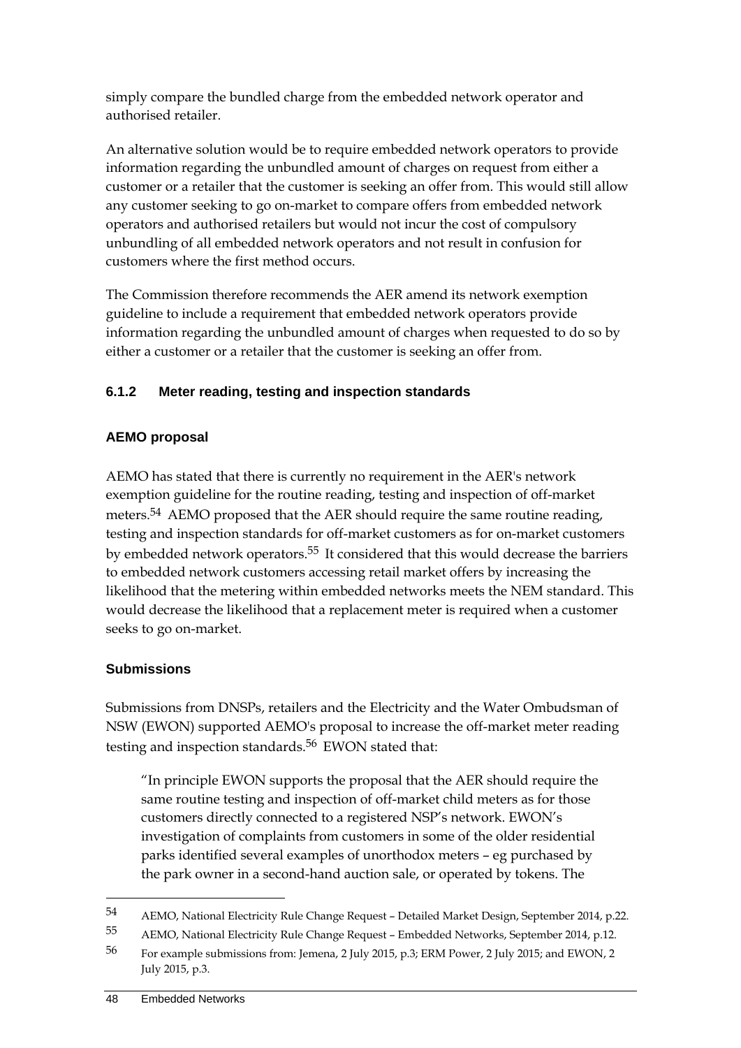simply compare the bundled charge from the embedded network operator and authorised retailer.

An alternative solution would be to require embedded network operators to provide information regarding the unbundled amount of charges on request from either a customer or a retailer that the customer is seeking an offer from. This would still allow any customer seeking to go on-market to compare offers from embedded network operators and authorised retailers but would not incur the cost of compulsory unbundling of all embedded network operators and not result in confusion for customers where the first method occurs.

The Commission therefore recommends the AER amend its network exemption guideline to include a requirement that embedded network operators provide information regarding the unbundled amount of charges when requested to do so by either a customer or a retailer that the customer is seeking an offer from.

### 6.1.2 Meter reading, testing and inspection standards

#### AEMO proposal

AEMO has stated that there is currently no requirement in the AER's network exemption guideline for the routine reading, testing and inspection of off-market meters.[54] AEMO proposed that the AER should require the same routine reading, testing and inspection standards for off-market customers as for on-market customers by embedded network operators.[55] It considered that this would decrease the barriers to embedded network customers accessing retail market offers by increasing the likelihood that the metering within embedded networks meets the NEM standard. This would decrease the likelihood that a replacement meter is required when a customer seeks to go on-market.

#### Submissions

Submissions from DNSPs, retailers and the Electricity and the Water Ombudsman of NSW (EWON) supported AEMO's proposal to increase the off-market meter reading testing and inspection standards.[56] EWON stated that:

> "In principle EWON supports the proposal that the AER should require the same routine testing and inspection of off-market child meters as for those customers directly connected to a registered NSP's network. EWON's investigation of complaints from customers in some of the older residential parks identified several examples of unorthodox meters – eg purchased by the park owner in a second-hand auction sale, or operated by tokens. The

---

[54] AEMO, National Electricity Rule Change Request – Detailed Market Design, September 2014, p.22.

[55] AEMO, National Electricity Rule Change Request – Embedded Networks, September 2014, p.12.

[56] For example submissions from: Jemena, 2 July 2015, p.3; ERM Power, 2 July 2015; and EWON, 2 July 2015, p.3.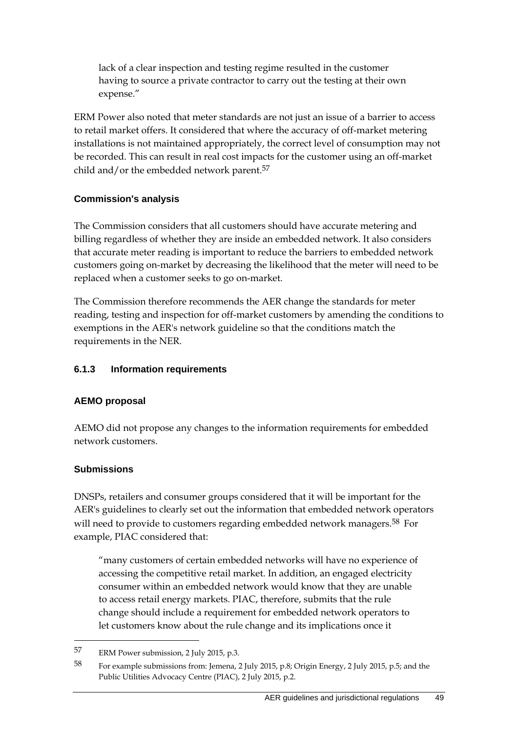lack of a clear inspection and testing regime resulted in the customer having to source a private contractor to carry out the testing at their own expense."

ERM Power also noted that meter standards are not just an issue of a barrier to access to retail market offers. It considered that where the accuracy of off-market metering installations is not maintained appropriately, the correct level of consumption may not be recorded. This can result in real cost impacts for the customer using an off-market child and/or the embedded network parent.[57]

### Commission's analysis

The Commission considers that all customers should have accurate metering and billing regardless of whether they are inside an embedded network. It also considers that accurate meter reading is important to reduce the barriers to embedded network customers going on-market by decreasing the likelihood that the meter will need to be replaced when a customer seeks to go on-market.

The Commission therefore recommends the AER change the standards for meter reading, testing and inspection for off-market customers by amending the conditions to exemptions in the AER's network guideline so that the conditions match the requirements in the NER.

## 6.1.3 Information requirements

### AEMO proposal

AEMO did not propose any changes to the information requirements for embedded network customers.

### Submissions

DNSPs, retailers and consumer groups considered that it will be important for the AER's guidelines to clearly set out the information that embedded network operators will need to provide to customers regarding embedded network managers.[58] For example, PIAC considered that:

> "many customers of certain embedded networks will have no experience of accessing the competitive retail market. In addition, an engaged electricity consumer within an embedded network would know that they are unable to access retail energy markets. PIAC, therefore, submits that the rule change should include a requirement for embedded network operators to let customers know about the rule change and its implications once it

---

57 ERM Power submission, 2 July 2015, p.3.

58 For example submissions from: Jemena, 2 July 2015, p.8; Origin Energy, 2 July 2015, p.5; and the Public Utilities Advocacy Centre (PIAC), 2 July 2015, p.2.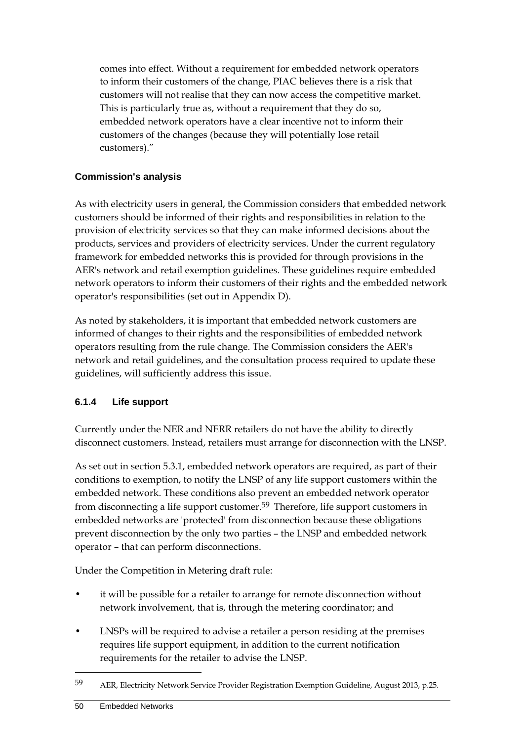comes into effect. Without a requirement for embedded network operators to inform their customers of the change, PIAC believes there is a risk that customers will not realise that they can now access the competitive market. This is particularly true as, without a requirement that they do so, embedded network operators have a clear incentive not to inform their customers of the changes (because they will potentially lose retail customers)."

**Commission's analysis**

As with electricity users in general, the Commission considers that embedded network customers should be informed of their rights and responsibilities in relation to the provision of electricity services so that they can make informed decisions about the products, services and providers of electricity services. Under the current regulatory framework for embedded networks this is provided for through provisions in the AER's network and retail exemption guidelines. These guidelines require embedded network operators to inform their customers of their rights and the embedded network operator's responsibilities (set out in Appendix D).

As noted by stakeholders, it is important that embedded network customers are informed of changes to their rights and the responsibilities of embedded network operators resulting from the rule change. The Commission considers the AER's network and retail guidelines, and the consultation process required to update these guidelines, will sufficiently address this issue.

### 6.1.4 Life support

Currently under the NER and NERR retailers do not have the ability to directly disconnect customers. Instead, retailers must arrange for disconnection with the LNSP.

As set out in section 5.3.1, embedded network operators are required, as part of their conditions to exemption, to notify the LNSP of any life support customers within the embedded network. These conditions also prevent an embedded network operator from disconnecting a life support customer.[59] Therefore, life support customers in embedded networks are 'protected' from disconnection because these obligations prevent disconnection by the only two parties – the LNSP and embedded network operator – that can perform disconnections.

Under the Competition in Metering draft rule:

- it will be possible for a retailer to arrange for remote disconnection without network involvement, that is, through the metering coordinator; and
- LNSPs will be required to advise a retailer a person residing at the premises requires life support equipment, in addition to the current notification requirements for the retailer to advise the LNSP.

---

59 AER, Electricity Network Service Provider Registration Exemption Guideline, August 2013, p.25.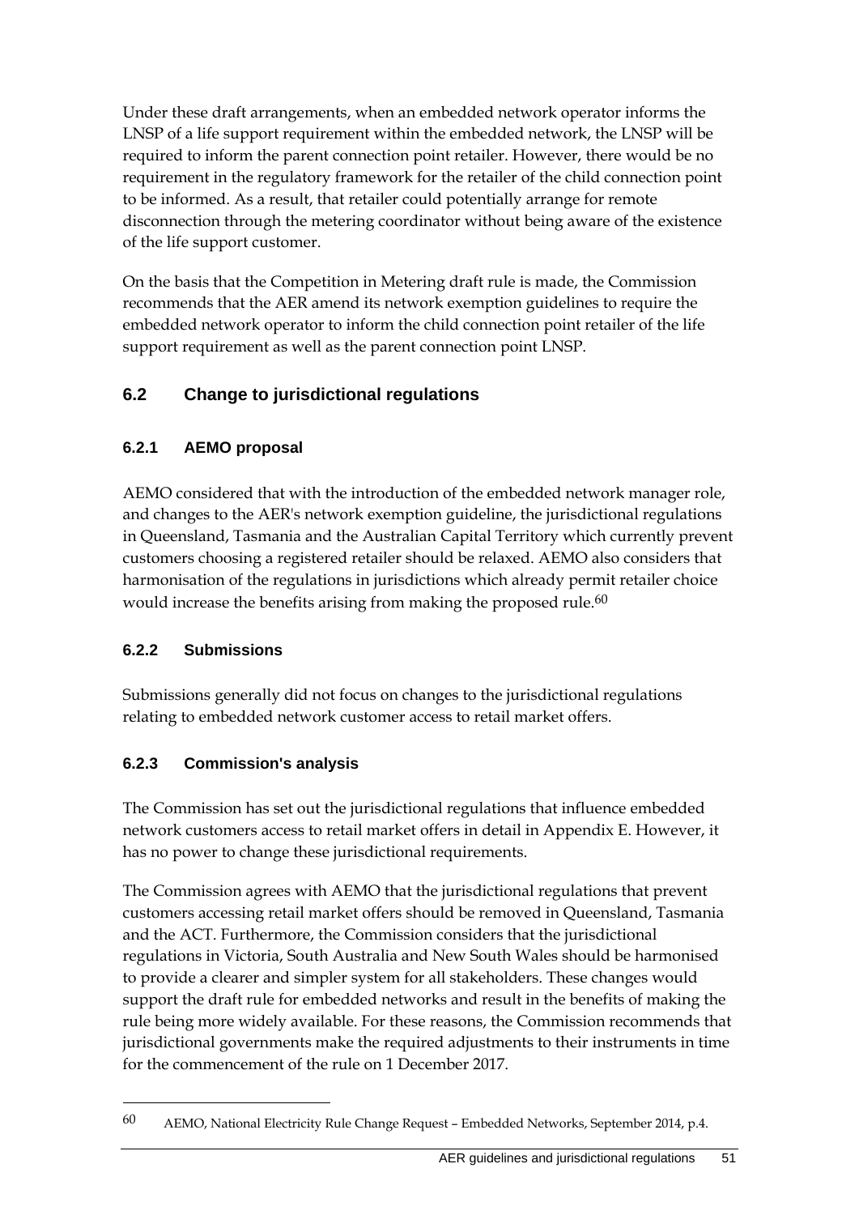Under these draft arrangements, when an embedded network operator informs the LNSP of a life support requirement within the embedded network, the LNSP will be required to inform the parent connection point retailer. However, there would be no requirement in the regulatory framework for the retailer of the child connection point to be informed. As a result, that retailer could potentially arrange for remote disconnection through the metering coordinator without being aware of the existence of the life support customer.

On the basis that the Competition in Metering draft rule is made, the Commission recommends that the AER amend its network exemption guidelines to require the embedded network operator to inform the child connection point retailer of the life support requirement as well as the parent connection point LNSP.

## 6.2 Change to jurisdictional regulations

### 6.2.1 AEMO proposal

AEMO considered that with the introduction of the embedded network manager role, and changes to the AER's network exemption guideline, the jurisdictional regulations in Queensland, Tasmania and the Australian Capital Territory which currently prevent customers choosing a registered retailer should be relaxed. AEMO also considers that harmonisation of the regulations in jurisdictions which already permit retailer choice would increase the benefits arising from making the proposed rule.[60]

### 6.2.2 Submissions

Submissions generally did not focus on changes to the jurisdictional regulations relating to embedded network customer access to retail market offers.

### 6.2.3 Commission's analysis

The Commission has set out the jurisdictional regulations that influence embedded network customers access to retail market offers in detail in Appendix E. However, it has no power to change these jurisdictional requirements.

The Commission agrees with AEMO that the jurisdictional regulations that prevent customers accessing retail market offers should be removed in Queensland, Tasmania and the ACT. Furthermore, the Commission considers that the jurisdictional regulations in Victoria, South Australia and New South Wales should be harmonised to provide a clearer and simpler system for all stakeholders. These changes would support the draft rule for embedded networks and result in the benefits of making the rule being more widely available. For these reasons, the Commission recommends that jurisdictional governments make the required adjustments to their instruments in time for the commencement of the rule on 1 December 2017.

---

60 AEMO, National Electricity Rule Change Request – Embedded Networks, September 2014, p.4.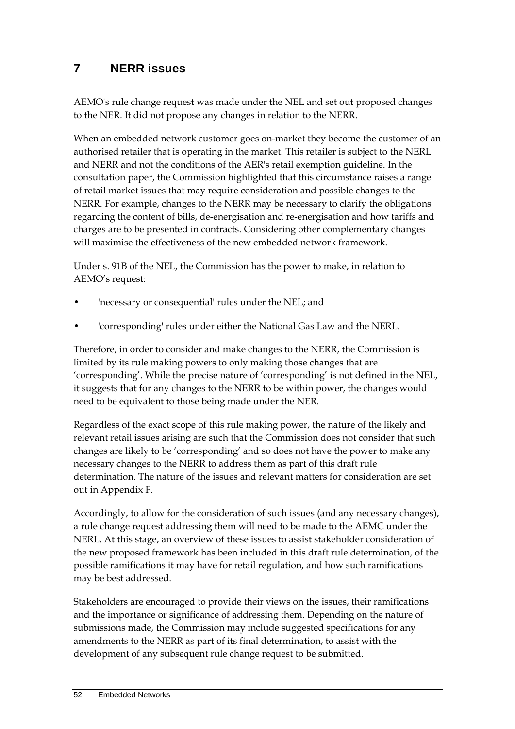# 7 NERR issues

AEMO's rule change request was made under the NEL and set out proposed changes to the NER. It did not propose any changes in relation to the NERR.

When an embedded network customer goes on-market they become the customer of an authorised retailer that is operating in the market. This retailer is subject to the NERL and NERR and not the conditions of the AER's retail exemption guideline. In the consultation paper, the Commission highlighted that this circumstance raises a range of retail market issues that may require consideration and possible changes to the NERR. For example, changes to the NERR may be necessary to clarify the obligations regarding the content of bills, de-energisation and re-energisation and how tariffs and charges are to be presented in contracts. Considering other complementary changes will maximise the effectiveness of the new embedded network framework.

Under s. 91B of the NEL, the Commission has the power to make, in relation to AEMO's request:

- 'necessary or consequential' rules under the NEL; and
- 'corresponding' rules under either the National Gas Law and the NERL.

Therefore, in order to consider and make changes to the NERR, the Commission is limited by its rule making powers to only making those changes that are 'corresponding'. While the precise nature of 'corresponding' is not defined in the NEL, it suggests that for any changes to the NERR to be within power, the changes would need to be equivalent to those being made under the NER.

Regardless of the exact scope of this rule making power, the nature of the likely and relevant retail issues arising are such that the Commission does not consider that such changes are likely to be 'corresponding' and so does not have the power to make any necessary changes to the NERR to address them as part of this draft rule determination. The nature of the issues and relevant matters for consideration are set out in Appendix F.

Accordingly, to allow for the consideration of such issues (and any necessary changes), a rule change request addressing them will need to be made to the AEMC under the NERL. At this stage, an overview of these issues to assist stakeholder consideration of the new proposed framework has been included in this draft rule determination, of the possible ramifications it may have for retail regulation, and how such ramifications may be best addressed.

Stakeholders are encouraged to provide their views on the issues, their ramifications and the importance or significance of addressing them. Depending on the nature of submissions made, the Commission may include suggested specifications for any amendments to the NERR as part of its final determination, to assist with the development of any subsequent rule change request to be submitted.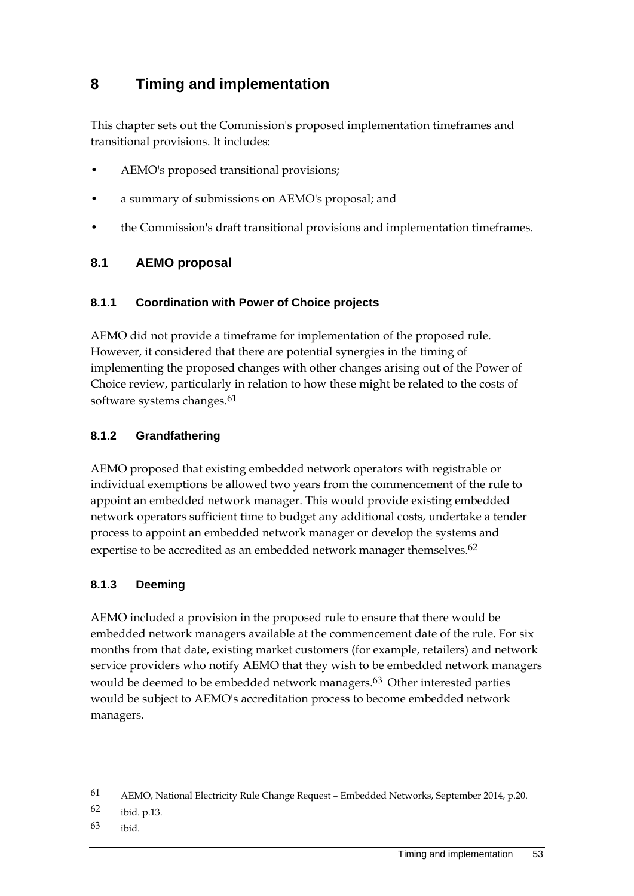# 8 Timing and implementation

This chapter sets out the Commission's proposed implementation timeframes and transitional provisions. It includes:

- AEMO's proposed transitional provisions;
- a summary of submissions on AEMO's proposal; and
- the Commission's draft transitional provisions and implementation timeframes.

## 8.1 AEMO proposal

### 8.1.1 Coordination with Power of Choice projects

AEMO did not provide a timeframe for implementation of the proposed rule. However, it considered that there are potential synergies in the timing of implementing the proposed changes with other changes arising out of the Power of Choice review, particularly in relation to how these might be related to the costs of software systems changes.[61]

### 8.1.2 Grandfathering

AEMO proposed that existing embedded network operators with registrable or individual exemptions be allowed two years from the commencement of the rule to appoint an embedded network manager. This would provide existing embedded network operators sufficient time to budget any additional costs, undertake a tender process to appoint an embedded network manager or develop the systems and expertise to be accredited as an embedded network manager themselves.[62]

### 8.1.3 Deeming

AEMO included a provision in the proposed rule to ensure that there would be embedded network managers available at the commencement date of the rule. For six months from that date, existing market customers (for example, retailers) and network service providers who notify AEMO that they wish to be embedded network managers would be deemed to be embedded network managers.[63] Other interested parties would be subject to AEMO's accreditation process to become embedded network managers.

---

61 AEMO, National Electricity Rule Change Request – Embedded Networks, September 2014, p.20.

62 ibid. p.13.

63 ibid.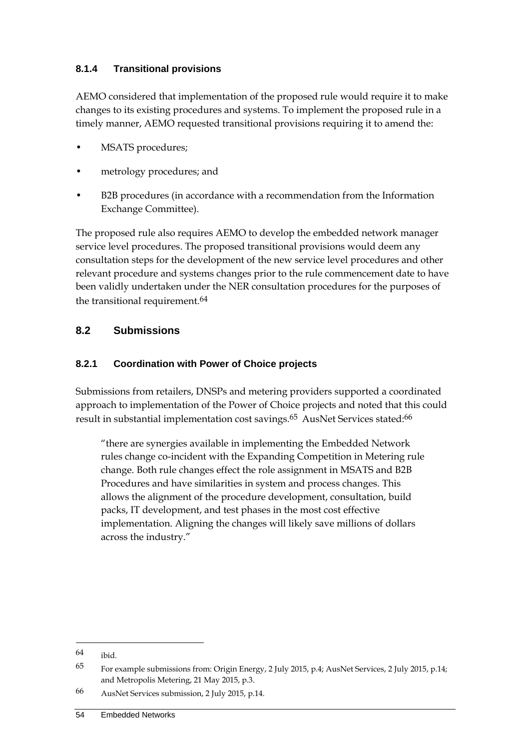### 8.1.4 Transitional provisions

AEMO considered that implementation of the proposed rule would require it to make changes to its existing procedures and systems. To implement the proposed rule in a timely manner, AEMO requested transitional provisions requiring it to amend the:

- MSATS procedures;
- metrology procedures; and
- B2B procedures (in accordance with a recommendation from the Information Exchange Committee).

The proposed rule also requires AEMO to develop the embedded network manager service level procedures. The proposed transitional provisions would deem any consultation steps for the development of the new service level procedures and other relevant procedure and systems changes prior to the rule commencement date to have been validly undertaken under the NER consultation procedures for the purposes of the transitional requirement.[64]

## 8.2 Submissions

### 8.2.1 Coordination with Power of Choice projects

Submissions from retailers, DNSPs and metering providers supported a coordinated approach to implementation of the Power of Choice projects and noted that this could result in substantial implementation cost savings.[65] AusNet Services stated:[66]

> "there are synergies available in implementing the Embedded Network rules change co-incident with the Expanding Competition in Metering rule change. Both rule changes effect the role assignment in MSATS and B2B Procedures and have similarities in system and process changes. This allows the alignment of the procedure development, consultation, build packs, IT development, and test phases in the most cost effective implementation. Aligning the changes will likely save millions of dollars across the industry."

---

64 ibid.

65 For example submissions from: Origin Energy, 2 July 2015, p.4; AusNet Services, 2 July 2015, p.14; and Metropolis Metering, 21 May 2015, p.3.

66 AusNet Services submission, 2 July 2015, p.14.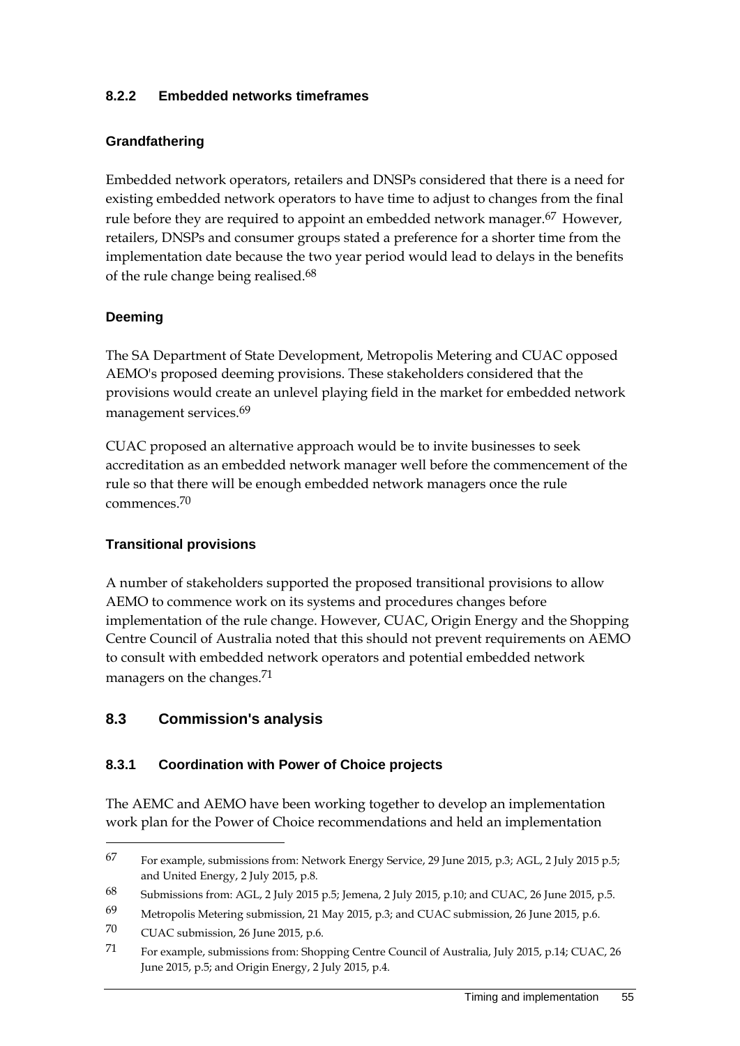### 8.2.2 Embedded networks timeframes

#### Grandfathering

Embedded network operators, retailers and DNSPs considered that there is a need for existing embedded network operators to have time to adjust to changes from the final rule before they are required to appoint an embedded network manager.[67] However, retailers, DNSPs and consumer groups stated a preference for a shorter time from the implementation date because the two year period would lead to delays in the benefits of the rule change being realised.[68]

#### Deeming

The SA Department of State Development, Metropolis Metering and CUAC opposed AEMO's proposed deeming provisions. These stakeholders considered that the provisions would create an unlevel playing field in the market for embedded network management services.[69]

CUAC proposed an alternative approach would be to invite businesses to seek accreditation as an embedded network manager well before the commencement of the rule so that there will be enough embedded network managers once the rule commences.[70]

#### Transitional provisions

A number of stakeholders supported the proposed transitional provisions to allow AEMO to commence work on its systems and procedures changes before implementation of the rule change. However, CUAC, Origin Energy and the Shopping Centre Council of Australia noted that this should not prevent requirements on AEMO to consult with embedded network operators and potential embedded network managers on the changes.[71]

## 8.3 Commission's analysis

### 8.3.1 Coordination with Power of Choice projects

The AEMC and AEMO have been working together to develop an implementation work plan for the Power of Choice recommendations and held an implementation

---

67 For example, submissions from: Network Energy Service, 29 June 2015, p.3; AGL, 2 July 2015 p.5; and United Energy, 2 July 2015, p.8.

68 Submissions from: AGL, 2 July 2015 p.5; Jemena, 2 July 2015, p.10; and CUAC, 26 June 2015, p.5.

69 Metropolis Metering submission, 21 May 2015, p.3; and CUAC submission, 26 June 2015, p.6.

70 CUAC submission, 26 June 2015, p.6.

71 For example, submissions from: Shopping Centre Council of Australia, July 2015, p.14; CUAC, 26 June 2015, p.5; and Origin Energy, 2 July 2015, p.4.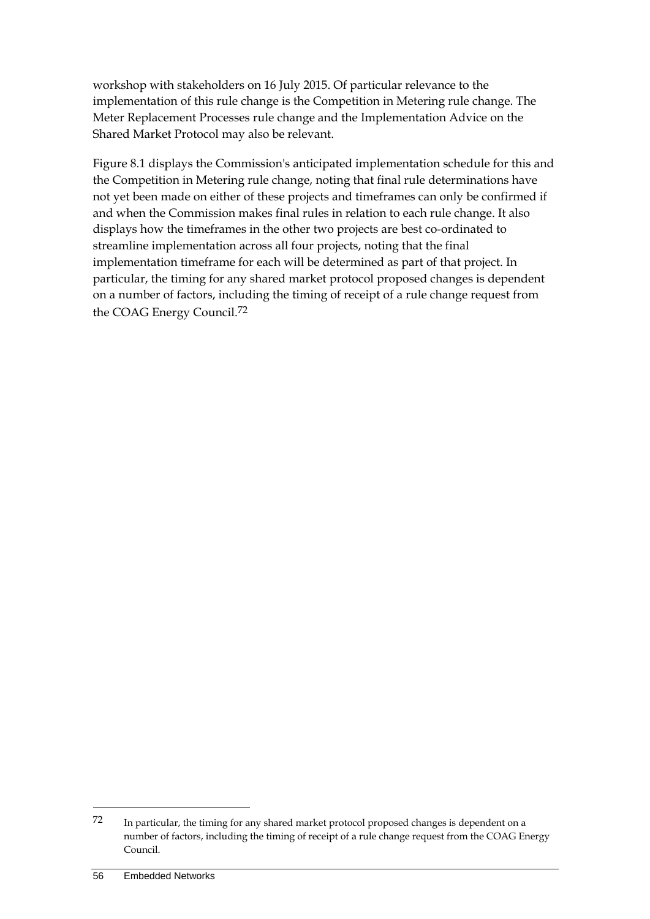workshop with stakeholders on 16 July 2015. Of particular relevance to the implementation of this rule change is the Competition in Metering rule change. The Meter Replacement Processes rule change and the Implementation Advice on the Shared Market Protocol may also be relevant.

Figure 8.1 displays the Commission's anticipated implementation schedule for this and the Competition in Metering rule change, noting that final rule determinations have not yet been made on either of these projects and timeframes can only be confirmed if and when the Commission makes final rules in relation to each rule change. It also displays how the timeframes in the other two projects are best co-ordinated to streamline implementation across all four projects, noting that the final implementation timeframe for each will be determined as part of that project. In particular, the timing for any shared market protocol proposed changes is dependent on a number of factors, including the timing of receipt of a rule change request from the COAG Energy Council.[72]

---

[72] In particular, the timing for any shared market protocol proposed changes is dependent on a number of factors, including the timing of receipt of a rule change request from the COAG Energy Council.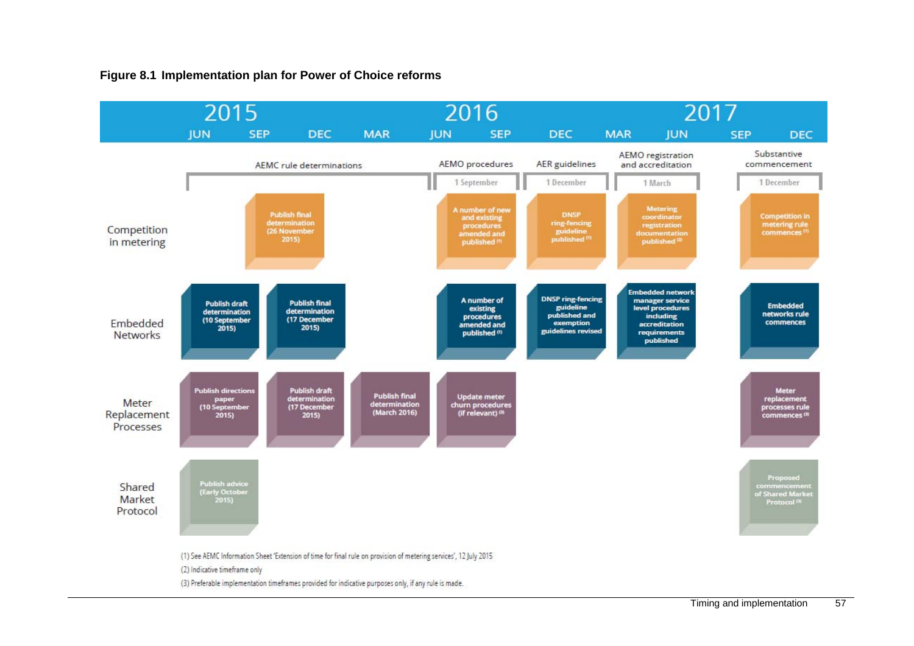**Figure 8.1 Implementation plan for Power of Choice reforms**

| | 2015 JUN – 2016 MAR: AEMC rule determinations | 2016 JUN–SEP: AEMO procedures (1 September) | 2016 DEC: AER guidelines (1 December) | 2017 MAR–JUN: AEMO registration and accreditation (1 March) | 2017 SEP–DEC: Substantive commencement (1 December) |
|---|---|---|---|---|---|
| Competition in metering | Publish final determination (26 November 2015) | A number of new and existing procedures amended and published (1) | DNSP ring-fencing guideline published (1) | Metering coordinator registration documentation published (2) | Competition in metering rule commences (1) |
| Embedded Networks | Publish draft determination (10 September 2015); Publish final determination (17 December 2015) | A number of existing procedures amended and published (1) | DNSP ring-fencing guideline published and exemption guidelines revised | Embedded network manager service level procedures including accreditation requirements published | Embedded networks rule commences |
| Meter Replacement Processes | Publish directions paper (10 September 2015); Publish draft determination (17 December 2015); Publish final determination (March 2016) | Update meter churn procedures (if relevant) (3) | | | Meter replacement processes rule commences (3) |
| Shared Market Protocol | Publish advice (Early October 2015) | | | | Proposed commencement of Shared Market Protocol (3) |

(1) See AEMC Information Sheet 'Extension of time for final rule on provision of metering services', 12 July 2015

(2) Indicative timeframe only

(3) Preferable implementation timeframes provided for indicative purposes only, if any rule is made.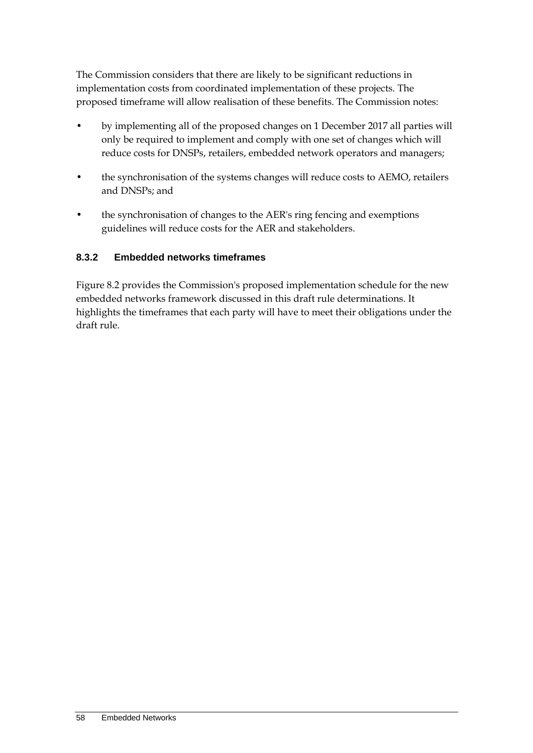The Commission considers that there are likely to be significant reductions in implementation costs from coordinated implementation of these projects. The proposed timeframe will allow realisation of these benefits. The Commission notes:

- by implementing all of the proposed changes on 1 December 2017 all parties will only be required to implement and comply with one set of changes which will reduce costs for DNSPs, retailers, embedded network operators and managers;
- the synchronisation of the systems changes will reduce costs to AEMO, retailers and DNSPs; and
- the synchronisation of changes to the AER's ring fencing and exemptions guidelines will reduce costs for the AER and stakeholders.

### 8.3.2 Embedded networks timeframes

Figure 8.2 provides the Commission's proposed implementation schedule for the new embedded networks framework discussed in this draft rule determinations. It highlights the timeframes that each party will have to meet their obligations under the draft rule.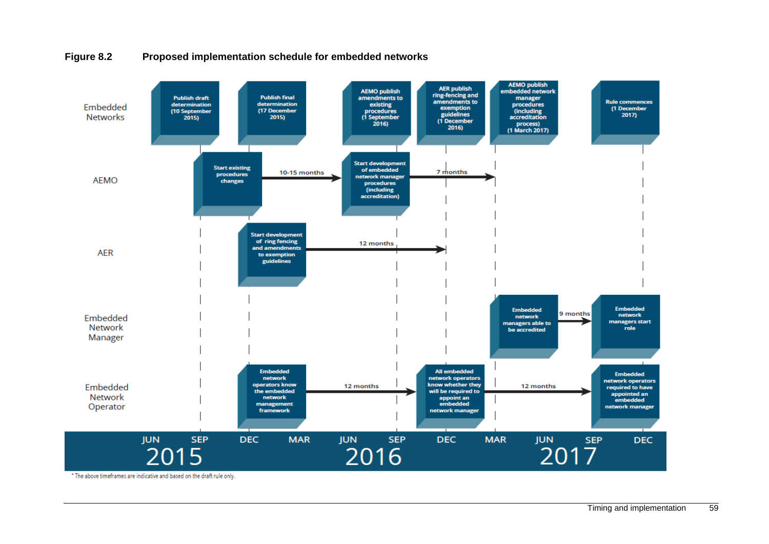**Figure 8.2 Proposed implementation schedule for embedded networks**

**Embedded Networks**

- Publish draft determination (10 September 2015)
- Publish final determination (17 December 2015)
- AEMO publish amendments to existing procedures (1 September 2016)
- AER publish ring-fencing and amendments to exemption guidelines (1 December 2016)
- AEMO publish embedded network manager procedures (including accreditation process) (1 March 2017)
- Rule commences (1 December 2017)

**AEMO**

- Start existing procedures changes → 10-15 months → Start development of embedded network manager procedures (including accreditation) → 7 months

**AER**

- Start development of ring fencing and amendments to exemption guidelines → 12 months

**Embedded Network Manager**

- Embedded network managers able to be accredited → 9 months → Embedded network managers start role

**Embedded Network Operator**

- Embedded network operators know the embedded network management framework → 12 months → All embedded network operators know whether they will be required to appoint an embedded network manager → 12 months → Embedded network operators required to have appointed an embedded network manager

Timeline: JUN, SEP, DEC 2015; MAR, JUN, SEP, DEC 2016; MAR, JUN, SEP, DEC 2017

\* The above timeframes are indicative and based on the draft rule only.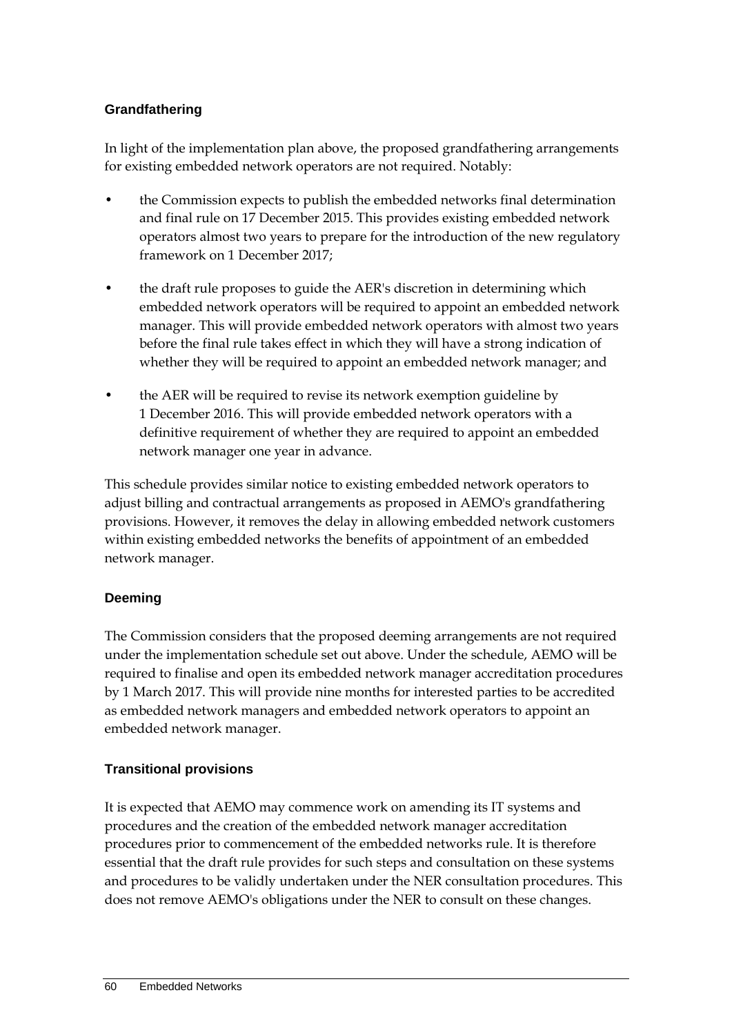### Grandfathering

In light of the implementation plan above, the proposed grandfathering arrangements for existing embedded network operators are not required. Notably:

- the Commission expects to publish the embedded networks final determination and final rule on 17 December 2015. This provides existing embedded network operators almost two years to prepare for the introduction of the new regulatory framework on 1 December 2017;
- the draft rule proposes to guide the AER's discretion in determining which embedded network operators will be required to appoint an embedded network manager. This will provide embedded network operators with almost two years before the final rule takes effect in which they will have a strong indication of whether they will be required to appoint an embedded network manager; and
- the AER will be required to revise its network exemption guideline by 1 December 2016. This will provide embedded network operators with a definitive requirement of whether they are required to appoint an embedded network manager one year in advance.

This schedule provides similar notice to existing embedded network operators to adjust billing and contractual arrangements as proposed in AEMO's grandfathering provisions. However, it removes the delay in allowing embedded network customers within existing embedded networks the benefits of appointment of an embedded network manager.

### Deeming

The Commission considers that the proposed deeming arrangements are not required under the implementation schedule set out above. Under the schedule, AEMO will be required to finalise and open its embedded network manager accreditation procedures by 1 March 2017. This will provide nine months for interested parties to be accredited as embedded network managers and embedded network operators to appoint an embedded network manager.

### Transitional provisions

It is expected that AEMO may commence work on amending its IT systems and procedures and the creation of the embedded network manager accreditation procedures prior to commencement of the embedded networks rule. It is therefore essential that the draft rule provides for such steps and consultation on these systems and procedures to be validly undertaken under the NER consultation procedures. This does not remove AEMO's obligations under the NER to consult on these changes.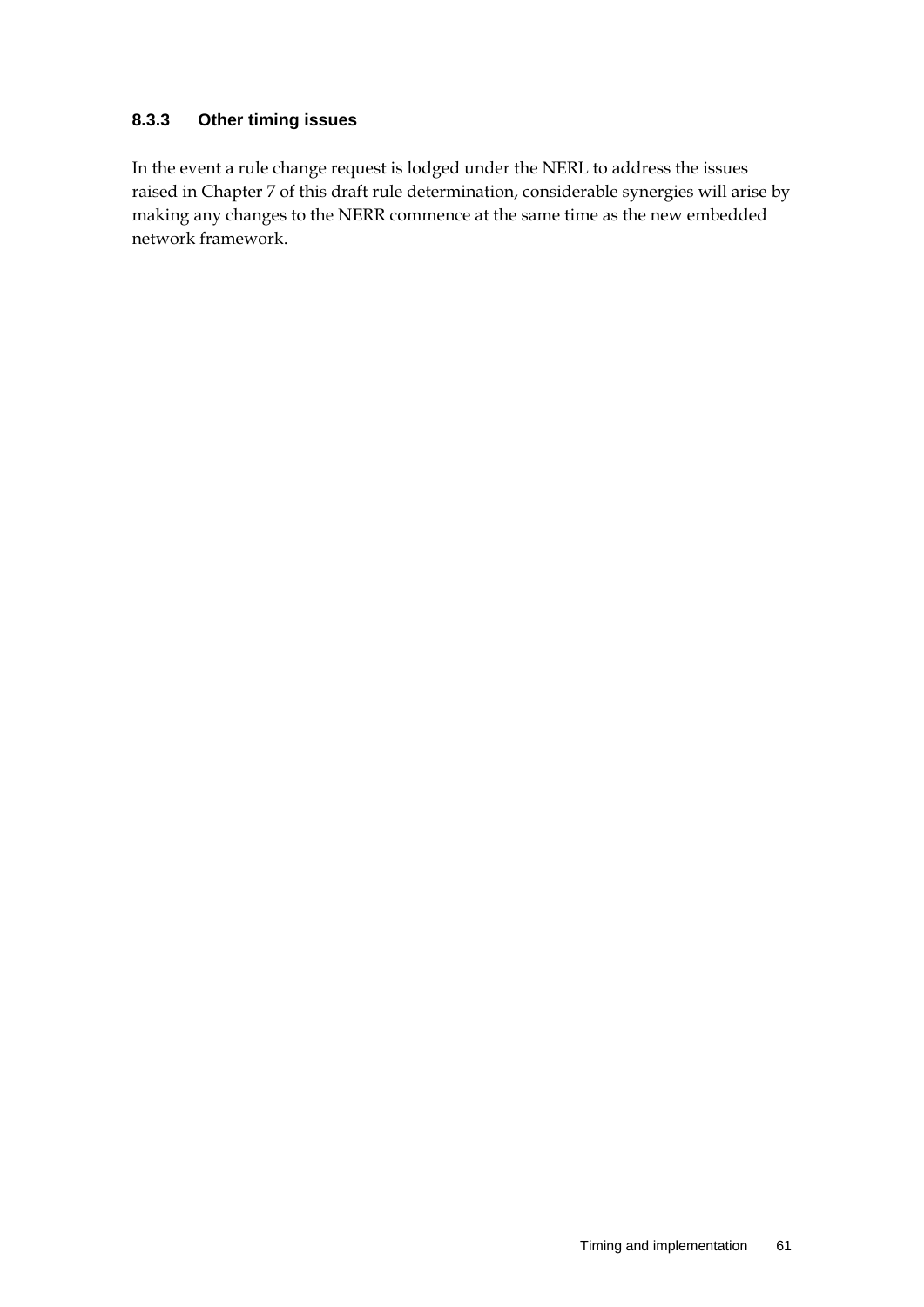### 8.3.3 Other timing issues

In the event a rule change request is lodged under the NERL to address the issues raised in Chapter 7 of this draft rule determination, considerable synergies will arise by making any changes to the NERR commence at the same time as the new embedded network framework.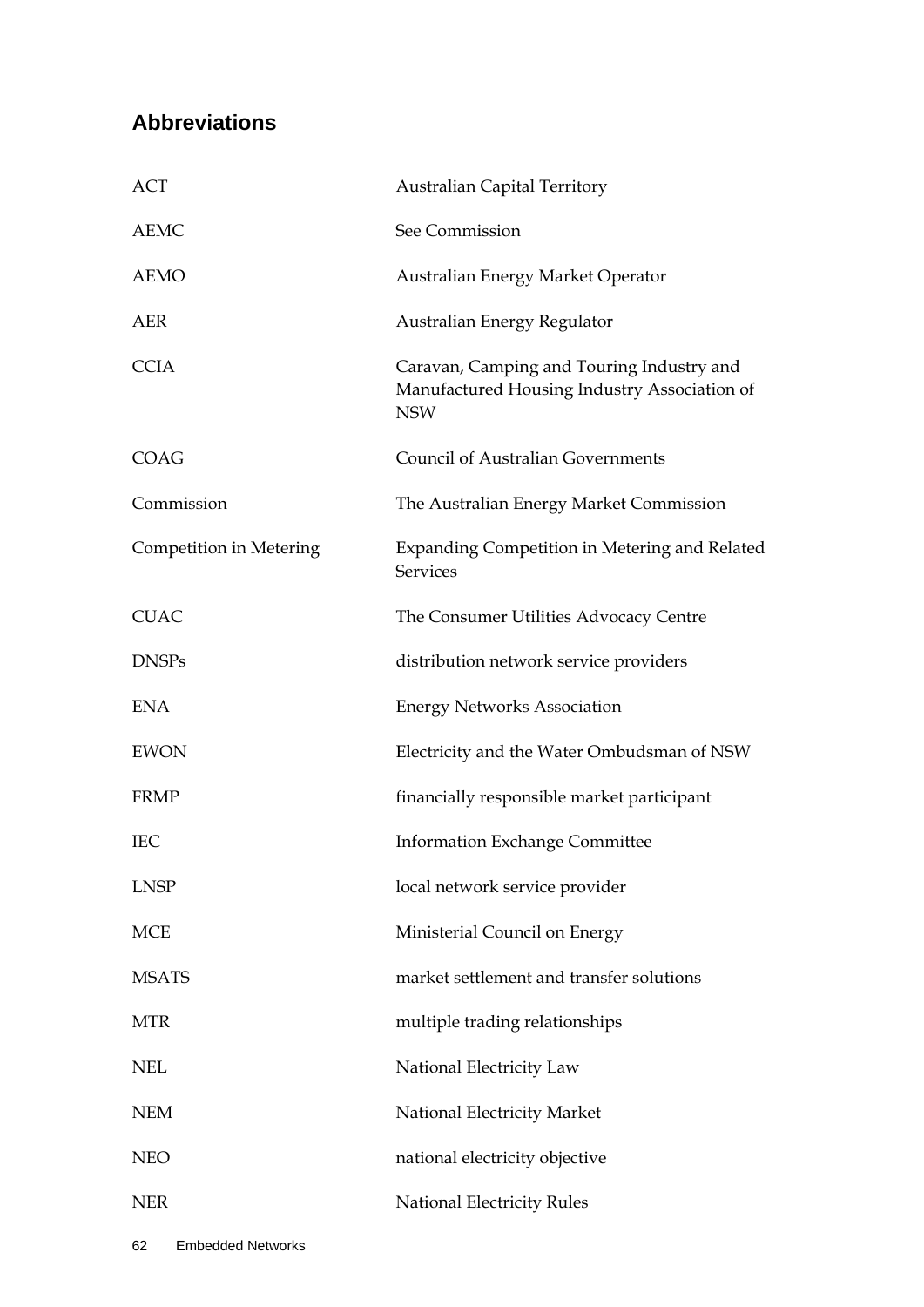## Abbreviations

| | |
|---|---|
| ACT | Australian Capital Territory |
| AEMC | See Commission |
| AEMO | Australian Energy Market Operator |
| AER | Australian Energy Regulator |
| CCIA | Caravan, Camping and Touring Industry and Manufactured Housing Industry Association of NSW |
| COAG | Council of Australian Governments |
| Commission | The Australian Energy Market Commission |
| Competition in Metering | Expanding Competition in Metering and Related Services |
| CUAC | The Consumer Utilities Advocacy Centre |
| DNSPs | distribution network service providers |
| ENA | Energy Networks Association |
| EWON | Electricity and the Water Ombudsman of NSW |
| FRMP | financially responsible market participant |
| IEC | Information Exchange Committee |
| LNSP | local network service provider |
| MCE | Ministerial Council on Energy |
| MSATS | market settlement and transfer solutions |
| MTR | multiple trading relationships |
| NEL | National Electricity Law |
| NEM | National Electricity Market |
| NEO | national electricity objective |
| NER | National Electricity Rules |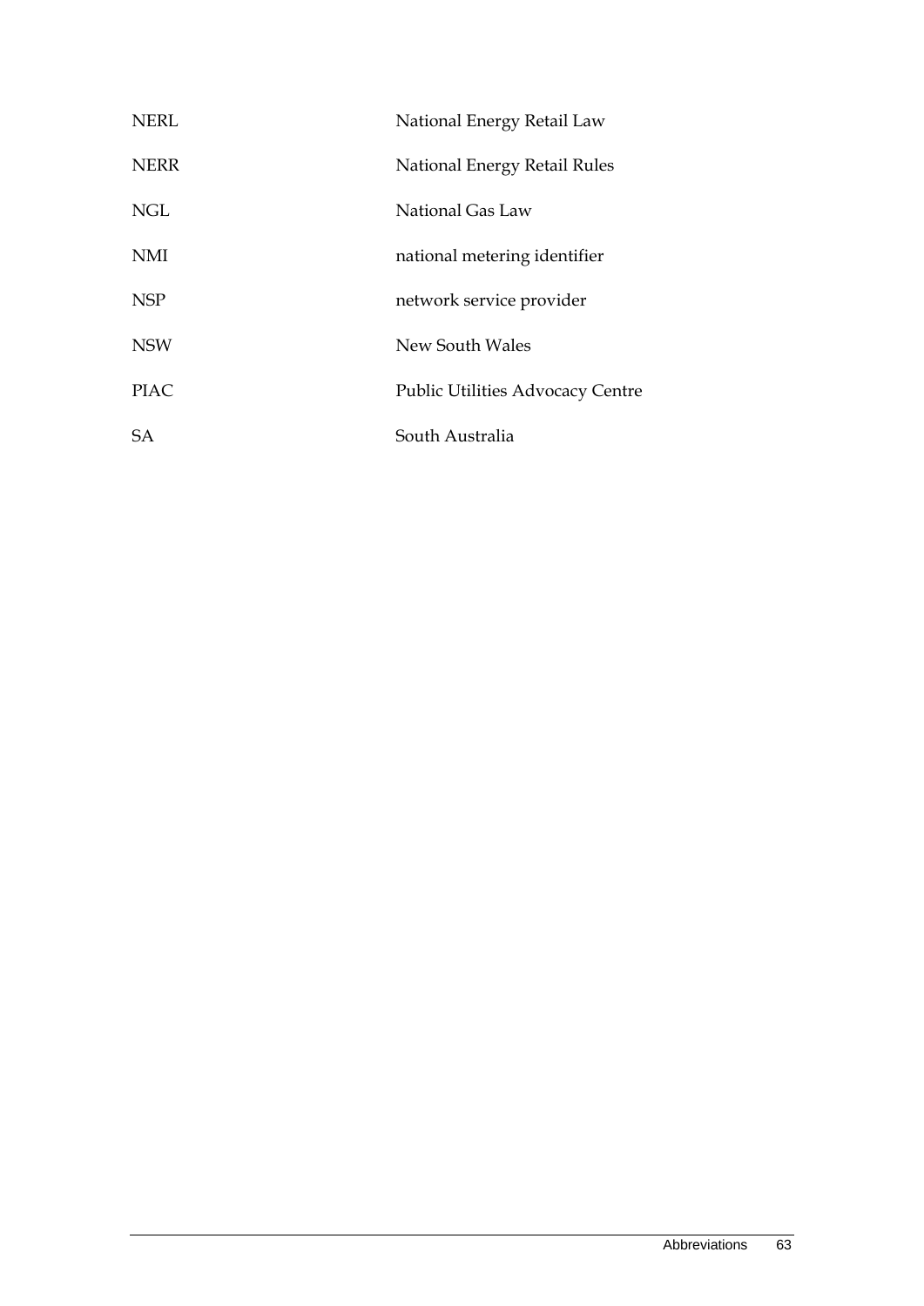| | |
|---|---|
| NERL | National Energy Retail Law |
| NERR | National Energy Retail Rules |
| NGL | National Gas Law |
| NMI | national metering identifier |
| NSP | network service provider |
| NSW | New South Wales |
| PIAC | Public Utilities Advocacy Centre |
| SA | South Australia |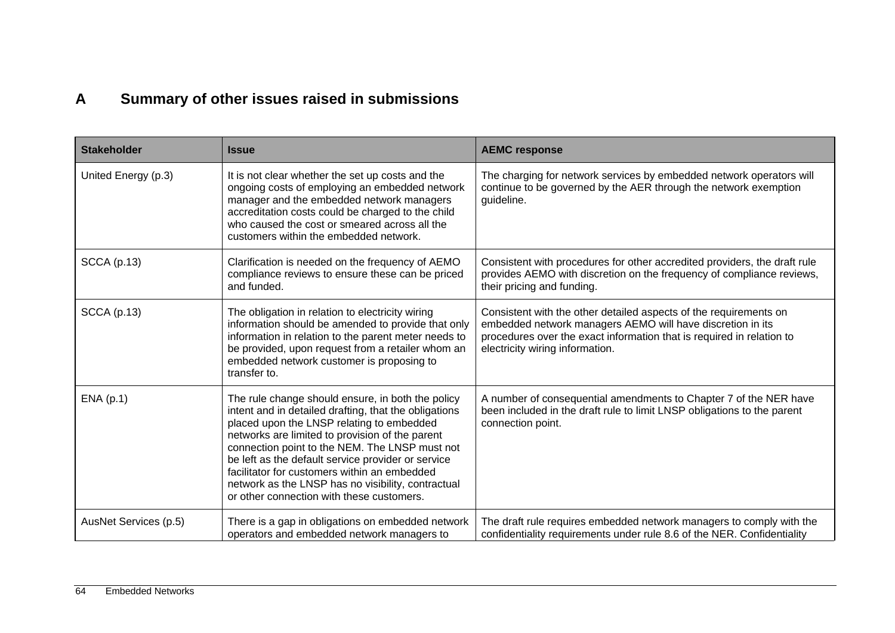# A Summary of other issues raised in submissions

| Stakeholder | Issue | AEMC response |
| --- | --- | --- |
| United Energy (p.3) | It is not clear whether the set up costs and the ongoing costs of employing an embedded network manager and the embedded network managers accreditation costs could be charged to the child who caused the cost or smeared across all the customers within the embedded network. | The charging for network services by embedded network operators will continue to be governed by the AER through the network exemption guideline. |
| SCCA (p.13) | Clarification is needed on the frequency of AEMO compliance reviews to ensure these can be priced and funded. | Consistent with procedures for other accredited providers, the draft rule provides AEMO with discretion on the frequency of compliance reviews, their pricing and funding. |
| SCCA (p.13) | The obligation in relation to electricity wiring information should be amended to provide that only information in relation to the parent meter needs to be provided, upon request from a retailer whom an embedded network customer is proposing to transfer to. | Consistent with the other detailed aspects of the requirements on embedded network managers AEMO will have discretion in its procedures over the exact information that is required in relation to electricity wiring information. |
| ENA (p.1) | The rule change should ensure, in both the policy intent and in detailed drafting, that the obligations placed upon the LNSP relating to embedded networks are limited to provision of the parent connection point to the NEM. The LNSP must not be left as the default service provider or service facilitator for customers within an embedded network as the LNSP has no visibility, contractual or other connection with these customers. | A number of consequential amendments to Chapter 7 of the NER have been included in the draft rule to limit LNSP obligations to the parent connection point. |
| AusNet Services (p.5) | There is a gap in obligations on embedded network operators and embedded network managers to | The draft rule requires embedded network managers to comply with the confidentiality requirements under rule 8.6 of the NER. Confidentiality |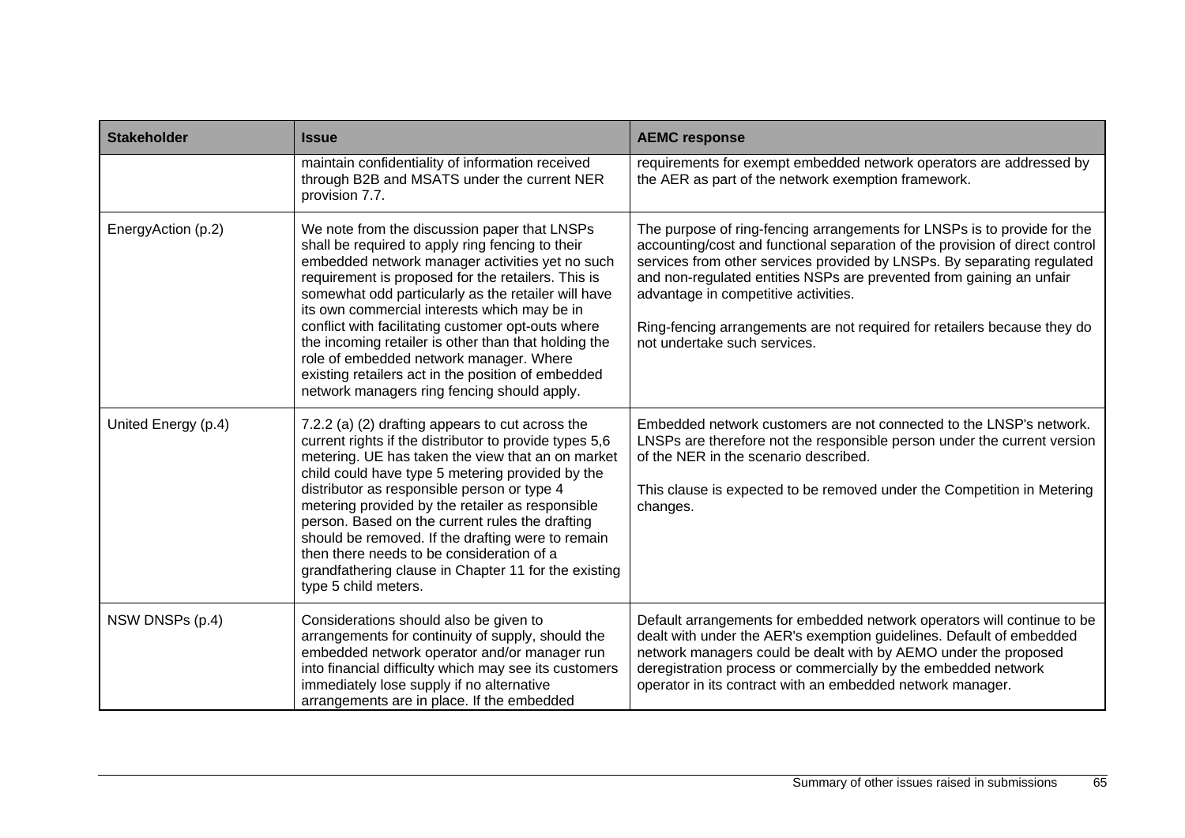| Stakeholder | Issue | AEMC response |
| --- | --- | --- |
| | maintain confidentiality of information received through B2B and MSATS under the current NER provision 7.7. | requirements for exempt embedded network operators are addressed by the AER as part of the network exemption framework. |
| EnergyAction (p.2) | We note from the discussion paper that LNSPs shall be required to apply ring fencing to their embedded network manager activities yet no such requirement is proposed for the retailers. This is somewhat odd particularly as the retailer will have its own commercial interests which may be in conflict with facilitating customer opt-outs where the incoming retailer is other than that holding the role of embedded network manager. Where existing retailers act in the position of embedded network managers ring fencing should apply. | The purpose of ring-fencing arrangements for LNSPs is to provide for the accounting/cost and functional separation of the provision of direct control services from other services provided by LNSPs. By separating regulated and non-regulated entities NSPs are prevented from gaining an unfair advantage in competitive activities.<br><br>Ring-fencing arrangements are not required for retailers because they do not undertake such services. |
| United Energy (p.4) | 7.2.2 (a) (2) drafting appears to cut across the current rights if the distributor to provide types 5,6 metering. UE has taken the view that an on market child could have type 5 metering provided by the distributor as responsible person or type 4 metering provided by the retailer as responsible person. Based on the current rules the drafting should be removed. If the drafting were to remain then there needs to be consideration of a grandfathering clause in Chapter 11 for the existing type 5 child meters. | Embedded network customers are not connected to the LNSP's network. LNSPs are therefore not the responsible person under the current version of the NER in the scenario described.<br><br>This clause is expected to be removed under the Competition in Metering changes. |
| NSW DNSPs (p.4) | Considerations should also be given to arrangements for continuity of supply, should the embedded network operator and/or manager run into financial difficulty which may see its customers immediately lose supply if no alternative arrangements are in place. If the embedded | Default arrangements for embedded network operators will continue to be dealt with under the AER's exemption guidelines. Default of embedded network managers could be dealt with by AEMO under the proposed deregistration process or commercially by the embedded network operator in its contract with an embedded network manager. |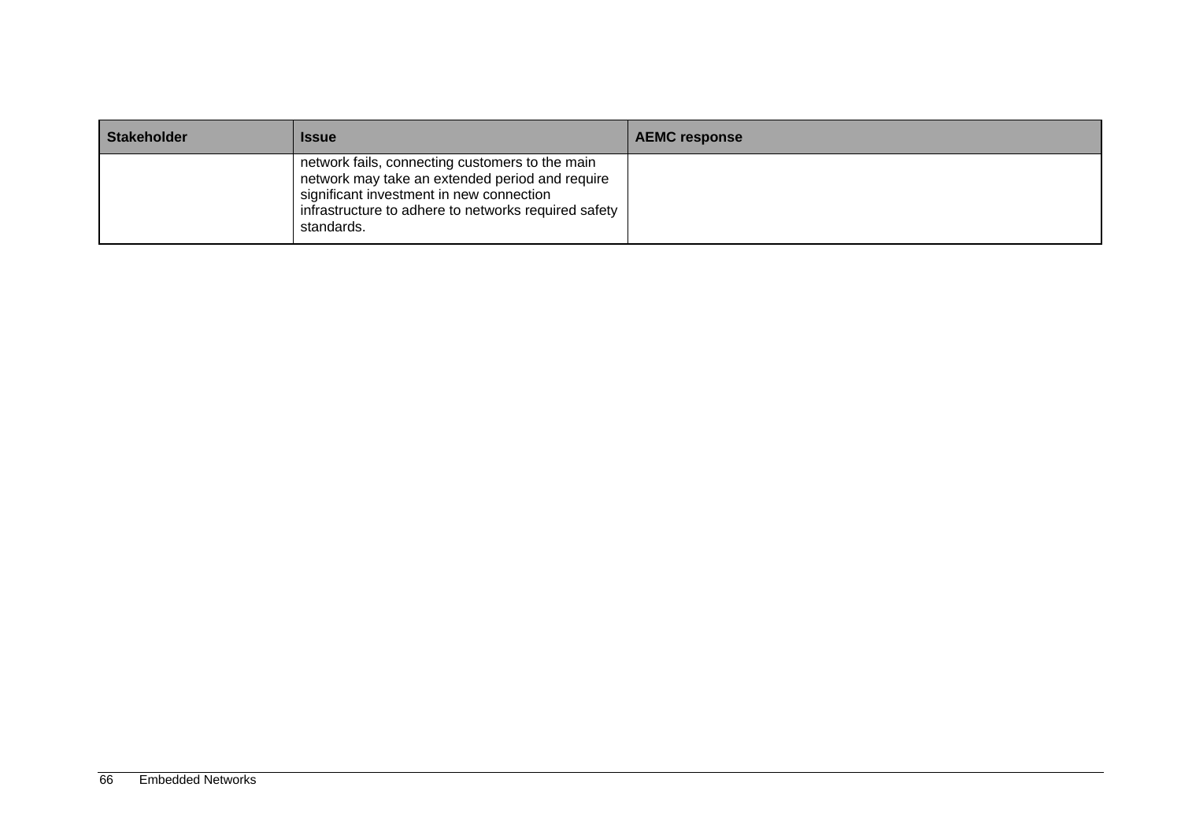| Stakeholder | Issue | AEMC response |
|---|---|---|
| | network fails, connecting customers to the main network may take an extended period and require significant investment in new connection infrastructure to adhere to networks required safety standards. | |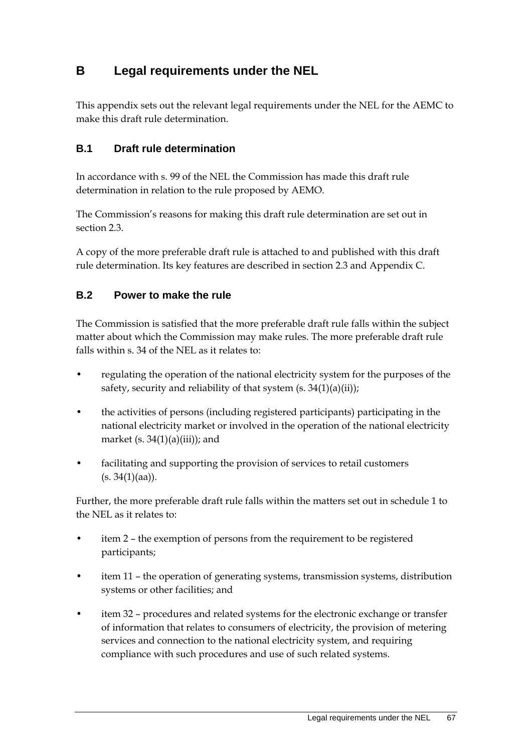# B Legal requirements under the NEL

This appendix sets out the relevant legal requirements under the NEL for the AEMC to make this draft rule determination.

## B.1 Draft rule determination

In accordance with s. 99 of the NEL the Commission has made this draft rule determination in relation to the rule proposed by AEMO.

The Commission's reasons for making this draft rule determination are set out in section 2.3.

A copy of the more preferable draft rule is attached to and published with this draft rule determination. Its key features are described in section 2.3 and Appendix C.

## B.2 Power to make the rule

The Commission is satisfied that the more preferable draft rule falls within the subject matter about which the Commission may make rules. The more preferable draft rule falls within s. 34 of the NEL as it relates to:

- regulating the operation of the national electricity system for the purposes of the safety, security and reliability of that system (s. 34(1)(a)(ii));
- the activities of persons (including registered participants) participating in the national electricity market or involved in the operation of the national electricity market (s. 34(1)(a)(iii)); and
- facilitating and supporting the provision of services to retail customers (s. 34(1)(aa)).

Further, the more preferable draft rule falls within the matters set out in schedule 1 to the NEL as it relates to:

- item 2 – the exemption of persons from the requirement to be registered participants;
- item 11 – the operation of generating systems, transmission systems, distribution systems or other facilities; and
- item 32 – procedures and related systems for the electronic exchange or transfer of information that relates to consumers of electricity, the provision of metering services and connection to the national electricity system, and requiring compliance with such procedures and use of such related systems.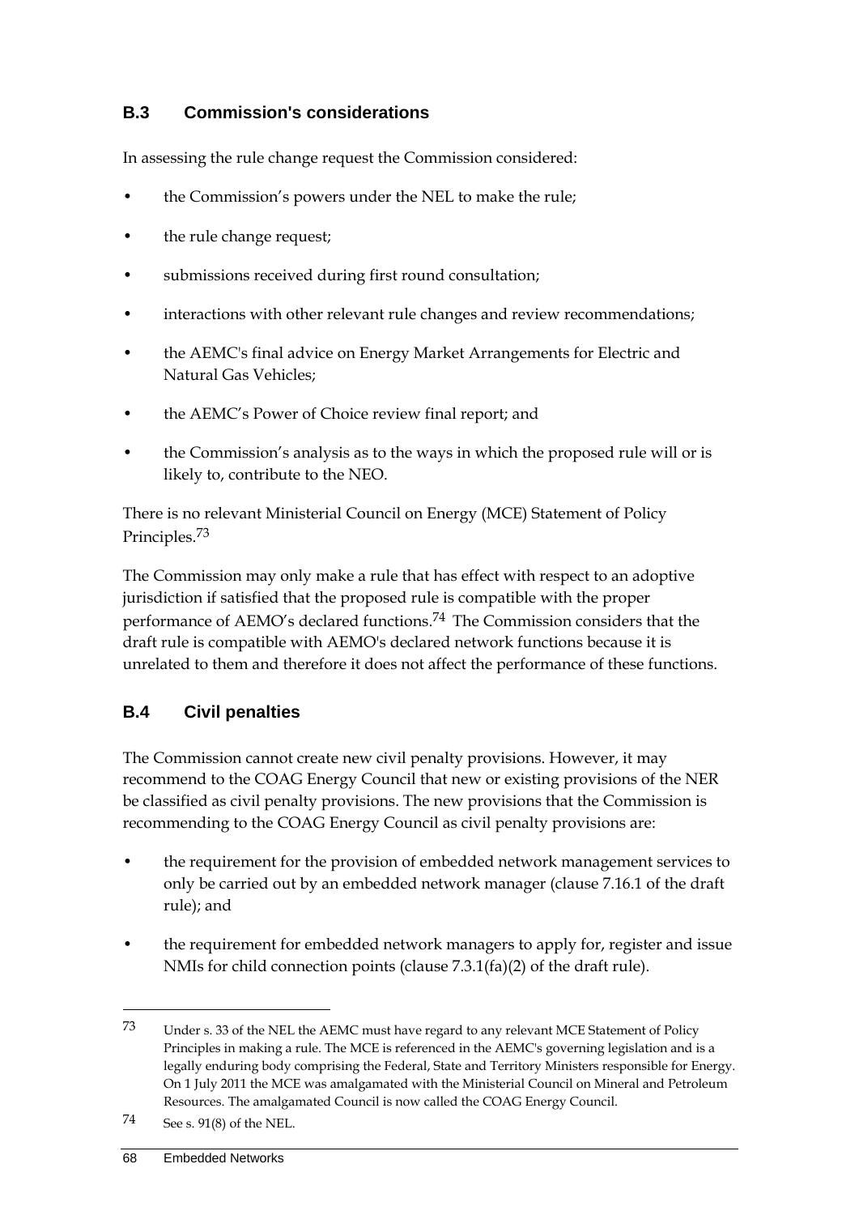## B.3 Commission's considerations

In assessing the rule change request the Commission considered:

- the Commission's powers under the NEL to make the rule;
- the rule change request;
- submissions received during first round consultation;
- interactions with other relevant rule changes and review recommendations;
- the AEMC's final advice on Energy Market Arrangements for Electric and Natural Gas Vehicles;
- the AEMC's Power of Choice review final report; and
- the Commission's analysis as to the ways in which the proposed rule will or is likely to, contribute to the NEO.

There is no relevant Ministerial Council on Energy (MCE) Statement of Policy Principles.[73]

The Commission may only make a rule that has effect with respect to an adoptive jurisdiction if satisfied that the proposed rule is compatible with the proper performance of AEMO's declared functions.[74] The Commission considers that the draft rule is compatible with AEMO's declared network functions because it is unrelated to them and therefore it does not affect the performance of these functions.

## B.4 Civil penalties

The Commission cannot create new civil penalty provisions. However, it may recommend to the COAG Energy Council that new or existing provisions of the NER be classified as civil penalty provisions. The new provisions that the Commission is recommending to the COAG Energy Council as civil penalty provisions are:

- the requirement for the provision of embedded network management services to only be carried out by an embedded network manager (clause 7.16.1 of the draft rule); and
- the requirement for embedded network managers to apply for, register and issue NMIs for child connection points (clause 7.3.1(fa)(2) of the draft rule).

---

[73] Under s. 33 of the NEL the AEMC must have regard to any relevant MCE Statement of Policy Principles in making a rule. The MCE is referenced in the AEMC's governing legislation and is a legally enduring body comprising the Federal, State and Territory Ministers responsible for Energy. On 1 July 2011 the MCE was amalgamated with the Ministerial Council on Mineral and Petroleum Resources. The amalgamated Council is now called the COAG Energy Council.

[74] See s. 91(8) of the NEL.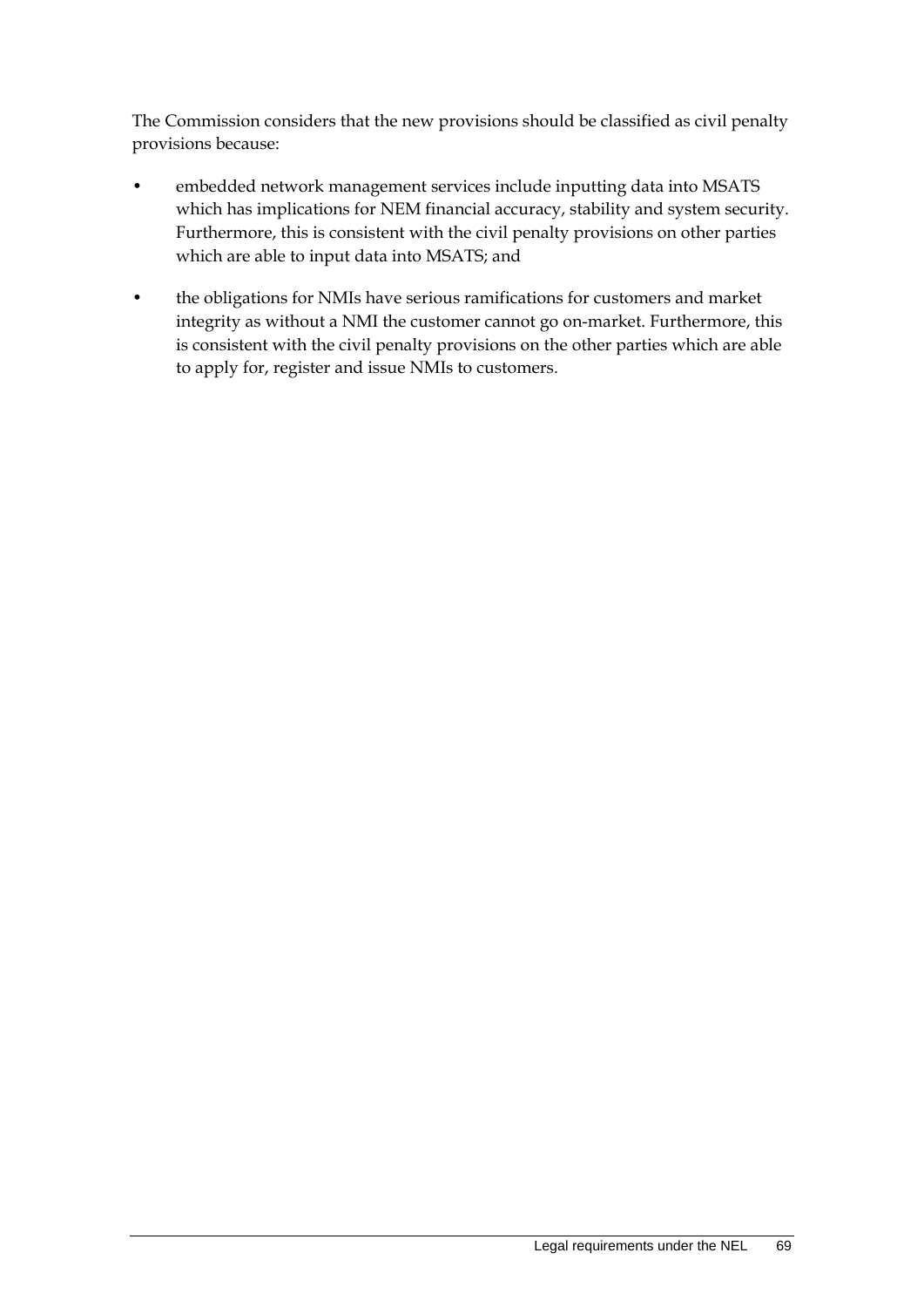The Commission considers that the new provisions should be classified as civil penalty provisions because:

- embedded network management services include inputting data into MSATS which has implications for NEM financial accuracy, stability and system security. Furthermore, this is consistent with the civil penalty provisions on other parties which are able to input data into MSATS; and
- the obligations for NMIs have serious ramifications for customers and market integrity as without a NMI the customer cannot go on-market. Furthermore, this is consistent with the civil penalty provisions on the other parties which are able to apply for, register and issue NMIs to customers.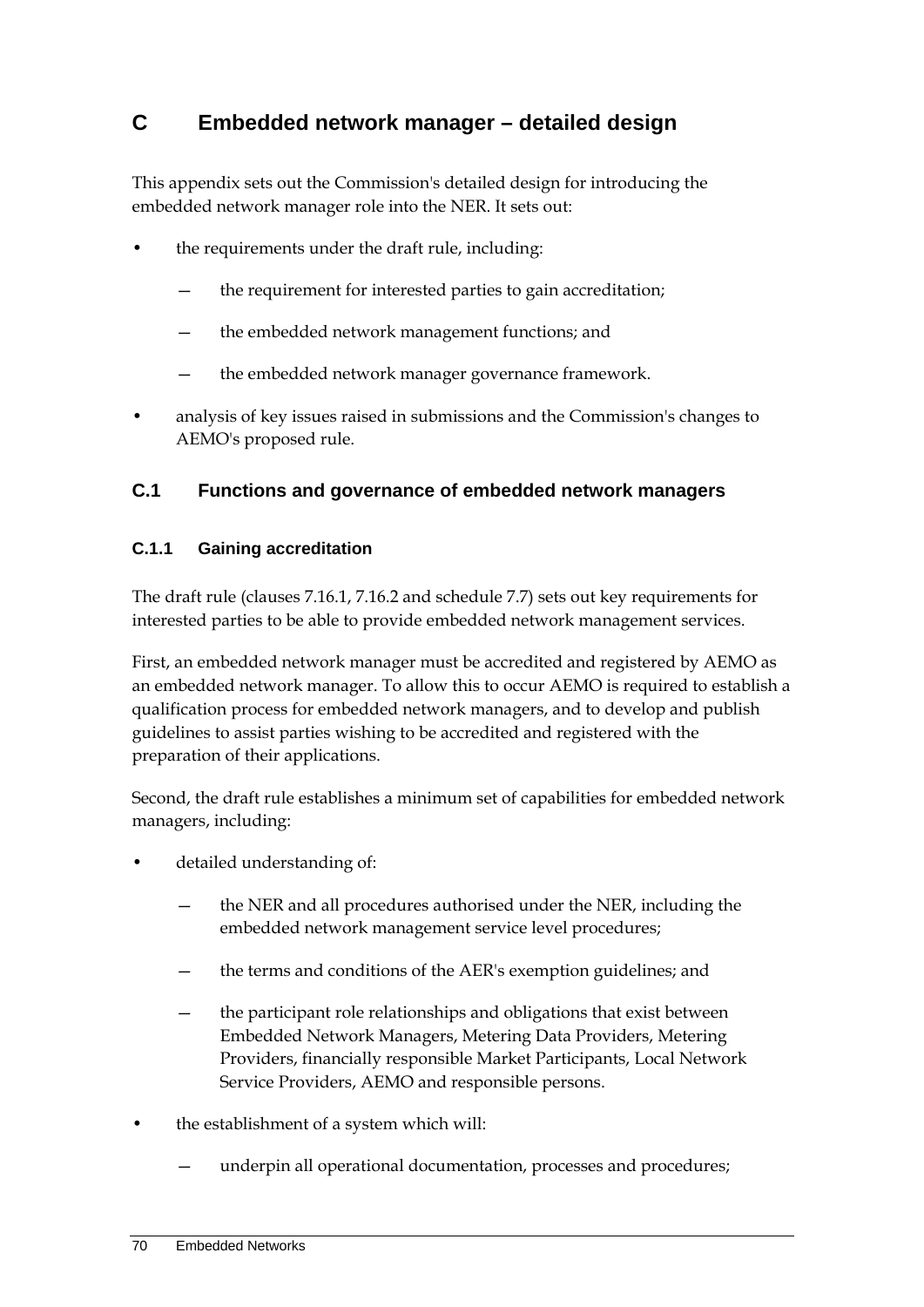# C Embedded network manager – detailed design

This appendix sets out the Commission's detailed design for introducing the embedded network manager role into the NER. It sets out:

- the requirements under the draft rule, including:
  - the requirement for interested parties to gain accreditation;
  - the embedded network management functions; and
  - the embedded network manager governance framework.
- analysis of key issues raised in submissions and the Commission's changes to AEMO's proposed rule.

## C.1 Functions and governance of embedded network managers

### C.1.1 Gaining accreditation

The draft rule (clauses 7.16.1, 7.16.2 and schedule 7.7) sets out key requirements for interested parties to be able to provide embedded network management services.

First, an embedded network manager must be accredited and registered by AEMO as an embedded network manager. To allow this to occur AEMO is required to establish a qualification process for embedded network managers, and to develop and publish guidelines to assist parties wishing to be accredited and registered with the preparation of their applications.

Second, the draft rule establishes a minimum set of capabilities for embedded network managers, including:

- detailed understanding of:
  - the NER and all procedures authorised under the NER, including the embedded network management service level procedures;
  - the terms and conditions of the AER's exemption guidelines; and
  - the participant role relationships and obligations that exist between Embedded Network Managers, Metering Data Providers, Metering Providers, financially responsible Market Participants, Local Network Service Providers, AEMO and responsible persons.
- the establishment of a system which will:
  - underpin all operational documentation, processes and procedures;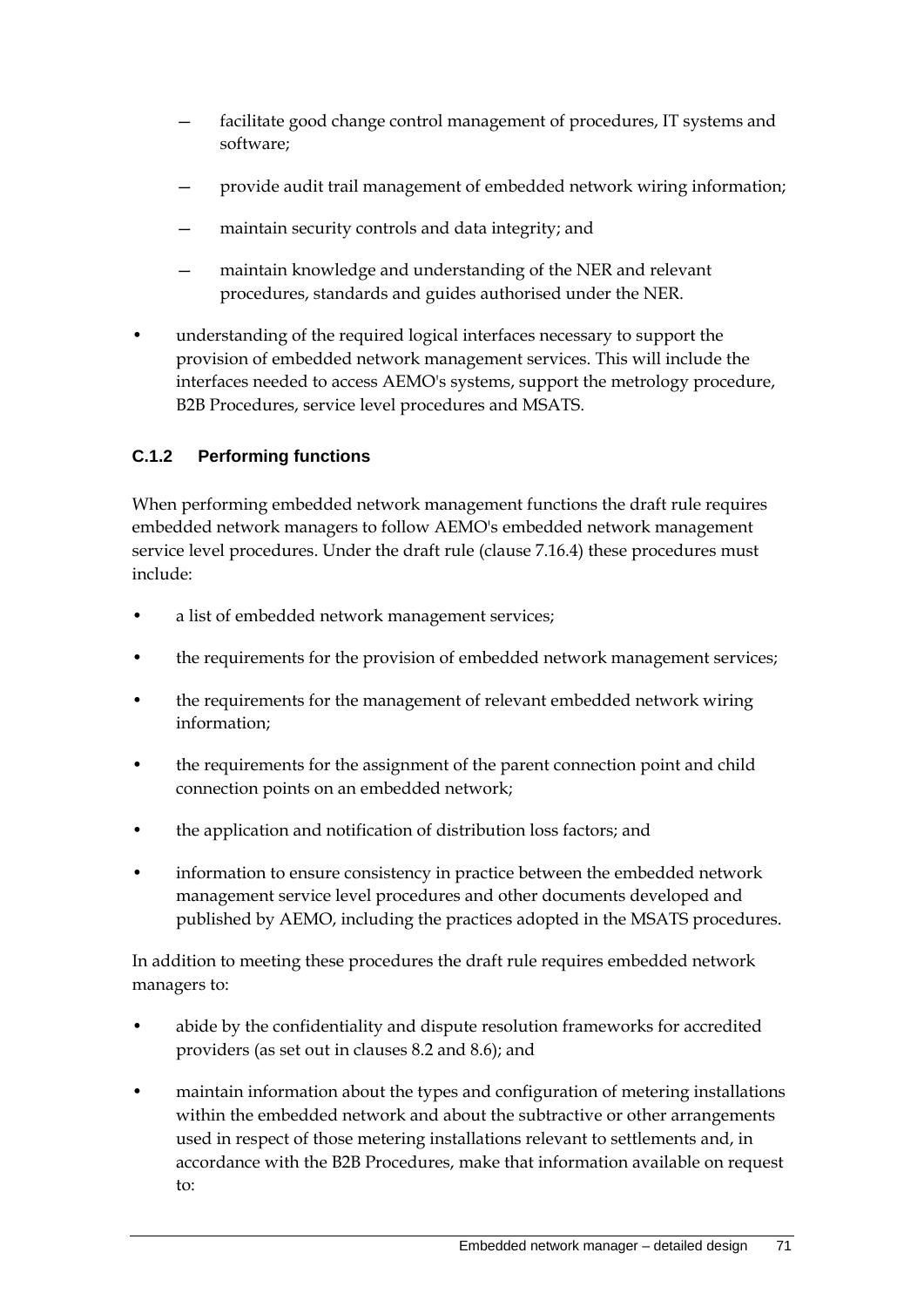- facilitate good change control management of procedures, IT systems and software;
- provide audit trail management of embedded network wiring information;
- maintain security controls and data integrity; and
- maintain knowledge and understanding of the NER and relevant procedures, standards and guides authorised under the NER.

- understanding of the required logical interfaces necessary to support the provision of embedded network management services. This will include the interfaces needed to access AEMO's systems, support the metrology procedure, B2B Procedures, service level procedures and MSATS.

### C.1.2 Performing functions

When performing embedded network management functions the draft rule requires embedded network managers to follow AEMO's embedded network management service level procedures. Under the draft rule (clause 7.16.4) these procedures must include:

- a list of embedded network management services;
- the requirements for the provision of embedded network management services;
- the requirements for the management of relevant embedded network wiring information;
- the requirements for the assignment of the parent connection point and child connection points on an embedded network;
- the application and notification of distribution loss factors; and
- information to ensure consistency in practice between the embedded network management service level procedures and other documents developed and published by AEMO, including the practices adopted in the MSATS procedures.

In addition to meeting these procedures the draft rule requires embedded network managers to:

- abide by the confidentiality and dispute resolution frameworks for accredited providers (as set out in clauses 8.2 and 8.6); and
- maintain information about the types and configuration of metering installations within the embedded network and about the subtractive or other arrangements used in respect of those metering installations relevant to settlements and, in accordance with the B2B Procedures, make that information available on request to: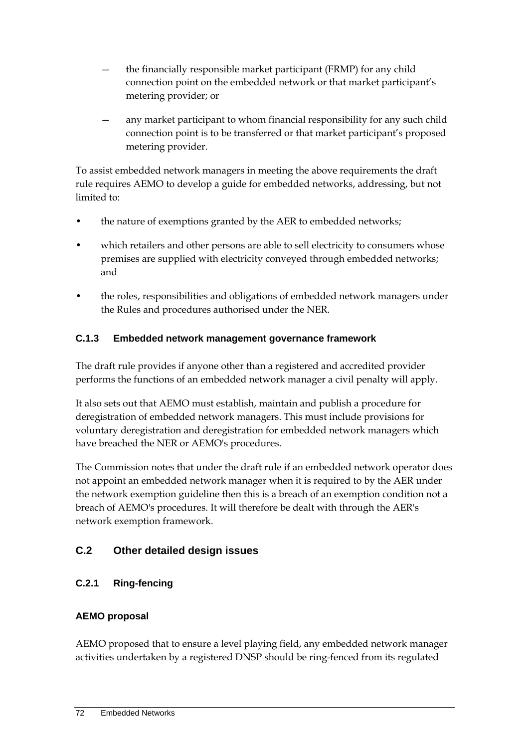— the financially responsible market participant (FRMP) for any child connection point on the embedded network or that market participant's metering provider; or

— any market participant to whom financial responsibility for any such child connection point is to be transferred or that market participant's proposed metering provider.

To assist embedded network managers in meeting the above requirements the draft rule requires AEMO to develop a guide for embedded networks, addressing, but not limited to:

- the nature of exemptions granted by the AER to embedded networks;
- which retailers and other persons are able to sell electricity to consumers whose premises are supplied with electricity conveyed through embedded networks; and
- the roles, responsibilities and obligations of embedded network managers under the Rules and procedures authorised under the NER.

### C.1.3 Embedded network management governance framework

The draft rule provides if anyone other than a registered and accredited provider performs the functions of an embedded network manager a civil penalty will apply.

It also sets out that AEMO must establish, maintain and publish a procedure for deregistration of embedded network managers. This must include provisions for voluntary deregistration and deregistration for embedded network managers which have breached the NER or AEMO's procedures.

The Commission notes that under the draft rule if an embedded network operator does not appoint an embedded network manager when it is required to by the AER under the network exemption guideline then this is a breach of an exemption condition not a breach of AEMO's procedures. It will therefore be dealt with through the AER's network exemption framework.

## C.2 Other detailed design issues

### C.2.1 Ring-fencing

#### AEMO proposal

AEMO proposed that to ensure a level playing field, any embedded network manager activities undertaken by a registered DNSP should be ring-fenced from its regulated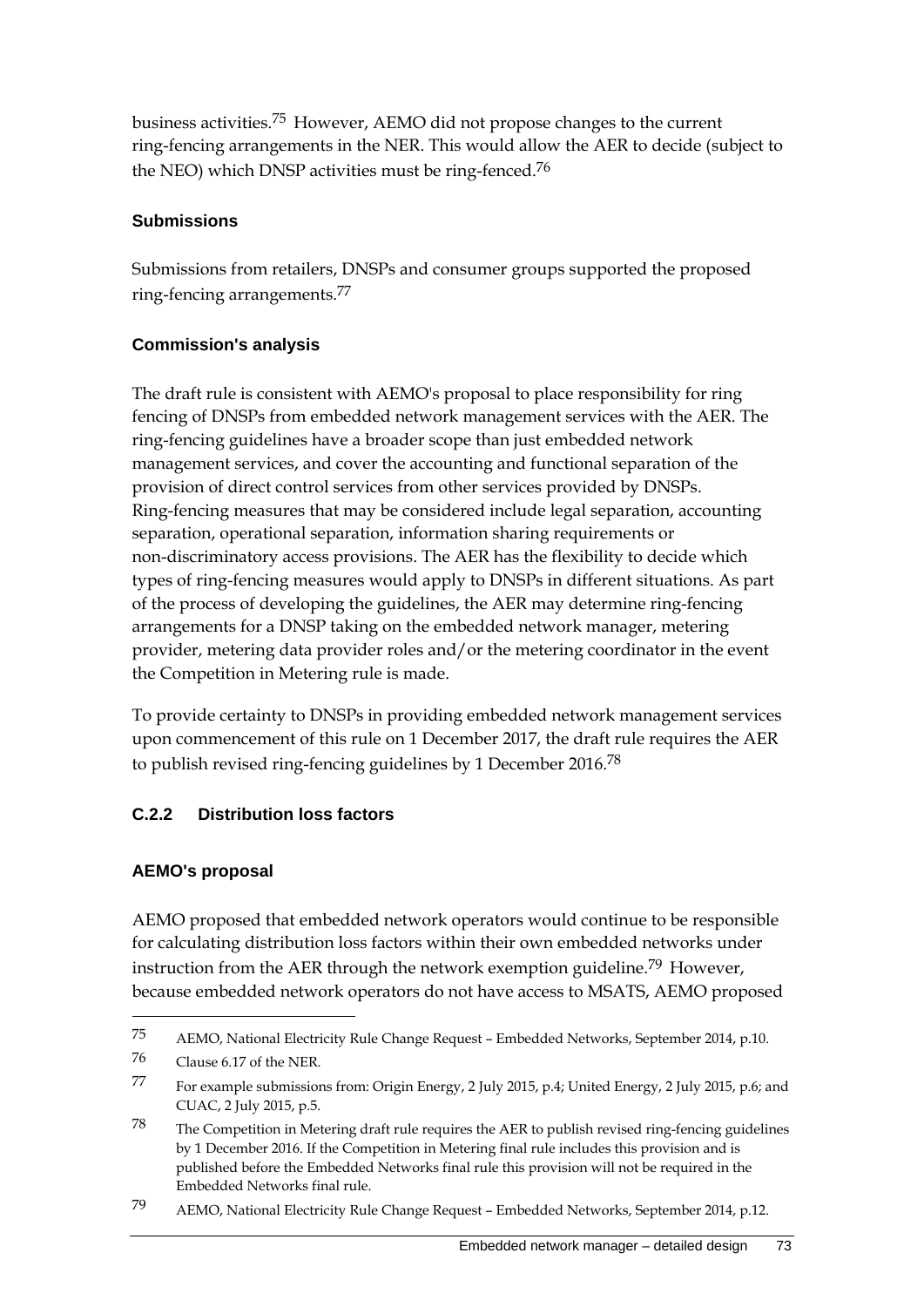business activities.[75] However, AEMO did not propose changes to the current ring-fencing arrangements in the NER. This would allow the AER to decide (subject to the NEO) which DNSP activities must be ring-fenced.[76]

#### Submissions

Submissions from retailers, DNSPs and consumer groups supported the proposed ring-fencing arrangements.[77]

#### Commission's analysis

The draft rule is consistent with AEMO's proposal to place responsibility for ring fencing of DNSPs from embedded network management services with the AER. The ring-fencing guidelines have a broader scope than just embedded network management services, and cover the accounting and functional separation of the provision of direct control services from other services provided by DNSPs. Ring-fencing measures that may be considered include legal separation, accounting separation, operational separation, information sharing requirements or non-discriminatory access provisions. The AER has the flexibility to decide which types of ring-fencing measures would apply to DNSPs in different situations. As part of the process of developing the guidelines, the AER may determine ring-fencing arrangements for a DNSP taking on the embedded network manager, metering provider, metering data provider roles and/or the metering coordinator in the event the Competition in Metering rule is made.

To provide certainty to DNSPs in providing embedded network management services upon commencement of this rule on 1 December 2017, the draft rule requires the AER to publish revised ring-fencing guidelines by 1 December 2016.[78]

### C.2.2 Distribution loss factors

#### AEMO's proposal

AEMO proposed that embedded network operators would continue to be responsible for calculating distribution loss factors within their own embedded networks under instruction from the AER through the network exemption guideline.[79] However, because embedded network operators do not have access to MSATS, AEMO proposed

---

75 AEMO, National Electricity Rule Change Request – Embedded Networks, September 2014, p.10.

76 Clause 6.17 of the NER.

77 For example submissions from: Origin Energy, 2 July 2015, p.4; United Energy, 2 July 2015, p.6; and CUAC, 2 July 2015, p.5.

78 The Competition in Metering draft rule requires the AER to publish revised ring-fencing guidelines by 1 December 2016. If the Competition in Metering final rule includes this provision and is published before the Embedded Networks final rule this provision will not be required in the Embedded Networks final rule.

79 AEMO, National Electricity Rule Change Request – Embedded Networks, September 2014, p.12.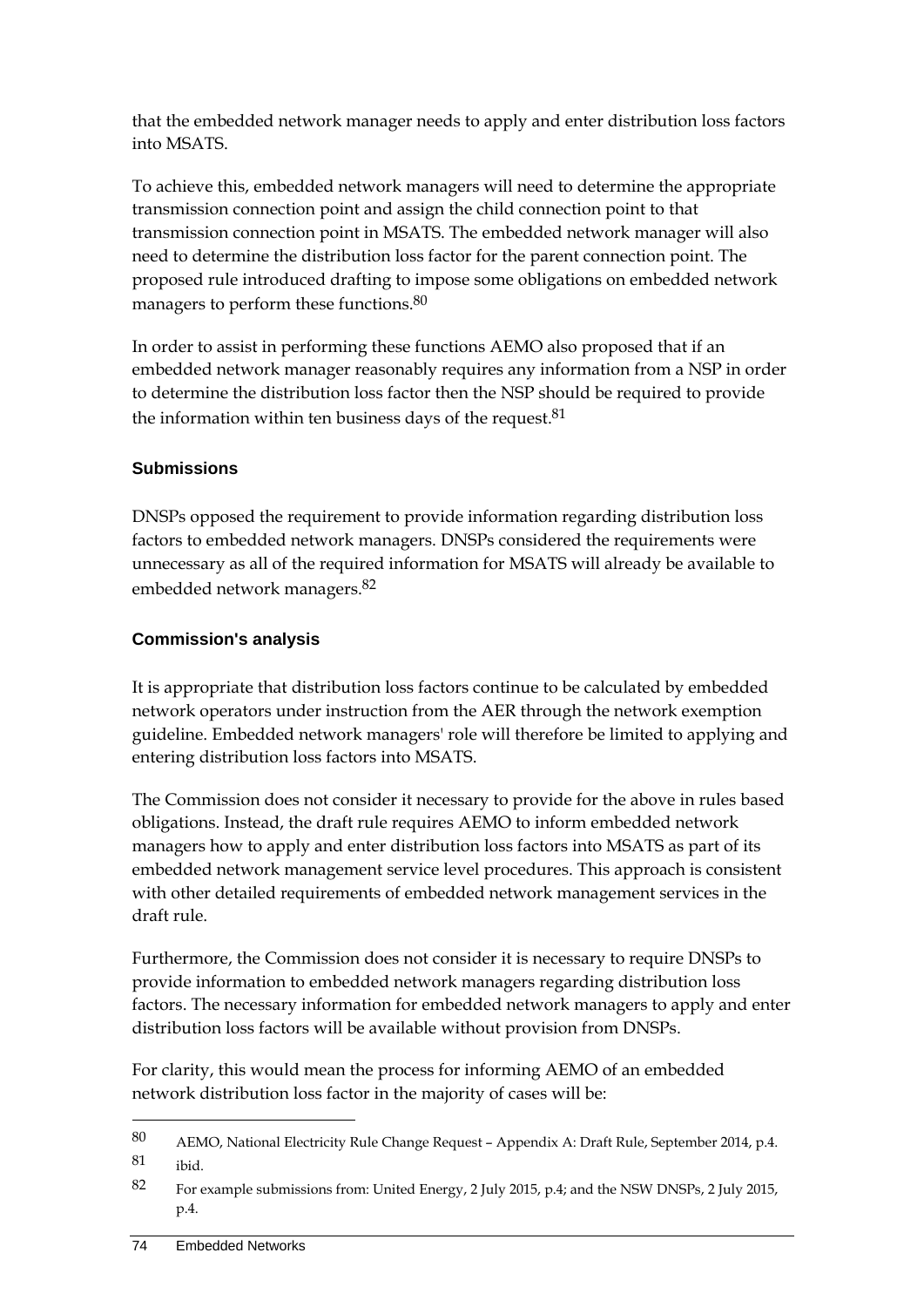that the embedded network manager needs to apply and enter distribution loss factors into MSATS.

To achieve this, embedded network managers will need to determine the appropriate transmission connection point and assign the child connection point to that transmission connection point in MSATS. The embedded network manager will also need to determine the distribution loss factor for the parent connection point. The proposed rule introduced drafting to impose some obligations on embedded network managers to perform these functions.[80]

In order to assist in performing these functions AEMO also proposed that if an embedded network manager reasonably requires any information from a NSP in order to determine the distribution loss factor then the NSP should be required to provide the information within ten business days of the request.[81]

### Submissions

DNSPs opposed the requirement to provide information regarding distribution loss factors to embedded network managers. DNSPs considered the requirements were unnecessary as all of the required information for MSATS will already be available to embedded network managers.[82]

### Commission's analysis

It is appropriate that distribution loss factors continue to be calculated by embedded network operators under instruction from the AER through the network exemption guideline. Embedded network managers' role will therefore be limited to applying and entering distribution loss factors into MSATS.

The Commission does not consider it necessary to provide for the above in rules based obligations. Instead, the draft rule requires AEMO to inform embedded network managers how to apply and enter distribution loss factors into MSATS as part of its embedded network management service level procedures. This approach is consistent with other detailed requirements of embedded network management services in the draft rule.

Furthermore, the Commission does not consider it is necessary to require DNSPs to provide information to embedded network managers regarding distribution loss factors. The necessary information for embedded network managers to apply and enter distribution loss factors will be available without provision from DNSPs.

For clarity, this would mean the process for informing AEMO of an embedded network distribution loss factor in the majority of cases will be:

---

80 AEMO, National Electricity Rule Change Request – Appendix A: Draft Rule, September 2014, p.4.

81 ibid.

82 For example submissions from: United Energy, 2 July 2015, p.4; and the NSW DNSPs, 2 July 2015, p.4.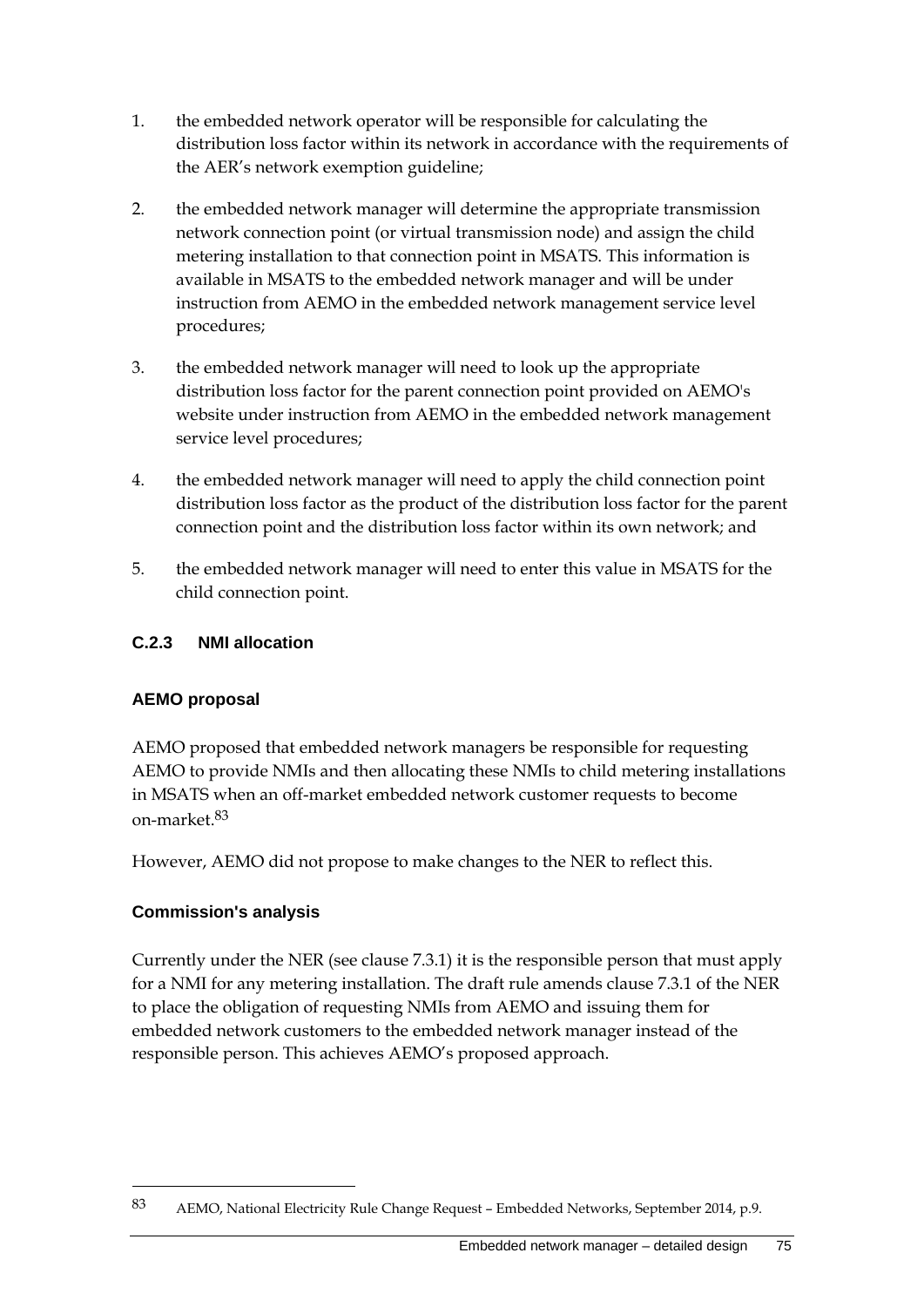1. the embedded network operator will be responsible for calculating the distribution loss factor within its network in accordance with the requirements of the AER's network exemption guideline;

2. the embedded network manager will determine the appropriate transmission network connection point (or virtual transmission node) and assign the child metering installation to that connection point in MSATS. This information is available in MSATS to the embedded network manager and will be under instruction from AEMO in the embedded network management service level procedures;

3. the embedded network manager will need to look up the appropriate distribution loss factor for the parent connection point provided on AEMO's website under instruction from AEMO in the embedded network management service level procedures;

4. the embedded network manager will need to apply the child connection point distribution loss factor as the product of the distribution loss factor for the parent connection point and the distribution loss factor within its own network; and

5. the embedded network manager will need to enter this value in MSATS for the child connection point.

### C.2.3 NMI allocation

#### AEMO proposal

AEMO proposed that embedded network managers be responsible for requesting AEMO to provide NMIs and then allocating these NMIs to child metering installations in MSATS when an off-market embedded network customer requests to become on-market.[83]

However, AEMO did not propose to make changes to the NER to reflect this.

#### Commission's analysis

Currently under the NER (see clause 7.3.1) it is the responsible person that must apply for a NMI for any metering installation. The draft rule amends clause 7.3.1 of the NER to place the obligation of requesting NMIs from AEMO and issuing them for embedded network customers to the embedded network manager instead of the responsible person. This achieves AEMO's proposed approach.

---

[83] AEMO, National Electricity Rule Change Request – Embedded Networks, September 2014, p.9.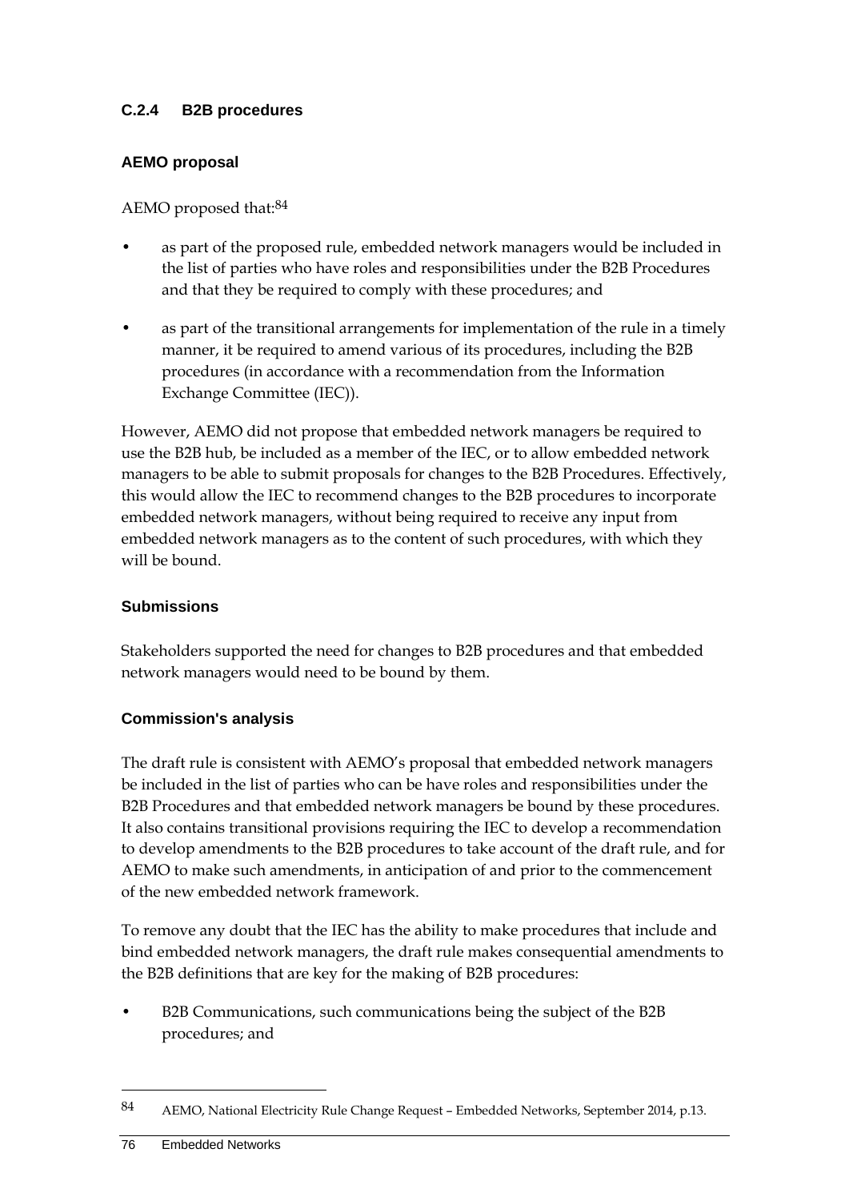### C.2.4 B2B procedures

#### AEMO proposal

AEMO proposed that:[84]

- as part of the proposed rule, embedded network managers would be included in the list of parties who have roles and responsibilities under the B2B Procedures and that they be required to comply with these procedures; and
- as part of the transitional arrangements for implementation of the rule in a timely manner, it be required to amend various of its procedures, including the B2B procedures (in accordance with a recommendation from the Information Exchange Committee (IEC)).

However, AEMO did not propose that embedded network managers be required to use the B2B hub, be included as a member of the IEC, or to allow embedded network managers to be able to submit proposals for changes to the B2B Procedures. Effectively, this would allow the IEC to recommend changes to the B2B procedures to incorporate embedded network managers, without being required to receive any input from embedded network managers as to the content of such procedures, with which they will be bound.

#### Submissions

Stakeholders supported the need for changes to B2B procedures and that embedded network managers would need to be bound by them.

#### Commission's analysis

The draft rule is consistent with AEMO's proposal that embedded network managers be included in the list of parties who can be have roles and responsibilities under the B2B Procedures and that embedded network managers be bound by these procedures. It also contains transitional provisions requiring the IEC to develop a recommendation to develop amendments to the B2B procedures to take account of the draft rule, and for AEMO to make such amendments, in anticipation of and prior to the commencement of the new embedded network framework.

To remove any doubt that the IEC has the ability to make procedures that include and bind embedded network managers, the draft rule makes consequential amendments to the B2B definitions that are key for the making of B2B procedures:

- B2B Communications, such communications being the subject of the B2B procedures; and

---

84 AEMO, National Electricity Rule Change Request – Embedded Networks, September 2014, p.13.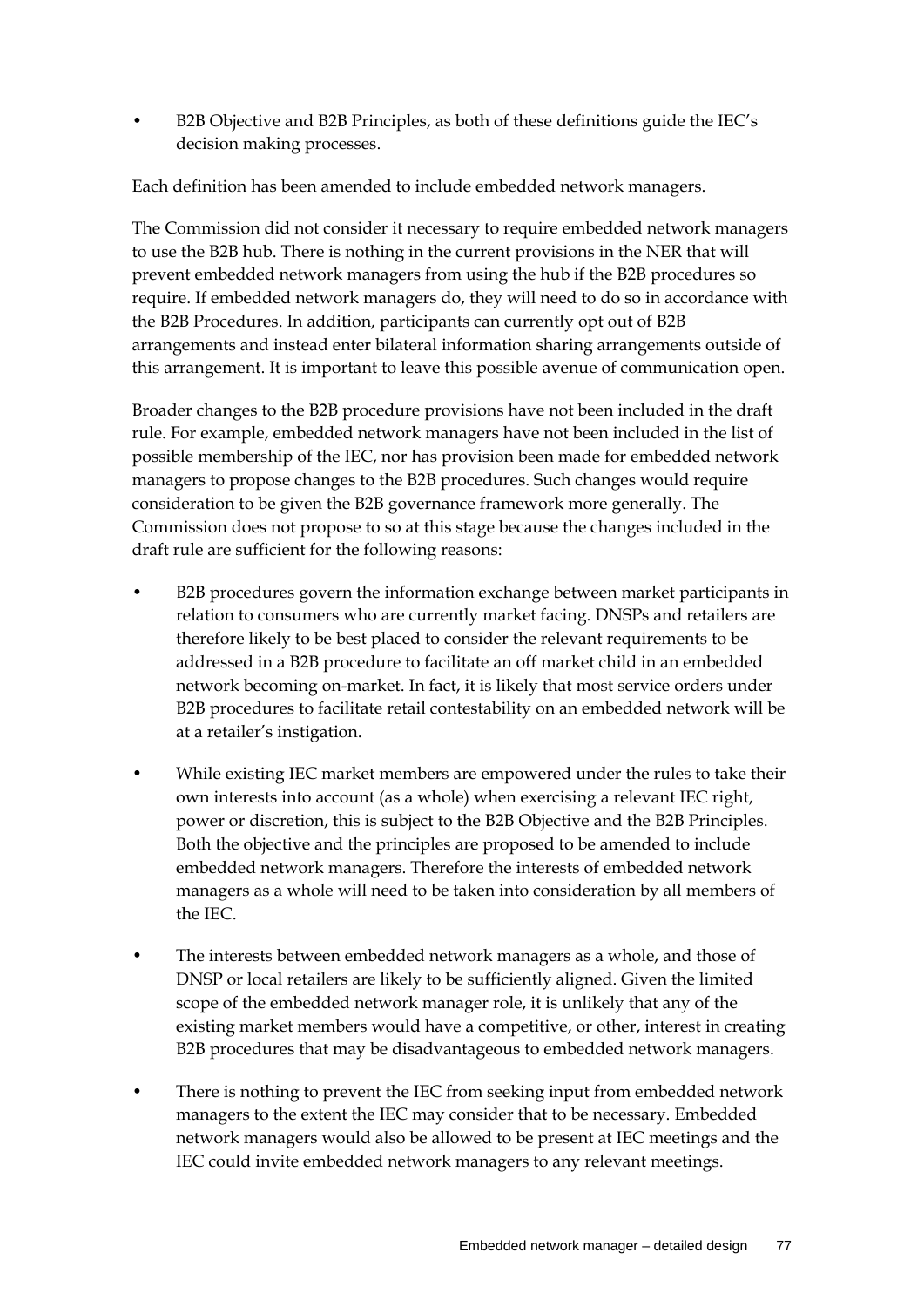- B2B Objective and B2B Principles, as both of these definitions guide the IEC's decision making processes.

Each definition has been amended to include embedded network managers.

The Commission did not consider it necessary to require embedded network managers to use the B2B hub. There is nothing in the current provisions in the NER that will prevent embedded network managers from using the hub if the B2B procedures so require. If embedded network managers do, they will need to do so in accordance with the B2B Procedures. In addition, participants can currently opt out of B2B arrangements and instead enter bilateral information sharing arrangements outside of this arrangement. It is important to leave this possible avenue of communication open.

Broader changes to the B2B procedure provisions have not been included in the draft rule. For example, embedded network managers have not been included in the list of possible membership of the IEC, nor has provision been made for embedded network managers to propose changes to the B2B procedures. Such changes would require consideration to be given the B2B governance framework more generally. The Commission does not propose to so at this stage because the changes included in the draft rule are sufficient for the following reasons:

- B2B procedures govern the information exchange between market participants in relation to consumers who are currently market facing. DNSPs and retailers are therefore likely to be best placed to consider the relevant requirements to be addressed in a B2B procedure to facilitate an off market child in an embedded network becoming on-market. In fact, it is likely that most service orders under B2B procedures to facilitate retail contestability on an embedded network will be at a retailer's instigation.
- While existing IEC market members are empowered under the rules to take their own interests into account (as a whole) when exercising a relevant IEC right, power or discretion, this is subject to the B2B Objective and the B2B Principles. Both the objective and the principles are proposed to be amended to include embedded network managers. Therefore the interests of embedded network managers as a whole will need to be taken into consideration by all members of the IEC.
- The interests between embedded network managers as a whole, and those of DNSP or local retailers are likely to be sufficiently aligned. Given the limited scope of the embedded network manager role, it is unlikely that any of the existing market members would have a competitive, or other, interest in creating B2B procedures that may be disadvantageous to embedded network managers.
- There is nothing to prevent the IEC from seeking input from embedded network managers to the extent the IEC may consider that to be necessary. Embedded network managers would also be allowed to be present at IEC meetings and the IEC could invite embedded network managers to any relevant meetings.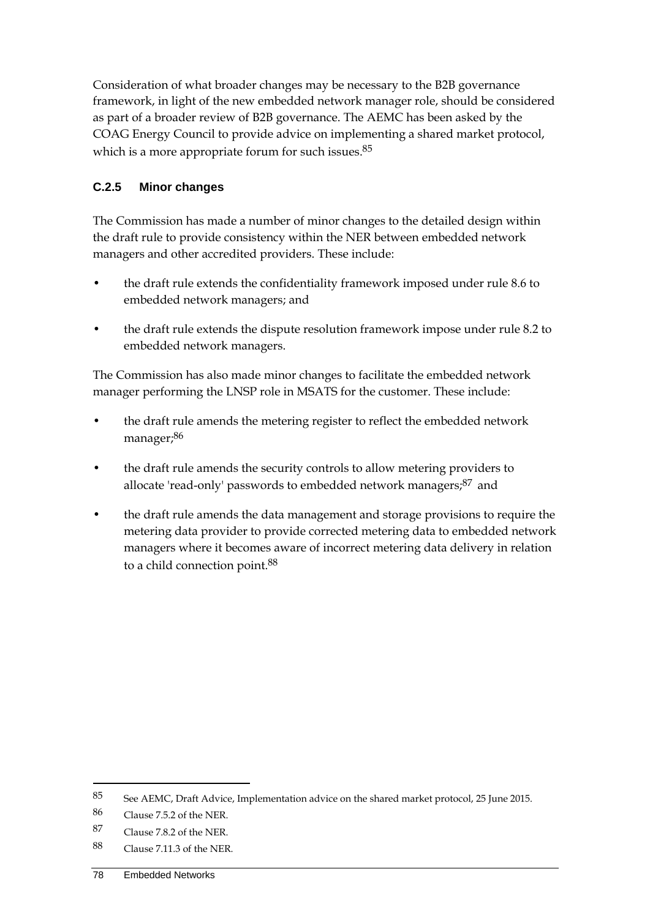Consideration of what broader changes may be necessary to the B2B governance framework, in light of the new embedded network manager role, should be considered as part of a broader review of B2B governance. The AEMC has been asked by the COAG Energy Council to provide advice on implementing a shared market protocol, which is a more appropriate forum for such issues.[85]

### C.2.5 Minor changes

The Commission has made a number of minor changes to the detailed design within the draft rule to provide consistency within the NER between embedded network managers and other accredited providers. These include:

- the draft rule extends the confidentiality framework imposed under rule 8.6 to embedded network managers; and
- the draft rule extends the dispute resolution framework impose under rule 8.2 to embedded network managers.

The Commission has also made minor changes to facilitate the embedded network manager performing the LNSP role in MSATS for the customer. These include:

- the draft rule amends the metering register to reflect the embedded network manager;[86]
- the draft rule amends the security controls to allow metering providers to allocate 'read-only' passwords to embedded network managers;[87] and
- the draft rule amends the data management and storage provisions to require the metering data provider to provide corrected metering data to embedded network managers where it becomes aware of incorrect metering data delivery in relation to a child connection point.[88]

---

85 See AEMC, Draft Advice, Implementation advice on the shared market protocol, 25 June 2015.

86 Clause 7.5.2 of the NER.

87 Clause 7.8.2 of the NER.

88 Clause 7.11.3 of the NER.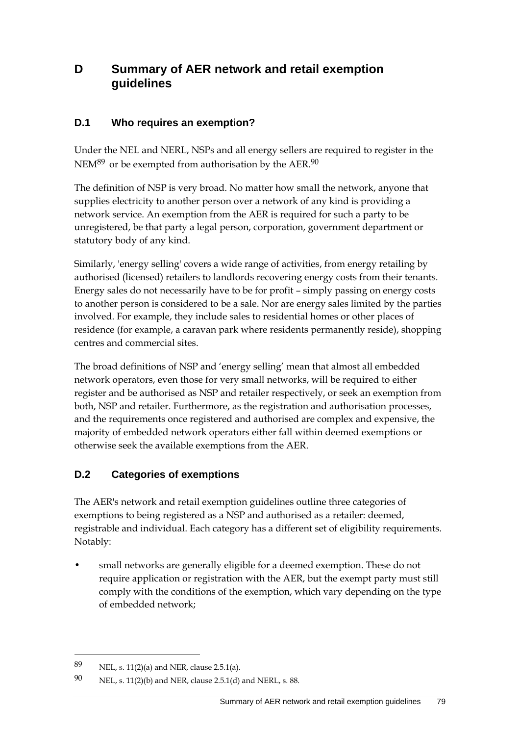# D Summary of AER network and retail exemption guidelines

## D.1 Who requires an exemption?

Under the NEL and NERL, NSPs and all energy sellers are required to register in the NEM[89] or be exempted from authorisation by the AER.[90]

The definition of NSP is very broad. No matter how small the network, anyone that supplies electricity to another person over a network of any kind is providing a network service. An exemption from the AER is required for such a party to be unregistered, be that party a legal person, corporation, government department or statutory body of any kind.

Similarly, 'energy selling' covers a wide range of activities, from energy retailing by authorised (licensed) retailers to landlords recovering energy costs from their tenants. Energy sales do not necessarily have to be for profit – simply passing on energy costs to another person is considered to be a sale. Nor are energy sales limited by the parties involved. For example, they include sales to residential homes or other places of residence (for example, a caravan park where residents permanently reside), shopping centres and commercial sites.

The broad definitions of NSP and 'energy selling' mean that almost all embedded network operators, even those for very small networks, will be required to either register and be authorised as NSP and retailer respectively, or seek an exemption from both, NSP and retailer. Furthermore, as the registration and authorisation processes, and the requirements once registered and authorised are complex and expensive, the majority of embedded network operators either fall within deemed exemptions or otherwise seek the available exemptions from the AER.

## D.2 Categories of exemptions

The AER's network and retail exemption guidelines outline three categories of exemptions to being registered as a NSP and authorised as a retailer: deemed, registrable and individual. Each category has a different set of eligibility requirements. Notably:

- small networks are generally eligible for a deemed exemption. These do not require application or registration with the AER, but the exempt party must still comply with the conditions of the exemption, which vary depending on the type of embedded network;

---

89 NEL, s. 11(2)(a) and NER, clause 2.5.1(a).

90 NEL, s. 11(2)(b) and NER, clause 2.5.1(d) and NERL, s. 88.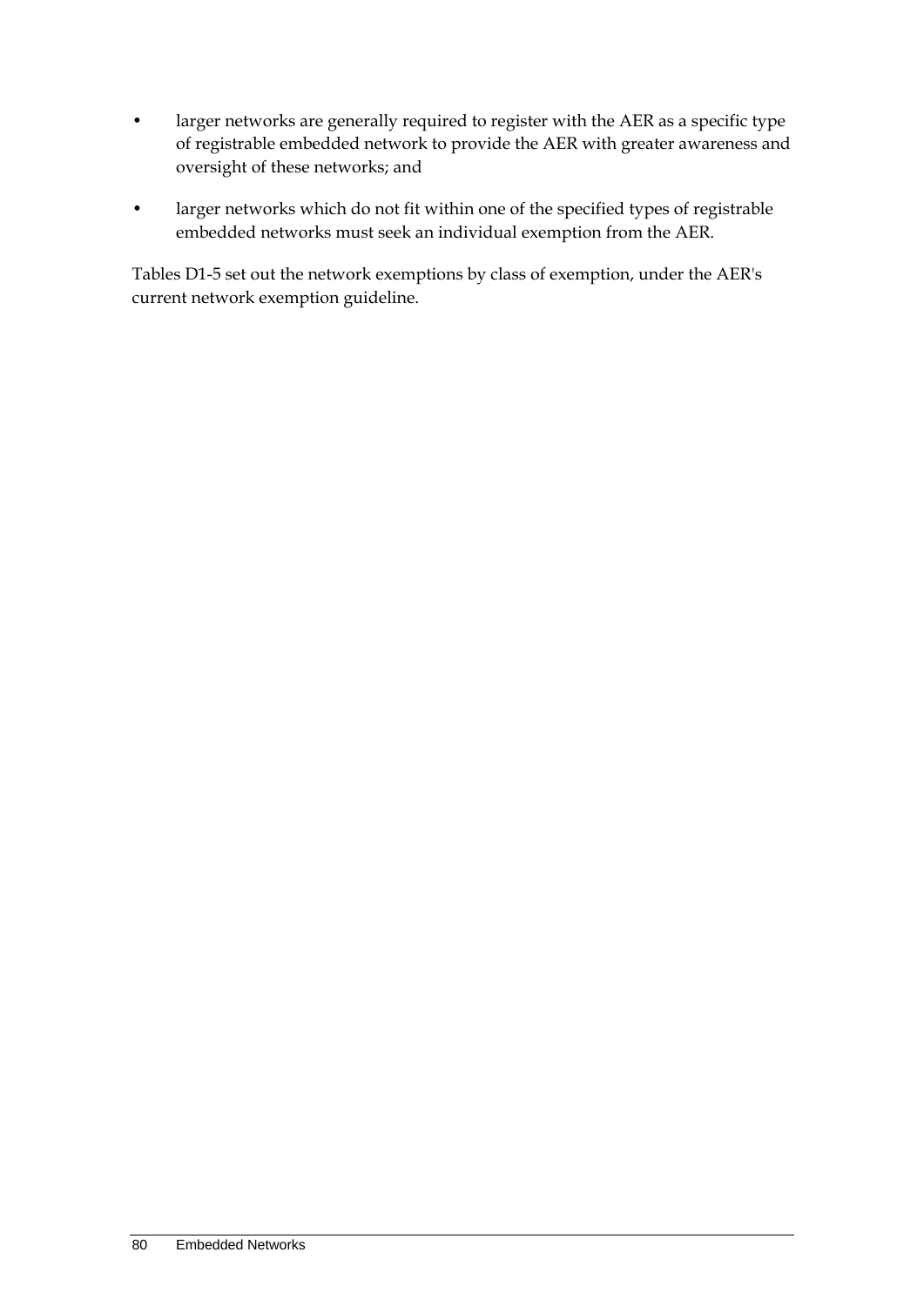- larger networks are generally required to register with the AER as a specific type of registrable embedded network to provide the AER with greater awareness and oversight of these networks; and
- larger networks which do not fit within one of the specified types of registrable embedded networks must seek an individual exemption from the AER.

Tables D1-5 set out the network exemptions by class of exemption, under the AER's current network exemption guideline.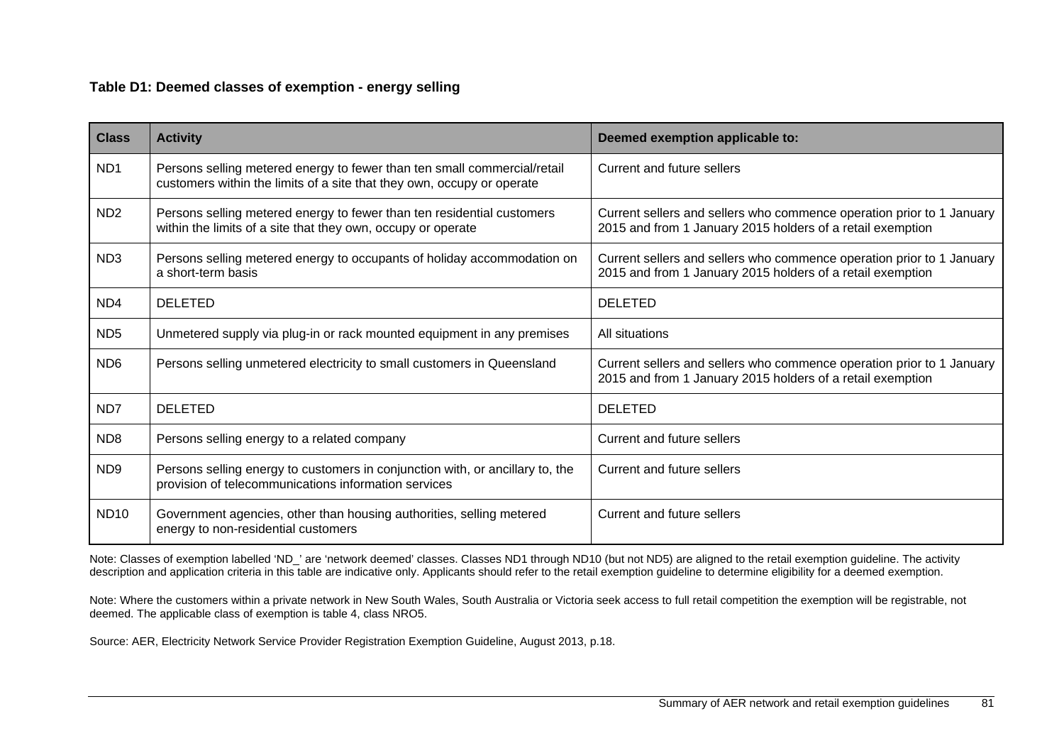**Table D1: Deemed classes of exemption - energy selling**

| Class | Activity | Deemed exemption applicable to: |
|---|---|---|
| ND1 | Persons selling metered energy to fewer than ten small commercial/retail customers within the limits of a site that they own, occupy or operate | Current and future sellers |
| ND2 | Persons selling metered energy to fewer than ten residential customers within the limits of a site that they own, occupy or operate | Current sellers and sellers who commence operation prior to 1 January 2015 and from 1 January 2015 holders of a retail exemption |
| ND3 | Persons selling metered energy to occupants of holiday accommodation on a short-term basis | Current sellers and sellers who commence operation prior to 1 January 2015 and from 1 January 2015 holders of a retail exemption |
| ND4 | DELETED | DELETED |
| ND5 | Unmetered supply via plug-in or rack mounted equipment in any premises | All situations |
| ND6 | Persons selling unmetered electricity to small customers in Queensland | Current sellers and sellers who commence operation prior to 1 January 2015 and from 1 January 2015 holders of a retail exemption |
| ND7 | DELETED | DELETED |
| ND8 | Persons selling energy to a related company | Current and future sellers |
| ND9 | Persons selling energy to customers in conjunction with, or ancillary to, the provision of telecommunications information services | Current and future sellers |
| ND10 | Government agencies, other than housing authorities, selling metered energy to non-residential customers | Current and future sellers |

Note: Classes of exemption labelled 'ND_' are 'network deemed' classes. Classes ND1 through ND10 (but not ND5) are aligned to the retail exemption guideline. The activity description and application criteria in this table are indicative only. Applicants should refer to the retail exemption guideline to determine eligibility for a deemed exemption.

Note: Where the customers within a private network in New South Wales, South Australia or Victoria seek access to full retail competition the exemption will be registrable, not deemed. The applicable class of exemption is table 4, class NRO5.

Source: AER, Electricity Network Service Provider Registration Exemption Guideline, August 2013, p.18.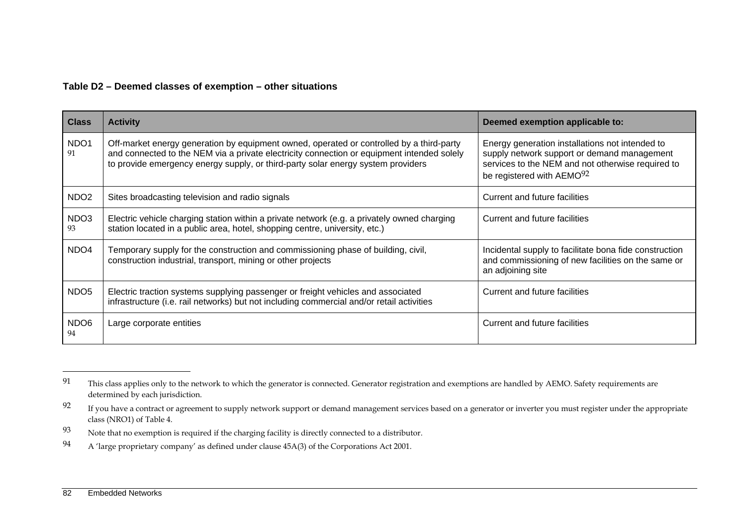**Table D2 – Deemed classes of exemption – other situations**

| Class | Activity | Deemed exemption applicable to: |
|---|---|---|
| NDO1[91] | Off-market energy generation by equipment owned, operated or controlled by a third-party and connected to the NEM via a private electricity connection or equipment intended solely to provide emergency energy supply, or third-party solar energy system providers | Energy generation installations not intended to supply network support or demand management services to the NEM and not otherwise required to be registered with AEMO[92] |
| NDO2 | Sites broadcasting television and radio signals | Current and future facilities |
| NDO3[93] | Electric vehicle charging station within a private network (e.g. a privately owned charging station located in a public area, hotel, shopping centre, university, etc.) | Current and future facilities |
| NDO4 | Temporary supply for the construction and commissioning phase of building, civil, construction industrial, transport, mining or other projects | Incidental supply to facilitate bona fide construction and commissioning of new facilities on the same or an adjoining site |
| NDO5 | Electric traction systems supplying passenger or freight vehicles and associated infrastructure (i.e. rail networks) but not including commercial and/or retail activities | Current and future facilities |
| NDO6[94] | Large corporate entities | Current and future facilities |

[91] This class applies only to the network to which the generator is connected. Generator registration and exemptions are handled by AEMO. Safety requirements are determined by each jurisdiction.

[92] If you have a contract or agreement to supply network support or demand management services based on a generator or inverter you must register under the appropriate class (NRO1) of Table 4.

[93] Note that no exemption is required if the charging facility is directly connected to a distributor.

[94] A 'large proprietary company' as defined under clause 45A(3) of the Corporations Act 2001.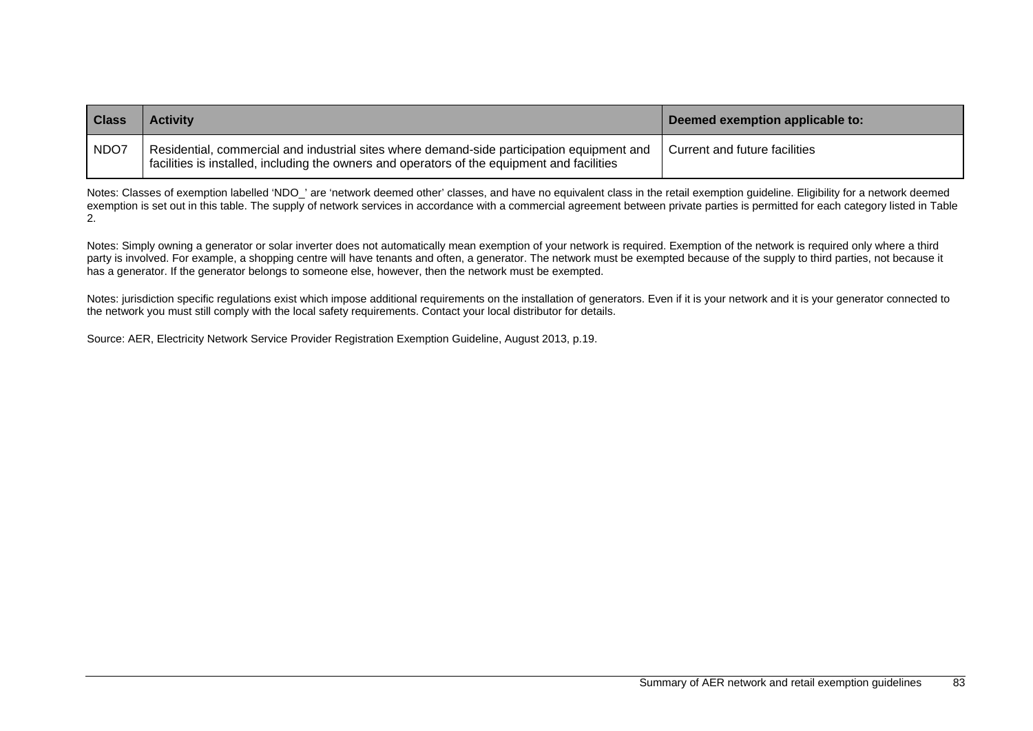| Class | Activity | Deemed exemption applicable to: |
| --- | --- | --- |
| NDO7 | Residential, commercial and industrial sites where demand-side participation equipment and facilities is installed, including the owners and operators of the equipment and facilities | Current and future facilities |

Notes: Classes of exemption labelled 'NDO_' are 'network deemed other' classes, and have no equivalent class in the retail exemption guideline. Eligibility for a network deemed exemption is set out in this table. The supply of network services in accordance with a commercial agreement between private parties is permitted for each category listed in Table 2.

Notes: Simply owning a generator or solar inverter does not automatically mean exemption of your network is required. Exemption of the network is required only where a third party is involved. For example, a shopping centre will have tenants and often, a generator. The network must be exempted because of the supply to third parties, not because it has a generator. If the generator belongs to someone else, however, then the network must be exempted.

Notes: jurisdiction specific regulations exist which impose additional requirements on the installation of generators. Even if it is your network and it is your generator connected to the network you must still comply with the local safety requirements. Contact your local distributor for details.

Source: AER, Electricity Network Service Provider Registration Exemption Guideline, August 2013, p.19.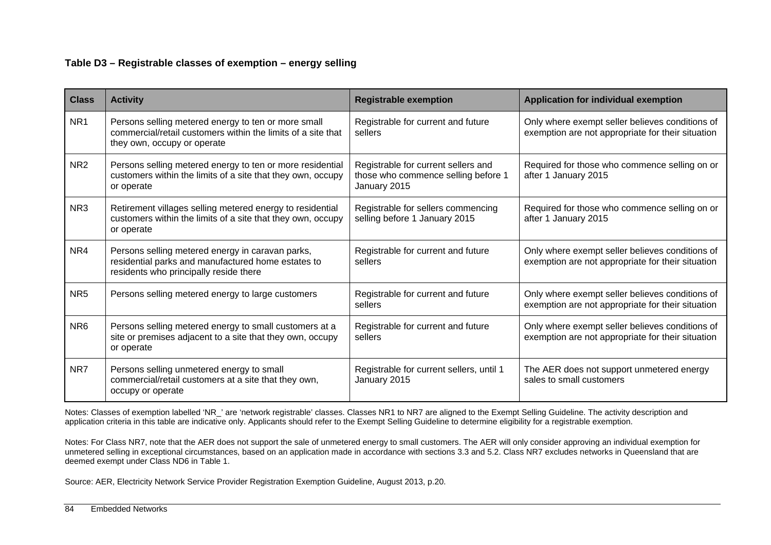**Table D3 – Registrable classes of exemption – energy selling**

| Class | Activity | Registrable exemption | Application for individual exemption |
|---|---|---|---|
| NR1 | Persons selling metered energy to ten or more small commercial/retail customers within the limits of a site that they own, occupy or operate | Registrable for current and future sellers | Only where exempt seller believes conditions of exemption are not appropriate for their situation |
| NR2 | Persons selling metered energy to ten or more residential customers within the limits of a site that they own, occupy or operate | Registrable for current sellers and those who commence selling before 1 January 2015 | Required for those who commence selling on or after 1 January 2015 |
| NR3 | Retirement villages selling metered energy to residential customers within the limits of a site that they own, occupy or operate | Registrable for sellers commencing selling before 1 January 2015 | Required for those who commence selling on or after 1 January 2015 |
| NR4 | Persons selling metered energy in caravan parks, residential parks and manufactured home estates to residents who principally reside there | Registrable for current and future sellers | Only where exempt seller believes conditions of exemption are not appropriate for their situation |
| NR5 | Persons selling metered energy to large customers | Registrable for current and future sellers | Only where exempt seller believes conditions of exemption are not appropriate for their situation |
| NR6 | Persons selling metered energy to small customers at a site or premises adjacent to a site that they own, occupy or operate | Registrable for current and future sellers | Only where exempt seller believes conditions of exemption are not appropriate for their situation |
| NR7 | Persons selling unmetered energy to small commercial/retail customers at a site that they own, occupy or operate | Registrable for current sellers, until 1 January 2015 | The AER does not support unmetered energy sales to small customers |

Notes: Classes of exemption labelled 'NR_' are 'network registrable' classes. Classes NR1 to NR7 are aligned to the Exempt Selling Guideline. The activity description and application criteria in this table are indicative only. Applicants should refer to the Exempt Selling Guideline to determine eligibility for a registrable exemption.

Notes: For Class NR7, note that the AER does not support the sale of unmetered energy to small customers. The AER will only consider approving an individual exemption for unmetered selling in exceptional circumstances, based on an application made in accordance with sections 3.3 and 5.2. Class NR7 excludes networks in Queensland that are deemed exempt under Class ND6 in Table 1.

Source: AER, Electricity Network Service Provider Registration Exemption Guideline, August 2013, p.20.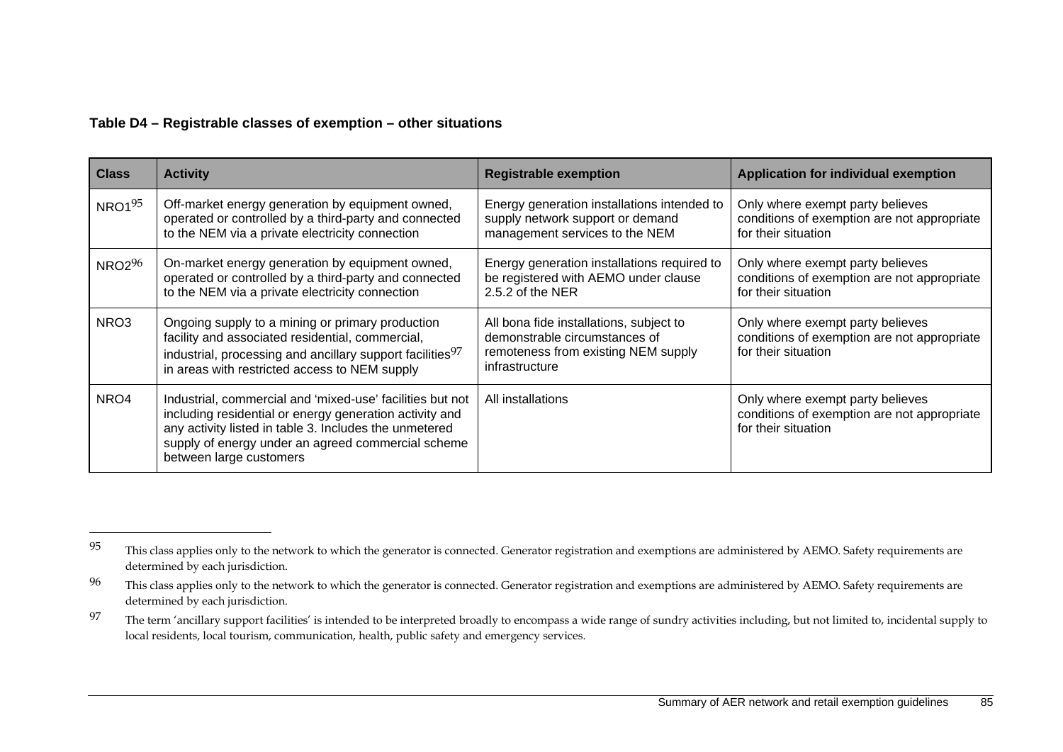**Table D4 – Registrable classes of exemption – other situations**

| Class | Activity | Registrable exemption | Application for individual exemption |
|---|---|---|---|
| NRO1[95] | Off-market energy generation by equipment owned, operated or controlled by a third-party and connected to the NEM via a private electricity connection | Energy generation installations intended to supply network support or demand management services to the NEM | Only where exempt party believes conditions of exemption are not appropriate for their situation |
| NRO2[96] | On-market energy generation by equipment owned, operated or controlled by a third-party and connected to the NEM via a private electricity connection | Energy generation installations required to be registered with AEMO under clause 2.5.2 of the NER | Only where exempt party believes conditions of exemption are not appropriate for their situation |
| NRO3 | Ongoing supply to a mining or primary production facility and associated residential, commercial, industrial, processing and ancillary support facilities[97] in areas with restricted access to NEM supply | All bona fide installations, subject to demonstrable circumstances of remoteness from existing NEM supply infrastructure | Only where exempt party believes conditions of exemption are not appropriate for their situation |
| NRO4 | Industrial, commercial and 'mixed-use' facilities but not including residential or energy generation activity and any activity listed in table 3. Includes the unmetered supply of energy under an agreed commercial scheme between large customers | All installations | Only where exempt party believes conditions of exemption are not appropriate for their situation |

[95] This class applies only to the network to which the generator is connected. Generator registration and exemptions are administered by AEMO. Safety requirements are determined by each jurisdiction.

[96] This class applies only to the network to which the generator is connected. Generator registration and exemptions are administered by AEMO. Safety requirements are determined by each jurisdiction.

[97] The term 'ancillary support facilities' is intended to be interpreted broadly to encompass a wide range of sundry activities including, but not limited to, incidental supply to local residents, local tourism, communication, health, public safety and emergency services.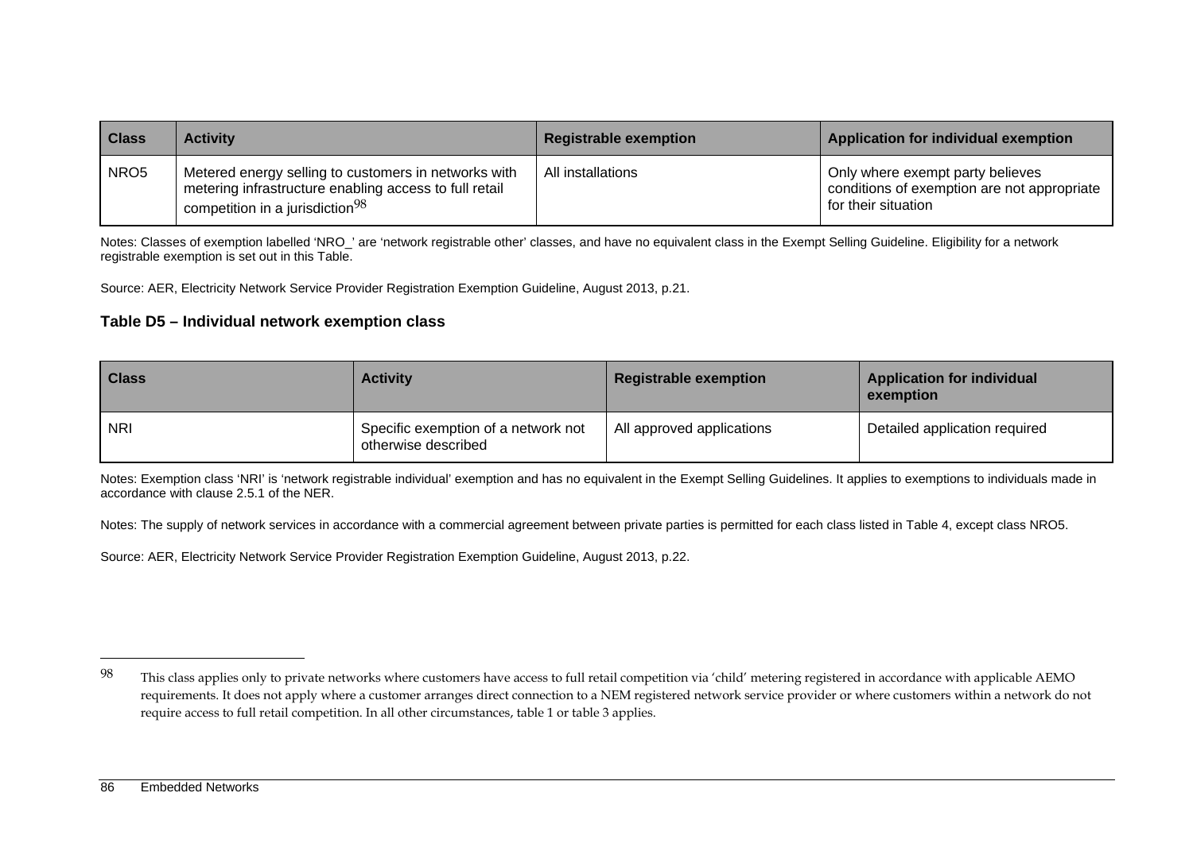| Class | Activity | Registrable exemption | Application for individual exemption |
| --- | --- | --- | --- |
| NRO5 | Metered energy selling to customers in networks with metering infrastructure enabling access to full retail competition in a jurisdiction[98] | All installations | Only where exempt party believes conditions of exemption are not appropriate for their situation |

Notes: Classes of exemption labelled 'NRO_' are 'network registrable other' classes, and have no equivalent class in the Exempt Selling Guideline. Eligibility for a network registrable exemption is set out in this Table.

Source: AER, Electricity Network Service Provider Registration Exemption Guideline, August 2013, p.21.

### Table D5 – Individual network exemption class

| Class | Activity | Registrable exemption | Application for individual exemption |
| --- | --- | --- | --- |
| NRI | Specific exemption of a network not otherwise described | All approved applications | Detailed application required |

Notes: Exemption class 'NRI' is 'network registrable individual' exemption and has no equivalent in the Exempt Selling Guidelines. It applies to exemptions to individuals made in accordance with clause 2.5.1 of the NER.

Notes: The supply of network services in accordance with a commercial agreement between private parties is permitted for each class listed in Table 4, except class NRO5.

Source: AER, Electricity Network Service Provider Registration Exemption Guideline, August 2013, p.22.

---

98 This class applies only to private networks where customers have access to full retail competition via 'child' metering registered in accordance with applicable AEMO requirements. It does not apply where a customer arranges direct connection to a NEM registered network service provider or where customers within a network do not require access to full retail competition. In all other circumstances, table 1 or table 3 applies.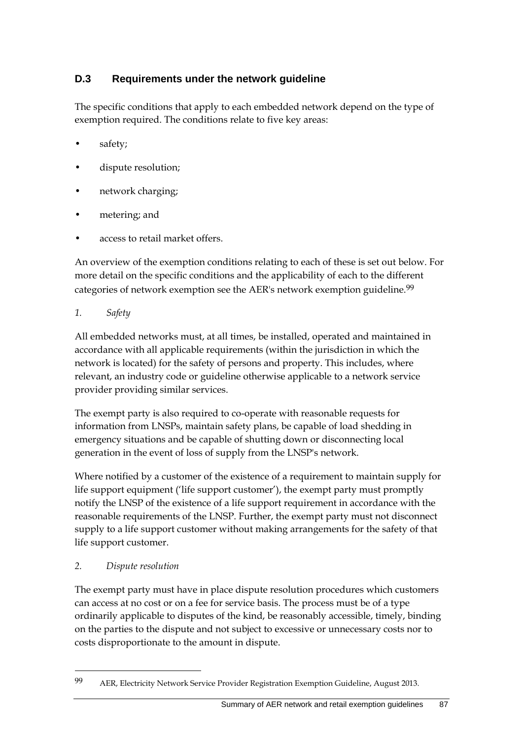## D.3 Requirements under the network guideline

The specific conditions that apply to each embedded network depend on the type of exemption required. The conditions relate to five key areas:

- safety;
- dispute resolution;
- network charging;
- metering; and
- access to retail market offers.

An overview of the exemption conditions relating to each of these is set out below. For more detail on the specific conditions and the applicability of each to the different categories of network exemption see the AER's network exemption guideline.[99]

*1. Safety*

All embedded networks must, at all times, be installed, operated and maintained in accordance with all applicable requirements (within the jurisdiction in which the network is located) for the safety of persons and property. This includes, where relevant, an industry code or guideline otherwise applicable to a network service provider providing similar services.

The exempt party is also required to co-operate with reasonable requests for information from LNSPs, maintain safety plans, be capable of load shedding in emergency situations and be capable of shutting down or disconnecting local generation in the event of loss of supply from the LNSP's network.

Where notified by a customer of the existence of a requirement to maintain supply for life support equipment ('life support customer'), the exempt party must promptly notify the LNSP of the existence of a life support requirement in accordance with the reasonable requirements of the LNSP. Further, the exempt party must not disconnect supply to a life support customer without making arrangements for the safety of that life support customer.

*2. Dispute resolution*

The exempt party must have in place dispute resolution procedures which customers can access at no cost or on a fee for service basis. The process must be of a type ordinarily applicable to disputes of the kind, be reasonably accessible, timely, binding on the parties to the dispute and not subject to excessive or unnecessary costs nor to costs disproportionate to the amount in dispute.

---

[99] AER, Electricity Network Service Provider Registration Exemption Guideline, August 2013.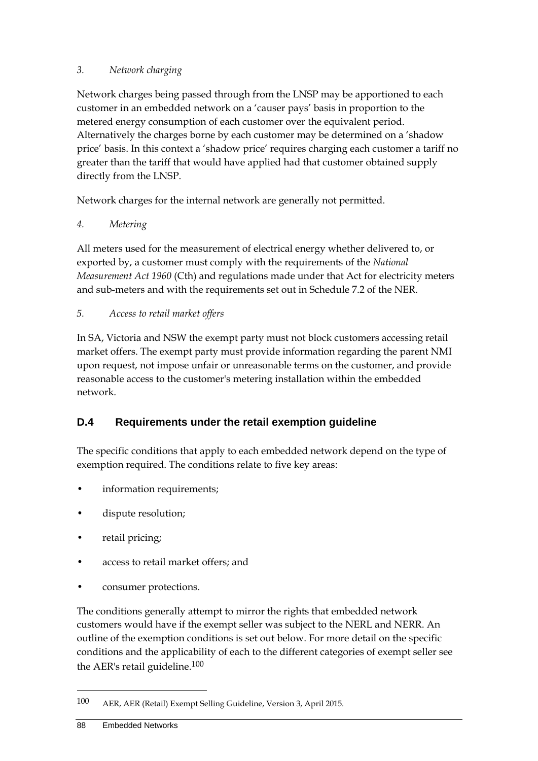*3. Network charging*

Network charges being passed through from the LNSP may be apportioned to each customer in an embedded network on a 'causer pays' basis in proportion to the metered energy consumption of each customer over the equivalent period. Alternatively the charges borne by each customer may be determined on a 'shadow price' basis. In this context a 'shadow price' requires charging each customer a tariff no greater than the tariff that would have applied had that customer obtained supply directly from the LNSP.

Network charges for the internal network are generally not permitted.

*4. Metering*

All meters used for the measurement of electrical energy whether delivered to, or exported by, a customer must comply with the requirements of the *National Measurement Act 1960* (Cth) and regulations made under that Act for electricity meters and sub-meters and with the requirements set out in Schedule 7.2 of the NER.

*5. Access to retail market offers*

In SA, Victoria and NSW the exempt party must not block customers accessing retail market offers. The exempt party must provide information regarding the parent NMI upon request, not impose unfair or unreasonable terms on the customer, and provide reasonable access to the customer's metering installation within the embedded network.

## D.4 Requirements under the retail exemption guideline

The specific conditions that apply to each embedded network depend on the type of exemption required. The conditions relate to five key areas:

- information requirements;
- dispute resolution;
- retail pricing;
- access to retail market offers; and
- consumer protections.

The conditions generally attempt to mirror the rights that embedded network customers would have if the exempt seller was subject to the NERL and NERR. An outline of the exemption conditions is set out below. For more detail on the specific conditions and the applicability of each to the different categories of exempt seller see the AER's retail guideline.[100]

---

100 AER, AER (Retail) Exempt Selling Guideline, Version 3, April 2015.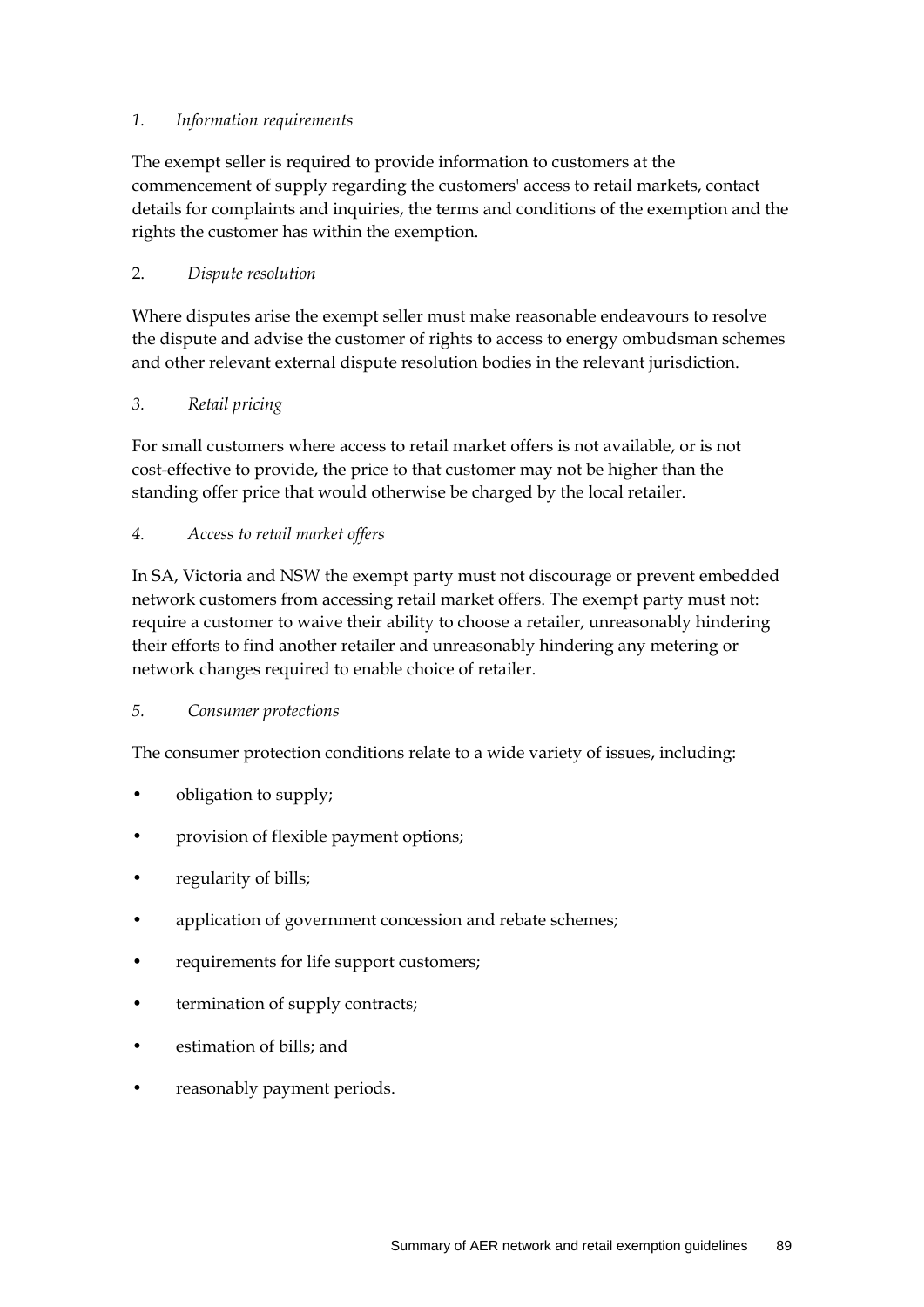*1. Information requirements*

The exempt seller is required to provide information to customers at the commencement of supply regarding the customers' access to retail markets, contact details for complaints and inquiries, the terms and conditions of the exemption and the rights the customer has within the exemption.

2. *Dispute resolution*

Where disputes arise the exempt seller must make reasonable endeavours to resolve the dispute and advise the customer of rights to access to energy ombudsman schemes and other relevant external dispute resolution bodies in the relevant jurisdiction.

*3. Retail pricing*

For small customers where access to retail market offers is not available, or is not cost-effective to provide, the price to that customer may not be higher than the standing offer price that would otherwise be charged by the local retailer.

*4. Access to retail market offers*

In SA, Victoria and NSW the exempt party must not discourage or prevent embedded network customers from accessing retail market offers. The exempt party must not: require a customer to waive their ability to choose a retailer, unreasonably hindering their efforts to find another retailer and unreasonably hindering any metering or network changes required to enable choice of retailer.

*5. Consumer protections*

The consumer protection conditions relate to a wide variety of issues, including:

- obligation to supply;
- provision of flexible payment options;
- regularity of bills;
- application of government concession and rebate schemes;
- requirements for life support customers;
- termination of supply contracts;
- estimation of bills; and
- reasonably payment periods.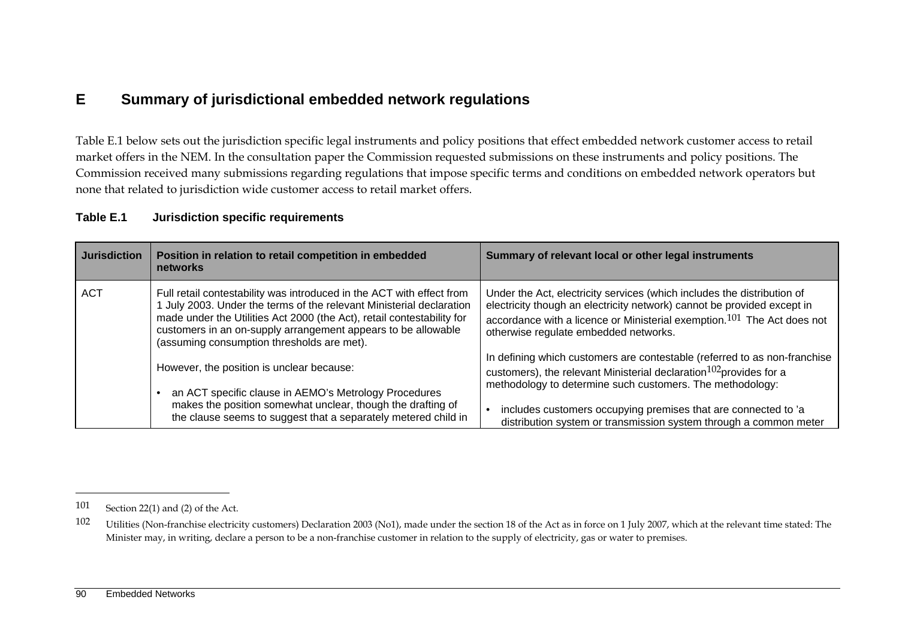# E Summary of jurisdictional embedded network regulations

Table E.1 below sets out the jurisdiction specific legal instruments and policy positions that effect embedded network customer access to retail market offers in the NEM. In the consultation paper the Commission requested submissions on these instruments and policy positions. The Commission received many submissions regarding regulations that impose specific terms and conditions on embedded network operators but none that related to jurisdiction wide customer access to retail market offers.

**Table E.1 Jurisdiction specific requirements**

| Jurisdiction | Position in relation to retail competition in embedded networks | Summary of relevant local or other legal instruments |
|---|---|---|
| ACT | Full retail contestability was introduced in the ACT with effect from 1 July 2003. Under the terms of the relevant Ministerial declaration made under the Utilities Act 2000 (the Act), retail contestability for customers in an on-supply arrangement appears to be allowable (assuming consumption thresholds are met).<br><br>However, the position is unclear because:<br><br>• an ACT specific clause in AEMO's Metrology Procedures makes the position somewhat unclear, though the drafting of the clause seems to suggest that a separately metered child in | Under the Act, electricity services (which includes the distribution of electricity though an electricity network) cannot be provided except in accordance with a licence or Ministerial exemption.[101] The Act does not otherwise regulate embedded networks.<br><br>In defining which customers are contestable (referred to as non-franchise customers), the relevant Ministerial declaration[102]provides for a methodology to determine such customers. The methodology:<br><br>• includes customers occupying premises that are connected to 'a distribution system or transmission system through a common meter |

101 Section 22(1) and (2) of the Act.

102 Utilities (Non-franchise electricity customers) Declaration 2003 (No1), made under the section 18 of the Act as in force on 1 July 2007, which at the relevant time stated: The Minister may, in writing, declare a person to be a non-franchise customer in relation to the supply of electricity, gas or water to premises.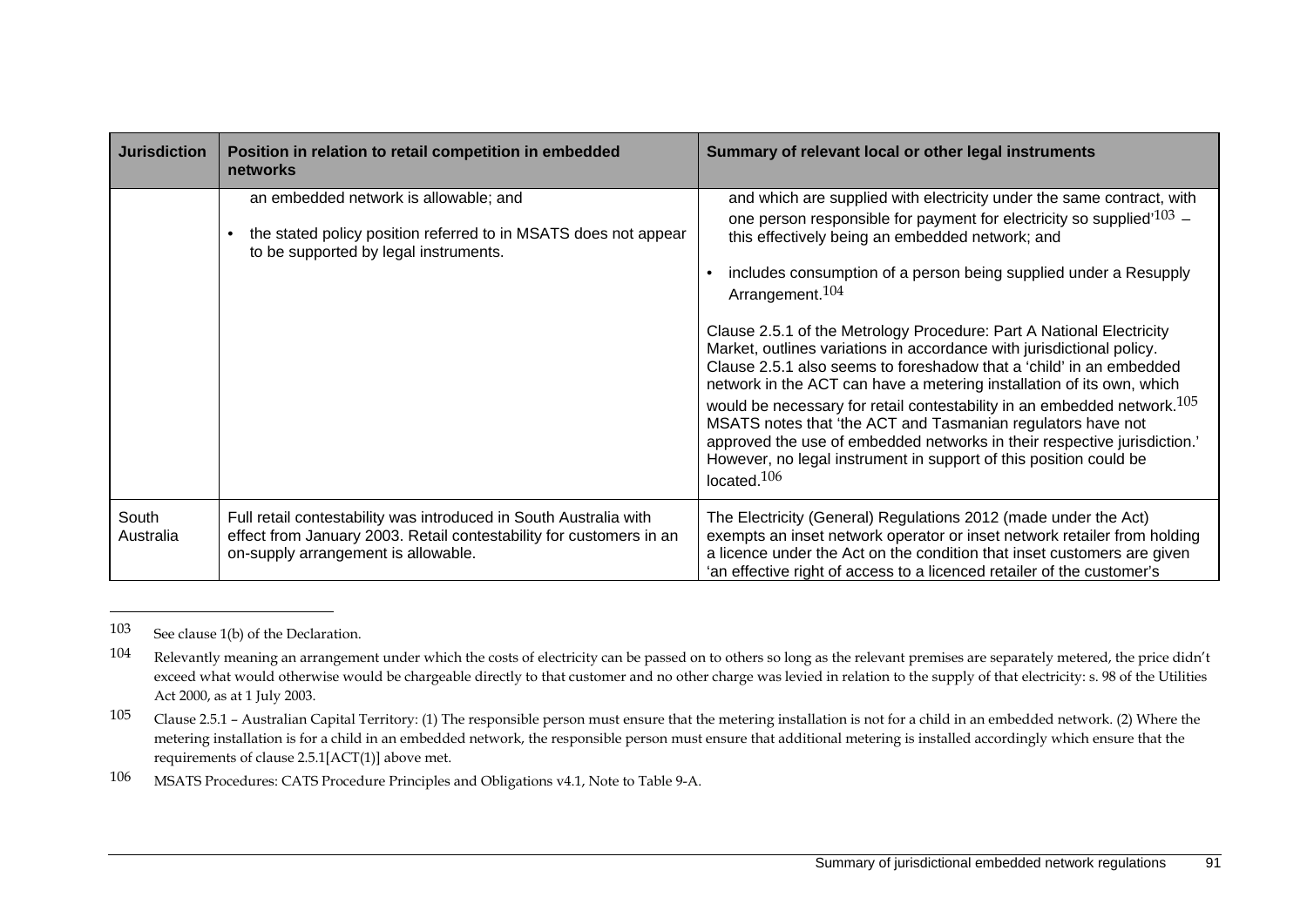| Jurisdiction | Position in relation to retail competition in embedded networks | Summary of relevant local or other legal instruments |
|---|---|---|
| | an embedded network is allowable; and<br>• the stated policy position referred to in MSATS does not appear to be supported by legal instruments. | and which are supplied with electricity under the same contract, with one person responsible for payment for electricity so supplied'[103] – this effectively being an embedded network; and<br>• includes consumption of a person being supplied under a Resupply Arrangement.[104]<br><br>Clause 2.5.1 of the Metrology Procedure: Part A National Electricity Market, outlines variations in accordance with jurisdictional policy. Clause 2.5.1 also seems to foreshadow that a 'child' in an embedded network in the ACT can have a metering installation of its own, which would be necessary for retail contestability in an embedded network.[105] MSATS notes that 'the ACT and Tasmanian regulators have not approved the use of embedded networks in their respective jurisdiction.' However, no legal instrument in support of this position could be located.[106] |
| South Australia | Full retail contestability was introduced in South Australia with effect from January 2003. Retail contestability for customers in an on-supply arrangement is allowable. | The Electricity (General) Regulations 2012 (made under the Act) exempts an inset network operator or inset network retailer from holding a licence under the Act on the condition that inset customers are given 'an effective right of access to a licenced retailer of the customer's |

103 See clause 1(b) of the Declaration.

104 Relevantly meaning an arrangement under which the costs of electricity can be passed on to others so long as the relevant premises are separately metered, the price didn't exceed what would otherwise would be chargeable directly to that customer and no other charge was levied in relation to the supply of that electricity: s. 98 of the Utilities Act 2000, as at 1 July 2003.

105 Clause 2.5.1 – Australian Capital Territory: (1) The responsible person must ensure that the metering installation is not for a child in an embedded network. (2) Where the metering installation is for a child in an embedded network, the responsible person must ensure that additional metering is installed accordingly which ensure that the requirements of clause 2.5.1[ACT(1)] above met.

106 MSATS Procedures: CATS Procedure Principles and Obligations v4.1, Note to Table 9-A.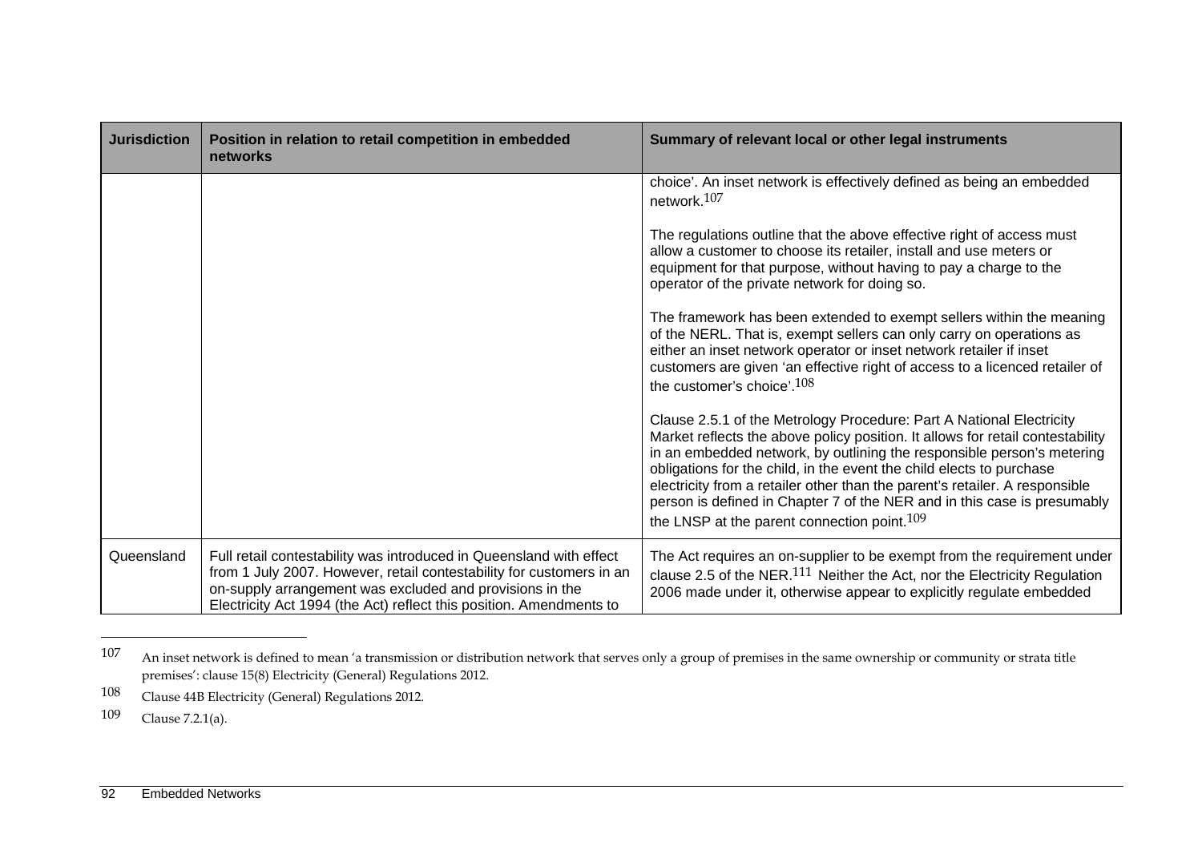| Jurisdiction | Position in relation to retail competition in embedded networks | Summary of relevant local or other legal instruments |
|---|---|---|
| | | choice'. An inset network is effectively defined as being an embedded network.[107]<br><br>The regulations outline that the above effective right of access must allow a customer to choose its retailer, install and use meters or equipment for that purpose, without having to pay a charge to the operator of the private network for doing so.<br><br>The framework has been extended to exempt sellers within the meaning of the NERL. That is, exempt sellers can only carry on operations as either an inset network operator or inset network retailer if inset customers are given 'an effective right of access to a licenced retailer of the customer's choice'.[108]<br><br>Clause 2.5.1 of the Metrology Procedure: Part A National Electricity Market reflects the above policy position. It allows for retail contestability in an embedded network, by outlining the responsible person's metering obligations for the child, in the event the child elects to purchase electricity from a retailer other than the parent's retailer. A responsible person is defined in Chapter 7 of the NER and in this case is presumably the LNSP at the parent connection point.[109] |
| Queensland | Full retail contestability was introduced in Queensland with effect from 1 July 2007. However, retail contestability for customers in an on-supply arrangement was excluded and provisions in the Electricity Act 1994 (the Act) reflect this position. Amendments to | The Act requires an on-supplier to be exempt from the requirement under clause 2.5 of the NER.[111] Neither the Act, nor the Electricity Regulation 2006 made under it, otherwise appear to explicitly regulate embedded |

107 An inset network is defined to mean 'a transmission or distribution network that serves only a group of premises in the same ownership or community or strata title premises': clause 15(8) Electricity (General) Regulations 2012.

108 Clause 44B Electricity (General) Regulations 2012.

109 Clause 7.2.1(a).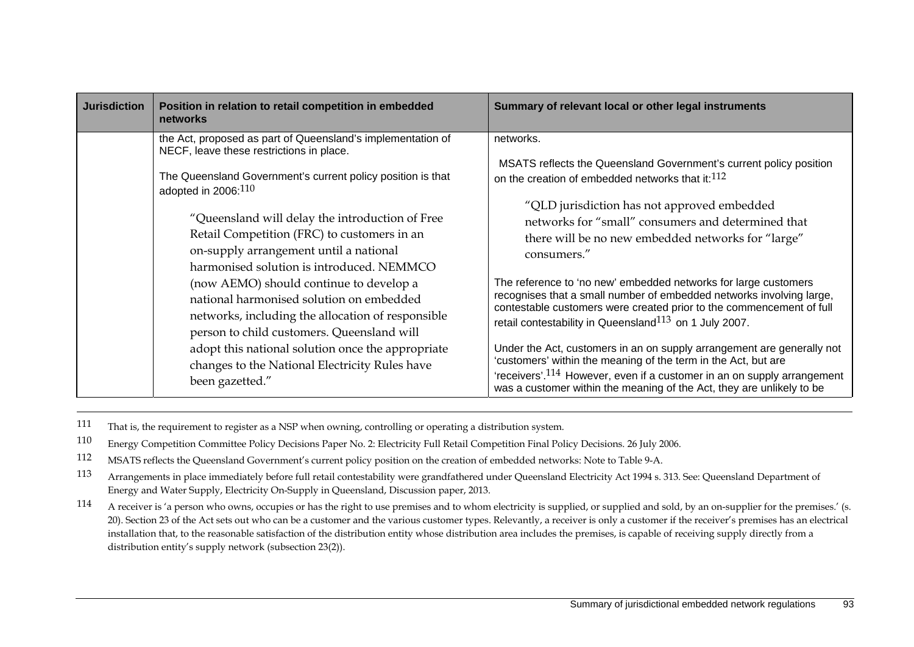| Jurisdiction | Position in relation to retail competition in embedded networks | Summary of relevant local or other legal instruments |
|---|---|---|
| | the Act, proposed as part of Queensland's implementation of NECF, leave these restrictions in place.<br><br>The Queensland Government's current policy position is that adopted in 2006:[110]<br><br>"Queensland will delay the introduction of Free Retail Competition (FRC) to customers in an on-supply arrangement until a national harmonised solution is introduced. NEMMCO (now AEMO) should continue to develop a national harmonised solution on embedded networks, including the allocation of responsible person to child customers. Queensland will adopt this national solution once the appropriate changes to the National Electricity Rules have been gazetted." | networks.<br><br>MSATS reflects the Queensland Government's current policy position on the creation of embedded networks that it:[112]<br><br>"QLD jurisdiction has not approved embedded networks for "small" consumers and determined that there will be no new embedded networks for "large" consumers."<br><br>The reference to 'no new' embedded networks for large customers recognises that a small number of embedded networks involving large, contestable customers were created prior to the commencement of full retail contestability in Queensland[113] on 1 July 2007.<br><br>Under the Act, customers in an on supply arrangement are generally not 'customers' within the meaning of the term in the Act, but are 'receivers'.[114] However, even if a customer in an on supply arrangement was a customer within the meaning of the Act, they are unlikely to be |

111 That is, the requirement to register as a NSP when owning, controlling or operating a distribution system.

110 Energy Competition Committee Policy Decisions Paper No. 2: Electricity Full Retail Competition Final Policy Decisions. 26 July 2006.

112 MSATS reflects the Queensland Government's current policy position on the creation of embedded networks: Note to Table 9-A.

113 Arrangements in place immediately before full retail contestability were grandfathered under Queensland Electricity Act 1994 s. 313. See: Queensland Department of Energy and Water Supply, Electricity On-Supply in Queensland, Discussion paper, 2013.

114 A receiver is 'a person who owns, occupies or has the right to use premises and to whom electricity is supplied, or supplied and sold, by an on-supplier for the premises.' (s. 20). Section 23 of the Act sets out who can be a customer and the various customer types. Relevantly, a receiver is only a customer if the receiver's premises has an electrical installation that, to the reasonable satisfaction of the distribution entity whose distribution area includes the premises, is capable of receiving supply directly from a distribution entity's supply network (subsection 23(2)).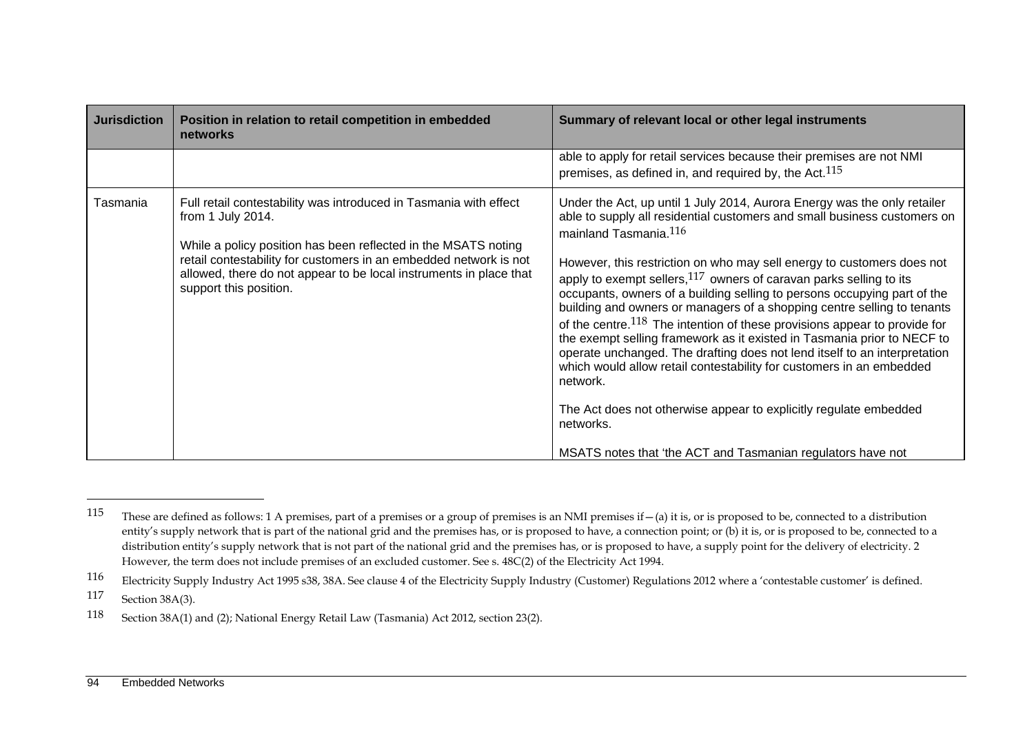| Jurisdiction | Position in relation to retail competition in embedded networks | Summary of relevant local or other legal instruments |
| --- | --- | --- |
| | | able to apply for retail services because their premises are not NMI premises, as defined in, and required by, the Act.[115] |
| Tasmania | Full retail contestability was introduced in Tasmania with effect from 1 July 2014.<br><br>While a policy position has been reflected in the MSATS noting retail contestability for customers in an embedded network is not allowed, there do not appear to be local instruments in place that support this position. | Under the Act, up until 1 July 2014, Aurora Energy was the only retailer able to supply all residential customers and small business customers on mainland Tasmania.[116]<br><br>However, this restriction on who may sell energy to customers does not apply to exempt sellers,[117] owners of caravan parks selling to its occupants, owners of a building selling to persons occupying part of the building and owners or managers of a shopping centre selling to tenants of the centre.[118] The intention of these provisions appear to provide for the exempt selling framework as it existed in Tasmania prior to NECF to operate unchanged. The drafting does not lend itself to an interpretation which would allow retail contestability for customers in an embedded network.<br><br>The Act does not otherwise appear to explicitly regulate embedded networks.<br><br>MSATS notes that 'the ACT and Tasmanian regulators have not |

[115] These are defined as follows: 1 A premises, part of a premises or a group of premises is an NMI premises if—(a) it is, or is proposed to be, connected to a distribution entity's supply network that is part of the national grid and the premises has, or is proposed to have, a connection point; or (b) it is, or is proposed to be, connected to a distribution entity's supply network that is not part of the national grid and the premises has, or is proposed to have, a supply point for the delivery of electricity. 2 However, the term does not include premises of an excluded customer. See s. 48C(2) of the Electricity Act 1994.

[116] Electricity Supply Industry Act 1995 s38, 38A. See clause 4 of the Electricity Supply Industry (Customer) Regulations 2012 where a 'contestable customer' is defined.

[117] Section 38A(3).

[118] Section 38A(1) and (2); National Energy Retail Law (Tasmania) Act 2012, section 23(2).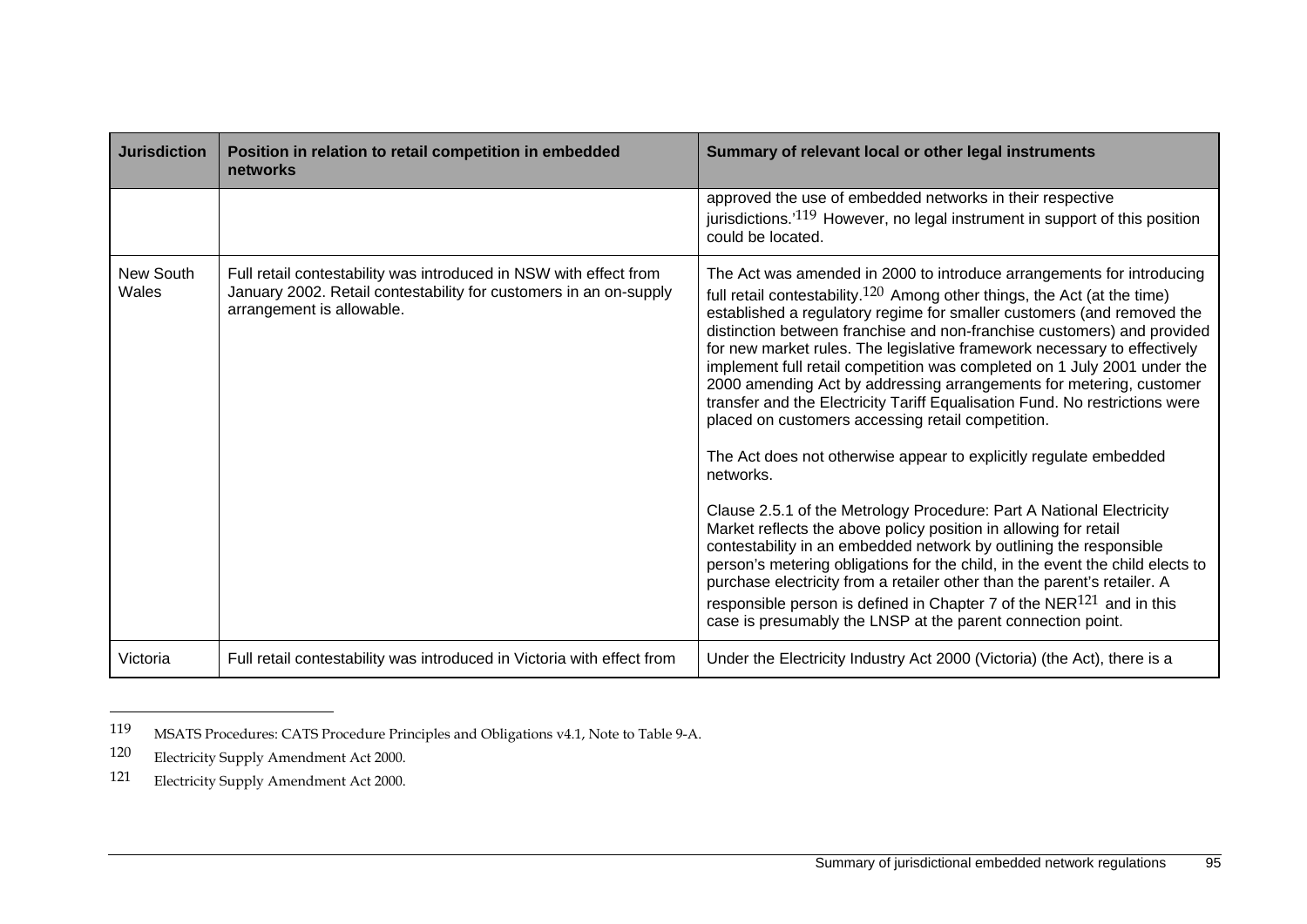| Jurisdiction | Position in relation to retail competition in embedded networks | Summary of relevant local or other legal instruments |
|---|---|---|
| | | approved the use of embedded networks in their respective jurisdictions.'[119] However, no legal instrument in support of this position could be located. |
| New South Wales | Full retail contestability was introduced in NSW with effect from January 2002. Retail contestability for customers in an on-supply arrangement is allowable. | The Act was amended in 2000 to introduce arrangements for introducing full retail contestability.[120] Among other things, the Act (at the time) established a regulatory regime for smaller customers (and removed the distinction between franchise and non-franchise customers) and provided for new market rules. The legislative framework necessary to effectively implement full retail competition was completed on 1 July 2001 under the 2000 amending Act by addressing arrangements for metering, customer transfer and the Electricity Tariff Equalisation Fund. No restrictions were placed on customers accessing retail competition.<br><br>The Act does not otherwise appear to explicitly regulate embedded networks.<br><br>Clause 2.5.1 of the Metrology Procedure: Part A National Electricity Market reflects the above policy position in allowing for retail contestability in an embedded network by outlining the responsible person's metering obligations for the child, in the event the child elects to purchase electricity from a retailer other than the parent's retailer. A responsible person is defined in Chapter 7 of the NER[121] and in this case is presumably the LNSP at the parent connection point. |
| Victoria | Full retail contestability was introduced in Victoria with effect from | Under the Electricity Industry Act 2000 (Victoria) (the Act), there is a |

119 MSATS Procedures: CATS Procedure Principles and Obligations v4.1, Note to Table 9-A.

120 Electricity Supply Amendment Act 2000.

121 Electricity Supply Amendment Act 2000.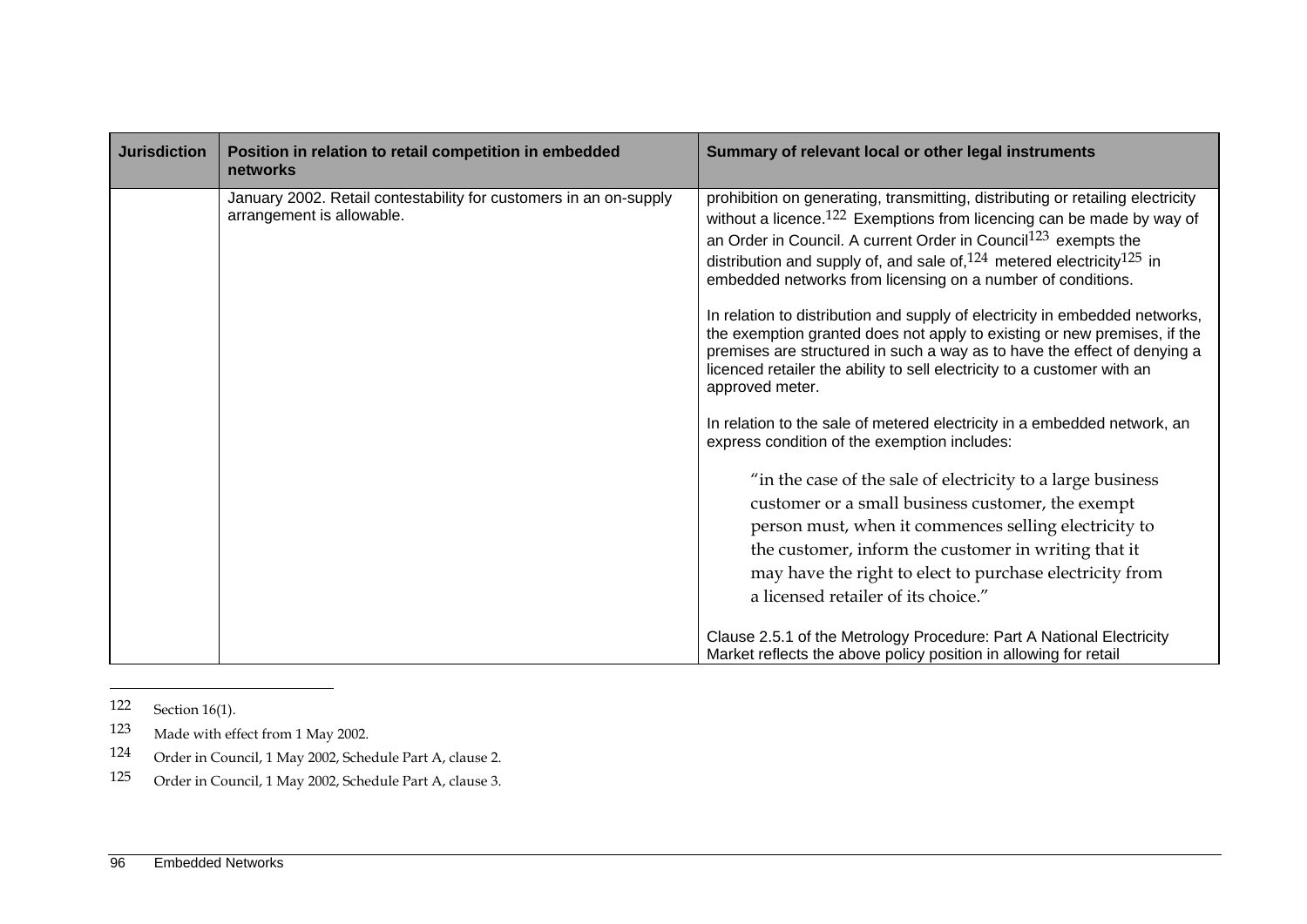| Jurisdiction | Position in relation to retail competition in embedded networks | Summary of relevant local or other legal instruments |
|---|---|---|
| | January 2002. Retail contestability for customers in an on-supply arrangement is allowable. | prohibition on generating, transmitting, distributing or retailing electricity without a licence.[122] Exemptions from licencing can be made by way of an Order in Council. A current Order in Council[123] exempts the distribution and supply of, and sale of,[124] metered electricity[125] in embedded networks from licensing on a number of conditions.<br><br>In relation to distribution and supply of electricity in embedded networks, the exemption granted does not apply to existing or new premises, if the premises are structured in such a way as to have the effect of denying a licenced retailer the ability to sell electricity to a customer with an approved meter.<br><br>In relation to the sale of metered electricity in a embedded network, an express condition of the exemption includes:<br><br>"in the case of the sale of electricity to a large business customer or a small business customer, the exempt person must, when it commences selling electricity to the customer, inform the customer in writing that it may have the right to elect to purchase electricity from a licensed retailer of its choice."<br><br>Clause 2.5.1 of the Metrology Procedure: Part A National Electricity Market reflects the above policy position in allowing for retail |

122 Section 16(1).

123 Made with effect from 1 May 2002.

124 Order in Council, 1 May 2002, Schedule Part A, clause 2.

125 Order in Council, 1 May 2002, Schedule Part A, clause 3.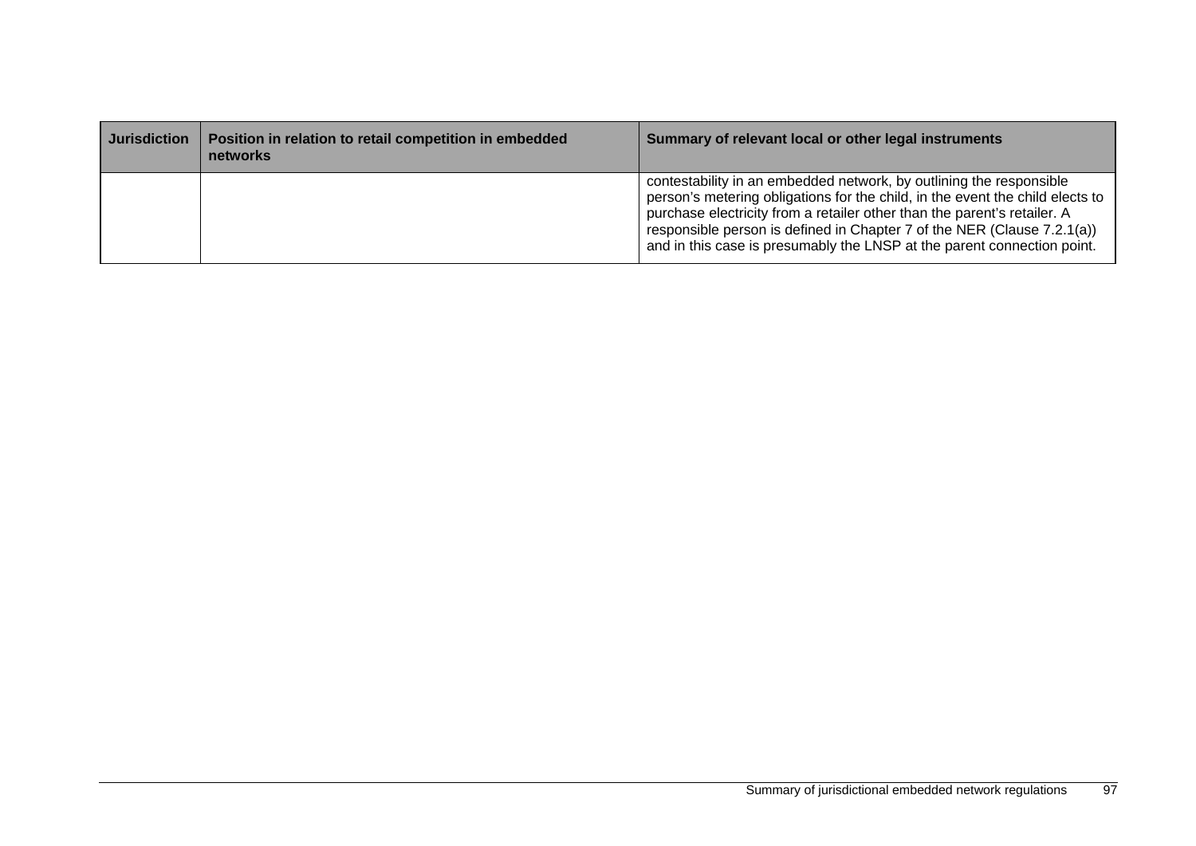| Jurisdiction | Position in relation to retail competition in embedded networks | Summary of relevant local or other legal instruments |
|---|---|---|
| | | contestability in an embedded network, by outlining the responsible person's metering obligations for the child, in the event the child elects to purchase electricity from a retailer other than the parent's retailer. A responsible person is defined in Chapter 7 of the NER (Clause 7.2.1(a)) and in this case is presumably the LNSP at the parent connection point. |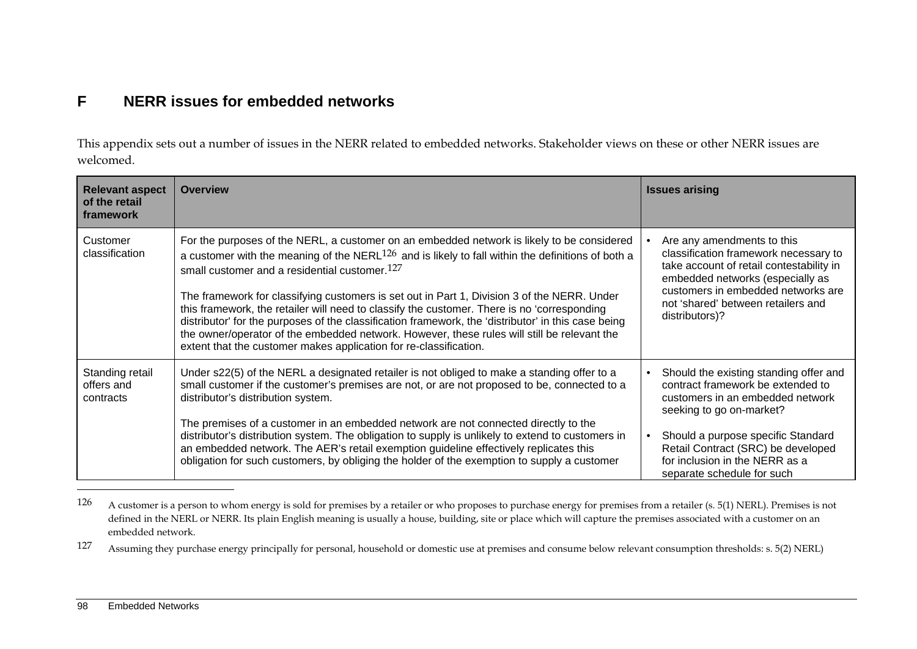# F NERR issues for embedded networks

This appendix sets out a number of issues in the NERR related to embedded networks. Stakeholder views on these or other NERR issues are welcomed.

| Relevant aspect of the retail framework | Overview | Issues arising |
|---|---|---|
| Customer classification | For the purposes of the NERL, a customer on an embedded network is likely to be considered a customer with the meaning of the NERL[126] and is likely to fall within the definitions of both a small customer and a residential customer.[127]<br><br>The framework for classifying customers is set out in Part 1, Division 3 of the NERR. Under this framework, the retailer will need to classify the customer. There is no 'corresponding distributor' for the purposes of the classification framework, the 'distributor' in this case being the owner/operator of the embedded network. However, these rules will still be relevant the extent that the customer makes application for re-classification. | • Are any amendments to this classification framework necessary to take account of retail contestability in embedded networks (especially as customers in embedded networks are not 'shared' between retailers and distributors)? |
| Standing retail offers and contracts | Under s22(5) of the NERL a designated retailer is not obliged to make a standing offer to a small customer if the customer's premises are not, or are not proposed to be, connected to a distributor's distribution system.<br><br>The premises of a customer in an embedded network are not connected directly to the distributor's distribution system. The obligation to supply is unlikely to extend to customers in an embedded network. The AER's retail exemption guideline effectively replicates this obligation for such customers, by obliging the holder of the exemption to supply a customer | • Should the existing standing offer and contract framework be extended to customers in an embedded network seeking to go on-market?<br><br>• Should a purpose specific Standard Retail Contract (SRC) be developed for inclusion in the NERR as a separate schedule for such |

[126] A customer is a person to whom energy is sold for premises by a retailer or who proposes to purchase energy for premises from a retailer (s. 5(1) NERL). Premises is not defined in the NERL or NERR. Its plain English meaning is usually a house, building, site or place which will capture the premises associated with a customer on an embedded network.

[127] Assuming they purchase energy principally for personal, household or domestic use at premises and consume below relevant consumption thresholds: s. 5(2) NERL)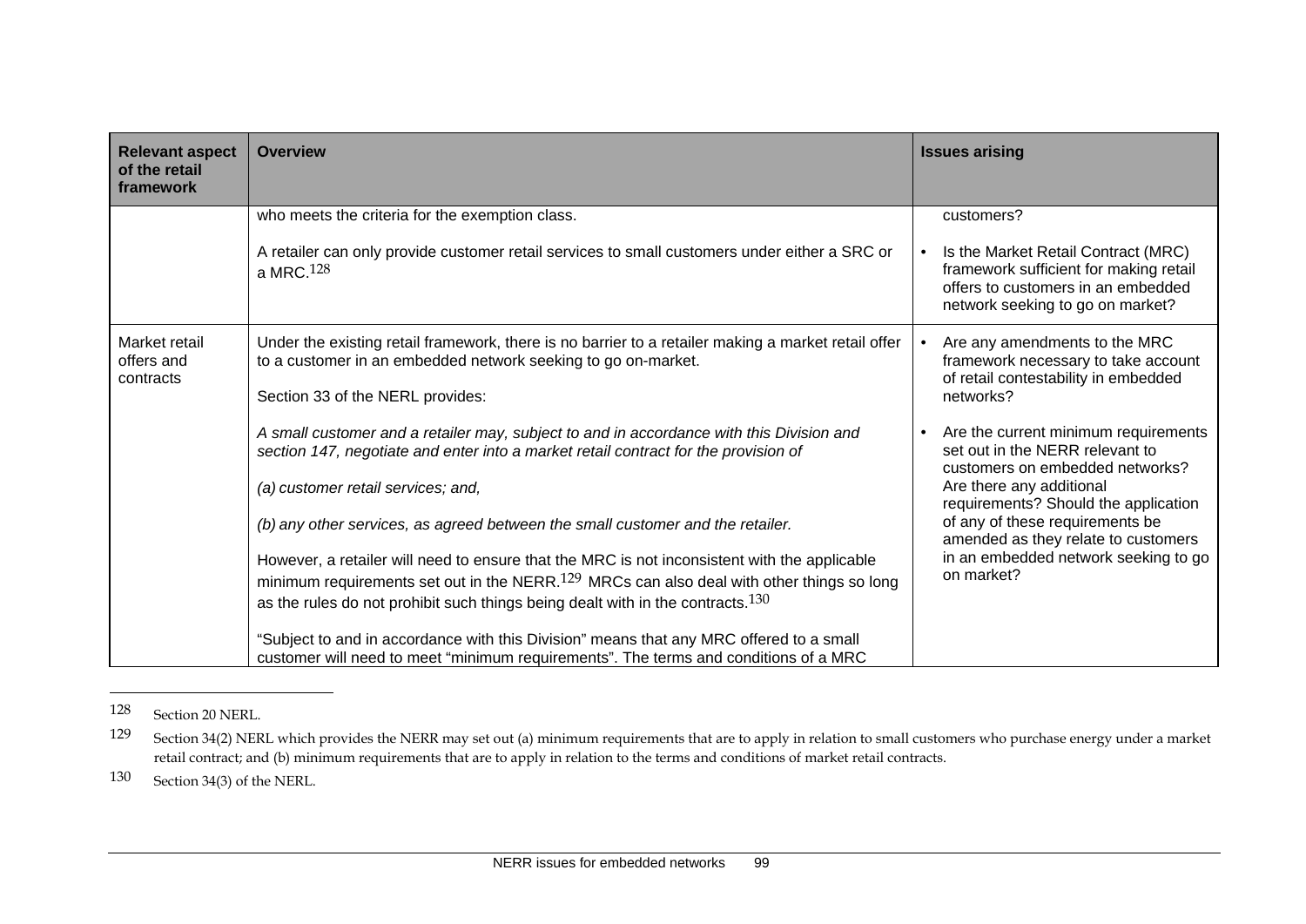| Relevant aspect of the retail framework | Overview | Issues arising |
| --- | --- | --- |
| | who meets the criteria for the exemption class.<br><br>A retailer can only provide customer retail services to small customers under either a SRC or a MRC.[128] | customers?<br><br>• Is the Market Retail Contract (MRC) framework sufficient for making retail offers to customers in an embedded network seeking to go on market? |
| Market retail offers and contracts | Under the existing retail framework, there is no barrier to a retailer making a market retail offer to a customer in an embedded network seeking to go on-market.<br><br>Section 33 of the NERL provides:<br><br>*A small customer and a retailer may, subject to and in accordance with this Division and section 147, negotiate and enter into a market retail contract for the provision of*<br><br>*(a) customer retail services; and,*<br><br>*(b) any other services, as agreed between the small customer and the retailer.*<br><br>However, a retailer will need to ensure that the MRC is not inconsistent with the applicable minimum requirements set out in the NERR.[129] MRCs can also deal with other things so long as the rules do not prohibit such things being dealt with in the contracts.[130]<br><br>"Subject to and in accordance with this Division" means that any MRC offered to a small customer will need to meet "minimum requirements". The terms and conditions of a MRC | • Are any amendments to the MRC framework necessary to take account of retail contestability in embedded networks?<br><br>• Are the current minimum requirements set out in the NERR relevant to customers on embedded networks? Are there any additional requirements? Should the application of any of these requirements be amended as they relate to customers in an embedded network seeking to go on market? |

128 Section 20 NERL.

129 Section 34(2) NERL which provides the NERR may set out (a) minimum requirements that are to apply in relation to small customers who purchase energy under a market retail contract; and (b) minimum requirements that are to apply in relation to the terms and conditions of market retail contracts.

130 Section 34(3) of the NERL.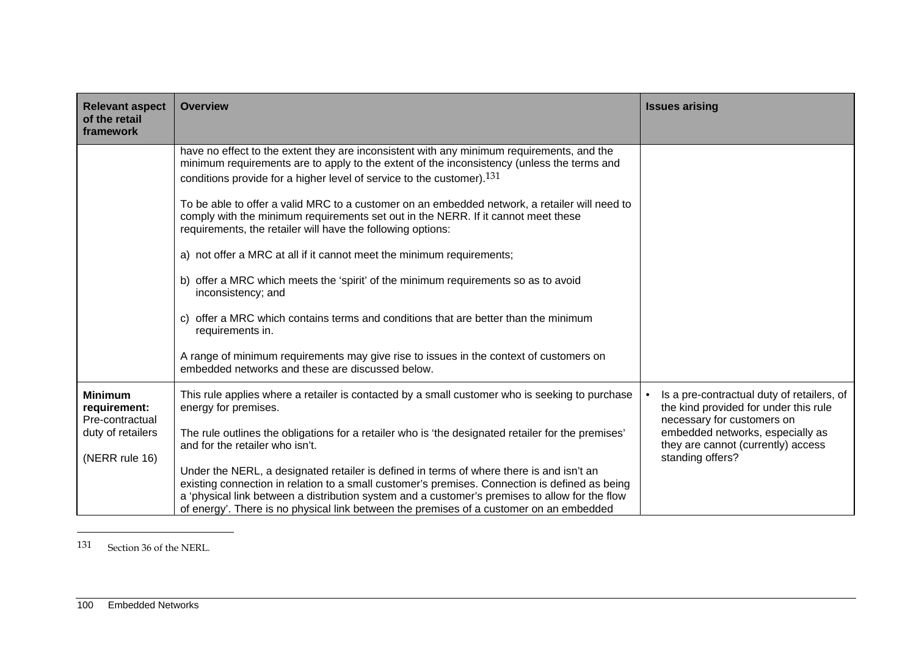| Relevant aspect of the retail framework | Overview | Issues arising |
|---|---|---|
| | have no effect to the extent they are inconsistent with any minimum requirements, and the minimum requirements are to apply to the extent of the inconsistency (unless the terms and conditions provide for a higher level of service to the customer).[131]<br><br>To be able to offer a valid MRC to a customer on an embedded network, a retailer will need to comply with the minimum requirements set out in the NERR. If it cannot meet these requirements, the retailer will have the following options:<br><br>a) not offer a MRC at all if it cannot meet the minimum requirements;<br><br>b) offer a MRC which meets the 'spirit' of the minimum requirements so as to avoid inconsistency; and<br><br>c) offer a MRC which contains terms and conditions that are better than the minimum requirements in.<br><br>A range of minimum requirements may give rise to issues in the context of customers on embedded networks and these are discussed below. | |
| **Minimum requirement:** Pre-contractual duty of retailers<br><br>(NERR rule 16) | This rule applies where a retailer is contacted by a small customer who is seeking to purchase energy for premises.<br><br>The rule outlines the obligations for a retailer who is 'the designated retailer for the premises' and for the retailer who isn't.<br><br>Under the NERL, a designated retailer is defined in terms of where there is and isn't an existing connection in relation to a small customer's premises. Connection is defined as being a 'physical link between a distribution system and a customer's premises to allow for the flow of energy'. There is no physical link between the premises of a customer on an embedded | • Is a pre-contractual duty of retailers, of the kind provided for under this rule necessary for customers on embedded networks, especially as they are cannot (currently) access standing offers? |

131 Section 36 of the NERL.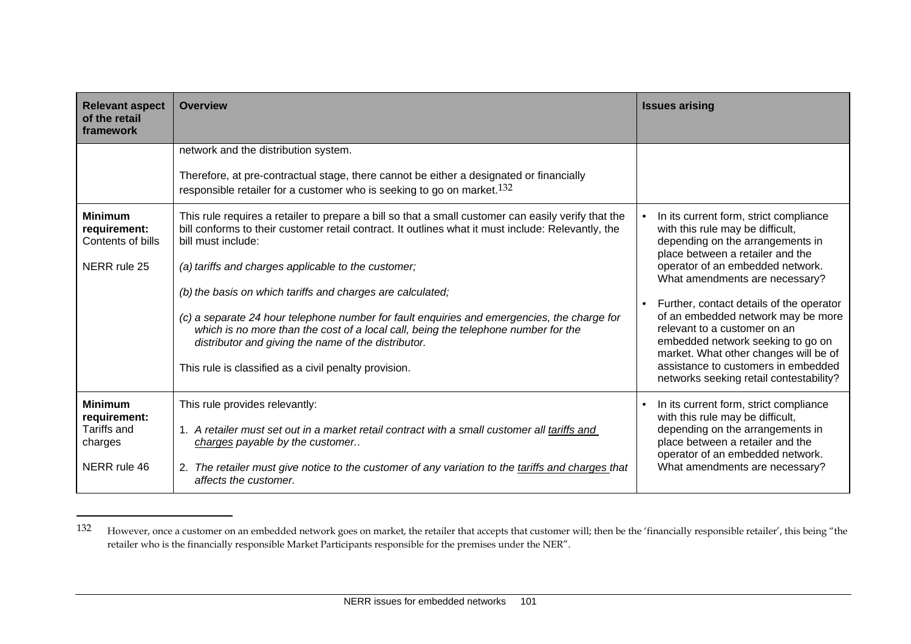| Relevant aspect of the retail framework | Overview | Issues arising |
|---|---|---|
| | network and the distribution system.<br><br>Therefore, at pre-contractual stage, there cannot be either a designated or financially responsible retailer for a customer who is seeking to go on market.[132] | |
| **Minimum requirement:** Contents of bills<br><br>NERR rule 25 | This rule requires a retailer to prepare a bill so that a small customer can easily verify that the bill conforms to their customer retail contract. It outlines what it must include: Relevantly, the bill must include:<br><br>*(a) tariffs and charges applicable to the customer;*<br><br>*(b) the basis on which tariffs and charges are calculated;*<br><br>*(c) a separate 24 hour telephone number for fault enquiries and emergencies, the charge for which is no more than the cost of a local call, being the telephone number for the distributor and giving the name of the distributor.*<br><br>This rule is classified as a civil penalty provision. | • In its current form, strict compliance with this rule may be difficult, depending on the arrangements in place between a retailer and the operator of an embedded network. What amendments are necessary?<br><br>• Further, contact details of the operator of an embedded network may be more relevant to a customer on an embedded network seeking to go on market. What other changes will be of assistance to customers in embedded networks seeking retail contestability? |
| **Minimum requirement:** Tariffs and charges<br><br>NERR rule 46 | This rule provides relevantly:<br><br>1. *A retailer must set out in a market retail contract with a small customer all tariffs and charges payable by the customer..*<br><br>2. *The retailer must give notice to the customer of any variation to the tariffs and charges that affects the customer.* | • In its current form, strict compliance with this rule may be difficult, depending on the arrangements in place between a retailer and the operator of an embedded network. What amendments are necessary? |

[132] However, once a customer on an embedded network goes on market, the retailer that accepts that customer will; then be the 'financially responsible retailer', this being "the retailer who is the financially responsible Market Participants responsible for the premises under the NER".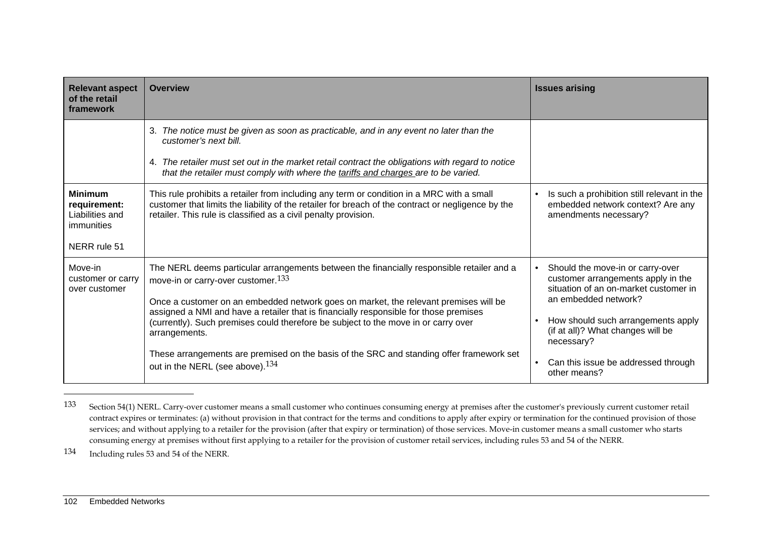| Relevant aspect of the retail framework | Overview | Issues arising |
|---|---|---|
| | 3. *The notice must be given as soon as practicable, and in any event no later than the customer's next bill.*<br><br>4. *The retailer must set out in the market retail contract the obligations with regard to notice that the retailer must comply with where the tariffs and charges are to be varied.* | |
| **Minimum requirement:** Liabilities and immunities<br><br>NERR rule 51 | This rule prohibits a retailer from including any term or condition in a MRC with a small customer that limits the liability of the retailer for breach of the contract or negligence by the retailer. This rule is classified as a civil penalty provision. | • Is such a prohibition still relevant in the embedded network context? Are any amendments necessary? |
| Move-in customer or carry over customer | The NERL deems particular arrangements between the financially responsible retailer and a move-in or carry-over customer.[133]<br><br>Once a customer on an embedded network goes on market, the relevant premises will be assigned a NMI and have a retailer that is financially responsible for those premises (currently). Such premises could therefore be subject to the move in or carry over arrangements.<br><br>These arrangements are premised on the basis of the SRC and standing offer framework set out in the NERL (see above).[134] | • Should the move-in or carry-over customer arrangements apply in the situation of an on-market customer in an embedded network?<br><br>• How should such arrangements apply (if at all)? What changes will be necessary?<br><br>• Can this issue be addressed through other means? |

133 Section 54(1) NERL. Carry-over customer means a small customer who continues consuming energy at premises after the customer's previously current customer retail contract expires or terminates: (a) without provision in that contract for the terms and conditions to apply after expiry or termination for the continued provision of those services; and without applying to a retailer for the provision (after that expiry or termination) of those services. Move-in customer means a small customer who starts consuming energy at premises without first applying to a retailer for the provision of customer retail services, including rules 53 and 54 of the NERR.

134 Including rules 53 and 54 of the NERR.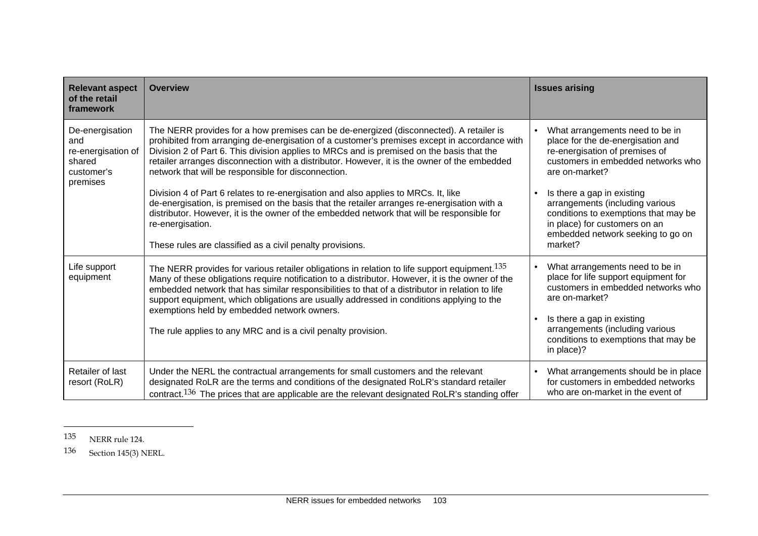| Relevant aspect of the retail framework | Overview | Issues arising |
|---|---|---|
| De-energisation and re-energisation of shared customer's premises | The NERR provides for a how premises can be de-energized (disconnected). A retailer is prohibited from arranging de-energisation of a customer's premises except in accordance with Division 2 of Part 6. This division applies to MRCs and is premised on the basis that the retailer arranges disconnection with a distributor. However, it is the owner of the embedded network that will be responsible for disconnection.<br><br>Division 4 of Part 6 relates to re-energisation and also applies to MRCs. It, like de-energisation, is premised on the basis that the retailer arranges re-energisation with a distributor. However, it is the owner of the embedded network that will be responsible for re-energisation.<br><br>These rules are classified as a civil penalty provisions. | • What arrangements need to be in place for the de-energisation and re-energisation of premises of customers in embedded networks who are on-market?<br><br>• Is there a gap in existing arrangements (including various conditions to exemptions that may be in place) for customers on an embedded network seeking to go on market? |
| Life support equipment | The NERR provides for various retailer obligations in relation to life support equipment.[135] Many of these obligations require notification to a distributor. However, it is the owner of the embedded network that has similar responsibilities to that of a distributor in relation to life support equipment, which obligations are usually addressed in conditions applying to the exemptions held by embedded network owners.<br><br>The rule applies to any MRC and is a civil penalty provision. | • What arrangements need to be in place for life support equipment for customers in embedded networks who are on-market?<br><br>• Is there a gap in existing arrangements (including various conditions to exemptions that may be in place)? |
| Retailer of last resort (RoLR) | Under the NERL the contractual arrangements for small customers and the relevant designated RoLR are the terms and conditions of the designated RoLR's standard retailer contract.[136] The prices that are applicable are the relevant designated RoLR's standing offer | • What arrangements should be in place for customers in embedded networks who are on-market in the event of |

[135] NERR rule 124.

[136] Section 145(3) NERL.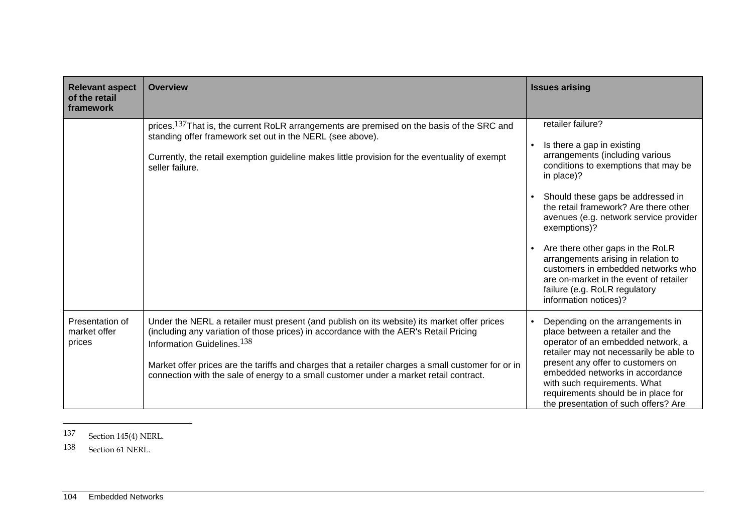| Relevant aspect of the retail framework | Overview | Issues arising |
|---|---|---|
| | prices.[137] That is, the current RoLR arrangements are premised on the basis of the SRC and standing offer framework set out in the NERL (see above). Currently, the retail exemption guideline makes little provision for the eventuality of exempt seller failure. | retailer failure? • Is there a gap in existing arrangements (including various conditions to exemptions that may be in place)? • Should these gaps be addressed in the retail framework? Are there other avenues (e.g. network service provider exemptions)? • Are there other gaps in the RoLR arrangements arising in relation to customers in embedded networks who are on-market in the event of retailer failure (e.g. RoLR regulatory information notices)? |
| Presentation of market offer prices | Under the NERL a retailer must present (and publish on its website) its market offer prices (including any variation of those prices) in accordance with the AER's Retail Pricing Information Guidelines.[138] Market offer prices are the tariffs and charges that a retailer charges a small customer for or in connection with the sale of energy to a small customer under a market retail contract. | • Depending on the arrangements in place between a retailer and the operator of an embedded network, a retailer may not necessarily be able to present any offer to customers on embedded networks in accordance with such requirements. What requirements should be in place for the presentation of such offers? Are |

137 Section 145(4) NERL.

138 Section 61 NERL.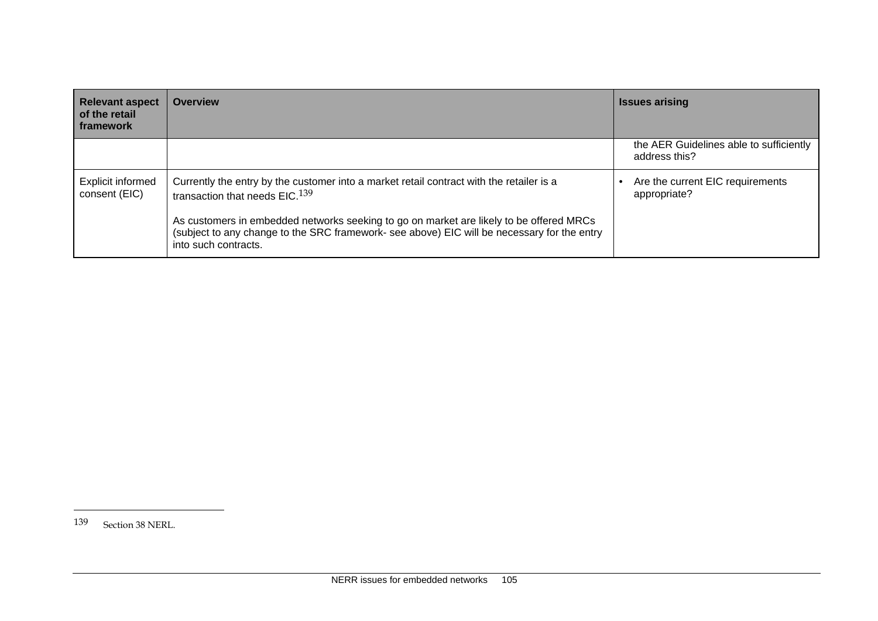| Relevant aspect of the retail framework | Overview | Issues arising |
|---|---|---|
| | | the AER Guidelines able to sufficiently address this? |
| Explicit informed consent (EIC) | Currently the entry by the customer into a market retail contract with the retailer is a transaction that needs EIC.[139]<br><br>As customers in embedded networks seeking to go on market are likely to be offered MRCs (subject to any change to the SRC framework- see above) EIC will be necessary for the entry into such contracts. | • Are the current EIC requirements appropriate? |

139 Section 38 NERL.